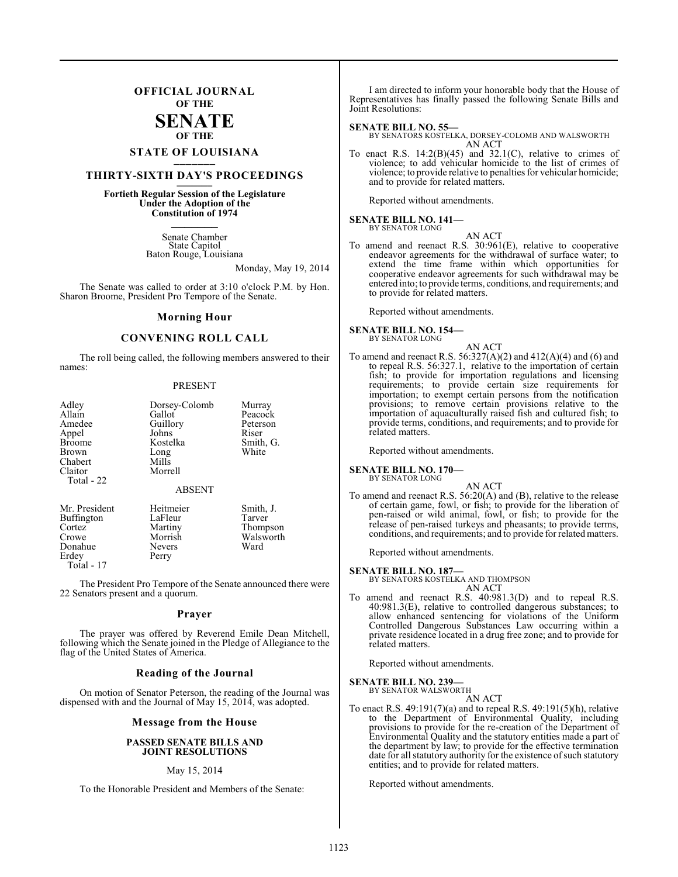# OFFICIAL JOURNAL OF THE SENATE OF THE STATE OF LOUISIANA

## THIRTY-SIXTH DAY'S PROCEEDINGS

**Fortieth Regular Session of the Legislature Under the Adoption of the Constitution of 1974**

Senate Chamber
State Capitol
Baton Rouge, Louisiana

Monday, May 19, 2014

The Senate was called to order at 3:10 o'clock P.M. by Hon. Sharon Broome, President Pro Tempore of the Senate.

### Morning Hour

### CONVENING ROLL CALL

The roll being called, the following members answered to their names:

PRESENT

| | | |
|---|---|---|
| Adley | Dorsey-Colomb | Murray |
| Allain | Gallot | Peacock |
| Amedee | Guillory | Peterson |
| Appel | Johns | Riser |
| Broome | Kostelka | Smith, G. |
| Brown | Long | White |
| Chabert | Mills | |
| Claitor | Morrell | |

Total - 22

ABSENT

| | | |
|---|---|---|
| Mr. President | Heitmeier | Smith, J. |
| Buffington | LaFleur | Tarver |
| Cortez | Martiny | Thompson |
| Crowe | Morrish | Walsworth |
| Donahue | Nevers | Ward |
| Erdey | Perry | |

Total - 17

The President Pro Tempore of the Senate announced there were 22 Senators present and a quorum.

### Prayer

The prayer was offered by Reverend Emile Dean Mitchell, following which the Senate joined in the Pledge of Allegiance to the flag of the United States of America.

### Reading of the Journal

On motion of Senator Peterson, the reading of the Journal was dispensed with and the Journal of May 15, 2014, was adopted.

### Message from the House

**PASSED SENATE BILLS AND JOINT RESOLUTIONS**

May 15, 2014

To the Honorable President and Members of the Senate:

I am directed to inform your honorable body that the House of Representatives has finally passed the following Senate Bills and Joint Resolutions:

**SENATE BILL NO. 55—**
BY SENATORS KOSTELKA, DORSEY-COLOMB AND WALSWORTH
AN ACT
To enact R.S. 14:2(B)(45) and 32.1(C), relative to crimes of violence; to add vehicular homicide to the list of crimes of violence; to provide relative to penalties for vehicular homicide; and to provide for related matters.

Reported without amendments.

**SENATE BILL NO. 141—**
BY SENATOR LONG
AN ACT
To amend and reenact R.S. 30:961(E), relative to cooperative endeavor agreements for the withdrawal of surface water; to extend the time frame within which opportunities for cooperative endeavor agreements for such withdrawal may be entered into; to provide terms, conditions, and requirements; and to provide for related matters.

Reported without amendments.

**SENATE BILL NO. 154—**
BY SENATOR LONG
AN ACT
To amend and reenact R.S. 56:327(A)(2) and 412(A)(4) and (6) and to repeal R.S. 56:327.1, relative to the importation of certain fish; to provide for importation regulations and licensing requirements; to provide certain size requirements for importation; to exempt certain persons from the notification provisions; to remove certain provisions relative to the importation of aquaculturally raised fish and cultured fish; to provide terms, conditions, and requirements; and to provide for related matters.

Reported without amendments.

**SENATE BILL NO. 170—**
BY SENATOR LONG
AN ACT
To amend and reenact R.S. 56:20(A) and (B), relative to the release of certain game, fowl, or fish; to provide for the liberation of pen-raised or wild animal, fowl, or fish; to provide for the release of pen-raised turkeys and pheasants; to provide terms, conditions, and requirements; and to provide for related matters.

Reported without amendments.

**SENATE BILL NO. 187—**
BY SENATORS KOSTELKA AND THOMPSON
AN ACT
To amend and reenact R.S. 40:981.3(D) and to repeal R.S. 40:981.3(E), relative to controlled dangerous substances; to allow enhanced sentencing for violations of the Uniform Controlled Dangerous Substances Law occurring within a private residence located in a drug free zone; and to provide for related matters.

Reported without amendments.

**SENATE BILL NO. 239—**
BY SENATOR WALSWORTH
AN ACT
To enact R.S. 49:191(7)(a) and to repeal R.S. 49:191(5)(h), relative to the Department of Environmental Quality, including provisions to provide for the re-creation of the Department of Environmental Quality and the statutory entities made a part of the department by law; to provide for the effective termination date for all statutory authority for the existence of such statutory entities; and to provide for related matters.

Reported without amendments.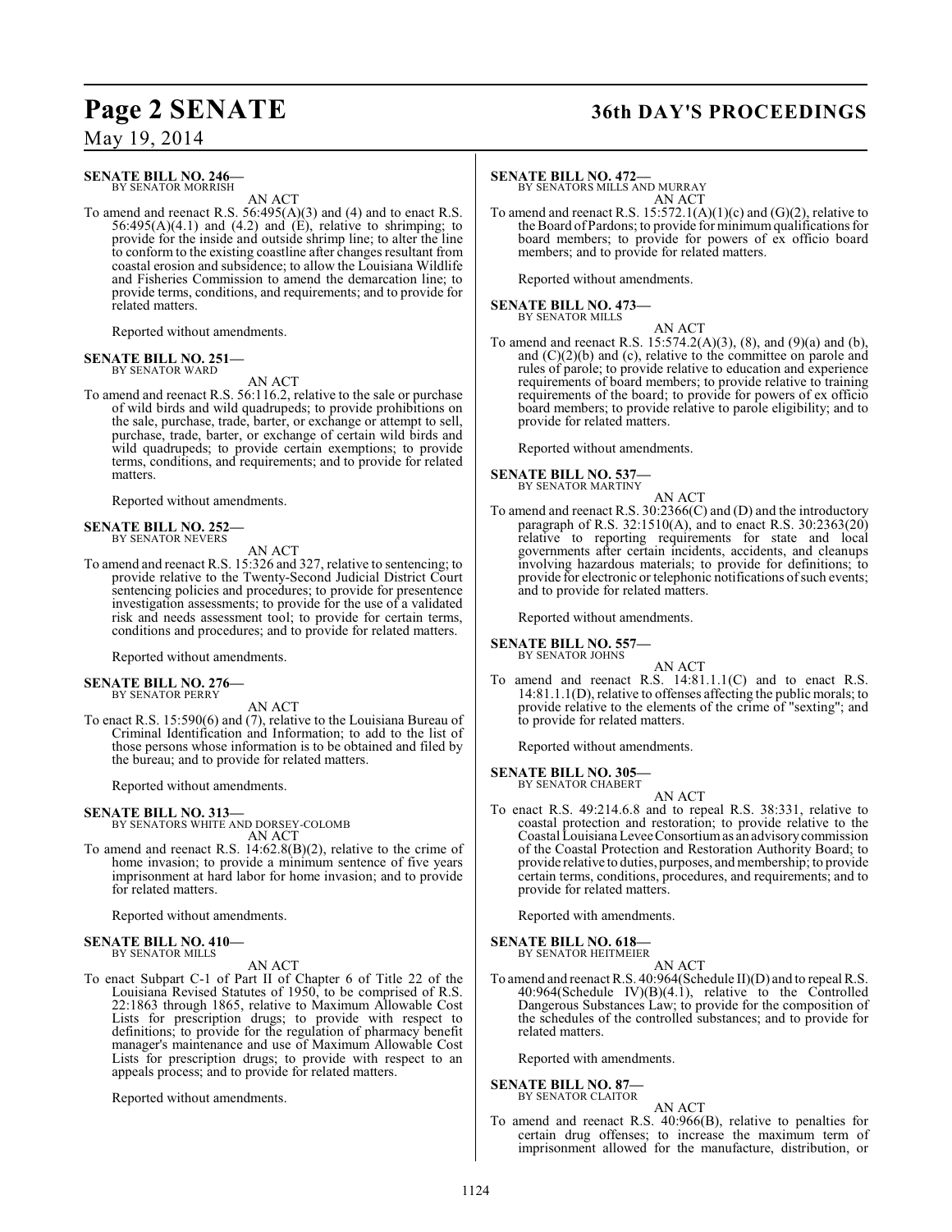**SENATE BILL NO. 246—**
BY SENATOR MORRISH

AN ACT

To amend and reenact R.S. 56:495(A)(3) and (4) and to enact R.S. 56:495(A)(4.1) and (4.2) and (E), relative to shrimping; to provide for the inside and outside shrimp line; to alter the line to conform to the existing coastline after changes resultant from coastal erosion and subsidence; to allow the Louisiana Wildlife and Fisheries Commission to amend the demarcation line; to provide terms, conditions, and requirements; and to provide for related matters.

Reported without amendments.

**SENATE BILL NO. 251—**
BY SENATOR WARD

AN ACT

To amend and reenact R.S. 56:116.2, relative to the sale or purchase of wild birds and wild quadrupeds; to provide prohibitions on the sale, purchase, trade, barter, or exchange or attempt to sell, purchase, trade, barter, or exchange of certain wild birds and wild quadrupeds; to provide certain exemptions; to provide terms, conditions, and requirements; and to provide for related matters.

Reported without amendments.

**SENATE BILL NO. 252—**
BY SENATOR NEVERS

AN ACT

To amend and reenact R.S. 15:326 and 327, relative to sentencing; to provide relative to the Twenty-Second Judicial District Court sentencing policies and procedures; to provide for presentence investigation assessments; to provide for the use of a validated risk and needs assessment tool; to provide for certain terms, conditions and procedures; and to provide for related matters.

Reported without amendments.

**SENATE BILL NO. 276—**
BY SENATOR PERRY

AN ACT

To enact R.S. 15:590(6) and (7), relative to the Louisiana Bureau of Criminal Identification and Information; to add to the list of those persons whose information is to be obtained and filed by the bureau; and to provide for related matters.

Reported without amendments.

**SENATE BILL NO. 313—**
BY SENATORS WHITE AND DORSEY-COLOMB

AN ACT

To amend and reenact R.S. 14:62.8(B)(2), relative to the crime of home invasion; to provide a minimum sentence of five years imprisonment at hard labor for home invasion; and to provide for related matters.

Reported without amendments.

**SENATE BILL NO. 410—**
BY SENATOR MILLS

AN ACT

To enact Subpart C-1 of Part II of Chapter 6 of Title 22 of the Louisiana Revised Statutes of 1950, to be comprised of R.S. 22:1863 through 1865, relative to Maximum Allowable Cost Lists for prescription drugs; to provide with respect to definitions; to provide for the regulation of pharmacy benefit manager's maintenance and use of Maximum Allowable Cost Lists for prescription drugs; to provide with respect to an appeals process; and to provide for related matters.

Reported without amendments.

**SENATE BILL NO. 472—**
BY SENATORS MILLS AND MURRAY

AN ACT

To amend and reenact R.S. 15:572.1(A)(1)(c) and (G)(2), relative to the Board of Pardons; to provide for minimum qualifications for board members; to provide for powers of ex officio board members; and to provide for related matters.

Reported without amendments.

**SENATE BILL NO. 473—**
BY SENATOR MILLS

AN ACT

To amend and reenact R.S. 15:574.2(A)(3), (8), and (9)(a) and (b), and (C)(2)(b) and (c), relative to the committee on parole and rules of parole; to provide relative to education and experience requirements of board members; to provide relative to training requirements of the board; to provide for powers of ex officio board members; to provide relative to parole eligibility; and to provide for related matters.

Reported without amendments.

**SENATE BILL NO. 537—**
BY SENATOR MARTINY

AN ACT

To amend and reenact R.S. 30:2366(C) and (D) and the introductory paragraph of R.S. 32:1510(A), and to enact R.S. 30:2363(20) relative to reporting requirements for state and local governments after certain incidents, accidents, and cleanups involving hazardous materials; to provide for definitions; to provide for electronic or telephonic notifications of such events; and to provide for related matters.

Reported without amendments.

**SENATE BILL NO. 557—**
BY SENATOR JOHNS

AN ACT

To amend and reenact R.S. 14:81.1.1(C) and to enact R.S. 14:81.1.1(D), relative to offenses affecting the public morals; to provide relative to the elements of the crime of "sexting"; and to provide for related matters.

Reported without amendments.

**SENATE BILL NO. 305—**
BY SENATOR CHABERT

AN ACT

To enact R.S. 49:214.6.8 and to repeal R.S. 38:331, relative to coastal protection and restoration; to provide relative to the Coastal Louisiana Levee Consortium as an advisory commission of the Coastal Protection and Restoration Authority Board; to provide relative to duties, purposes, and membership; to provide certain terms, conditions, procedures, and requirements; and to provide for related matters.

Reported with amendments.

**SENATE BILL NO. 618—**
BY SENATOR HEITMEIER

AN ACT

To amend and reenact R.S. 40:964(Schedule II)(D) and to repeal R.S. 40:964(Schedule IV)(B)(4.1), relative to the Controlled Dangerous Substances Law; to provide for the composition of the schedules of the controlled substances; and to provide for related matters.

Reported with amendments.

**SENATE BILL NO. 87—**
BY SENATOR CLAITOR

AN ACT

To amend and reenact R.S. 40:966(B), relative to penalties for certain drug offenses; to increase the maximum term of imprisonment allowed for the manufacture, distribution, or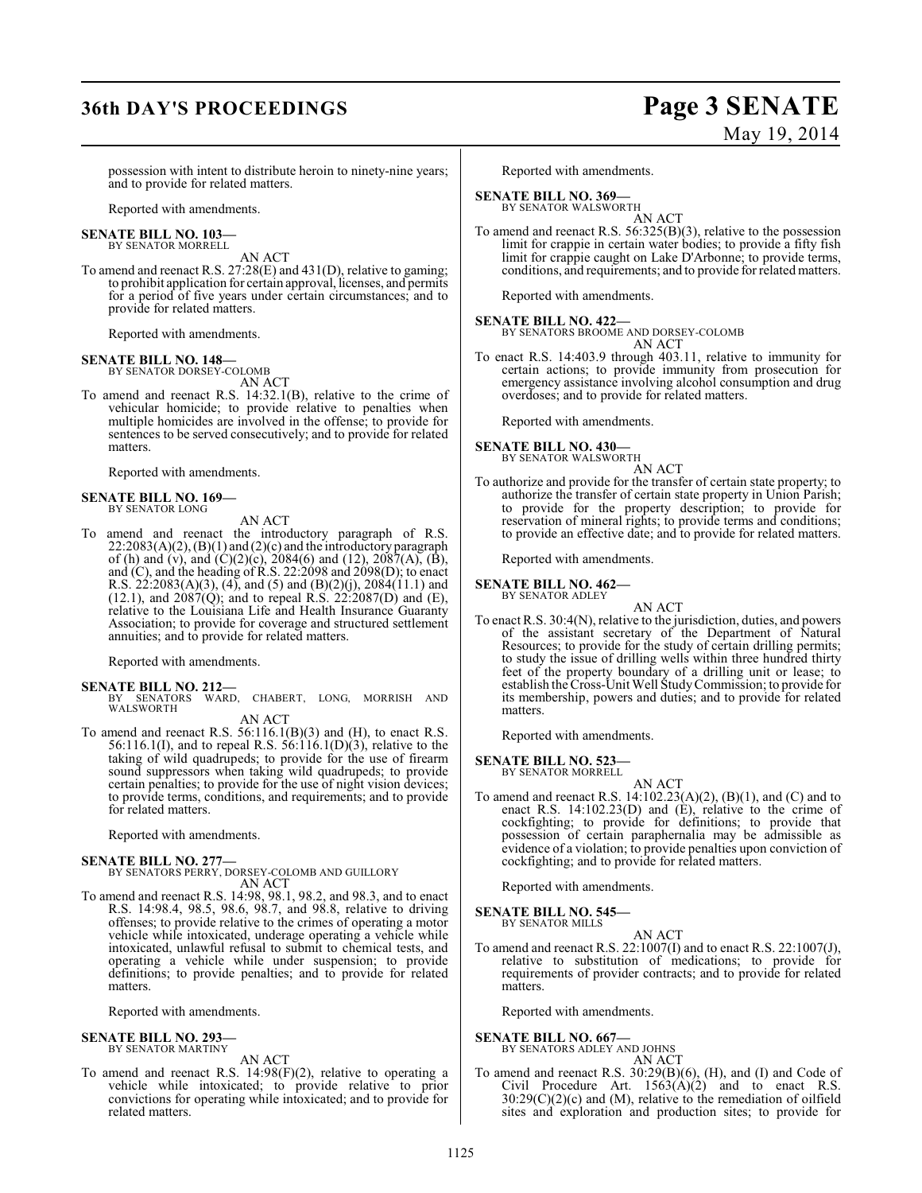possession with intent to distribute heroin to ninety-nine years; and to provide for related matters.

Reported with amendments.

**SENATE BILL NO. 103—**
BY SENATOR MORRELL

AN ACT

To amend and reenact R.S. 27:28(E) and 431(D), relative to gaming; to prohibit application for certain approval, licenses, and permits for a period of five years under certain circumstances; and to provide for related matters.

Reported with amendments.

**SENATE BILL NO. 148—**
BY SENATOR DORSEY-COLOMB

AN ACT

To amend and reenact R.S. 14:32.1(B), relative to the crime of vehicular homicide; to provide relative to penalties when multiple homicides are involved in the offense; to provide for sentences to be served consecutively; and to provide for related matters.

Reported with amendments.

**SENATE BILL NO. 169—**
BY SENATOR LONG

AN ACT

To amend and reenact the introductory paragraph of R.S. 22:2083(A)(2), (B)(1) and (2)(c) and the introductory paragraph of (h) and (v), and (C)(2)(c), 2084(6) and (12), 2087(A), (B), and (C), and the heading of R.S. 22:2098 and 2098(D); to enact R.S. 22:2083(A)(3), (4), and (5) and (B)(2)(j), 2084(11.1) and (12.1), and 2087(Q); and to repeal R.S. 22:2087(D) and (E), relative to the Louisiana Life and Health Insurance Guaranty Association; to provide for coverage and structured settlement annuities; and to provide for related matters.

Reported with amendments.

**SENATE BILL NO. 212—**
BY SENATORS WARD, CHABERT, LONG, MORRISH AND WALSWORTH

AN ACT

To amend and reenact R.S. 56:116.1(B)(3) and (H), to enact R.S. 56:116.1(I), and to repeal R.S. 56:116.1(D)(3), relative to the taking of wild quadrupeds; to provide for the use of firearm sound suppressors when taking wild quadrupeds; to provide certain penalties; to provide for the use of night vision devices; to provide terms, conditions, and requirements; and to provide for related matters.

Reported with amendments.

**SENATE BILL NO. 277—**
BY SENATORS PERRY, DORSEY-COLOMB AND GUILLORY

AN ACT

To amend and reenact R.S. 14:98, 98.1, 98.2, and 98.3, and to enact R.S. 14:98.4, 98.5, 98.6, 98.7, and 98.8, relative to driving offenses; to provide relative to the crimes of operating a motor vehicle while intoxicated, underage operating a vehicle while intoxicated, unlawful refusal to submit to chemical tests, and operating a vehicle while under suspension; to provide definitions; to provide penalties; and to provide for related matters.

Reported with amendments.

**SENATE BILL NO. 293—**
BY SENATOR MARTINY

AN ACT

To amend and reenact R.S. 14:98(F)(2), relative to operating a vehicle while intoxicated; to provide relative to prior convictions for operating while intoxicated; and to provide for related matters.

Reported with amendments.

**SENATE BILL NO. 369—**
BY SENATOR WALSWORTH

AN ACT

To amend and reenact R.S. 56:325(B)(3), relative to the possession limit for crappie in certain water bodies; to provide a fifty fish limit for crappie caught on Lake D'Arbonne; to provide terms, conditions, and requirements; and to provide for related matters.

Reported with amendments.

**SENATE BILL NO. 422—**
BY SENATORS BROOME AND DORSEY-COLOMB

AN ACT

To enact R.S. 14:403.9 through 403.11, relative to immunity for certain actions; to provide immunity from prosecution for emergency assistance involving alcohol consumption and drug overdoses; and to provide for related matters.

Reported with amendments.

**SENATE BILL NO. 430—**
BY SENATOR WALSWORTH

AN ACT

To authorize and provide for the transfer of certain state property; to authorize the transfer of certain state property in Union Parish; to provide for the property description; to provide for reservation of mineral rights; to provide terms and conditions; to provide an effective date; and to provide for related matters.

Reported with amendments.

**SENATE BILL NO. 462—**
BY SENATOR ADLEY

AN ACT

To enact R.S. 30:4(N), relative to the jurisdiction, duties, and powers of the assistant secretary of the Department of Natural Resources; to provide for the study of certain drilling permits; to study the issue of drilling wells within three hundred thirty feet of the property boundary of a drilling unit or lease; to establish the Cross-Unit Well Study Commission; to provide for its membership, powers and duties; and to provide for related matters.

Reported with amendments.

**SENATE BILL NO. 523—**
BY SENATOR MORRELL

AN ACT

To amend and reenact R.S. 14:102.23(A)(2), (B)(1), and (C) and to enact R.S. 14:102.23(D) and (E), relative to the crime of cockfighting; to provide for definitions; to provide that possession of certain paraphernalia may be admissible as evidence of a violation; to provide penalties upon conviction of cockfighting; and to provide for related matters.

Reported with amendments.

**SENATE BILL NO. 545—**
BY SENATOR MILLS

AN ACT

To amend and reenact R.S. 22:1007(I) and to enact R.S. 22:1007(J), relative to substitution of medications; to provide for requirements of provider contracts; and to provide for related matters.

Reported with amendments.

**SENATE BILL NO. 667—**
BY SENATORS ADLEY AND JOHNS

AN ACT

To amend and reenact R.S. 30:29(B)(6), (H), and (I) and Code of Civil Procedure Art. 1563(A)(2) and to enact R.S. 30:29(C)(2)(c) and (M), relative to the remediation of oilfield sites and exploration and production sites; to provide for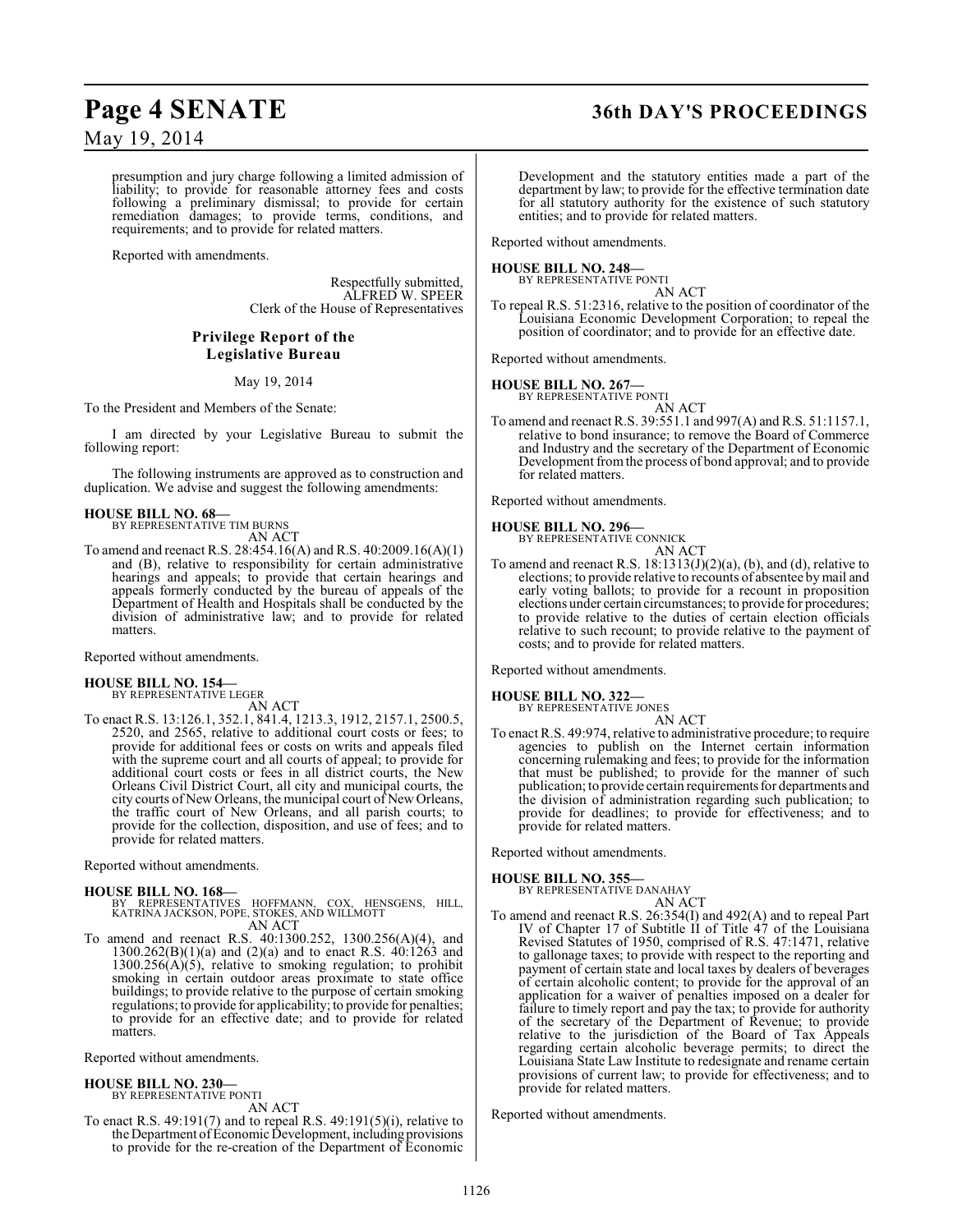presumption and jury charge following a limited admission of liability; to provide for reasonable attorney fees and costs following a preliminary dismissal; to provide for certain remediation damages; to provide terms, conditions, and requirements; and to provide for related matters.

Reported with amendments.

Respectfully submitted,
ALFRED W. SPEER
Clerk of the House of Representatives

## Privilege Report of the Legislative Bureau

May 19, 2014

To the President and Members of the Senate:

I am directed by your Legislative Bureau to submit the following report:

The following instruments are approved as to construction and duplication. We advise and suggest the following amendments:

**HOUSE BILL NO. 68—**
BY REPRESENTATIVE TIM BURNS
AN ACT

To amend and reenact R.S. 28:454.16(A) and R.S. 40:2009.16(A)(1) and (B), relative to responsibility for certain administrative hearings and appeals; to provide that certain hearings and appeals formerly conducted by the bureau of appeals of the Department of Health and Hospitals shall be conducted by the division of administrative law; and to provide for related matters.

Reported without amendments.

**HOUSE BILL NO. 154—**
BY REPRESENTATIVE LEGER
AN ACT

To enact R.S. 13:126.1, 352.1, 841.4, 1213.3, 1912, 2157.1, 2500.5, 2520, and 2565, relative to additional court costs or fees; to provide for additional fees or costs on writs and appeals filed with the supreme court and all courts of appeal; to provide for additional court costs or fees in all district courts, the New Orleans Civil District Court, all city and municipal courts, the city courts of New Orleans, the municipal court of New Orleans, the traffic court of New Orleans, and all parish courts; to provide for the collection, disposition, and use of fees; and to provide for related matters.

Reported without amendments.

**HOUSE BILL NO. 168—**
BY REPRESENTATIVES HOFFMANN, COX, HENSGENS, HILL, KATRINA JACKSON, POPE, STOKES, AND WILLMOTT
AN ACT

To amend and reenact R.S. 40:1300.252, 1300.256(A)(4), and 1300.262(B)(1)(a) and (2)(a) and to enact R.S. 40:1263 and 1300.256(A)(5), relative to smoking regulation; to prohibit smoking in certain outdoor areas proximate to state office buildings; to provide relative to the purpose of certain smoking regulations; to provide for applicability; to provide for penalties; to provide for an effective date; and to provide for related matters.

Reported without amendments.

**HOUSE BILL NO. 230—**
BY REPRESENTATIVE PONTI
AN ACT

To enact R.S. 49:191(7) and to repeal R.S. 49:191(5)(i), relative to the Department of Economic Development, including provisions to provide for the re-creation of the Department of Economic Development and the statutory entities made a part of the department by law; to provide for the effective termination date for all statutory authority for the existence of such statutory entities; and to provide for related matters.

Reported without amendments.

**HOUSE BILL NO. 248—**
BY REPRESENTATIVE PONTI
AN ACT

To repeal R.S. 51:2316, relative to the position of coordinator of the Louisiana Economic Development Corporation; to repeal the position of coordinator; and to provide for an effective date.

Reported without amendments.

**HOUSE BILL NO. 267—**
BY REPRESENTATIVE PONTI
AN ACT

To amend and reenact R.S. 39:551.1 and 997(A) and R.S. 51:1157.1, relative to bond insurance; to remove the Board of Commerce and Industry and the secretary of the Department of Economic Development from the process of bond approval; and to provide for related matters.

Reported without amendments.

**HOUSE BILL NO. 296—**
BY REPRESENTATIVE CONNICK
AN ACT

To amend and reenact R.S. 18:1313(J)(2)(a), (b), and (d), relative to elections; to provide relative to recounts of absentee by mail and early voting ballots; to provide for a recount in proposition elections under certain circumstances; to provide for procedures; to provide relative to the duties of certain election officials relative to such recount; to provide relative to the payment of costs; and to provide for related matters.

Reported without amendments.

**HOUSE BILL NO. 322—**
BY REPRESENTATIVE JONES
AN ACT

To enact R.S. 49:974, relative to administrative procedure; to require agencies to publish on the Internet certain information concerning rulemaking and fees; to provide for the information that must be published; to provide for the manner of such publication; to provide certain requirements for departments and the division of administration regarding such publication; to provide for deadlines; to provide for effectiveness; and to provide for related matters.

Reported without amendments.

**HOUSE BILL NO. 355—**
BY REPRESENTATIVE DANAHAY
AN ACT

To amend and reenact R.S. 26:354(I) and 492(A) and to repeal Part IV of Chapter 17 of Subtitle II of Title 47 of the Louisiana Revised Statutes of 1950, comprised of R.S. 47:1471, relative to gallonage taxes; to provide with respect to the reporting and payment of certain state and local taxes by dealers of beverages of certain alcoholic content; to provide for the approval of an application for a waiver of penalties imposed on a dealer for failure to timely report and pay the tax; to provide for authority of the secretary of the Department of Revenue; to provide relative to the jurisdiction of the Board of Tax Appeals regarding certain alcoholic beverage permits; to direct the Louisiana State Law Institute to redesignate and rename certain provisions of current law; to provide for effectiveness; and to provide for related matters.

Reported without amendments.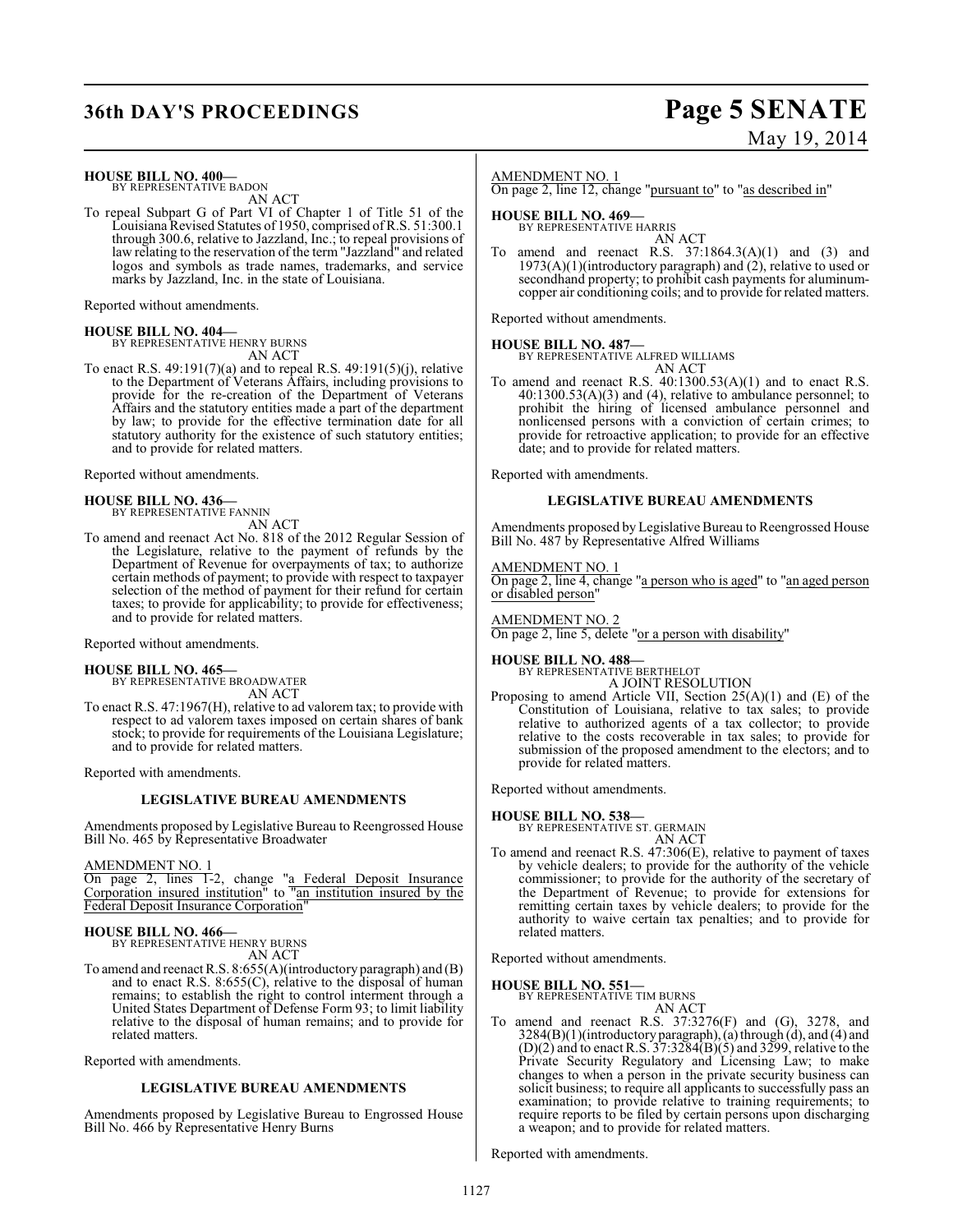**HOUSE BILL NO. 400—**
BY REPRESENTATIVE BADON

AN ACT

To repeal Subpart G of Part VI of Chapter 1 of Title 51 of the Louisiana Revised Statutes of 1950, comprised of R.S. 51:300.1 through 300.6, relative to Jazzland, Inc.; to repeal provisions of law relating to the reservation of the term "Jazzland" and related logos and symbols as trade names, trademarks, and service marks by Jazzland, Inc. in the state of Louisiana.

Reported without amendments.

**HOUSE BILL NO. 404—**
BY REPRESENTATIVE HENRY BURNS

AN ACT

To enact R.S. 49:191(7)(a) and to repeal R.S. 49:191(5)(j), relative to the Department of Veterans Affairs, including provisions to provide for the re-creation of the Department of Veterans Affairs and the statutory entities made a part of the department by law; to provide for the effective termination date for all statutory authority for the existence of such statutory entities; and to provide for related matters.

Reported without amendments.

**HOUSE BILL NO. 436—**
BY REPRESENTATIVE FANNIN

AN ACT

To amend and reenact Act No. 818 of the 2012 Regular Session of the Legislature, relative to the payment of refunds by the Department of Revenue for overpayments of tax; to authorize certain methods of payment; to provide with respect to taxpayer selection of the method of payment for their refund for certain taxes; to provide for applicability; to provide for effectiveness; and to provide for related matters.

Reported without amendments.

**HOUSE BILL NO. 465—**
BY REPRESENTATIVE BROADWATER

AN ACT

To enact R.S. 47:1967(H), relative to ad valorem tax; to provide with respect to ad valorem taxes imposed on certain shares of bank stock; to provide for requirements of the Louisiana Legislature; and to provide for related matters.

Reported with amendments.

**LEGISLATIVE BUREAU AMENDMENTS**

Amendments proposed by Legislative Bureau to Reengrossed House Bill No. 465 by Representative Broadwater

AMENDMENT NO. 1

On page 2, lines 1-2, change "a Federal Deposit Insurance Corporation insured institution" to "an institution insured by the Federal Deposit Insurance Corporation"

**HOUSE BILL NO. 466—**
BY REPRESENTATIVE HENRY BURNS

AN ACT

To amend and reenact R.S. 8:655(A)(introductory paragraph) and (B) and to enact R.S. 8:655(C), relative to the disposal of human remains; to establish the right to control interment through a United States Department of Defense Form 93; to limit liability relative to the disposal of human remains; and to provide for related matters.

Reported with amendments.

**LEGISLATIVE BUREAU AMENDMENTS**

Amendments proposed by Legislative Bureau to Engrossed House Bill No. 466 by Representative Henry Burns

AMENDMENT NO. 1

On page 2, line 12, change "pursuant to" to "as described in"

**HOUSE BILL NO. 469—**
BY REPRESENTATIVE HARRIS

AN ACT

To amend and reenact R.S. 37:1864.3(A)(1) and (3) and 1973(A)(1)(introductory paragraph) and (2), relative to used or secondhand property; to prohibit cash payments for aluminum-copper air conditioning coils; and to provide for related matters.

Reported without amendments.

**HOUSE BILL NO. 487—**
BY REPRESENTATIVE ALFRED WILLIAMS

AN ACT

To amend and reenact R.S. 40:1300.53(A)(1) and to enact R.S. 40:1300.53(A)(3) and (4), relative to ambulance personnel; to prohibit the hiring of licensed ambulance personnel and nonlicensed persons with a conviction of certain crimes; to provide for retroactive application; to provide for an effective date; and to provide for related matters.

Reported with amendments.

**LEGISLATIVE BUREAU AMENDMENTS**

Amendments proposed by Legislative Bureau to Reengrossed House Bill No. 487 by Representative Alfred Williams

AMENDMENT NO. 1

On page 2, line 4, change "a person who is aged" to "an aged person or disabled person"

AMENDMENT NO. 2

On page 2, line 5, delete "or a person with disability"

**HOUSE BILL NO. 488—**
BY REPRESENTATIVE BERTHELOT

A JOINT RESOLUTION

Proposing to amend Article VII, Section 25(A)(1) and (E) of the Constitution of Louisiana, relative to tax sales; to provide relative to authorized agents of a tax collector; to provide relative to the costs recoverable in tax sales; to provide for submission of the proposed amendment to the electors; and to provide for related matters.

Reported without amendments.

**HOUSE BILL NO. 538—**
BY REPRESENTATIVE ST. GERMAIN

AN ACT

To amend and reenact R.S. 47:306(E), relative to payment of taxes by vehicle dealers; to provide for the authority of the vehicle commissioner; to provide for the authority of the secretary of the Department of Revenue; to provide for extensions for remitting certain taxes by vehicle dealers; to provide for the authority to waive certain tax penalties; and to provide for related matters.

Reported without amendments.

**HOUSE BILL NO. 551—**
BY REPRESENTATIVE TIM BURNS

AN ACT

To amend and reenact R.S. 37:3276(F) and (G), 3278, and 3284(B)(1)(introductory paragraph), (a) through (d), and (4) and (D)(2) and to enact R.S. 37:3284(B)(5) and 3299, relative to the Private Security Regulatory and Licensing Law; to make changes to when a person in the private security business can solicit business; to require all applicants to successfully pass an examination; to provide relative to training requirements; to require reports to be filed by certain persons upon discharging a weapon; and to provide for related matters.

Reported with amendments.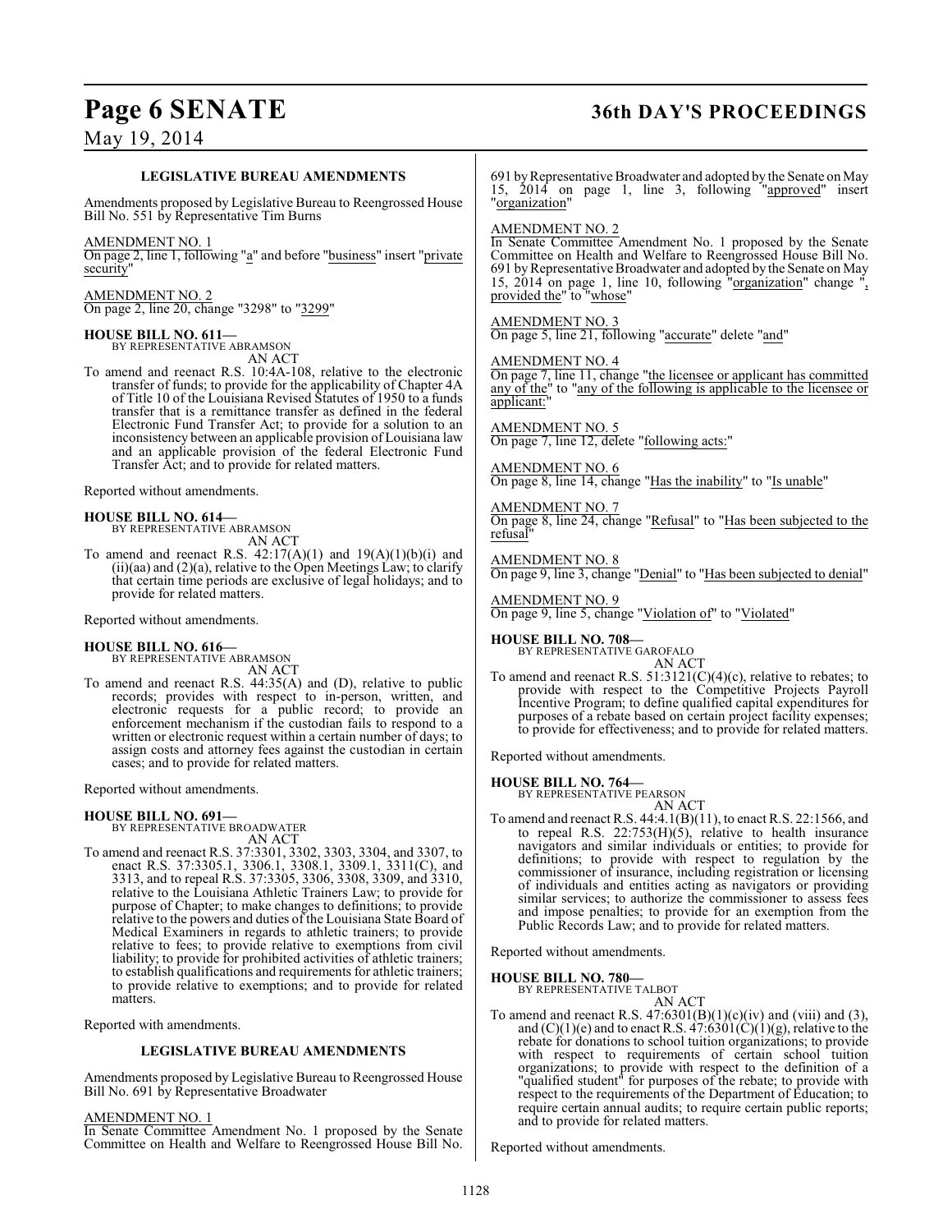### LEGISLATIVE BUREAU AMENDMENTS

Amendments proposed by Legislative Bureau to Reengrossed House Bill No. 551 by Representative Tim Burns

AMENDMENT NO. 1
On page 2, line 1, following "a" and before "business" insert "private security"

AMENDMENT NO. 2
On page 2, line 20, change "3298" to "3299"

**HOUSE BILL NO. 611—**
BY REPRESENTATIVE ABRAMSON
AN ACT
To amend and reenact R.S. 10:4A-108, relative to the electronic transfer of funds; to provide for the applicability of Chapter 4A of Title 10 of the Louisiana Revised Statutes of 1950 to a funds transfer that is a remittance transfer as defined in the federal Electronic Fund Transfer Act; to provide for a solution to an inconsistency between an applicable provision of Louisiana law and an applicable provision of the federal Electronic Fund Transfer Act; and to provide for related matters.

Reported without amendments.

**HOUSE BILL NO. 614—**
BY REPRESENTATIVE ABRAMSON
AN ACT
To amend and reenact R.S. 42:17(A)(1) and 19(A)(1)(b)(i) and (ii)(aa) and (2)(a), relative to the Open Meetings Law; to clarify that certain time periods are exclusive of legal holidays; and to provide for related matters.

Reported without amendments.

**HOUSE BILL NO. 616—**
BY REPRESENTATIVE ABRAMSON
AN ACT
To amend and reenact R.S. 44:35(A) and (D), relative to public records; provides with respect to in-person, written, and electronic requests for a public record; to provide an enforcement mechanism if the custodian fails to respond to a written or electronic request within a certain number of days; to assign costs and attorney fees against the custodian in certain cases; and to provide for related matters.

Reported without amendments.

**HOUSE BILL NO. 691—**
BY REPRESENTATIVE BROADWATER
AN ACT
To amend and reenact R.S. 37:3301, 3302, 3303, 3304, and 3307, to enact R.S. 37:3305.1, 3306.1, 3308.1, 3309.1, 3311(C), and 3313, and to repeal R.S. 37:3305, 3306, 3308, 3309, and 3310, relative to the Louisiana Athletic Trainers Law; to provide for purpose of Chapter; to make changes to definitions; to provide relative to the powers and duties of the Louisiana State Board of Medical Examiners in regards to athletic trainers; to provide relative to fees; to provide relative to exemptions from civil liability; to provide for prohibited activities of athletic trainers; to establish qualifications and requirements for athletic trainers; to provide relative to exemptions; and to provide for related matters.

Reported with amendments.

### LEGISLATIVE BUREAU AMENDMENTS

Amendments proposed by Legislative Bureau to Reengrossed House Bill No. 691 by Representative Broadwater

AMENDMENT NO. 1
In Senate Committee Amendment No. 1 proposed by the Senate Committee on Health and Welfare to Reengrossed House Bill No. 691 by Representative Broadwater and adopted by the Senate on May 15, 2014 on page 1, line 3, following "approved" insert "organization"

AMENDMENT NO. 2
In Senate Committee Amendment No. 1 proposed by the Senate Committee on Health and Welfare to Reengrossed House Bill No. 691 by Representative Broadwater and adopted by the Senate on May 15, 2014 on page 1, line 10, following "organization" change ", provided the" to "whose"

AMENDMENT NO. 3
On page 5, line 21, following "accurate" delete "and"

AMENDMENT NO. 4
On page 7, line 11, change "the licensee or applicant has committed any of the" to "any of the following is applicable to the licensee or applicant:"

AMENDMENT NO. 5
On page 7, line 12, delete "following acts:"

AMENDMENT NO. 6
On page 8, line 14, change "Has the inability" to "Is unable"

AMENDMENT NO. 7
On page 8, line 24, change "Refusal" to "Has been subjected to the refusal"

AMENDMENT NO. 8
On page 9, line 3, change "Denial" to "Has been subjected to denial"

AMENDMENT NO. 9
On page 9, line 5, change "Violation of" to "Violated"

**HOUSE BILL NO. 708—**
BY REPRESENTATIVE GAROFALO
AN ACT
To amend and reenact R.S. 51:3121(C)(4)(c), relative to rebates; to provide with respect to the Competitive Projects Payroll Incentive Program; to define qualified capital expenditures for purposes of a rebate based on certain project facility expenses; to provide for effectiveness; and to provide for related matters.

Reported without amendments.

**HOUSE BILL NO. 764—**
BY REPRESENTATIVE PEARSON
AN ACT
To amend and reenact R.S. 44:4.1(B)(11), to enact R.S. 22:1566, and to repeal R.S. 22:753(H)(5), relative to health insurance navigators and similar individuals or entities; to provide for definitions; to provide with respect to regulation by the commissioner of insurance, including registration or licensing of individuals and entities acting as navigators or providing similar services; to authorize the commissioner to assess fees and impose penalties; to provide for an exemption from the Public Records Law; and to provide for related matters.

Reported without amendments.

**HOUSE BILL NO. 780—**
BY REPRESENTATIVE TALBOT
AN ACT
To amend and reenact R.S. 47:6301(B)(1)(c)(iv) and (viii) and (3), and (C)(1)(e) and to enact R.S. 47:6301(C)(1)(g), relative to the rebate for donations to school tuition organizations; to provide with respect to requirements of certain school tuition organizations; to provide with respect to the definition of a "qualified student" for purposes of the rebate; to provide with respect to the requirements of the Department of Education; to require certain annual audits; to require certain public reports; and to provide for related matters.

Reported without amendments.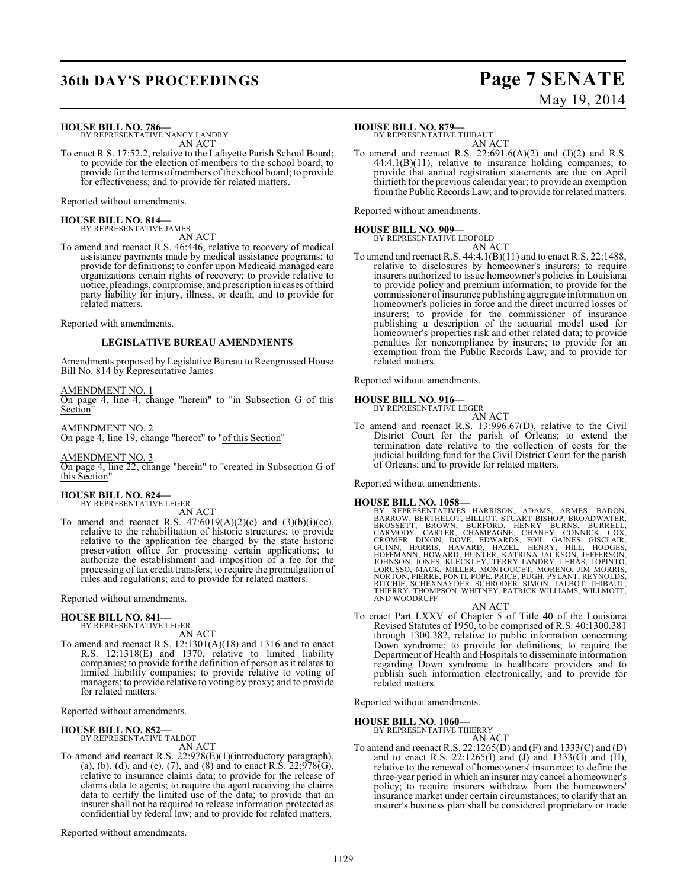**HOUSE BILL NO. 786—**
BY REPRESENTATIVE NANCY LANDRY

AN ACT

To enact R.S. 17:52.2, relative to the Lafayette Parish School Board; to provide for the election of members to the school board; to provide for the terms of members of the school board; to provide for effectiveness; and to provide for related matters.

Reported without amendments.

**HOUSE BILL NO. 814—**
BY REPRESENTATIVE JAMES

AN ACT

To amend and reenact R.S. 46:446, relative to recovery of medical assistance payments made by medical assistance programs; to provide for definitions; to confer upon Medicaid managed care organizations certain rights of recovery; to provide relative to notice, pleadings, compromise, and prescription in cases of third party liability for injury, illness, or death; and to provide for related matters.

Reported with amendments.

**LEGISLATIVE BUREAU AMENDMENTS**

Amendments proposed by Legislative Bureau to Reengrossed House Bill No. 814 by Representative James

AMENDMENT NO. 1
On page 4, line 4, change "herein" to "in Subsection G of this Section"

AMENDMENT NO. 2
On page 4, line 19, change "hereof" to "of this Section"

AMENDMENT NO. 3
On page 4, line 22, change "herein" to "created in Subsection G of this Section"

**HOUSE BILL NO. 824—**
BY REPRESENTATIVE LEGER

AN ACT

To amend and reenact R.S. 47:6019(A)(2)(c) and (3)(b)(i)(cc), relative to the rehabilitation of historic structures; to provide relative to the application fee charged by the state historic preservation office for processing certain applications; to authorize the establishment and imposition of a fee for the processing of tax credit transfers; to require the promulgation of rules and regulations; and to provide for related matters.

Reported without amendments.

**HOUSE BILL NO. 841—**
BY REPRESENTATIVE LEGER

AN ACT

To amend and reenact R.S. 12:1301(A)(18) and 1316 and to enact R.S. 12:1318(E) and 1370, relative to limited liability companies; to provide for the definition of person as it relates to limited liability companies; to provide relative to voting of managers; to provide relative to voting by proxy; and to provide for related matters.

Reported without amendments.

**HOUSE BILL NO. 852—**
BY REPRESENTATIVE TALBOT

AN ACT

To amend and reenact R.S. 22:978(E)(1)(introductory paragraph), (a), (b), (d), and (e), (7), and (8) and to enact R.S. 22:978(G), relative to insurance claims data; to provide for the release of claims data to agents; to require the agent receiving the claims data to certify the limited use of the data; to provide that an insurer shall not be required to release information protected as confidential by federal law; and to provide for related matters.

Reported without amendments.

**HOUSE BILL NO. 879—**
BY REPRESENTATIVE THIBAUT

AN ACT

To amend and reenact R.S. 22:691.6(A)(2) and (J)(2) and R.S. 44:4.1(B)(11), relative to insurance holding companies; to provide that annual registration statements are due on April thirtieth for the previous calendar year; to provide an exemption from the Public Records Law; and to provide for related matters.

Reported without amendments.

**HOUSE BILL NO. 909—**
BY REPRESENTATIVE LEOPOLD

AN ACT

To amend and reenact R.S. 44:4.1(B)(11) and to enact R.S. 22:1488, relative to disclosures by homeowner's insurers; to require insurers authorized to issue homeowner's policies in Louisiana to provide policy and premium information; to provide for the commissioner of insurance publishing aggregate information on homeowner's policies in force and the direct incurred losses of insurers; to provide for the commissioner of insurance publishing a description of the actuarial model used for homeowner's properties risk and other related data; to provide penalties for noncompliance by insurers; to provide for an exemption from the Public Records Law; and to provide for related matters.

Reported without amendments.

**HOUSE BILL NO. 916—**
BY REPRESENTATIVE LEGER

AN ACT

To amend and reenact R.S. 13:996.67(D), relative to the Civil District Court for the parish of Orleans; to extend the termination date relative to the collection of costs for the judicial building fund for the Civil District Court for the parish of Orleans; and to provide for related matters.

Reported without amendments.

**HOUSE BILL NO. 1058—**
BY REPRESENTATIVES HARRISON, ADAMS, ARMES, BADON, BARROW, BERTHELOT, BILLIOT, STUART BISHOP, BROADWATER, BROSSETT, BROWN, BURFORD, HENRY BURNS, BURRELL, CARMODY, CARTER, CHAMPAGNE, CHANEY, CONNICK, COX, CROMER, DIXON, DOVE, EDWARDS, FOIL, GAINES, GISCLAIR, GUINN, HARRIS, HAVARD, HAZEL, HENRY, HILL, HODGES, HOFFMANN, HOWARD, HUNTER, KATRINA JACKSON, JEFFERSON, JOHNSON, JONES, KLECKLEY, TERRY LANDRY, LEBAS, LOPINTO, LORUSSO, MACK, MILLER, MONTOUCET, MORENO, JIM MORRIS, NORTON, PIERRE, PONTI, POPE, PRICE, PUGH, PYLANT, REYNOLDS, RITCHIE, SCHEXNAYDER, SCHRODER, SIMON, TALBOT, THIBAUT, THIERRY, THOMPSON, WHITNEY, PATRICK WILLIAMS, WILLMOTT, AND WOODRUFF

AN ACT

To enact Part LXXV of Chapter 5 of Title 40 of the Louisiana Revised Statutes of 1950, to be comprised of R.S. 40:1300.381 through 1300.382, relative to public information concerning Down syndrome; to provide for definitions; to require the Department of Health and Hospitals to disseminate information regarding Down syndrome to healthcare providers and to publish such information electronically; and to provide for related matters.

Reported without amendments.

**HOUSE BILL NO. 1060—**
BY REPRESENTATIVE THIERRY

AN ACT

To amend and reenact R.S. 22:1265(D) and (F) and 1333(C) and (D) and to enact R.S. 22:1265(I) and (J) and 1333(G) and (H), relative to the renewal of homeowners' insurance; to define the three-year period in which an insurer may cancel a homeowner's policy; to require insurers withdraw from the homeowners' insurance market under certain circumstances; to clarify that an insurer's business plan shall be considered proprietary or trade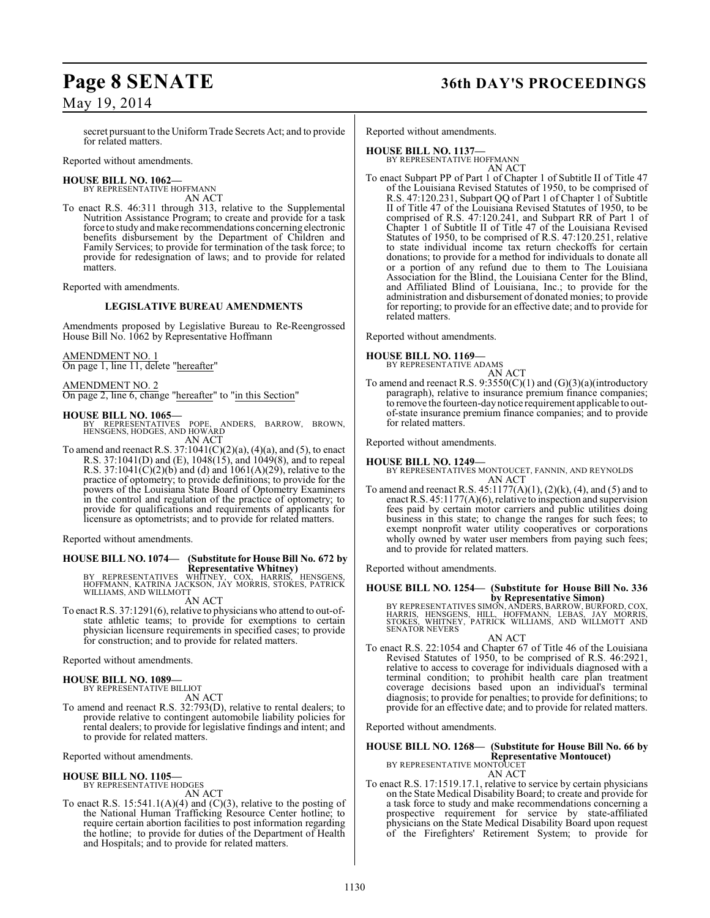secret pursuant to the Uniform Trade Secrets Act; and to provide for related matters.

Reported without amendments.

**HOUSE BILL NO. 1062—**
BY REPRESENTATIVE HOFFMANN
AN ACT

To enact R.S. 46:311 through 313, relative to the Supplemental Nutrition Assistance Program; to create and provide for a task force to study and make recommendations concerning electronic benefits disbursement by the Department of Children and Family Services; to provide for termination of the task force; to provide for redesignation of laws; and to provide for related matters.

Reported with amendments.

**LEGISLATIVE BUREAU AMENDMENTS**

Amendments proposed by Legislative Bureau to Re-Reengrossed House Bill No. 1062 by Representative Hoffmann

AMENDMENT NO. 1
On page 1, line 11, delete "hereafter"

AMENDMENT NO. 2
On page 2, line 6, change "hereafter" to "in this Section"

**HOUSE BILL NO. 1065—**
BY REPRESENTATIVES POPE, ANDERS, BARROW, BROWN, HENSGENS, HODGES, AND HOWARD
AN ACT

To amend and reenact R.S. 37:1041(C)(2)(a), (4)(a), and (5), to enact R.S. 37:1041(D) and (E), 1048(15), and 1049(8), and to repeal R.S. 37:1041(C)(2)(b) and (d) and 1061(A)(29), relative to the practice of optometry; to provide definitions; to provide for the powers of the Louisiana State Board of Optometry Examiners in the control and regulation of the practice of optometry; to provide for qualifications and requirements of applicants for licensure as optometrists; and to provide for related matters.

Reported without amendments.

**HOUSE BILL NO. 1074— (Substitute for House Bill No. 672 by Representative Whitney)**
BY REPRESENTATIVES WHITNEY, COX, HARRIS, HENSGENS, HOFFMANN, KATRINA JACKSON, JAY MORRIS, STOKES, PATRICK WILLIAMS, AND WILLMOTT
AN ACT

To enact R.S. 37:1291(6), relative to physicians who attend to out-of-state athletic teams; to provide for exemptions to certain physician licensure requirements in specified cases; to provide for construction; and to provide for related matters.

Reported without amendments.

**HOUSE BILL NO. 1089—**
BY REPRESENTATIVE BILLIOT
AN ACT

To amend and reenact R.S. 32:793(D), relative to rental dealers; to provide relative to contingent automobile liability policies for rental dealers; to provide for legislative findings and intent; and to provide for related matters.

Reported without amendments.

**HOUSE BILL NO. 1105—**
BY REPRESENTATIVE HODGES
AN ACT

To enact R.S. 15:541.1(A)(4) and (C)(3), relative to the posting of the National Human Trafficking Resource Center hotline; to require certain abortion facilities to post information regarding the hotline; to provide for duties of the Department of Health and Hospitals; and to provide for related matters.

Reported without amendments.

**HOUSE BILL NO. 1137—**
BY REPRESENTATIVE HOFFMANN
AN ACT

To enact Subpart PP of Part 1 of Chapter 1 of Subtitle II of Title 47 of the Louisiana Revised Statutes of 1950, to be comprised of R.S. 47:120.231, Subpart QQ of Part 1 of Chapter 1 of Subtitle II of Title 47 of the Louisiana Revised Statutes of 1950, to be comprised of R.S. 47:120.241, and Subpart RR of Part 1 of Chapter 1 of Subtitle II of Title 47 of the Louisiana Revised Statutes of 1950, to be comprised of R.S. 47:120.251, relative to state individual income tax return checkoffs for certain donations; to provide for a method for individuals to donate all or a portion of any refund due to them to The Louisiana Association for the Blind, the Louisiana Center for the Blind, and Affiliated Blind of Louisiana, Inc.; to provide for the administration and disbursement of donated monies; to provide for reporting; to provide for an effective date; and to provide for related matters.

Reported without amendments.

**HOUSE BILL NO. 1169—**
BY REPRESENTATIVE ADAMS
AN ACT

To amend and reenact R.S. 9:3550(C)(1) and (G)(3)(a)(introductory paragraph), relative to insurance premium finance companies; to remove the fourteen-day notice requirement applicable to out-of-state insurance premium finance companies; and to provide for related matters.

Reported without amendments.

**HOUSE BILL NO. 1249—**
BY REPRESENTATIVES MONTOUCET, FANNIN, AND REYNOLDS
AN ACT

To amend and reenact R.S. 45:1177(A)(1), (2)(k), (4), and (5) and to enact R.S. 45:1177(A)(6), relative to inspection and supervision fees paid by certain motor carriers and public utilities doing business in this state; to change the ranges for such fees; to exempt nonprofit water utility cooperatives or corporations wholly owned by water user members from paying such fees; and to provide for related matters.

Reported without amendments.

**HOUSE BILL NO. 1254— (Substitute for House Bill No. 336 by Representative Simon)**
BY REPRESENTATIVES SIMON, ANDERS, BARROW, BURFORD, COX, HARRIS, HENSGENS, HILL, HOFFMANN, LEBAS, JAY MORRIS, STOKES, WHITNEY, PATRICK WILLIAMS, AND WILLMOTT AND SENATOR NEVERS
AN ACT

To enact R.S. 22:1054 and Chapter 67 of Title 46 of the Louisiana Revised Statutes of 1950, to be comprised of R.S. 46:2921, relative to access to coverage for individuals diagnosed with a terminal condition; to prohibit health care plan treatment coverage decisions based upon an individual's terminal diagnosis; to provide for penalties; to provide for definitions; to provide for an effective date; and to provide for related matters.

Reported without amendments.

**HOUSE BILL NO. 1268— (Substitute for House Bill No. 66 by Representative Montoucet)**
BY REPRESENTATIVE MONTOUCET
AN ACT

To enact R.S. 17:1519.17.1, relative to service by certain physicians on the State Medical Disability Board; to create and provide for a task force to study and make recommendations concerning a prospective requirement for service by state-affiliated physicians on the State Medical Disability Board upon request of the Firefighters' Retirement System; to provide for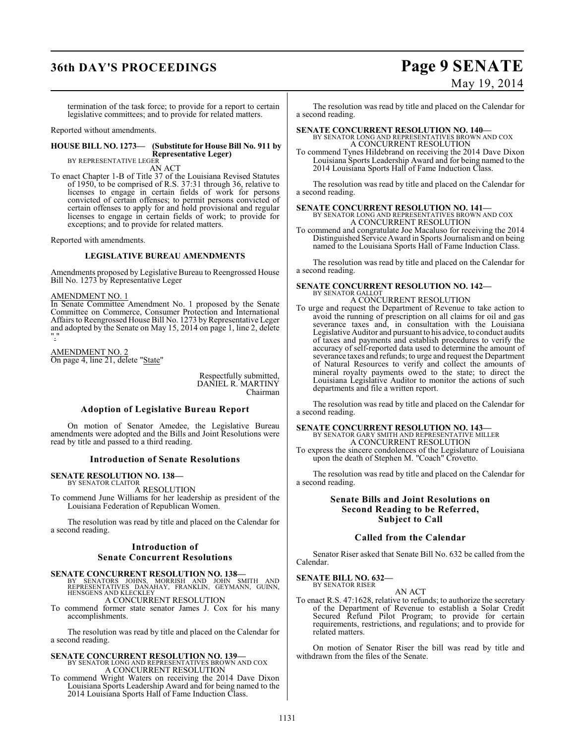termination of the task force; to provide for a report to certain legislative committees; and to provide for related matters.

Reported without amendments.

**HOUSE BILL NO. 1273— (Substitute for House Bill No. 911 by Representative Leger)**
BY REPRESENTATIVE LEGER
AN ACT

To enact Chapter 1-B of Title 37 of the Louisiana Revised Statutes of 1950, to be comprised of R.S. 37:31 through 36, relative to licenses to engage in certain fields of work for persons convicted of certain offenses; to permit persons convicted of certain offenses to apply for and hold provisional and regular licenses to engage in certain fields of work; to provide for exceptions; and to provide for related matters.

Reported with amendments.

**LEGISLATIVE BUREAU AMENDMENTS**

Amendments proposed by Legislative Bureau to Reengrossed House Bill No. 1273 by Representative Leger

AMENDMENT NO. 1
In Senate Committee Amendment No. 1 proposed by the Senate Committee on Commerce, Consumer Protection and International Affairs to Reengrossed House Bill No. 1273 by Representative Leger and adopted by the Senate on May 15, 2014 on page 1, line 2, delete "."

AMENDMENT NO. 2
On page 4, line 21, delete "State"

Respectfully submitted,
DANIEL R. MARTINY
Chairman

## Adoption of Legislative Bureau Report

On motion of Senator Amedee, the Legislative Bureau amendments were adopted and the Bills and Joint Resolutions were read by title and passed to a third reading.

## Introduction of Senate Resolutions

**SENATE RESOLUTION NO. 138—**
BY SENATOR CLAITOR
A RESOLUTION

To commend June Williams for her leadership as president of the Louisiana Federation of Republican Women.

The resolution was read by title and placed on the Calendar for a second reading.

## Introduction of Senate Concurrent Resolutions

**SENATE CONCURRENT RESOLUTION NO. 138—**
BY SENATORS JOHNS, MORRISH AND JOHN SMITH AND REPRESENTATIVES DANAHAY, FRANKLIN, GEYMANN, GUINN, HENSGENS AND KLECKLEY
A CONCURRENT RESOLUTION

To commend former state senator James J. Cox for his many accomplishments.

The resolution was read by title and placed on the Calendar for a second reading.

**SENATE CONCURRENT RESOLUTION NO. 139—**
BY SENATOR LONG AND REPRESENTATIVES BROWN AND COX
A CONCURRENT RESOLUTION

To commend Wright Waters on receiving the 2014 Dave Dixon Louisiana Sports Leadership Award and for being named to the 2014 Louisiana Sports Hall of Fame Induction Class.

The resolution was read by title and placed on the Calendar for a second reading.

**SENATE CONCURRENT RESOLUTION NO. 140—**
BY SENATOR LONG AND REPRESENTATIVES BROWN AND COX
A CONCURRENT RESOLUTION

To commend Tynes Hildebrand on receiving the 2014 Dave Dixon Louisiana Sports Leadership Award and for being named to the 2014 Louisiana Sports Hall of Fame Induction Class.

The resolution was read by title and placed on the Calendar for a second reading.

**SENATE CONCURRENT RESOLUTION NO. 141—**
BY SENATOR LONG AND REPRESENTATIVES BROWN AND COX
A CONCURRENT RESOLUTION

To commend and congratulate Joe Macaluso for receiving the 2014 Distinguished Service Award in Sports Journalism and on being named to the Louisiana Sports Hall of Fame Induction Class.

The resolution was read by title and placed on the Calendar for a second reading.

**SENATE CONCURRENT RESOLUTION NO. 142—**
BY SENATOR GALLOT
A CONCURRENT RESOLUTION

To urge and request the Department of Revenue to take action to avoid the running of prescription on all claims for oil and gas severance taxes and, in consultation with the Louisiana Legislative Auditor and pursuant to his advice, to conduct audits of taxes and payments and establish procedures to verify the accuracy of self-reported data used to determine the amount of severance taxes and refunds; to urge and request the Department of Natural Resources to verify and collect the amounts of mineral royalty payments owed to the state; to direct the Louisiana Legislative Auditor to monitor the actions of such departments and file a written report.

The resolution was read by title and placed on the Calendar for a second reading.

**SENATE CONCURRENT RESOLUTION NO. 143—**
BY SENATOR GARY SMITH AND REPRESENTATIVE MILLER
A CONCURRENT RESOLUTION

To express the sincere condolences of the Legislature of Louisiana upon the death of Stephen M. "Coach" Crovetto.

The resolution was read by title and placed on the Calendar for a second reading.

## Senate Bills and Joint Resolutions on Second Reading to be Referred, Subject to Call

## Called from the Calendar

Senator Riser asked that Senate Bill No. 632 be called from the Calendar.

**SENATE BILL NO. 632—**
BY SENATOR RISER
AN ACT

To enact R.S. 47:1628, relative to refunds; to authorize the secretary of the Department of Revenue to establish a Solar Credit Secured Refund Pilot Program; to provide for certain requirements, restrictions, and regulations; and to provide for related matters.

On motion of Senator Riser the bill was read by title and withdrawn from the files of the Senate.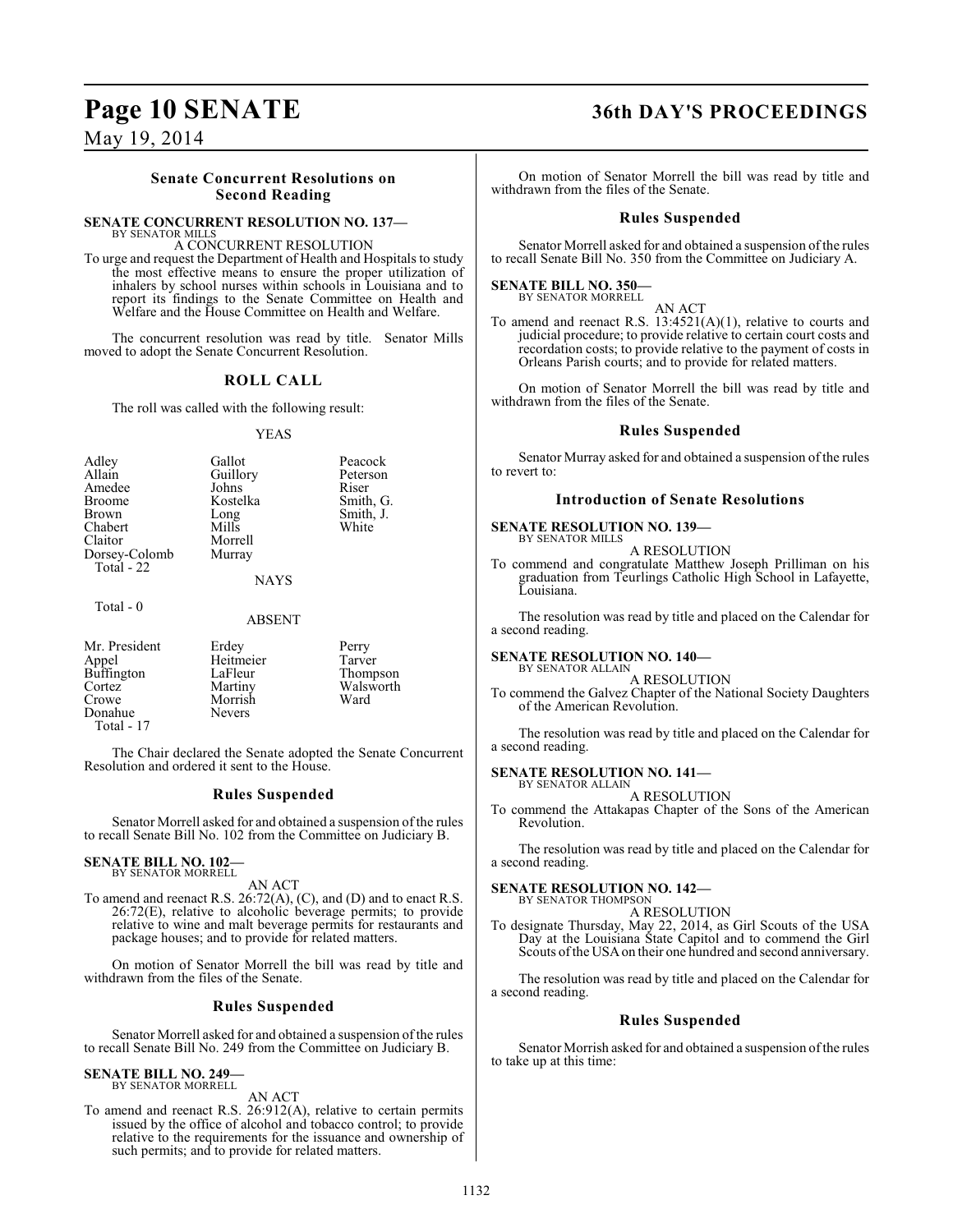### Senate Concurrent Resolutions on Second Reading

**SENATE CONCURRENT RESOLUTION NO. 137—**
BY SENATOR MILLS

A CONCURRENT RESOLUTION

To urge and request the Department of Health and Hospitals to study the most effective means to ensure the proper utilization of inhalers by school nurses within schools in Louisiana and to report its findings to the Senate Committee on Health and Welfare and the House Committee on Health and Welfare.

The concurrent resolution was read by title. Senator Mills moved to adopt the Senate Concurrent Resolution.

### ROLL CALL

The roll was called with the following result:

YEAS

| | | |
|---|---|---|
| Adley | Gallot | Peacock |
| Allain | Guillory | Peterson |
| Amedee | Johns | Riser |
| Broome | Kostelka | Smith, G. |
| Brown | Long | Smith, J. |
| Chabert | Mills | White |
| Claitor | Morrell | |
| Dorsey-Colomb | Murray | |

Total - 22

NAYS

Total - 0

ABSENT

| | | |
|---|---|---|
| Mr. President | Erdey | Perry |
| Appel | Heitmeier | Tarver |
| Buffington | LaFleur | Thompson |
| Cortez | Martiny | Walsworth |
| Crowe | Morrish | Ward |
| Donahue | Nevers | |

Total - 17

The Chair declared the Senate adopted the Senate Concurrent Resolution and ordered it sent to the House.

### Rules Suspended

Senator Morrell asked for and obtained a suspension of the rules to recall Senate Bill No. 102 from the Committee on Judiciary B.

**SENATE BILL NO. 102—**
BY SENATOR MORRELL

AN ACT

To amend and reenact R.S. 26:72(A), (C), and (D) and to enact R.S. 26:72(E), relative to alcoholic beverage permits; to provide relative to wine and malt beverage permits for restaurants and package houses; and to provide for related matters.

On motion of Senator Morrell the bill was read by title and withdrawn from the files of the Senate.

### Rules Suspended

Senator Morrell asked for and obtained a suspension of the rules to recall Senate Bill No. 249 from the Committee on Judiciary B.

**SENATE BILL NO. 249—**
BY SENATOR MORRELL

AN ACT

To amend and reenact R.S. 26:912(A), relative to certain permits issued by the office of alcohol and tobacco control; to provide relative to the requirements for the issuance and ownership of such permits; and to provide for related matters.

On motion of Senator Morrell the bill was read by title and withdrawn from the files of the Senate.

### Rules Suspended

Senator Morrell asked for and obtained a suspension of the rules to recall Senate Bill No. 350 from the Committee on Judiciary A.

**SENATE BILL NO. 350—**
BY SENATOR MORRELL

AN ACT

To amend and reenact R.S. 13:4521(A)(1), relative to courts and judicial procedure; to provide relative to certain court costs and recordation costs; to provide relative to the payment of costs in Orleans Parish courts; and to provide for related matters.

On motion of Senator Morrell the bill was read by title and withdrawn from the files of the Senate.

### Rules Suspended

Senator Murray asked for and obtained a suspension of the rules to revert to:

### Introduction of Senate Resolutions

**SENATE RESOLUTION NO. 139—**
BY SENATOR MILLS

A RESOLUTION

To commend and congratulate Matthew Joseph Prilliman on his graduation from Teurlings Catholic High School in Lafayette, Louisiana.

The resolution was read by title and placed on the Calendar for a second reading.

**SENATE RESOLUTION NO. 140—**
BY SENATOR ALLAIN

A RESOLUTION

To commend the Galvez Chapter of the National Society Daughters of the American Revolution.

The resolution was read by title and placed on the Calendar for a second reading.

**SENATE RESOLUTION NO. 141—**
BY SENATOR ALLAIN

A RESOLUTION

To commend the Attakapas Chapter of the Sons of the American Revolution.

The resolution was read by title and placed on the Calendar for a second reading.

**SENATE RESOLUTION NO. 142—**
BY SENATOR THOMPSON

A RESOLUTION

To designate Thursday, May 22, 2014, as Girl Scouts of the USA Day at the Louisiana State Capitol and to commend the Girl Scouts of the USA on their one hundred and second anniversary.

The resolution was read by title and placed on the Calendar for a second reading.

### Rules Suspended

Senator Morrish asked for and obtained a suspension of the rules to take up at this time: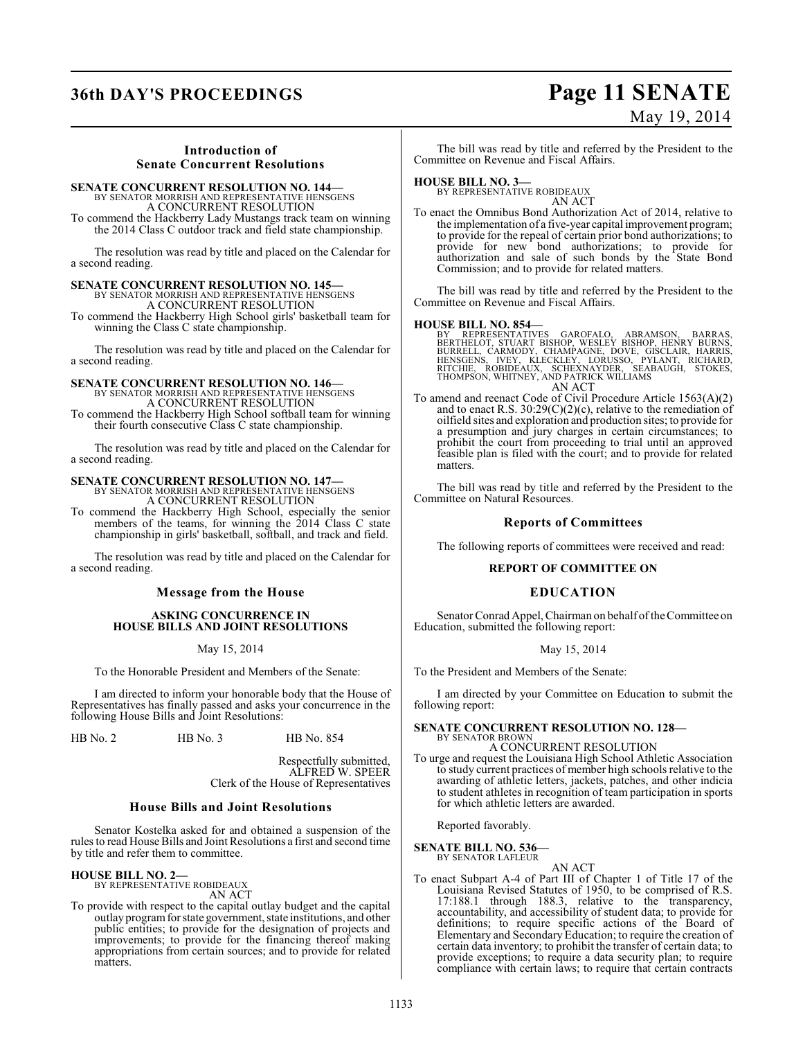### Introduction of Senate Concurrent Resolutions

**SENATE CONCURRENT RESOLUTION NO. 144—**
BY SENATOR MORRISH AND REPRESENTATIVE HENSGENS
A CONCURRENT RESOLUTION

To commend the Hackberry Lady Mustangs track team on winning the 2014 Class C outdoor track and field state championship.

The resolution was read by title and placed on the Calendar for a second reading.

**SENATE CONCURRENT RESOLUTION NO. 145—**
BY SENATOR MORRISH AND REPRESENTATIVE HENSGENS
A CONCURRENT RESOLUTION

To commend the Hackberry High School girls' basketball team for winning the Class C state championship.

The resolution was read by title and placed on the Calendar for a second reading.

**SENATE CONCURRENT RESOLUTION NO. 146—**
BY SENATOR MORRISH AND REPRESENTATIVE HENSGENS
A CONCURRENT RESOLUTION

To commend the Hackberry High School softball team for winning their fourth consecutive Class C state championship.

The resolution was read by title and placed on the Calendar for a second reading.

**SENATE CONCURRENT RESOLUTION NO. 147—**
BY SENATOR MORRISH AND REPRESENTATIVE HENSGENS
A CONCURRENT RESOLUTION

To commend the Hackberry High School, especially the senior members of the teams, for winning the 2014 Class C state championship in girls' basketball, softball, and track and field.

The resolution was read by title and placed on the Calendar for a second reading.

### Message from the House

**ASKING CONCURRENCE IN HOUSE BILLS AND JOINT RESOLUTIONS**

May 15, 2014

To the Honorable President and Members of the Senate:

I am directed to inform your honorable body that the House of Representatives has finally passed and asks your concurrence in the following House Bills and Joint Resolutions:

HB No. 2 HB No. 3 HB No. 854

Respectfully submitted,
ALFRED W. SPEER
Clerk of the House of Representatives

### House Bills and Joint Resolutions

Senator Kostelka asked for and obtained a suspension of the rules to read House Bills and Joint Resolutions a first and second time by title and refer them to committee.

**HOUSE BILL NO. 2—**
BY REPRESENTATIVE ROBIDEAUX
AN ACT

To provide with respect to the capital outlay budget and the capital outlay program for state government, state institutions, and other public entities; to provide for the designation of projects and improvements; to provide for the financing thereof making appropriations from certain sources; and to provide for related matters.

The bill was read by title and referred by the President to the Committee on Revenue and Fiscal Affairs.

**HOUSE BILL NO. 3—**
BY REPRESENTATIVE ROBIDEAUX
AN ACT

To enact the Omnibus Bond Authorization Act of 2014, relative to the implementation of a five-year capital improvement program; to provide for the repeal of certain prior bond authorizations; to provide for new bond authorizations; to provide for authorization and sale of such bonds by the State Bond Commission; and to provide for related matters.

The bill was read by title and referred by the President to the Committee on Revenue and Fiscal Affairs.

**HOUSE BILL NO. 854—**
BY REPRESENTATIVES GAROFALO, ABRAMSON, BARRAS, BERTHELOT, STUART BISHOP, WESLEY BISHOP, HENRY BURNS, BURRELL, CARMODY, CHAMPAGNE, DOVE, GISCLAIR, HARRIS, HENSGENS, IVEY, KLECKLEY, LORUSSO, PYLANT, RICHARD, RITCHIE, ROBIDEAUX, SCHEXNAYDER, SEABAUGH, STOKES, THOMPSON, WHITNEY, AND PATRICK WILLIAMS
AN ACT

To amend and reenact Code of Civil Procedure Article 1563(A)(2) and to enact R.S. 30:29(C)(2)(c), relative to the remediation of oilfield sites and exploration and production sites; to provide for a presumption and jury charges in certain circumstances; to prohibit the court from proceeding to trial until an approved feasible plan is filed with the court; and to provide for related matters.

The bill was read by title and referred by the President to the Committee on Natural Resources.

### Reports of Committees

The following reports of committees were received and read:

**REPORT OF COMMITTEE ON**

**EDUCATION**

Senator Conrad Appel, Chairman on behalf of the Committee on Education, submitted the following report:

May 15, 2014

To the President and Members of the Senate:

I am directed by your Committee on Education to submit the following report:

**SENATE CONCURRENT RESOLUTION NO. 128—**
BY SENATOR BROWN
A CONCURRENT RESOLUTION

To urge and request the Louisiana High School Athletic Association to study current practices of member high schools relative to the awarding of athletic letters, jackets, patches, and other indicia to student athletes in recognition of team participation in sports for which athletic letters are awarded.

Reported favorably.

**SENATE BILL NO. 536—**
BY SENATOR LAFLEUR
AN ACT

To enact Subpart A-4 of Part III of Chapter 1 of Title 17 of the Louisiana Revised Statutes of 1950, to be comprised of R.S. 17:188.1 through 188.3, relative to the transparency, accountability, and accessibility of student data; to provide for definitions; to require specific actions of the Board of Elementary and Secondary Education; to require the creation of certain data inventory; to prohibit the transfer of certain data; to provide exceptions; to require a data security plan; to require compliance with certain laws; to require that certain contracts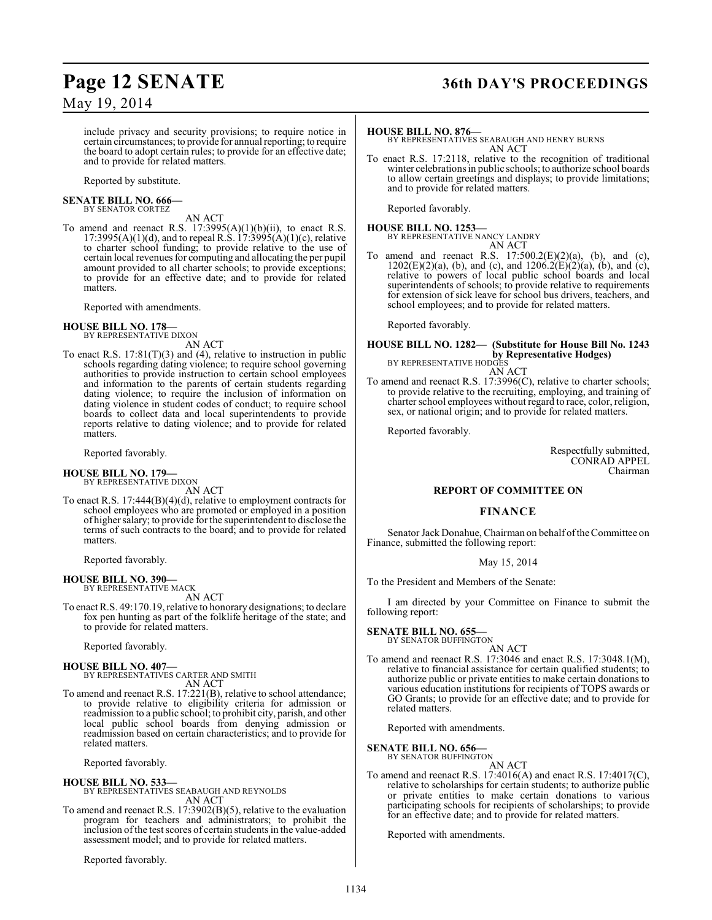include privacy and security provisions; to require notice in certain circumstances; to provide for annual reporting; to require the board to adopt certain rules; to provide for an effective date; and to provide for related matters.

Reported by substitute.

**SENATE BILL NO. 666—**
BY SENATOR CORTEZ

AN ACT

To amend and reenact R.S. 17:3995(A)(1)(b)(ii), to enact R.S. 17:3995(A)(1)(d), and to repeal R.S. 17:3995(A)(1)(c), relative to charter school funding; to provide relative to the use of certain local revenues for computing and allocating the per pupil amount provided to all charter schools; to provide exceptions; to provide for an effective date; and to provide for related matters.

Reported with amendments.

**HOUSE BILL NO. 178—**
BY REPRESENTATIVE DIXON

AN ACT

To enact R.S. 17:81(T)(3) and (4), relative to instruction in public schools regarding dating violence; to require school governing authorities to provide instruction to certain school employees and information to the parents of certain students regarding dating violence; to require the inclusion of information on dating violence in student codes of conduct; to require school boards to collect data and local superintendents to provide reports relative to dating violence; and to provide for related matters.

Reported favorably.

**HOUSE BILL NO. 179—**
BY REPRESENTATIVE DIXON

AN ACT

To enact R.S. 17:444(B)(4)(d), relative to employment contracts for school employees who are promoted or employed in a position of higher salary; to provide for the superintendent to disclose the terms of such contracts to the board; and to provide for related matters.

Reported favorably.

**HOUSE BILL NO. 390—**
BY REPRESENTATIVE MACK

AN ACT

To enact R.S. 49:170.19, relative to honorary designations; to declare fox pen hunting as part of the folklife heritage of the state; and to provide for related matters.

Reported favorably.

**HOUSE BILL NO. 407—**
BY REPRESENTATIVES CARTER AND SMITH

AN ACT

To amend and reenact R.S. 17:221(B), relative to school attendance; to provide relative to eligibility criteria for admission or readmission to a public school; to prohibit city, parish, and other local public school boards from denying admission or readmission based on certain characteristics; and to provide for related matters.

Reported favorably.

**HOUSE BILL NO. 533—**
BY REPRESENTATIVES SEABAUGH AND REYNOLDS

AN ACT

To amend and reenact R.S. 17:3902(B)(5), relative to the evaluation program for teachers and administrators; to prohibit the inclusion of the test scores of certain students in the value-added assessment model; and to provide for related matters.

Reported favorably.

**HOUSE BILL NO. 876—**
BY REPRESENTATIVES SEABAUGH AND HENRY BURNS

AN ACT

To enact R.S. 17:2118, relative to the recognition of traditional winter celebrations in public schools; to authorize school boards to allow certain greetings and displays; to provide limitations; and to provide for related matters.

Reported favorably.

**HOUSE BILL NO. 1253—**
BY REPRESENTATIVE NANCY LANDRY

AN ACT

To amend and reenact R.S. 17:500.2(E)(2)(a), (b), and (c), 1202(E)(2)(a), (b), and (c), and 1206.2(E)(2)(a), (b), and (c), relative to powers of local public school boards and local superintendents of schools; to provide relative to requirements for extension of sick leave for school bus drivers, teachers, and school employees; and to provide for related matters.

Reported favorably.

**HOUSE BILL NO. 1282— (Substitute for House Bill No. 1243 by Representative Hodges)**
BY REPRESENTATIVE HODGES

AN ACT

To amend and reenact R.S. 17:3996(C), relative to charter schools; to provide relative to the recruiting, employing, and training of charter school employees without regard to race, color, religion, sex, or national origin; and to provide for related matters.

Reported favorably.

Respectfully submitted,
CONRAD APPEL
Chairman

### REPORT OF COMMITTEE ON

### FINANCE

Senator Jack Donahue, Chairman on behalf of the Committee on Finance, submitted the following report:

May 15, 2014

To the President and Members of the Senate:

I am directed by your Committee on Finance to submit the following report:

**SENATE BILL NO. 655—**
BY SENATOR BUFFINGTON

AN ACT

To amend and reenact R.S. 17:3046 and enact R.S. 17:3048.1(M), relative to financial assistance for certain qualified students; to authorize public or private entities to make certain donations to various education institutions for recipients of TOPS awards or GO Grants; to provide for an effective date; and to provide for related matters.

Reported with amendments.

**SENATE BILL NO. 656—**
BY SENATOR BUFFINGTON

AN ACT

To amend and reenact R.S. 17:4016(A) and enact R.S. 17:4017(C), relative to scholarships for certain students; to authorize public or private entities to make certain donations to various participating schools for recipients of scholarships; to provide for an effective date; and to provide for related matters.

Reported with amendments.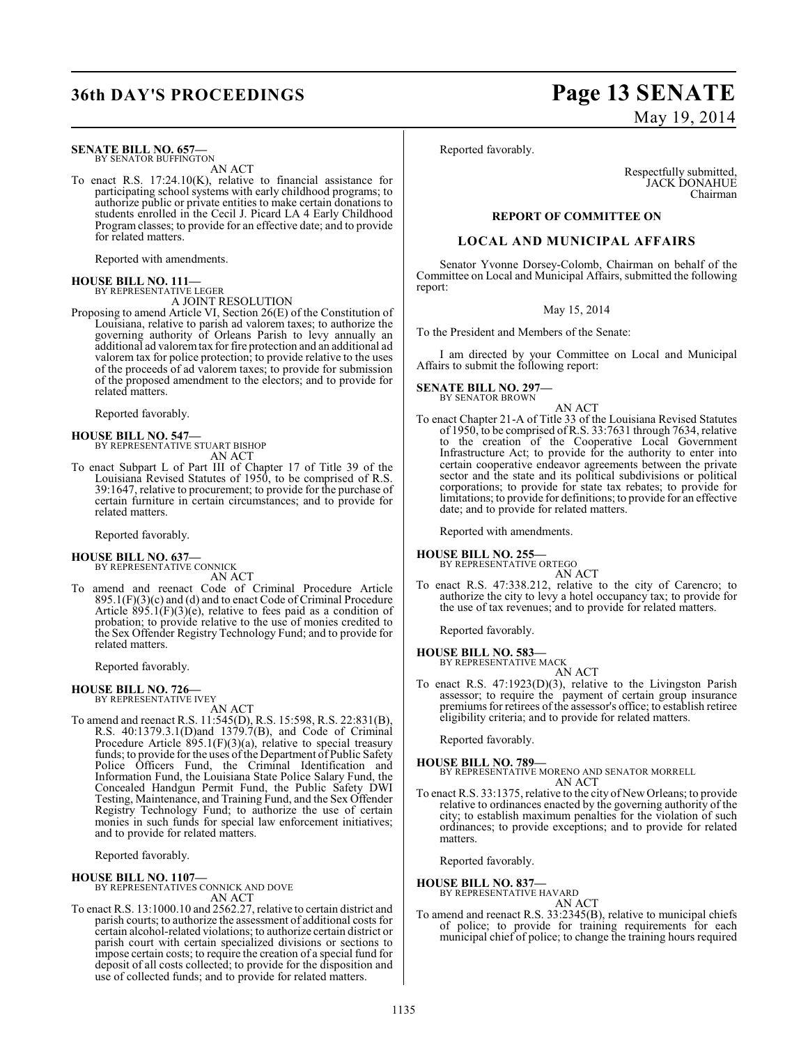**SENATE BILL NO. 657—**
BY SENATOR BUFFINGTON

AN ACT

To enact R.S. 17:24.10(K), relative to financial assistance for participating school systems with early childhood programs; to authorize public or private entities to make certain donations to students enrolled in the Cecil J. Picard LA 4 Early Childhood Program classes; to provide for an effective date; and to provide for related matters.

Reported with amendments.

**HOUSE BILL NO. 111—**
BY REPRESENTATIVE LEGER

A JOINT RESOLUTION

Proposing to amend Article VI, Section 26(E) of the Constitution of Louisiana, relative to parish ad valorem taxes; to authorize the governing authority of Orleans Parish to levy annually an additional ad valorem tax for fire protection and an additional ad valorem tax for police protection; to provide relative to the uses of the proceeds of ad valorem taxes; to provide for submission of the proposed amendment to the electors; and to provide for related matters.

Reported favorably.

**HOUSE BILL NO. 547—**
BY REPRESENTATIVE STUART BISHOP

AN ACT

To enact Subpart L of Part III of Chapter 17 of Title 39 of the Louisiana Revised Statutes of 1950, to be comprised of R.S. 39:1647, relative to procurement; to provide for the purchase of certain furniture in certain circumstances; and to provide for related matters.

Reported favorably.

**HOUSE BILL NO. 637—**
BY REPRESENTATIVE CONNICK

AN ACT

To amend and reenact Code of Criminal Procedure Article 895.1(F)(3)(c) and (d) and to enact Code of Criminal Procedure Article 895.1(F)(3)(e), relative to fees paid as a condition of probation; to provide relative to the use of monies credited to the Sex Offender Registry Technology Fund; and to provide for related matters.

Reported favorably.

**HOUSE BILL NO. 726—**
BY REPRESENTATIVE IVEY

AN ACT

To amend and reenact R.S. 11:545(D), R.S. 15:598, R.S. 22:831(B), R.S. 40:1379.3.1(D)and 1379.7(B), and Code of Criminal Procedure Article 895.1(F)(3)(a), relative to special treasury funds; to provide for the uses of the Department of Public Safety Police Officers Fund, the Criminal Identification and Information Fund, the Louisiana State Police Salary Fund, the Concealed Handgun Permit Fund, the Public Safety DWI Testing, Maintenance, and Training Fund, and the Sex Offender Registry Technology Fund; to authorize the use of certain monies in such funds for special law enforcement initiatives; and to provide for related matters.

Reported favorably.

**HOUSE BILL NO. 1107—**
BY REPRESENTATIVES CONNICK AND DOVE

AN ACT

To enact R.S. 13:1000.10 and 2562.27, relative to certain district and parish courts; to authorize the assessment of additional costs for certain alcohol-related violations; to authorize certain district or parish court with certain specialized divisions or sections to impose certain costs; to require the creation of a special fund for deposit of all costs collected; to provide for the disposition and use of collected funds; and to provide for related matters.

Reported favorably.

Respectfully submitted,
JACK DONAHUE
Chairman

**REPORT OF COMMITTEE ON**

## LOCAL AND MUNICIPAL AFFAIRS

Senator Yvonne Dorsey-Colomb, Chairman on behalf of the Committee on Local and Municipal Affairs, submitted the following report:

May 15, 2014

To the President and Members of the Senate:

I am directed by your Committee on Local and Municipal Affairs to submit the following report:

**SENATE BILL NO. 297—**
BY SENATOR BROWN

AN ACT

To enact Chapter 21-A of Title 33 of the Louisiana Revised Statutes of 1950, to be comprised of R.S. 33:7631 through 7634, relative to the creation of the Cooperative Local Government Infrastructure Act; to provide for the authority to enter into certain cooperative endeavor agreements between the private sector and the state and its political subdivisions or political corporations; to provide for state tax rebates; to provide for limitations; to provide for definitions; to provide for an effective date; and to provide for related matters.

Reported with amendments.

**HOUSE BILL NO. 255—**
BY REPRESENTATIVE ORTEGO

AN ACT

To enact R.S. 47:338.212, relative to the city of Carencro; to authorize the city to levy a hotel occupancy tax; to provide for the use of tax revenues; and to provide for related matters.

Reported favorably.

**HOUSE BILL NO. 583—**
BY REPRESENTATIVE MACK

AN ACT

To enact R.S. 47:1923(D)(3), relative to the Livingston Parish assessor; to require the payment of certain group insurance premiums for retirees of the assessor's office; to establish retiree eligibility criteria; and to provide for related matters.

Reported favorably.

**HOUSE BILL NO. 789—**
BY REPRESENTATIVE MORENO AND SENATOR MORRELL

AN ACT

To enact R.S. 33:1375, relative to the city of New Orleans; to provide relative to ordinances enacted by the governing authority of the city; to establish maximum penalties for the violation of such ordinances; to provide exceptions; and to provide for related matters.

Reported favorably.

**HOUSE BILL NO. 837—**
BY REPRESENTATIVE HAVARD

AN ACT

To amend and reenact R.S. 33:2345(B), relative to municipal chiefs of police; to provide for training requirements for each municipal chief of police; to change the training hours required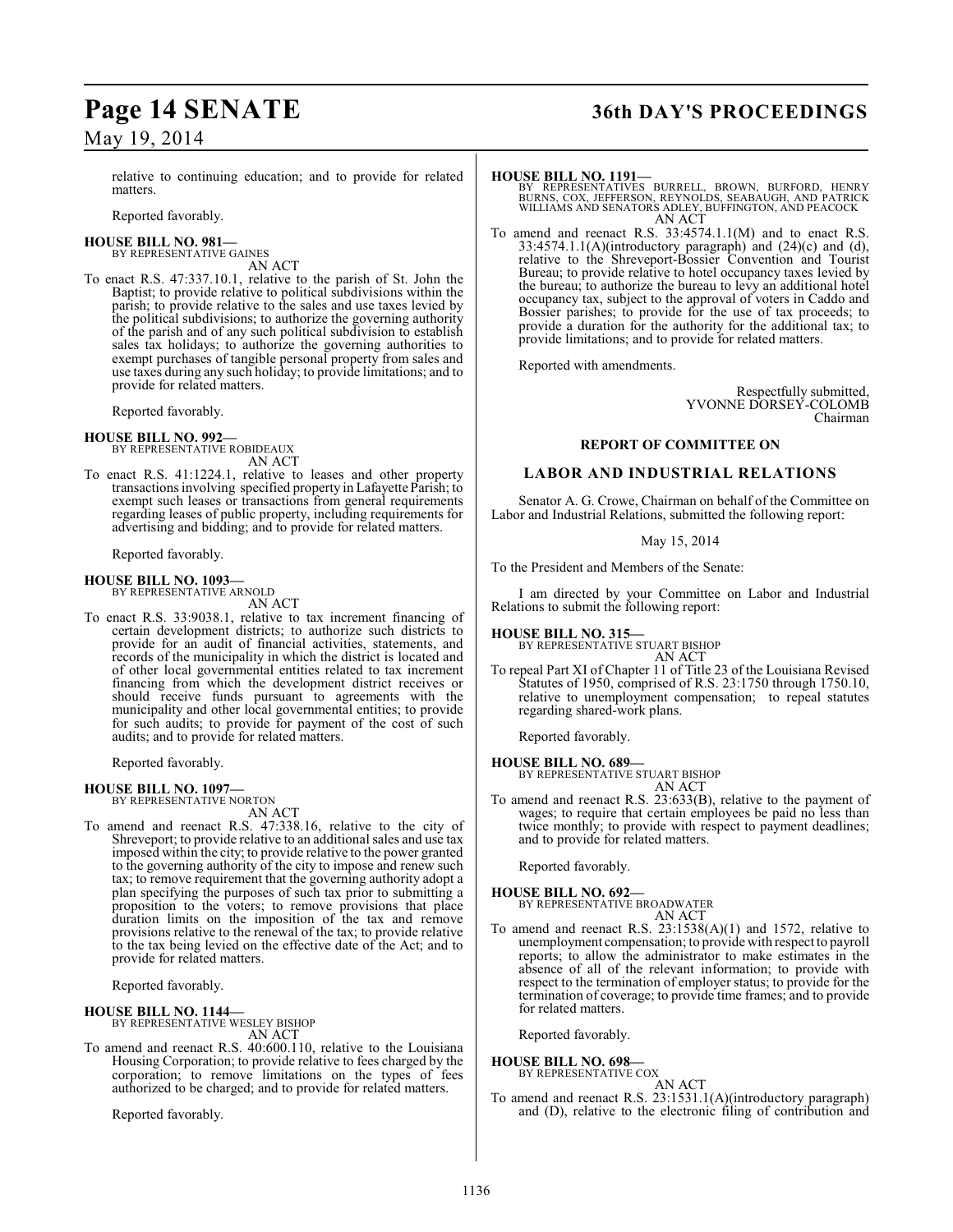relative to continuing education; and to provide for related matters.

Reported favorably.

**HOUSE BILL NO. 981—**
BY REPRESENTATIVE GAINES
AN ACT

To enact R.S. 47:337.10.1, relative to the parish of St. John the Baptist; to provide relative to political subdivisions within the parish; to provide relative to the sales and use taxes levied by the political subdivisions; to authorize the governing authority of the parish and of any such political subdivision to establish sales tax holidays; to authorize the governing authorities to exempt purchases of tangible personal property from sales and use taxes during any such holiday; to provide limitations; and to provide for related matters.

Reported favorably.

**HOUSE BILL NO. 992—**
BY REPRESENTATIVE ROBIDEAUX
AN ACT

To enact R.S. 41:1224.1, relative to leases and other property transactions involving specified property in Lafayette Parish; to exempt such leases or transactions from general requirements regarding leases of public property, including requirements for advertising and bidding; and to provide for related matters.

Reported favorably.

**HOUSE BILL NO. 1093—**
BY REPRESENTATIVE ARNOLD
AN ACT

To enact R.S. 33:9038.1, relative to tax increment financing of certain development districts; to authorize such districts to provide for an audit of financial activities, statements, and records of the municipality in which the district is located and of other local governmental entities related to tax increment financing from which the development district receives or should receive funds pursuant to agreements with the municipality and other local governmental entities; to provide for such audits; to provide for payment of the cost of such audits; and to provide for related matters.

Reported favorably.

**HOUSE BILL NO. 1097—**
BY REPRESENTATIVE NORTON
AN ACT

To amend and reenact R.S. 47:338.16, relative to the city of Shreveport; to provide relative to an additional sales and use tax imposed within the city; to provide relative to the power granted to the governing authority of the city to impose and renew such tax; to remove requirement that the governing authority adopt a plan specifying the purposes of such tax prior to submitting a proposition to the voters; to remove provisions that place duration limits on the imposition of the tax and remove provisions relative to the renewal of the tax; to provide relative to the tax being levied on the effective date of the Act; and to provide for related matters.

Reported favorably.

**HOUSE BILL NO. 1144—**
BY REPRESENTATIVE WESLEY BISHOP
AN ACT

To amend and reenact R.S. 40:600.110, relative to the Louisiana Housing Corporation; to provide relative to fees charged by the corporation; to remove limitations on the types of fees authorized to be charged; and to provide for related matters.

Reported favorably.

**HOUSE BILL NO. 1191—**
BY REPRESENTATIVES BURRELL, BROWN, BURFORD, HENRY BURNS, COX, JEFFERSON, REYNOLDS, SEABAUGH, AND PATRICK WILLIAMS AND SENATORS ADLEY, BUFFINGTON, AND PEACOCK
AN ACT

To amend and reenact R.S. 33:4574.1.1(M) and to enact R.S. 33:4574.1.1(A)(introductory paragraph) and (24)(c) and (d), relative to the Shreveport-Bossier Convention and Tourist Bureau; to provide relative to hotel occupancy taxes levied by the bureau; to authorize the bureau to levy an additional hotel occupancy tax, subject to the approval of voters in Caddo and Bossier parishes; to provide for the use of tax proceeds; to provide a duration for the authority for the additional tax; to provide limitations; and to provide for related matters.

Reported with amendments.

Respectfully submitted,
YVONNE DORSEY-COLOMB
Chairman

## REPORT OF COMMITTEE ON

## LABOR AND INDUSTRIAL RELATIONS

Senator A. G. Crowe, Chairman on behalf of the Committee on Labor and Industrial Relations, submitted the following report:

May 15, 2014

To the President and Members of the Senate:

I am directed by your Committee on Labor and Industrial Relations to submit the following report:

**HOUSE BILL NO. 315—**
BY REPRESENTATIVE STUART BISHOP
AN ACT

To repeal Part XI of Chapter 11 of Title 23 of the Louisiana Revised Statutes of 1950, comprised of R.S. 23:1750 through 1750.10, relative to unemployment compensation; to repeal statutes regarding shared-work plans.

Reported favorably.

**HOUSE BILL NO. 689—**
BY REPRESENTATIVE STUART BISHOP
AN ACT

To amend and reenact R.S. 23:633(B), relative to the payment of wages; to require that certain employees be paid no less than twice monthly; to provide with respect to payment deadlines; and to provide for related matters.

Reported favorably.

**HOUSE BILL NO. 692—**
BY REPRESENTATIVE BROADWATER
AN ACT

To amend and reenact R.S. 23:1538(A)(1) and 1572, relative to unemployment compensation; to provide with respect to payroll reports; to allow the administrator to make estimates in the absence of all of the relevant information; to provide with respect to the termination of employer status; to provide for the termination of coverage; to provide time frames; and to provide for related matters.

Reported favorably.

**HOUSE BILL NO. 698—**
BY REPRESENTATIVE COX
AN ACT

To amend and reenact R.S. 23:1531.1(A)(introductory paragraph) and (D), relative to the electronic filing of contribution and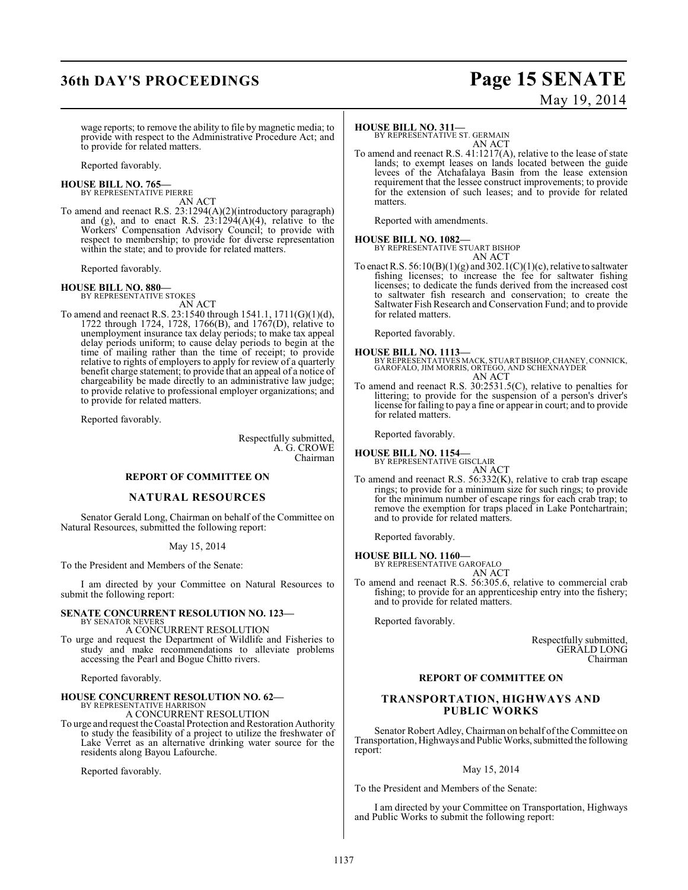wage reports; to remove the ability to file by magnetic media; to provide with respect to the Administrative Procedure Act; and to provide for related matters.

Reported favorably.

**HOUSE BILL NO. 765—**
BY REPRESENTATIVE PIERRE

AN ACT

To amend and reenact R.S. 23:1294(A)(2)(introductory paragraph) and (g), and to enact R.S. 23:1294(A)(4), relative to the Workers' Compensation Advisory Council; to provide with respect to membership; to provide for diverse representation within the state; and to provide for related matters.

Reported favorably.

**HOUSE BILL NO. 880—**
BY REPRESENTATIVE STOKES

AN ACT

To amend and reenact R.S. 23:1540 through 1541.1, 1711(G)(1)(d), 1722 through 1724, 1728, 1766(B), and 1767(D), relative to unemployment insurance tax delay periods; to make tax appeal delay periods uniform; to cause delay periods to begin at the time of mailing rather than the time of receipt; to provide relative to rights of employers to apply for review of a quarterly benefit charge statement; to provide that an appeal of a notice of chargeability be made directly to an administrative law judge; to provide relative to professional employer organizations; and to provide for related matters.

Reported favorably.

Respectfully submitted,
A. G. CROWE
Chairman

## REPORT OF COMMITTEE ON

## NATURAL RESOURCES

Senator Gerald Long, Chairman on behalf of the Committee on Natural Resources, submitted the following report:

May 15, 2014

To the President and Members of the Senate:

I am directed by your Committee on Natural Resources to submit the following report:

**SENATE CONCURRENT RESOLUTION NO. 123—**
BY SENATOR NEVERS

A CONCURRENT RESOLUTION

To urge and request the Department of Wildlife and Fisheries to study and make recommendations to alleviate problems accessing the Pearl and Bogue Chitto rivers.

Reported favorably.

**HOUSE CONCURRENT RESOLUTION NO. 62—**
BY REPRESENTATIVE HARRISON

A CONCURRENT RESOLUTION

To urge and request the Coastal Protection and Restoration Authority to study the feasibility of a project to utilize the freshwater of Lake Verret as an alternative drinking water source for the residents along Bayou Lafourche.

Reported favorably.

**HOUSE BILL NO. 311—**
BY REPRESENTATIVE ST. GERMAIN

AN ACT

To amend and reenact R.S. 41:1217(A), relative to the lease of state lands; to exempt leases on lands located between the guide levees of the Atchafalaya Basin from the lease extension requirement that the lessee construct improvements; to provide for the extension of such leases; and to provide for related matters.

Reported with amendments.

**HOUSE BILL NO. 1082—**
BY REPRESENTATIVE STUART BISHOP

AN ACT

To enact R.S. 56:10(B)(1)(g) and 302.1(C)(1)(c), relative to saltwater fishing licenses; to increase the fee for saltwater fishing licenses; to dedicate the funds derived from the increased cost to saltwater fish research and conservation; to create the Saltwater Fish Research and Conservation Fund; and to provide for related matters.

Reported favorably.

**HOUSE BILL NO. 1113—**
BY REPRESENTATIVES MACK, STUART BISHOP, CHANEY, CONNICK, GAROFALO, JIM MORRIS, ORTEGO, AND SCHEXNAYDER

AN ACT

To amend and reenact R.S. 30:2531.5(C), relative to penalties for littering; to provide for the suspension of a person's driver's license for failing to pay a fine or appear in court; and to provide for related matters.

Reported favorably.

**HOUSE BILL NO. 1154—**
BY REPRESENTATIVE GISCLAIR

AN ACT

To amend and reenact R.S. 56:332(K), relative to crab trap escape rings; to provide for a minimum size for such rings; to provide for the minimum number of escape rings for each crab trap; to remove the exemption for traps placed in Lake Pontchartrain; and to provide for related matters.

Reported favorably.

**HOUSE BILL NO. 1160—**
BY REPRESENTATIVE GAROFALO

AN ACT

To amend and reenact R.S. 56:305.6, relative to commercial crab fishing; to provide for an apprenticeship entry into the fishery; and to provide for related matters.

Reported favorably.

Respectfully submitted,
GERALD LONG
Chairman

## REPORT OF COMMITTEE ON

## TRANSPORTATION, HIGHWAYS AND PUBLIC WORKS

Senator Robert Adley, Chairman on behalf of the Committee on Transportation, Highways and Public Works, submitted the following report:

May 15, 2014

To the President and Members of the Senate:

I am directed by your Committee on Transportation, Highways and Public Works to submit the following report: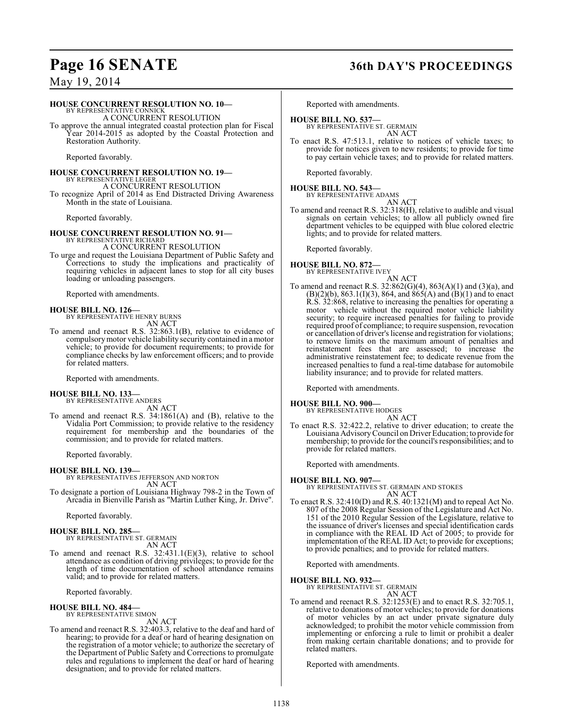**HOUSE CONCURRENT RESOLUTION NO. 10—**
BY REPRESENTATIVE CONNICK
A CONCURRENT RESOLUTION

To approve the annual integrated coastal protection plan for Fiscal Year 2014-2015 as adopted by the Coastal Protection and Restoration Authority.

Reported favorably.

**HOUSE CONCURRENT RESOLUTION NO. 19—**
BY REPRESENTATIVE LEGER
A CONCURRENT RESOLUTION

To recognize April of 2014 as End Distracted Driving Awareness Month in the state of Louisiana.

Reported favorably.

**HOUSE CONCURRENT RESOLUTION NO. 91—**
BY REPRESENTATIVE RICHARD
A CONCURRENT RESOLUTION

To urge and request the Louisiana Department of Public Safety and Corrections to study the implications and practicality of requiring vehicles in adjacent lanes to stop for all city buses loading or unloading passengers.

Reported with amendments.

**HOUSE BILL NO. 126—**
BY REPRESENTATIVE HENRY BURNS
AN ACT

To amend and reenact R.S. 32:863.1(B), relative to evidence of compulsory motor vehicle liability security contained in a motor vehicle; to provide for document requirements; to provide for compliance checks by law enforcement officers; and to provide for related matters.

Reported with amendments.

**HOUSE BILL NO. 133—**
BY REPRESENTATIVE ANDERS
AN ACT

To amend and reenact R.S. 34:1861(A) and (B), relative to the Vidalia Port Commission; to provide relative to the residency requirement for membership and the boundaries of the commission; and to provide for related matters.

Reported favorably.

**HOUSE BILL NO. 139—**
BY REPRESENTATIVES JEFFERSON AND NORTON
AN ACT

To designate a portion of Louisiana Highway 798-2 in the Town of Arcadia in Bienville Parish as "Martin Luther King, Jr. Drive".

Reported favorably.

**HOUSE BILL NO. 285—**
BY REPRESENTATIVE ST. GERMAIN
AN ACT

To amend and reenact R.S. 32:431.1(E)(3), relative to school attendance as condition of driving privileges; to provide for the length of time documentation of school attendance remains valid; and to provide for related matters.

Reported favorably.

**HOUSE BILL NO. 484—**
BY REPRESENTATIVE SIMON
AN ACT

To amend and reenact R.S. 32:403.3, relative to the deaf and hard of hearing; to provide for a deaf or hard of hearing designation on the registration of a motor vehicle; to authorize the secretary of the Department of Public Safety and Corrections to promulgate rules and regulations to implement the deaf or hard of hearing designation; and to provide for related matters.

Reported with amendments.

**HOUSE BILL NO. 537—**
BY REPRESENTATIVE ST. GERMAIN
AN ACT

To enact R.S. 47:513.1, relative to notices of vehicle taxes; to provide for notices given to new residents; to provide for time to pay certain vehicle taxes; and to provide for related matters.

Reported favorably.

**HOUSE BILL NO. 543—**
BY REPRESENTATIVE ADAMS
AN ACT

To amend and reenact R.S. 32:318(H), relative to audible and visual signals on certain vehicles; to allow all publicly owned fire department vehicles to be equipped with blue colored electric lights; and to provide for related matters.

Reported favorably.

**HOUSE BILL NO. 872—**
BY REPRESENTATIVE IVEY
AN ACT

To amend and reenact R.S. 32:862(G)(4), 863(A)(1) and (3)(a), and (B)(2)(b), 863.1(I)(3), 864, and 865(A) and (B)(1) and to enact R.S. 32:868, relative to increasing the penalties for operating a motor vehicle without the required motor vehicle liability security; to require increased penalties for failing to provide required proof of compliance; to require suspension, revocation or cancellation of driver's license and registration for violations; to remove limits on the maximum amount of penalties and reinstatement fees that are assessed; to increase the administrative reinstatement fee; to dedicate revenue from the increased penalties to fund a real-time database for automobile liability insurance; and to provide for related matters.

Reported with amendments.

**HOUSE BILL NO. 900—**
BY REPRESENTATIVE HODGES
AN ACT

To enact R.S. 32:422.2, relative to driver education; to create the Louisiana Advisory Council on Driver Education; to provide for membership; to provide for the council's responsibilities; and to provide for related matters.

Reported with amendments.

**HOUSE BILL NO. 907—**
BY REPRESENTATIVES ST. GERMAIN AND STOKES
AN ACT

To enact R.S. 32:410(D) and R.S. 40:1321(M) and to repeal Act No. 807 of the 2008 Regular Session of the Legislature and Act No. 151 of the 2010 Regular Session of the Legislature, relative to the issuance of driver's licenses and special identification cards in compliance with the REAL ID Act of 2005; to provide for implementation of the REAL ID Act; to provide for exceptions; to provide penalties; and to provide for related matters.

Reported with amendments.

**HOUSE BILL NO. 932—**
BY REPRESENTATIVE ST. GERMAIN
AN ACT

To amend and reenact R.S. 32:1253(E) and to enact R.S. 32:705.1, relative to donations of motor vehicles; to provide for donations of motor vehicles by an act under private signature duly acknowledged; to prohibit the motor vehicle commission from implementing or enforcing a rule to limit or prohibit a dealer from making certain charitable donations; and to provide for related matters.

Reported with amendments.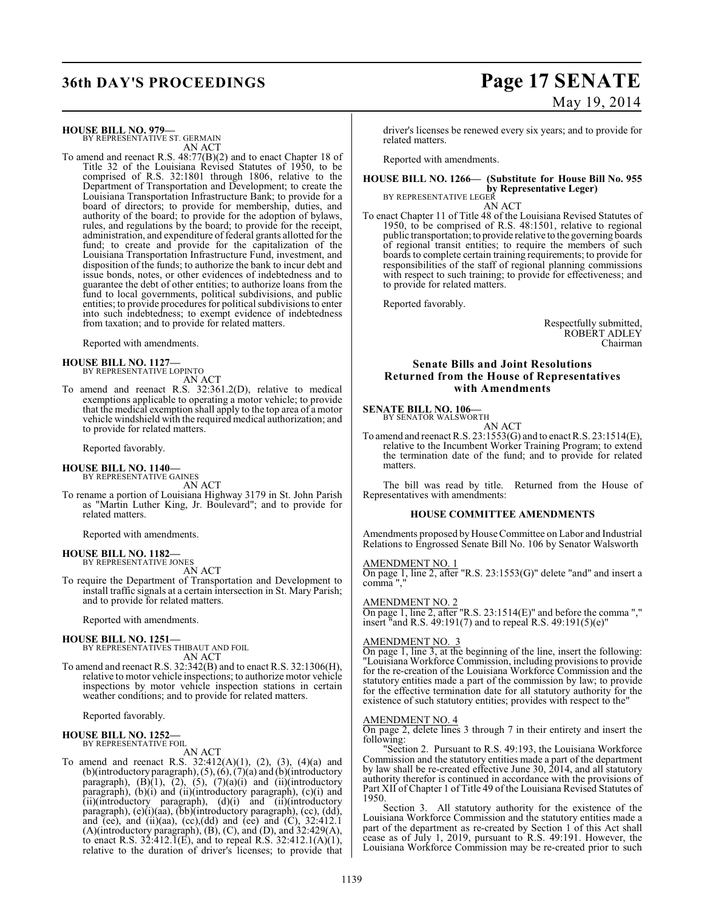**HOUSE BILL NO. 979—**
BY REPRESENTATIVE ST. GERMAIN
AN ACT

To amend and reenact R.S. 48:77(B)(2) and to enact Chapter 18 of Title 32 of the Louisiana Revised Statutes of 1950, to be comprised of R.S. 32:1801 through 1806, relative to the Department of Transportation and Development; to create the Louisiana Transportation Infrastructure Bank; to provide for a board of directors; to provide for membership, duties, and authority of the board; to provide for the adoption of bylaws, rules, and regulations by the board; to provide for the receipt, administration, and expenditure of federal grants allotted for the fund; to create and provide for the capitalization of the Louisiana Transportation Infrastructure Fund, investment, and disposition of the funds; to authorize the bank to incur debt and issue bonds, notes, or other evidences of indebtedness and to guarantee the debt of other entities; to authorize loans from the fund to local governments, political subdivisions, and public entities; to provide procedures for political subdivisions to enter into such indebtedness; to exempt evidence of indebtedness from taxation; and to provide for related matters.

Reported with amendments.

**HOUSE BILL NO. 1127—**
BY REPRESENTATIVE LOPINTO
AN ACT

To amend and reenact R.S. 32:361.2(D), relative to medical exemptions applicable to operating a motor vehicle; to provide that the medical exemption shall apply to the top area of a motor vehicle windshield with the required medical authorization; and to provide for related matters.

Reported favorably.

**HOUSE BILL NO. 1140—**
BY REPRESENTATIVE GAINES
AN ACT

To rename a portion of Louisiana Highway 3179 in St. John Parish as "Martin Luther King, Jr. Boulevard"; and to provide for related matters.

Reported with amendments.

**HOUSE BILL NO. 1182—**
BY REPRESENTATIVE JONES
AN ACT

To require the Department of Transportation and Development to install traffic signals at a certain intersection in St. Mary Parish; and to provide for related matters.

Reported with amendments.

**HOUSE BILL NO. 1251—**
BY REPRESENTATIVES THIBAUT AND FOIL
AN ACT

To amend and reenact R.S. 32:342(B) and to enact R.S. 32:1306(H), relative to motor vehicle inspections; to authorize motor vehicle inspections by motor vehicle inspection stations in certain weather conditions; and to provide for related matters.

Reported favorably.

**HOUSE BILL NO. 1252—**
BY REPRESENTATIVE FOIL
AN ACT

To amend and reenact R.S. 32:412(A)(1), (2), (3), (4)(a) and (b)(introductory paragraph), (5), (6), (7)(a) and (b)(introductory paragraph), (B)(1), (2), (5), (7)(a)(i) and (ii)(introductory paragraph), (b)(i) and (ii)(introductory paragraph), (c)(i) and (ii)(introductory paragraph), (d)(i) and (ii)(introductory paragraph), (e)(i)(aa), (bb)(introductory paragraph), (cc), (dd), and (ee), and (ii)(aa), (cc),(dd) and (ee) and (C), 32:412.1 (A)(introductory paragraph), (B), (C), and (D), and 32:429(A), to enact R.S. 32:412.1(E), and to repeal R.S. 32:412.1(A)(1), relative to the duration of driver's licenses; to provide that driver's licenses be renewed every six years; and to provide for related matters.

Reported with amendments.

**HOUSE BILL NO. 1266— (Substitute for House Bill No. 955 by Representative Leger)**
BY REPRESENTATIVE LEGER
AN ACT

To enact Chapter 11 of Title 48 of the Louisiana Revised Statutes of 1950, to be comprised of R.S. 48:1501, relative to regional public transportation; to provide relative to the governing boards of regional transit entities; to require the members of such boards to complete certain training requirements; to provide for responsibilities of the staff of regional planning commissions with respect to such training; to provide for effectiveness; and to provide for related matters.

Reported favorably.

Respectfully submitted,
ROBERT ADLEY
Chairman

## Senate Bills and Joint Resolutions Returned from the House of Representatives with Amendments

**SENATE BILL NO. 106—**
BY SENATOR WALSWORTH
AN ACT

To amend and reenact R.S. 23:1553(G) and to enact R.S. 23:1514(E), relative to the Incumbent Worker Training Program; to extend the termination date of the fund; and to provide for related matters.

The bill was read by title. Returned from the House of Representatives with amendments:

### HOUSE COMMITTEE AMENDMENTS

Amendments proposed by House Committee on Labor and Industrial Relations to Engrossed Senate Bill No. 106 by Senator Walsworth

AMENDMENT NO. 1
On page 1, line 2, after "R.S. 23:1553(G)" delete "and" and insert a comma ","

AMENDMENT NO. 2
On page 1, line 2, after "R.S. 23:1514(E)" and before the comma "," insert "and R.S. 49:191(7) and to repeal R.S. 49:191(5)(e)"

AMENDMENT NO. 3
On page 1, line 3, at the beginning of the line, insert the following: "Louisiana Workforce Commission, including provisions to provide for the re-creation of the Louisiana Workforce Commission and the statutory entities made a part of the commission by law; to provide for the effective termination date for all statutory authority for the existence of such statutory entities; provides with respect to the"

AMENDMENT NO. 4
On page 2, delete lines 3 through 7 in their entirety and insert the following:

"Section 2. Pursuant to R.S. 49:193, the Louisiana Workforce Commission and the statutory entities made a part of the department by law shall be re-created effective June 30, 2014, and all statutory authority therefor is continued in accordance with the provisions of Part XII of Chapter 1 of Title 49 of the Louisiana Revised Statutes of 1950.

Section 3. All statutory authority for the existence of the Louisiana Workforce Commission and the statutory entities made a part of the department as re-created by Section 1 of this Act shall cease as of July 1, 2019, pursuant to R.S. 49:191. However, the Louisiana Workforce Commission may be re-created prior to such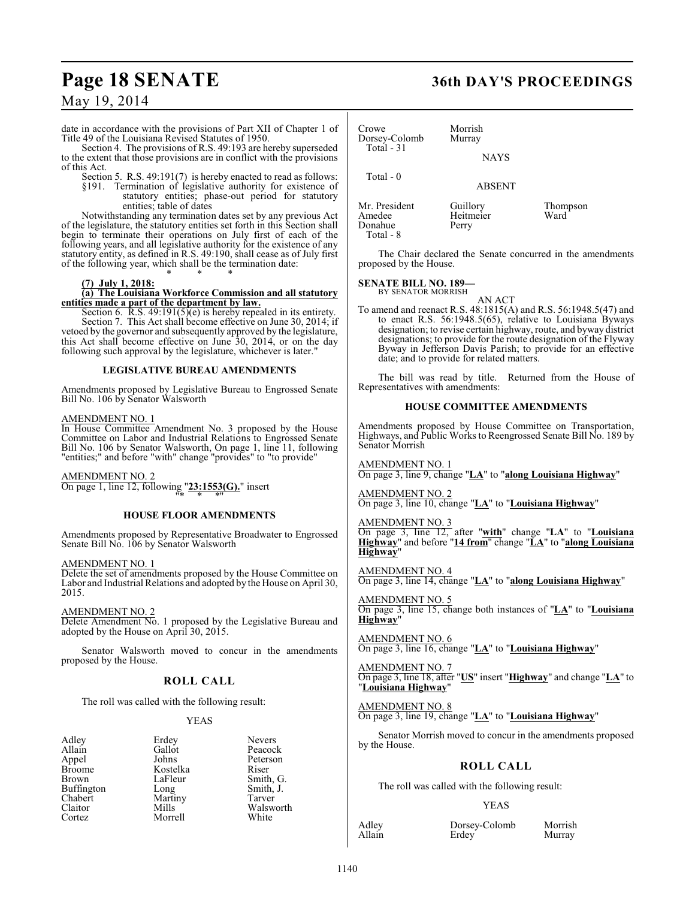date in accordance with the provisions of Part XII of Chapter 1 of Title 49 of the Louisiana Revised Statutes of 1950.

Section 4. The provisions of R.S. 49:193 are hereby superseded to the extent that those provisions are in conflict with the provisions of this Act.

Section 5. R.S. 49:191(7) is hereby enacted to read as follows:

§191. Termination of legislative authority for existence of statutory entities; phase-out period for statutory entities; table of dates

Notwithstanding any termination dates set by any previous Act of the legislature, the statutory entities set forth in this Section shall begin to terminate their operations on July first of each of the following years, and all legislative authority for the existence of any statutory entity, as defined in R.S. 49:190, shall cease as of July first of the following year, which shall be the termination date:

\* \* \*

**(7) July 1, 2018:**

**(a) The Louisiana Workforce Commission and all statutory entities made a part of the department by law.**

Section 6. R.S. 49:191(5)(e) is hereby repealed in its entirety.

Section 7. This Act shall become effective on June 30, 2014; if vetoed by the governor and subsequently approved by the legislature, this Act shall become effective on June 30, 2014, or on the day following such approval by the legislature, whichever is later."

### LEGISLATIVE BUREAU AMENDMENTS

Amendments proposed by Legislative Bureau to Engrossed Senate Bill No. 106 by Senator Walsworth

AMENDMENT NO. 1

In House Committee Amendment No. 3 proposed by the House Committee on Labor and Industrial Relations to Engrossed Senate Bill No. 106 by Senator Walsworth, On page 1, line 11, following "entities;" and before "with" change "provides" to "to provide"

AMENDMENT NO. 2

On page 1, line 12, following "**23:1553(G).**" insert "\* \* \*"

### HOUSE FLOOR AMENDMENTS

Amendments proposed by Representative Broadwater to Engrossed Senate Bill No. 106 by Senator Walsworth

AMENDMENT NO. 1

Delete the set of amendments proposed by the House Committee on Labor and Industrial Relations and adopted by the House on April 30, 2015.

AMENDMENT NO. 2

Delete Amendment No. 1 proposed by the Legislative Bureau and adopted by the House on April 30, 2015.

Senator Walsworth moved to concur in the amendments proposed by the House.

## ROLL CALL

The roll was called with the following result:

YEAS

| | | |
|---|---|---|
| Adley | Erdey | Nevers |
| Allain | Gallot | Peacock |
| Appel | Johns | Peterson |
| Broome | Kostelka | Riser |
| Brown | LaFleur | Smith, G. |
| Buffington | Long | Smith, J. |
| Chabert | Martiny | Tarver |
| Claitor | Mills | Walsworth |
| Cortez | Morrell | White |
| Crowe | Morrish | |
| Dorsey-Colomb | Murray | |

Total - 31

NAYS

Total - 0

ABSENT

| | | |
|---|---|---|
| Mr. President | Guillory | Thompson |
| Amedee | Heitmeier | Ward |
| Donahue | Perry | |

Total - 8

The Chair declared the Senate concurred in the amendments proposed by the House.

**SENATE BILL NO. 189—**
BY SENATOR MORRISH

AN ACT

To amend and reenact R.S. 48:1815(A) and R.S. 56:1948.5(47) and to enact R.S. 56:1948.5(65), relative to Louisiana Byways designation; to revise certain highway, route, and byway district designations; to provide for the route designation of the Flyway Byway in Jefferson Davis Parish; to provide for an effective date; and to provide for related matters.

The bill was read by title. Returned from the House of Representatives with amendments:

### HOUSE COMMITTEE AMENDMENTS

Amendments proposed by House Committee on Transportation, Highways, and Public Works to Reengrossed Senate Bill No. 189 by Senator Morrish

AMENDMENT NO. 1

On page 3, line 9, change "**LA**" to "**along Louisiana Highway**"

AMENDMENT NO. 2

On page 3, line 10, change "**LA**" to "**Louisiana Highway**"

AMENDMENT NO. 3

On page 3, line 12, after "**with**" change "**LA**" to "**Louisiana Highway**" and before "**14 from**" change "**LA**" to "**along Louisiana Highway**"

AMENDMENT NO. 4

On page 3, line 14, change "**LA**" to "**along Louisiana Highway**"

AMENDMENT NO. 5

On page 3, line 15, change both instances of "**LA**" to "**Louisiana Highway**"

AMENDMENT NO. 6

On page 3, line 16, change "**LA**" to "**Louisiana Highway**"

AMENDMENT NO. 7

On page 3, line 18, after "**US**" insert "**Highway**" and change "**LA**" to "**Louisiana Highway**"

AMENDMENT NO. 8

On page 3, line 19, change "**LA**" to "**Louisiana Highway**"

Senator Morrish moved to concur in the amendments proposed by the House.

## ROLL CALL

The roll was called with the following result:

YEAS

| | | |
|---|---|---|
| Adley | Dorsey-Colomb | Morrish |
| Allain | Erdey | Murray |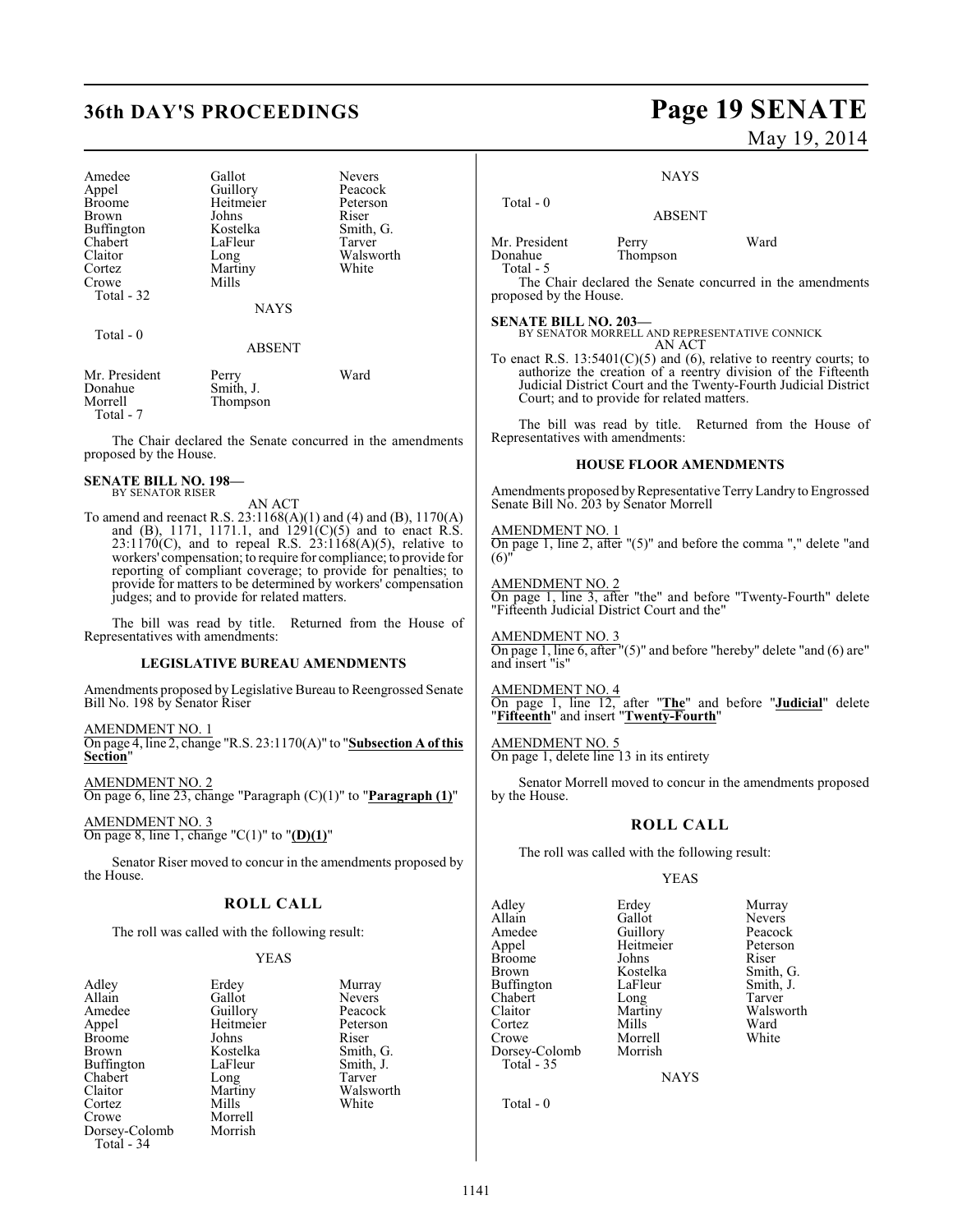| | | |
|---|---|---|
| Amedee | Gallot | Nevers |
| Appel | Guillory | Peacock |
| Broome | Heitmeier | Peterson |
| Brown | Johns | Riser |
| Buffington | Kostelka | Smith, G. |
| Chabert | LaFleur | Tarver |
| Claitor | Long | Walsworth |
| Cortez | Martiny | White |
| Crowe | Mills | |

Total - 32

NAYS

Total - 0

ABSENT

| | | |
|---|---|---|
| Mr. President | Perry | Ward |
| Donahue | Smith, J. | |
| Morrell | Thompson | |

Total - 7

The Chair declared the Senate concurred in the amendments proposed by the House.

**SENATE BILL NO. 198—**
BY SENATOR RISER

AN ACT

To amend and reenact R.S. 23:1168(A)(1) and (4) and (B), 1170(A) and (B), 1171, 1171.1, and 1291(C)(5) and to enact R.S. 23:1170(C), and to repeal R.S. 23:1168(A)(5), relative to workers' compensation; to require for compliance; to provide for reporting of compliant coverage; to provide for penalties; to provide for matters to be determined by workers' compensation judges; and to provide for related matters.

The bill was read by title. Returned from the House of Representatives with amendments:

**LEGISLATIVE BUREAU AMENDMENTS**

Amendments proposed by Legislative Bureau to Reengrossed Senate Bill No. 198 by Senator Riser

AMENDMENT NO. 1
On page 4, line 2, change "R.S. 23:1170(A)" to "**Subsection A of this Section**"

AMENDMENT NO. 2
On page 6, line 23, change "Paragraph (C)(1)" to "**Paragraph (1)**"

AMENDMENT NO. 3
On page 8, line 1, change "C(1)" to "**(D)(1)**"

Senator Riser moved to concur in the amendments proposed by the House.

**ROLL CALL**

The roll was called with the following result:

YEAS

| | | |
|---|---|---|
| Adley | Erdey | Murray |
| Allain | Gallot | Nevers |
| Amedee | Guillory | Peacock |
| Appel | Heitmeier | Peterson |
| Broome | Johns | Riser |
| Brown | Kostelka | Smith, G. |
| Buffington | LaFleur | Smith, J. |
| Chabert | Long | Tarver |
| Claitor | Martiny | Walsworth |
| Cortez | Mills | White |
| Crowe | Morrell | |
| Dorsey-Colomb | Morrish | |

Total - 34

NAYS

Total - 0

ABSENT

| | | |
|---|---|---|
| Mr. President | Perry | Ward |
| Donahue | Thompson | |

Total - 5

The Chair declared the Senate concurred in the amendments proposed by the House.

**SENATE BILL NO. 203—**
BY SENATOR MORRELL AND REPRESENTATIVE CONNICK

AN ACT

To enact R.S. 13:5401(C)(5) and (6), relative to reentry courts; to authorize the creation of a reentry division of the Fifteenth Judicial District Court and the Twenty-Fourth Judicial District Court; and to provide for related matters.

The bill was read by title. Returned from the House of Representatives with amendments:

**HOUSE FLOOR AMENDMENTS**

Amendments proposed by Representative Terry Landry to Engrossed Senate Bill No. 203 by Senator Morrell

AMENDMENT NO. 1
On page 1, line 2, after "(5)" and before the comma "," delete "and (6)"

AMENDMENT NO. 2
On page 1, line 3, after "the" and before "Twenty-Fourth" delete "Fifteenth Judicial District Court and the"

AMENDMENT NO. 3
On page 1, line 6, after "(5)" and before "hereby" delete "and (6) are" and insert "is"

AMENDMENT NO. 4
On page 1, line 12, after "**The**" and before "**Judicial**" delete "**Fifteenth**" and insert "**Twenty-Fourth**"

AMENDMENT NO. 5
On page 1, delete line 13 in its entirety

Senator Morrell moved to concur in the amendments proposed by the House.

**ROLL CALL**

The roll was called with the following result:

YEAS

| | | |
|---|---|---|
| Adley | Erdey | Murray |
| Allain | Gallot | Nevers |
| Amedee | Guillory | Peacock |
| Appel | Heitmeier | Peterson |
| Broome | Johns | Riser |
| Brown | Kostelka | Smith, G. |
| Buffington | LaFleur | Smith, J. |
| Chabert | Long | Tarver |
| Claitor | Martiny | Walsworth |
| Cortez | Mills | Ward |
| Crowe | Morrell | White |
| Dorsey-Colomb | Morrish | |

Total - 35

NAYS

Total - 0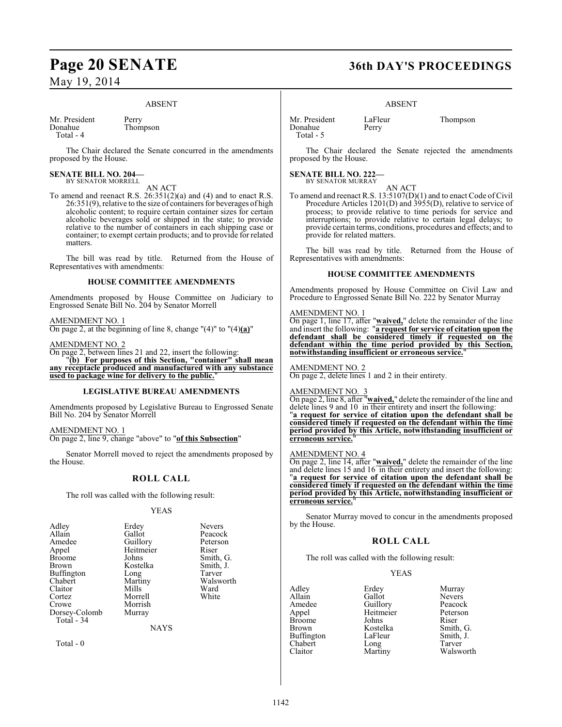## ABSENT

| | |
|---|---|
| Mr. President | Perry |
| Donahue | Thompson |
| Total - 4 | |

The Chair declared the Senate concurred in the amendments proposed by the House.

### SENATE BILL NO. 204—
BY SENATOR MORRELL

AN ACT

To amend and reenact R.S. 26:351(2)(a) and (4) and to enact R.S. 26:351(9), relative to the size of containers for beverages of high alcoholic content; to require certain container sizes for certain alcoholic beverages sold or shipped in the state; to provide relative to the number of containers in each shipping case or container; to exempt certain products; and to provide for related matters.

The bill was read by title. Returned from the House of Representatives with amendments:

#### HOUSE COMMITTEE AMENDMENTS

Amendments proposed by House Committee on Judiciary to Engrossed Senate Bill No. 204 by Senator Morrell

AMENDMENT NO. 1
On page 2, at the beginning of line 8, change "(4)" to "(4)**(a)**"

AMENDMENT NO. 2
On page 2, between lines 21 and 22, insert the following:
"**(b) For purposes of this Section, "container" shall mean any receptacle produced and manufactured with any substance used to package wine for delivery to the public.**"

#### LEGISLATIVE BUREAU AMENDMENTS

Amendments proposed by Legislative Bureau to Engrossed Senate Bill No. 204 by Senator Morrell

AMENDMENT NO. 1
On page 2, line 9, change "above" to "**of this Subsection**"

Senator Morrell moved to reject the amendments proposed by the House.

## ROLL CALL

The roll was called with the following result:

YEAS

| | | |
|---|---|---|
| Adley | Erdey | Nevers |
| Allain | Gallot | Peacock |
| Amedee | Guillory | Peterson |
| Appel | Heitmeier | Riser |
| Broome | Johns | Smith, G. |
| Brown | Kostelka | Smith, J. |
| Buffington | Long | Tarver |
| Chabert | Martiny | Walsworth |
| Claitor | Mills | Ward |
| Cortez | Morrell | White |
| Crowe | Morrish | |
| Dorsey-Colomb | Murray | |
| Total - 34 | | |

NAYS

Total - 0

ABSENT

| | | |
|---|---|---|
| Mr. President | LaFleur | Thompson |
| Donahue | Perry | |
| Total - 5 | | |

The Chair declared the Senate rejected the amendments proposed by the House.

### SENATE BILL NO. 222—
BY SENATOR MURRAY

AN ACT

To amend and reenact R.S. 13:5107(D)(1) and to enact Code of Civil Procedure Articles 1201(D) and 3955(D), relative to service of process; to provide relative to time periods for service and interruptions; to provide relative to certain legal delays; to provide certain terms, conditions, procedures and effects; and to provide for related matters.

The bill was read by title. Returned from the House of Representatives with amendments:

#### HOUSE COMMITTEE AMENDMENTS

Amendments proposed by House Committee on Civil Law and Procedure to Engrossed Senate Bill No. 222 by Senator Murray

AMENDMENT NO. 1
On page 1, line 17, after "**waived,**" delete the remainder of the line and insert the following: "**a request for service of citation upon the defendant shall be considered timely if requested on the defendant within the time period provided by this Section, notwithstanding insufficient or erroneous service.**"

AMENDMENT NO. 2
On page 2, delete lines 1 and 2 in their entirety.

AMENDMENT NO. 3
On page 2, line 8, after "**waived,**" delete the remainder of the line and delete lines 9 and 10 in their entirety and insert the following:
"**a request for service of citation upon the defendant shall be considered timely if requested on the defendant within the time period provided by this Article, notwithstanding insufficient or erroneous service.**"

AMENDMENT NO. 4
On page 2, line 14, after "**waived,**" delete the remainder of the line and delete lines 15 and 16 in their entirety and insert the following:
"**a request for service of citation upon the defendant shall be considered timely if requested on the defendant within the time period provided by this Article, notwithstanding insufficient or erroneous service.**"

Senator Murray moved to concur in the amendments proposed by the House.

## ROLL CALL

The roll was called with the following result:

YEAS

| | | |
|---|---|---|
| Adley | Erdey | Murray |
| Allain | Gallot | Nevers |
| Amedee | Guillory | Peacock |
| Appel | Heitmeier | Peterson |
| Broome | Johns | Riser |
| Brown | Kostelka | Smith, G. |
| Buffington | LaFleur | Smith, J. |
| Chabert | Long | Tarver |
| Claitor | Martiny | Walsworth |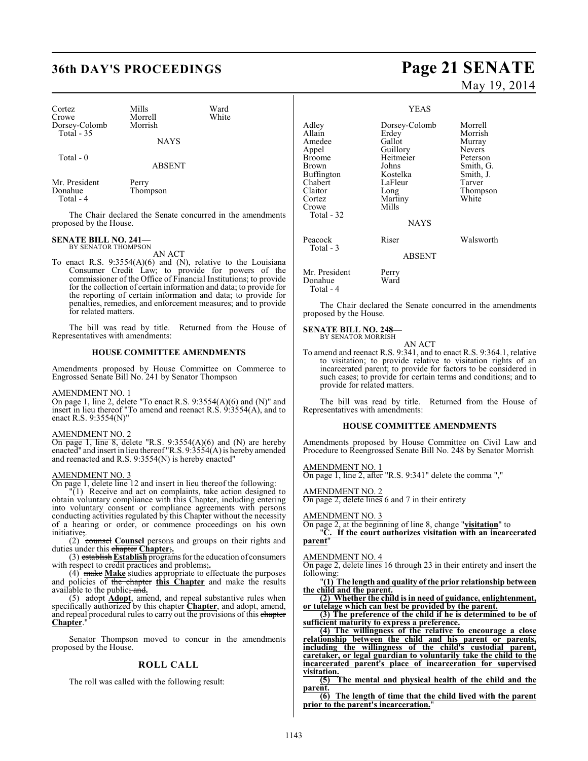| | | |
|---|---|---|
| Cortez | Mills | Ward |
| Crowe | Morrell | White |
| Dorsey-Colomb | Morrish | |
| Total - 35 | | |

NAYS

Total - 0

ABSENT

| | |
|---|---|
| Mr. President | Perry |
| Donahue | Thompson |
| Total - 4 | |

The Chair declared the Senate concurred in the amendments proposed by the House.

**SENATE BILL NO. 241—**
BY SENATOR THOMPSON

AN ACT

To enact R.S. 9:3554(A)(6) and (N), relative to the Louisiana Consumer Credit Law; to provide for powers of the commissioner of the Office of Financial Institutions; to provide for the collection of certain information and data; to provide for the reporting of certain information and data; to provide for penalties, remedies, and enforcement measures; and to provide for related matters.

The bill was read by title. Returned from the House of Representatives with amendments:

**HOUSE COMMITTEE AMENDMENTS**

Amendments proposed by House Committee on Commerce to Engrossed Senate Bill No. 241 by Senator Thompson

AMENDMENT NO. 1
On page 1, line 2, delete "To enact R.S. 9:3554(A)(6) and (N)" and insert in lieu thereof "To amend and reenact R.S. 9:3554(A), and to enact R.S. 9:3554(N)"

AMENDMENT NO. 2
On page 1, line 8, delete "R.S. 9:3554(A)(6) and (N) are hereby enacted" and insert in lieu thereof "R.S. 9:3554(A) is hereby amended and reenacted and R.S. 9:3554(N) is hereby enacted"

AMENDMENT NO. 3
On page 1, delete line 12 and insert in lieu thereof the following:

"(1) Receive and act on complaints, take action designed to obtain voluntary compliance with this Chapter, including entering into voluntary consent or compliance agreements with persons conducting activities regulated by this Chapter without the necessity of a hearing or order, or commence proceedings on his own initiative;.

(2) ~~counsel~~ **Counsel** persons and groups on their rights and duties under this ~~chapter~~ **Chapter**;.

(3) ~~establish~~ **Establish** programs for the education of consumers with respect to credit practices and problems;.

(4) ~~make~~ **Make** studies appropriate to effectuate the purposes and policies of ~~the chapter~~ **this Chapter** and make the results available to the public; ~~and~~.

(5) ~~adopt~~ **Adopt**, amend, and repeal substantive rules when specifically authorized by this ~~chapter~~ **Chapter**, and adopt, amend, and repeal procedural rules to carry out the provisions of this ~~chapter~~ **Chapter**."

Senator Thompson moved to concur in the amendments proposed by the House.

## ROLL CALL

The roll was called with the following result:

YEAS

| | | |
|---|---|---|
| Adley | Dorsey-Colomb | Morrell |
| Allain | Erdey | Morrish |
| Amedee | Gallot | Murray |
| Appel | Guillory | Nevers |
| Broome | Heitmeier | Peterson |
| Brown | Johns | Smith, G. |
| Buffington | Kostelka | Smith, J. |
| Chabert | LaFleur | Tarver |
| Claitor | Long | Thompson |
| Cortez | Martiny | White |
| Crowe | Mills | |
| Total - 32 | | |

NAYS

| | | |
|---|---|---|
| Peacock | Riser | Walsworth |
| Total - 3 | | |

ABSENT

| | |
|---|---|
| Mr. President | Perry |
| Donahue | Ward |
| Total - 4 | |

The Chair declared the Senate concurred in the amendments proposed by the House.

**SENATE BILL NO. 248—**
BY SENATOR MORRISH

AN ACT

To amend and reenact R.S. 9:341, and to enact R.S. 9:364.1, relative to visitation; to provide relative to visitation rights of an incarcerated parent; to provide for factors to be considered in such cases; to provide for certain terms and conditions; and to provide for related matters.

The bill was read by title. Returned from the House of Representatives with amendments:

**HOUSE COMMITTEE AMENDMENTS**

Amendments proposed by House Committee on Civil Law and Procedure to Reengrossed Senate Bill No. 248 by Senator Morrish

AMENDMENT NO. 1
On page 1, line 2, after "R.S. 9:341" delete the comma ","

AMENDMENT NO. 2
On page 2, delete lines 6 and 7 in their entirety

AMENDMENT NO. 3
On page 2, at the beginning of line 8, change "**visitation**" to "**C. If the court authorizes visitation with an incarcerated parent**"

AMENDMENT NO. 4
On page 2, delete lines 16 through 23 in their entirety and insert the following:

"**(1) The length and quality of the prior relationship between the child and the parent.**

**(2) Whether the child is in need of guidance, enlightenment, or tutelage which can best be provided by the parent.**

**(3) The preference of the child if he is determined to be of sufficient maturity to express a preference.**

**(4) The willingness of the relative to encourage a close relationship between the child and his parent or parents, including the willingness of the child's custodial parent, caretaker, or legal guardian to voluntarily take the child to the incarcerated parent's place of incarceration for supervised visitation.**

**(5) The mental and physical health of the child and the parent.**

**(6) The length of time that the child lived with the parent prior to the parent's incarceration.**"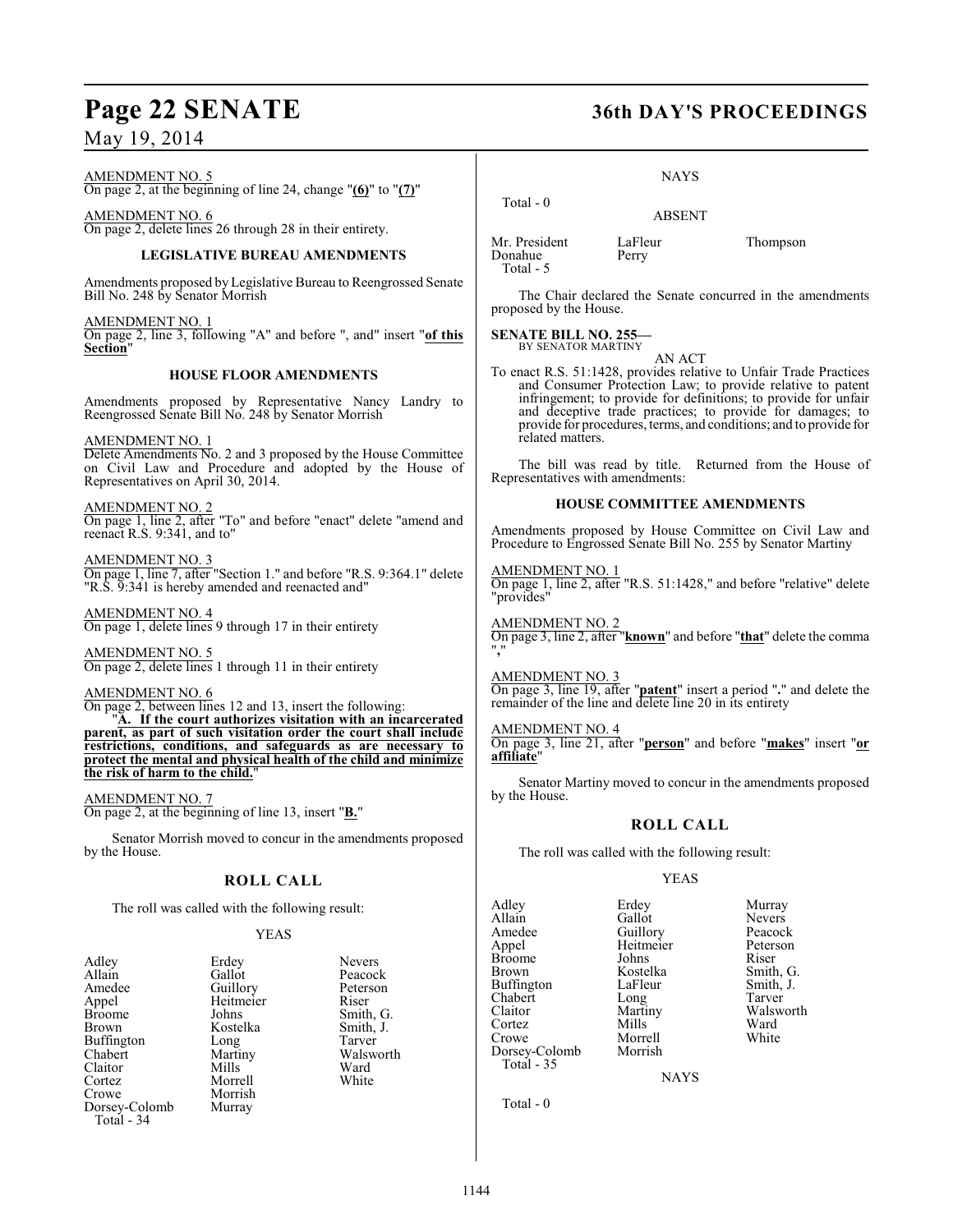AMENDMENT NO. 5
On page 2, at the beginning of line 24, change "**(6)**" to "**(7)**"

AMENDMENT NO. 6
On page 2, delete lines 26 through 28 in their entirety.

### LEGISLATIVE BUREAU AMENDMENTS

Amendments proposed by Legislative Bureau to Reengrossed Senate Bill No. 248 by Senator Morrish

AMENDMENT NO. 1
On page 2, line 3, following "A" and before ", and" insert "**of this Section**"

### HOUSE FLOOR AMENDMENTS

Amendments proposed by Representative Nancy Landry to Reengrossed Senate Bill No. 248 by Senator Morrish

AMENDMENT NO. 1
Delete Amendments No. 2 and 3 proposed by the House Committee on Civil Law and Procedure and adopted by the House of Representatives on April 30, 2014.

AMENDMENT NO. 2
On page 1, line 2, after "To" and before "enact" delete "amend and reenact R.S. 9:341, and to"

AMENDMENT NO. 3
On page 1, line 7, after "Section 1." and before "R.S. 9:364.1" delete "R.S. 9:341 is hereby amended and reenacted and"

AMENDMENT NO. 4
On page 1, delete lines 9 through 17 in their entirety

AMENDMENT NO. 5
On page 2, delete lines 1 through 11 in their entirety

AMENDMENT NO. 6
On page 2, between lines 12 and 13, insert the following:

"**A. If the court authorizes visitation with an incarcerated parent, as part of such visitation order the court shall include restrictions, conditions, and safeguards as are necessary to protect the mental and physical health of the child and minimize the risk of harm to the child.**"

AMENDMENT NO. 7
On page 2, at the beginning of line 13, insert "**B.**"

Senator Morrish moved to concur in the amendments proposed by the House.

### ROLL CALL

The roll was called with the following result:

YEAS

| | | |
|---|---|---|
| Adley | Erdey | Nevers |
| Allain | Gallot | Peacock |
| Amedee | Guillory | Peterson |
| Appel | Heitmeier | Riser |
| Broome | Johns | Smith, G. |
| Brown | Kostelka | Smith, J. |
| Buffington | Long | Tarver |
| Chabert | Martiny | Walsworth |
| Claitor | Mills | Ward |
| Cortez | Morrell | White |
| Crowe | Morrish | |
| Dorsey-Colomb | Murray | |

Total - 34

NAYS

Total - 0

ABSENT

| | | |
|---|---|---|
| Mr. President | LaFleur | Thompson |
| Donahue | Perry | |

Total - 5

The Chair declared the Senate concurred in the amendments proposed by the House.

**SENATE BILL NO. 255—**
BY SENATOR MARTINY

AN ACT

To enact R.S. 51:1428, provides relative to Unfair Trade Practices and Consumer Protection Law; to provide relative to patent infringement; to provide for definitions; to provide for unfair and deceptive trade practices; to provide for damages; to provide for procedures, terms, and conditions; and to provide for related matters.

The bill was read by title. Returned from the House of Representatives with amendments:

### HOUSE COMMITTEE AMENDMENTS

Amendments proposed by House Committee on Civil Law and Procedure to Engrossed Senate Bill No. 255 by Senator Martiny

AMENDMENT NO. 1
On page 1, line 2, after "R.S. 51:1428," and before "relative" delete "provides"

AMENDMENT NO. 2
On page 3, line 2, after "**known**" and before "**that**" delete the comma ","

AMENDMENT NO. 3
On page 3, line 19, after "**patent**" insert a period "**.**" and delete the remainder of the line and delete line 20 in its entirety

AMENDMENT NO. 4
On page 3, line 21, after "**person**" and before "**makes**" insert "**or affiliate**"

Senator Martiny moved to concur in the amendments proposed by the House.

### ROLL CALL

The roll was called with the following result:

YEAS

| | | |
|---|---|---|
| Adley | Erdey | Murray |
| Allain | Gallot | Nevers |
| Amedee | Guillory | Peacock |
| Appel | Heitmeier | Peterson |
| Broome | Johns | Riser |
| Brown | Kostelka | Smith, G. |
| Buffington | LaFleur | Smith, J. |
| Chabert | Long | Tarver |
| Claitor | Martiny | Walsworth |
| Cortez | Mills | Ward |
| Crowe | Morrell | White |
| Dorsey-Colomb | Morrish | |

Total - 35

NAYS

Total - 0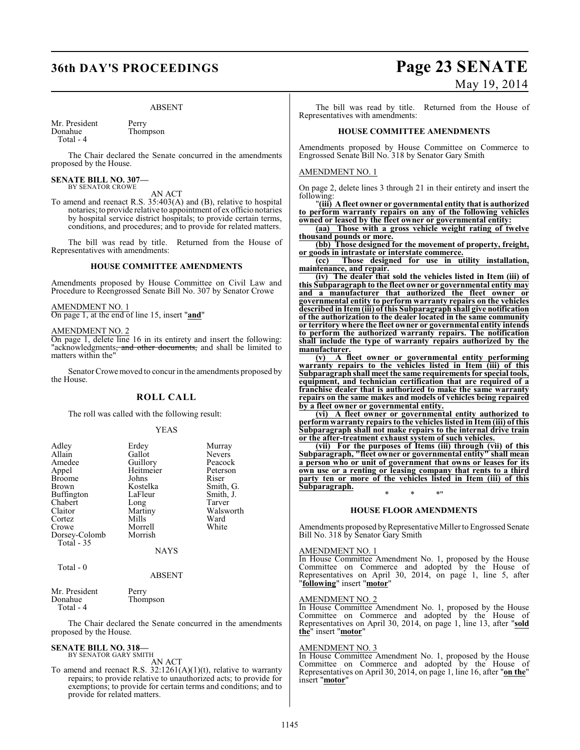ABSENT

| | |
|---|---|
| Mr. President | Perry |
| Donahue | Thompson |
| Total - 4 | |

The Chair declared the Senate concurred in the amendments proposed by the House.

**SENATE BILL NO. 307—**
BY SENATOR CROWE

AN ACT

To amend and reenact R.S. 35:403(A) and (B), relative to hospital notaries; to provide relative to appointment of ex officio notaries by hospital service district hospitals; to provide certain terms, conditions, and procedures; and to provide for related matters.

The bill was read by title. Returned from the House of Representatives with amendments:

### HOUSE COMMITTEE AMENDMENTS

Amendments proposed by House Committee on Civil Law and Procedure to Reengrossed Senate Bill No. 307 by Senator Crowe

AMENDMENT NO. 1

On page 1, at the end of line 15, insert "**and**"

AMENDMENT NO. 2

On page 1, delete line 16 in its entirety and insert the following: "acknowledgments~~, and other documents,~~ and shall be limited to matters within the"

Senator Crowe moved to concur in the amendments proposed by the House.

### ROLL CALL

The roll was called with the following result:

YEAS

| | | |
|---|---|---|
| Adley | Erdey | Murray |
| Allain | Gallot | Nevers |
| Amedee | Guillory | Peacock |
| Appel | Heitmeier | Peterson |
| Broome | Johns | Riser |
| Brown | Kostelka | Smith, G. |
| Buffington | LaFleur | Smith, J. |
| Chabert | Long | Tarver |
| Claitor | Martiny | Walsworth |
| Cortez | Mills | Ward |
| Crowe | Morrell | White |
| Dorsey-Colomb | Morrish | |
| Total - 35 | | |

NAYS

Total - 0

ABSENT

| | |
|---|---|
| Mr. President | Perry |
| Donahue | Thompson |
| Total - 4 | |

The Chair declared the Senate concurred in the amendments proposed by the House.

**SENATE BILL NO. 318—**
BY SENATOR GARY SMITH

AN ACT

To amend and reenact R.S. 32:1261(A)(1)(t), relative to warranty repairs; to provide relative to unauthorized acts; to provide for exemptions; to provide for certain terms and conditions; and to provide for related matters.

The bill was read by title. Returned from the House of Representatives with amendments:

### HOUSE COMMITTEE AMENDMENTS

Amendments proposed by House Committee on Commerce to Engrossed Senate Bill No. 318 by Senator Gary Smith

AMENDMENT NO. 1

On page 2, delete lines 3 through 21 in their entirety and insert the following:

"**(iii) A fleet owner or governmental entity that is authorized to perform warranty repairs on any of the following vehicles owned or leased by the fleet owner or governmental entity:**

**(aa) Those with a gross vehicle weight rating of twelve thousand pounds or more.**

**(bb) Those designed for the movement of property, freight, or goods in intrastate or interstate commerce.**

**(cc) Those designed for use in utility installation, maintenance, and repair.**

**(iv) The dealer that sold the vehicles listed in Item (iii) of this Subparagraph to the fleet owner or governmental entity may and a manufacturer that authorized the fleet owner or governmental entity to perform warranty repairs on the vehicles described in Item (iii) of this Subparagraph shall give notification of the authorization to the dealer located in the same community or territory where the fleet owner or governmental entity intends to perform the authorized warranty repairs. The notification shall include the type of warranty repairs authorized by the manufacturer.**

**(v) A fleet owner or governmental entity performing warranty repairs to the vehicles listed in Item (iii) of this Subparagraph shall meet the same requirements for special tools, equipment, and technician certification that are required of a franchise dealer that is authorized to make the same warranty repairs on the same makes and models of vehicles being repaired by a fleet owner or governmental entity.**

**(vi) A fleet owner or governmental entity authorized to perform warranty repairs to the vehicles listed in Item (iii) of this Subparagraph shall not make repairs to the internal drive train or the after-treatment exhaust system of such vehicles.**

**(vii) For the purposes of Items (iii) through (vii) of this Subparagraph, "fleet owner or governmental entity" shall mean a person who or unit of government that owns or leases for its own use or a renting or leasing company that rents to a third party ten or more of the vehicles listed in Item (iii) of this Subparagraph.**

\* \* \*"

### HOUSE FLOOR AMENDMENTS

Amendments proposed by Representative Miller to Engrossed Senate Bill No. 318 by Senator Gary Smith

AMENDMENT NO. 1

In House Committee Amendment No. 1, proposed by the House Committee on Commerce and adopted by the House of Representatives on April 30, 2014, on page 1, line 5, after "**following**" insert "**motor**"

AMENDMENT NO. 2

In House Committee Amendment No. 1, proposed by the House Committee on Commerce and adopted by the House of Representatives on April 30, 2014, on page 1, line 13, after "**sold the**" insert "**motor**"

AMENDMENT NO. 3

In House Committee Amendment No. 1, proposed by the House Committee on Commerce and adopted by the House of Representatives on April 30, 2014, on page 1, line 16, after "**on the**" insert "**motor**"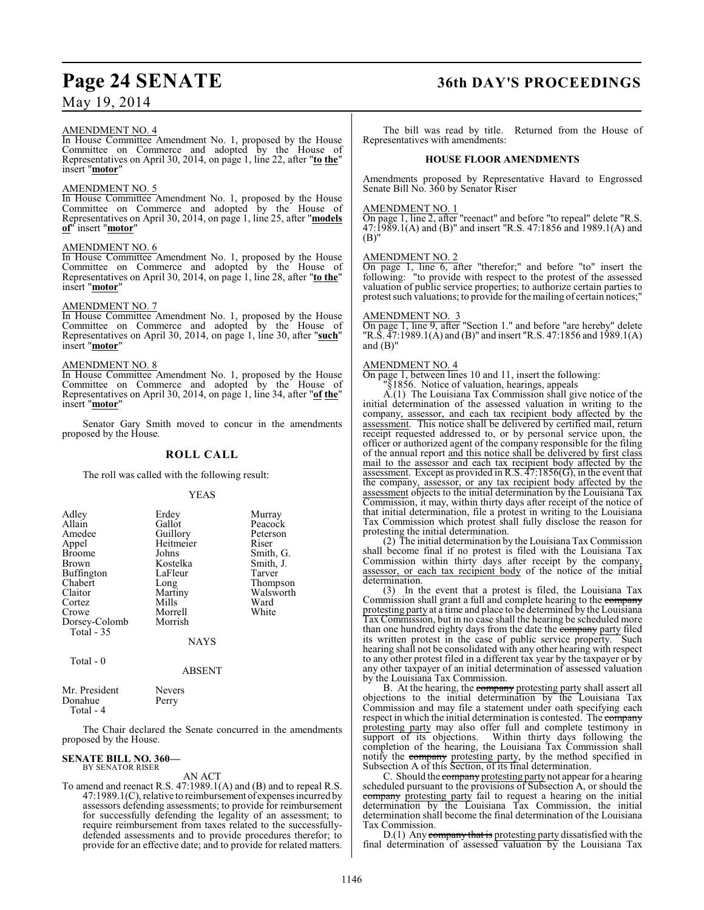AMENDMENT NO. 4

In House Committee Amendment No. 1, proposed by the House Committee on Commerce and adopted by the House of Representatives on April 30, 2014, on page 1, line 22, after "**to the**" insert "**motor**"

AMENDMENT NO. 5

In House Committee Amendment No. 1, proposed by the House Committee on Commerce and adopted by the House of Representatives on April 30, 2014, on page 1, line 25, after "**models of**" insert "**motor**"

AMENDMENT NO. 6

In House Committee Amendment No. 1, proposed by the House Committee on Commerce and adopted by the House of Representatives on April 30, 2014, on page 1, line 28, after "**to the**" insert "**motor**"

AMENDMENT NO. 7

In House Committee Amendment No. 1, proposed by the House Committee on Commerce and adopted by the House of Representatives on April 30, 2014, on page 1, line 30, after "**such**" insert "**motor**"

AMENDMENT NO. 8

In House Committee Amendment No. 1, proposed by the House Committee on Commerce and adopted by the House of Representatives on April 30, 2014, on page 1, line 34, after "**of the**" insert "**motor**"

Senator Gary Smith moved to concur in the amendments proposed by the House.

## ROLL CALL

The roll was called with the following result:

YEAS

| | | |
|---|---|---|
| Adley | Erdey | Murray |
| Allain | Gallot | Peacock |
| Amedee | Guillory | Peterson |
| Appel | Heitmeier | Riser |
| Broome | Johns | Smith, G. |
| Brown | Kostelka | Smith, J. |
| Buffington | LaFleur | Tarver |
| Chabert | Long | Thompson |
| Claitor | Martiny | Walsworth |
| Cortez | Mills | Ward |
| Crowe | Morrell | White |
| Dorsey-Colomb | Morrish | |

Total - 35

NAYS

Total - 0

ABSENT

| | |
|---|---|
| Mr. President | Nevers |
| Donahue | Perry |

Total - 4

The Chair declared the Senate concurred in the amendments proposed by the House.

**SENATE BILL NO. 360—**
BY SENATOR RISER

AN ACT

To amend and reenact R.S. 47:1989.1(A) and (B) and to repeal R.S. 47:1989.1(C), relative to reimbursement of expenses incurred by assessors defending assessments; to provide for reimbursement for successfully defending the legality of an assessment; to require reimbursement from taxes related to the successfully-defended assessments and to provide procedures therefor; to provide for an effective date; and to provide for related matters.

The bill was read by title. Returned from the House of Representatives with amendments:

### HOUSE FLOOR AMENDMENTS

Amendments proposed by Representative Havard to Engrossed Senate Bill No. 360 by Senator Riser

AMENDMENT NO. 1

On page 1, line 2, after "reenact" and before "to repeal" delete "R.S. 47:1989.1(A) and (B)" and insert "R.S. 47:1856 and 1989.1(A) and (B)"

AMENDMENT NO. 2

On page 1, line 6, after "therefor;" and before "to" insert the following: "to provide with respect to the protest of the assessed valuation of public service properties; to authorize certain parties to protest such valuations; to provide for the mailing of certain notices;"

AMENDMENT NO. 3

On page 1, line 9, after "Section 1." and before "are hereby" delete "R.S. 47:1989.1(A) and (B)" and insert "R.S. 47:1856 and 1989.1(A) and (B)"

AMENDMENT NO. 4

On page 1, between lines 10 and 11, insert the following:

"§1856. Notice of valuation, hearings, appeals

A.(1) The Louisiana Tax Commission shall give notice of the initial determination of the assessed valuation in writing to the company, assessor, and each tax recipient body affected by the assessment. This notice shall be delivered by certified mail, return receipt requested addressed to, or by personal service upon, the officer or authorized agent of the company responsible for the filing of the annual report and this notice shall be delivered by first class mail to the assessor and each tax recipient body affected by the assessment. Except as provided in R.S. 47:1856(G), in the event that the company, assessor, or any tax recipient body affected by the assessment objects to the initial determination by the Louisiana Tax Commission, it may, within thirty days after receipt of the notice of that initial determination, file a protest in writing to the Louisiana Tax Commission which protest shall fully disclose the reason for protesting the initial determination.

(2) The initial determination by the Louisiana Tax Commission shall become final if no protest is filed with the Louisiana Tax Commission within thirty days after receipt by the company, assessor, or each tax recipient body of the notice of the initial determination.

(3) In the event that a protest is filed, the Louisiana Tax Commission shall grant a full and complete hearing to the ~~company~~ protesting party at a time and place to be determined by the Louisiana Tax Commission, but in no case shall the hearing be scheduled more than one hundred eighty days from the date the ~~company~~ party filed its written protest in the case of public service property. Such hearing shall not be consolidated with any other hearing with respect to any other protest filed in a different tax year by the taxpayer or by any other taxpayer of an initial determination of assessed valuation by the Louisiana Tax Commission.

B. At the hearing, the ~~company~~ protesting party shall assert all objections to the initial determination by the Louisiana Tax Commission and may file a statement under oath specifying each respect in which the initial determination is contested. The ~~company~~ protesting party may also offer full and complete testimony in support of its objections. Within thirty days following the completion of the hearing, the Louisiana Tax Commission shall notify the ~~company~~ protesting party, by the method specified in Subsection A of this Section, of its final determination.

C. Should the ~~company~~ protesting party not appear for a hearing scheduled pursuant to the provisions of Subsection A, or should the ~~company~~ protesting party fail to request a hearing on the initial determination by the Louisiana Tax Commission, the initial determination shall become the final determination of the Louisiana Tax Commission.

D.(1) Any ~~company that is~~ protesting party dissatisfied with the final determination of assessed valuation by the Louisiana Tax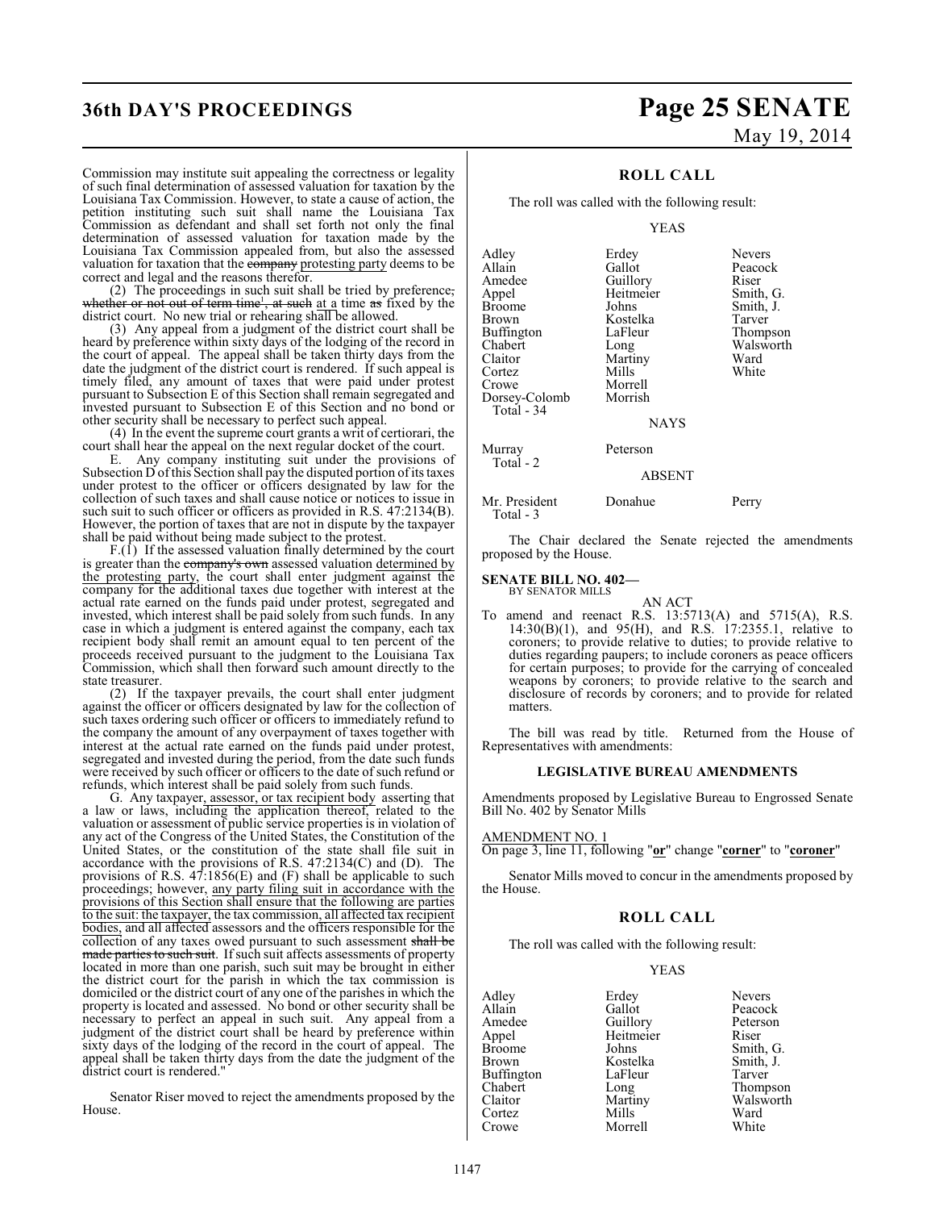Commission may institute suit appealing the correctness or legality of such final determination of assessed valuation for taxation by the Louisiana Tax Commission. However, to state a cause of action, the petition instituting such suit shall name the Louisiana Tax Commission as defendant and shall set forth not only the final determination of assessed valuation for taxation made by the Louisiana Tax Commission appealed from, but also the assessed valuation for taxation that the ~~company~~ protesting party deems to be correct and legal and the reasons therefor.

(2) The proceedings in such suit shall be tried by preference~~, whether or not out of term time~~[1]~~, at such~~ at a time ~~as~~ fixed by the district court. No new trial or rehearing shall be allowed.

(3) Any appeal from a judgment of the district court shall be heard by preference within sixty days of the lodging of the record in the court of appeal. The appeal shall be taken thirty days from the date the judgment of the district court is rendered. If such appeal is timely filed, any amount of taxes that were paid under protest pursuant to Subsection E of this Section shall remain segregated and invested pursuant to Subsection E of this Section and no bond or other security shall be necessary to perfect such appeal.

(4) In the event the supreme court grants a writ of certiorari, the court shall hear the appeal on the next regular docket of the court.

E. Any company instituting suit under the provisions of Subsection D of this Section shall pay the disputed portion of its taxes under protest to the officer or officers designated by law for the collection of such taxes and shall cause notice or notices to issue in such suit to such officer or officers as provided in R.S. 47:2134(B). However, the portion of taxes that are not in dispute by the taxpayer shall be paid without being made subject to the protest.

F.(1) If the assessed valuation finally determined by the court is greater than the ~~company's own~~ assessed valuation determined by the protesting party, the court shall enter judgment against the company for the additional taxes due together with interest at the actual rate earned on the funds paid under protest, segregated and invested, which interest shall be paid solely from such funds. In any case in which a judgment is entered against the company, each tax recipient body shall remit an amount equal to ten percent of the proceeds received pursuant to the judgment to the Louisiana Tax Commission, which shall then forward such amount directly to the state treasurer.

(2) If the taxpayer prevails, the court shall enter judgment against the officer or officers designated by law for the collection of such taxes ordering such officer or officers to immediately refund to the company the amount of any overpayment of taxes together with interest at the actual rate earned on the funds paid under protest, segregated and invested during the period, from the date such funds were received by such officer or officers to the date of such refund or refunds, which interest shall be paid solely from such funds.

G. Any taxpayer, assessor, or tax recipient body asserting that a law or laws, including the application thereof, related to the valuation or assessment of public service properties is in violation of any act of the Congress of the United States, the Constitution of the United States, or the constitution of the state shall file suit in accordance with the provisions of R.S. 47:2134(C) and (D). The provisions of R.S. 47:1856(E) and (F) shall be applicable to such proceedings; however, any party filing suit in accordance with the provisions of this Section shall ensure that the following are parties to the suit: the taxpayer, the tax commission, all affected tax recipient bodies, and all affected assessors and the officers responsible for the collection of any taxes owed pursuant to such assessment ~~shall be made parties to such suit~~. If such suit affects assessments of property located in more than one parish, such suit may be brought in either the district court for the parish in which the tax commission is domiciled or the district court of any one of the parishes in which the property is located and assessed. No bond or other security shall be necessary to perfect an appeal in such suit. Any appeal from a judgment of the district court shall be heard by preference within sixty days of the lodging of the record in the court of appeal. The appeal shall be taken thirty days from the date the judgment of the district court is rendered."

Senator Riser moved to reject the amendments proposed by the House.

## ROLL CALL

The roll was called with the following result:

YEAS

| | | |
|---|---|---|
| Adley | Erdey | Nevers |
| Allain | Gallot | Peacock |
| Amedee | Guillory | Riser |
| Appel | Heitmeier | Smith, G. |
| Broome | Johns | Smith, J. |
| Brown | Kostelka | Tarver |
| Buffington | LaFleur | Thompson |
| Chabert | Long | Walsworth |
| Claitor | Martiny | Ward |
| Cortez | Mills | White |
| Crowe | Morrell | |
| Dorsey-Colomb | Morrish | |

Total - 34

NAYS

| | |
|---|---|
| Murray | Peterson |

Total - 2

ABSENT

| | | |
|---|---|---|
| Mr. President | Donahue | Perry |

Total - 3

The Chair declared the Senate rejected the amendments proposed by the House.

**SENATE BILL NO. 402—**
BY SENATOR MILLS

AN ACT

To amend and reenact R.S. 13:5713(A) and 5715(A), R.S. 14:30(B)(1), and 95(H), and R.S. 17:2355.1, relative to coroners; to provide relative to duties; to provide relative to duties regarding paupers; to include coroners as peace officers for certain purposes; to provide for the carrying of concealed weapons by coroners; to provide relative to the search and disclosure of records by coroners; and to provide for related matters.

The bill was read by title. Returned from the House of Representatives with amendments:

## LEGISLATIVE BUREAU AMENDMENTS

Amendments proposed by Legislative Bureau to Engrossed Senate Bill No. 402 by Senator Mills

AMENDMENT NO. 1
On page 3, line 11, following "**or**" change "**corner**" to "**coroner**"

Senator Mills moved to concur in the amendments proposed by the House.

## ROLL CALL

The roll was called with the following result:

YEAS

| | | |
|---|---|---|
| Adley | Erdey | Nevers |
| Allain | Gallot | Peacock |
| Amedee | Guillory | Peterson |
| Appel | Heitmeier | Riser |
| Broome | Johns | Smith, G. |
| Brown | Kostelka | Smith, J. |
| Buffington | LaFleur | Tarver |
| Chabert | Long | Thompson |
| Claitor | Martiny | Walsworth |
| Cortez | Mills | Ward |
| Crowe | Morrell | White |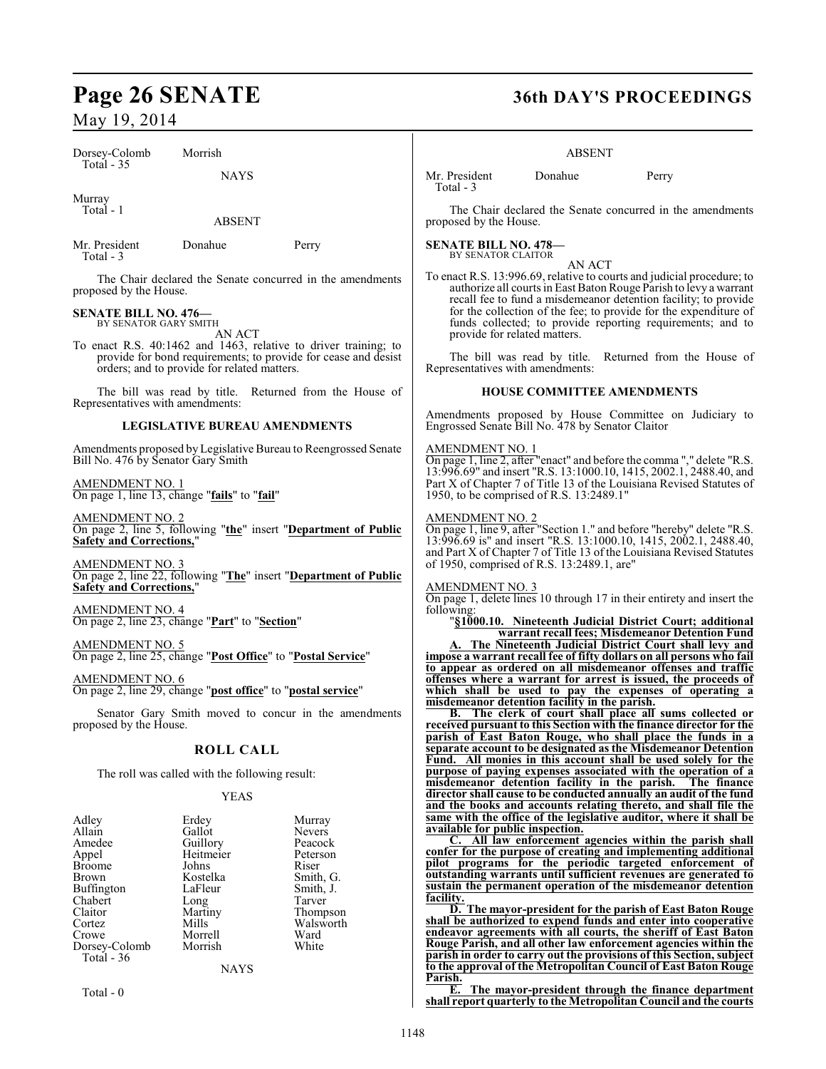Dorsey-Colomb Morrish
Total - 35

NAYS

Murray
Total - 1

ABSENT

Mr. President Donahue Perry
Total - 3

The Chair declared the Senate concurred in the amendments proposed by the House.

**SENATE BILL NO. 476—**
BY SENATOR GARY SMITH

AN ACT

To enact R.S. 40:1462 and 1463, relative to driver training; to provide for bond requirements; to provide for cease and desist orders; and to provide for related matters.

The bill was read by title. Returned from the House of Representatives with amendments:

**LEGISLATIVE BUREAU AMENDMENTS**

Amendments proposed by Legislative Bureau to Reengrossed Senate Bill No. 476 by Senator Gary Smith

AMENDMENT NO. 1
On page 1, line 13, change "**fails**" to "**fail**"

AMENDMENT NO. 2
On page 2, line 5, following "**the**" insert "**Department of Public Safety and Corrections,**"

AMENDMENT NO. 3
On page 2, line 22, following "**The**" insert "**Department of Public Safety and Corrections,**"

AMENDMENT NO. 4
On page 2, line 23, change "**Part**" to "**Section**"

AMENDMENT NO. 5
On page 2, line 25, change "**Post Office**" to "**Postal Service**"

AMENDMENT NO. 6
On page 2, line 29, change "**post office**" to "**postal service**"

Senator Gary Smith moved to concur in the amendments proposed by the House.

## ROLL CALL

The roll was called with the following result:

YEAS

| | | |
|---|---|---|
| Adley | Erdey | Murray |
| Allain | Gallot | Nevers |
| Amedee | Guillory | Peacock |
| Appel | Heitmeier | Peterson |
| Broome | Johns | Riser |
| Brown | Kostelka | Smith, G. |
| Buffington | LaFleur | Smith, J. |
| Chabert | Long | Tarver |
| Claitor | Martiny | Thompson |
| Cortez | Mills | Walsworth |
| Crowe | Morrell | Ward |
| Dorsey-Colomb | Morrish | White |

Total - 36

NAYS

Total - 0

ABSENT

Mr. President Donahue Perry
Total - 3

The Chair declared the Senate concurred in the amendments proposed by the House.

**SENATE BILL NO. 478—**
BY SENATOR CLAITOR

AN ACT

To enact R.S. 13:996.69, relative to courts and judicial procedure; to authorize all courts in East Baton Rouge Parish to levy a warrant recall fee to fund a misdemeanor detention facility; to provide for the collection of the fee; to provide for the expenditure of funds collected; to provide reporting requirements; and to provide for related matters.

The bill was read by title. Returned from the House of Representatives with amendments:

**HOUSE COMMITTEE AMENDMENTS**

Amendments proposed by House Committee on Judiciary to Engrossed Senate Bill No. 478 by Senator Claitor

AMENDMENT NO. 1
On page 1, line 2, after "enact" and before the comma "," delete "R.S. 13:996.69" and insert "R.S. 13:1000.10, 1415, 2002.1, 2488.40, and Part X of Chapter 7 of Title 13 of the Louisiana Revised Statutes of 1950, to be comprised of R.S. 13:2489.1"

AMENDMENT NO. 2
On page 1, line 9, after "Section 1." and before "hereby" delete "R.S. 13:996.69 is" and insert "R.S. 13:1000.10, 1415, 2002.1, 2488.40, and Part X of Chapter 7 of Title 13 of the Louisiana Revised Statutes of 1950, comprised of R.S. 13:2489.1, are"

AMENDMENT NO. 3
On page 1, delete lines 10 through 17 in their entirety and insert the following:

"**§1000.10. Nineteenth Judicial District Court; additional warrant recall fees; Misdemeanor Detention Fund**

**A. The Nineteenth Judicial District Court shall levy and impose a warrant recall fee of fifty dollars on all persons who fail to appear as ordered on all misdemeanor offenses and traffic offenses where a warrant for arrest is issued, the proceeds of which shall be used to pay the expenses of operating a misdemeanor detention facility in the parish.**

**B. The clerk of court shall place all sums collected or received pursuant to this Section with the finance director for the parish of East Baton Rouge, who shall place the funds in a separate account to be designated as the Misdemeanor Detention Fund. All monies in this account shall be used solely for the purpose of paying expenses associated with the operation of a misdemeanor detention facility in the parish. The finance director shall cause to be conducted annually an audit of the fund and the books and accounts relating thereto, and shall file the same with the office of the legislative auditor, where it shall be available for public inspection.**

**C. All law enforcement agencies within the parish shall confer for the purpose of creating and implementing additional pilot programs for the periodic targeted enforcement of outstanding warrants until sufficient revenues are generated to sustain the permanent operation of the misdemeanor detention facility.**

**D. The mayor-president for the parish of East Baton Rouge shall be authorized to expend funds and enter into cooperative endeavor agreements with all courts, the sheriff of East Baton Rouge Parish, and all other law enforcement agencies within the parish in order to carry out the provisions of this Section, subject to the approval of the Metropolitan Council of East Baton Rouge Parish.**

**E. The mayor-president through the finance department shall report quarterly to the Metropolitan Council and the courts**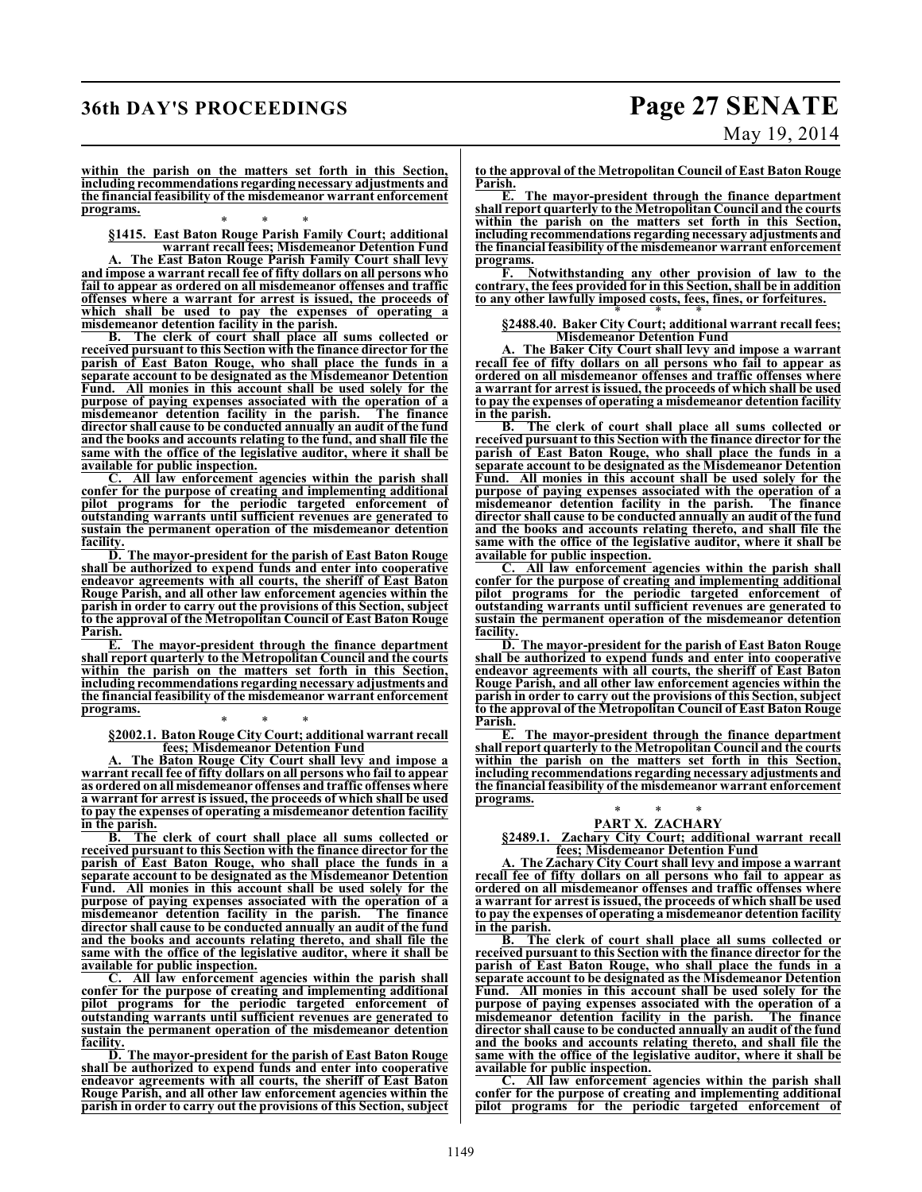**within the parish on the matters set forth in this Section, including recommendations regarding necessary adjustments and the financial feasibility of the misdemeanor warrant enforcement programs.**

\* \* \*

**§1415. East Baton Rouge Parish Family Court; additional warrant recall fees; Misdemeanor Detention Fund**

**A. The East Baton Rouge Parish Family Court shall levy and impose a warrant recall fee of fifty dollars on all persons who fail to appear as ordered on all misdemeanor offenses and traffic offenses where a warrant for arrest is issued, the proceeds of which shall be used to pay the expenses of operating a misdemeanor detention facility in the parish.**

**B. The clerk of court shall place all sums collected or received pursuant to this Section with the finance director for the parish of East Baton Rouge, who shall place the funds in a separate account to be designated as the Misdemeanor Detention Fund. All monies in this account shall be used solely for the purpose of paying expenses associated with the operation of a misdemeanor detention facility in the parish. The finance director shall cause to be conducted annually an audit of the fund and the books and accounts relating to the fund, and shall file the same with the office of the legislative auditor, where it shall be available for public inspection.**

**C. All law enforcement agencies within the parish shall confer for the purpose of creating and implementing additional pilot programs for the periodic targeted enforcement of outstanding warrants until sufficient revenues are generated to sustain the permanent operation of the misdemeanor detention facility.**

**D. The mayor-president for the parish of East Baton Rouge shall be authorized to expend funds and enter into cooperative endeavor agreements with all courts, the sheriff of East Baton Rouge Parish, and all other law enforcement agencies within the parish in order to carry out the provisions of this Section, subject to the approval of the Metropolitan Council of East Baton Rouge Parish.**

**E. The mayor-president through the finance department shall report quarterly to the Metropolitan Council and the courts within the parish on the matters set forth in this Section, including recommendations regarding necessary adjustments and the financial feasibility of the misdemeanor warrant enforcement programs.**

\* \* \*

**§2002.1. Baton Rouge City Court; additional warrant recall fees; Misdemeanor Detention Fund**

**A. The Baton Rouge City Court shall levy and impose a warrant recall fee of fifty dollars on all persons who fail to appear as ordered on all misdemeanor offenses and traffic offenses where a warrant for arrest is issued, the proceeds of which shall be used to pay the expenses of operating a misdemeanor detention facility in the parish.**

**B. The clerk of court shall place all sums collected or received pursuant to this Section with the finance director for the parish of East Baton Rouge, who shall place the funds in a separate account to be designated as the Misdemeanor Detention Fund. All monies in this account shall be used solely for the purpose of paying expenses associated with the operation of a misdemeanor detention facility in the parish. The finance director shall cause to be conducted annually an audit of the fund and the books and accounts relating thereto, and shall file the same with the office of the legislative auditor, where it shall be available for public inspection.**

**C. All law enforcement agencies within the parish shall confer for the purpose of creating and implementing additional pilot programs for the periodic targeted enforcement of outstanding warrants until sufficient revenues are generated to sustain the permanent operation of the misdemeanor detention facility.**

**D. The mayor-president for the parish of East Baton Rouge shall be authorized to expend funds and enter into cooperative endeavor agreements with all courts, the sheriff of East Baton Rouge Parish, and all other law enforcement agencies within the parish in order to carry out the provisions of this Section, subject to the approval of the Metropolitan Council of East Baton Rouge Parish.**

**E. The mayor-president through the finance department shall report quarterly to the Metropolitan Council and the courts within the parish on the matters set forth in this Section, including recommendations regarding necessary adjustments and the financial feasibility of the misdemeanor warrant enforcement programs.**

**F. Notwithstanding any other provision of law to the contrary, the fees provided for in this Section, shall be in addition to any other lawfully imposed costs, fees, fines, or forfeitures.**

\* \* \*

**§2488.40. Baker City Court; additional warrant recall fees; Misdemeanor Detention Fund**

**A. The Baker City Court shall levy and impose a warrant recall fee of fifty dollars on all persons who fail to appear as ordered on all misdemeanor offenses and traffic offenses where a warrant for arrest is issued, the proceeds of which shall be used to pay the expenses of operating a misdemeanor detention facility in the parish.**

**B. The clerk of court shall place all sums collected or received pursuant to this Section with the finance director for the parish of East Baton Rouge, who shall place the funds in a separate account to be designated as the Misdemeanor Detention Fund. All monies in this account shall be used solely for the purpose of paying expenses associated with the operation of a misdemeanor detention facility in the parish. The finance director shall cause to be conducted annually an audit of the fund and the books and accounts relating thereto, and shall file the same with the office of the legislative auditor, where it shall be available for public inspection.**

**C. All law enforcement agencies within the parish shall confer for the purpose of creating and implementing additional pilot programs for the periodic targeted enforcement of outstanding warrants until sufficient revenues are generated to sustain the permanent operation of the misdemeanor detention facility.**

**D. The mayor-president for the parish of East Baton Rouge shall be authorized to expend funds and enter into cooperative endeavor agreements with all courts, the sheriff of East Baton Rouge Parish, and all other law enforcement agencies within the parish in order to carry out the provisions of this Section, subject to the approval of the Metropolitan Council of East Baton Rouge Parish.**

**E. The mayor-president through the finance department shall report quarterly to the Metropolitan Council and the courts within the parish on the matters set forth in this Section, including recommendations regarding necessary adjustments and the financial feasibility of the misdemeanor warrant enforcement programs.**

\* \* \*

**PART X. ZACHARY**

**§2489.1. Zachary City Court; additional warrant recall fees; Misdemeanor Detention Fund**

**A. The Zachary City Court shall levy and impose a warrant recall fee of fifty dollars on all persons who fail to appear as ordered on all misdemeanor offenses and traffic offenses where a warrant for arrest is issued, the proceeds of which shall be used to pay the expenses of operating a misdemeanor detention facility in the parish.**

**B. The clerk of court shall place all sums collected or received pursuant to this Section with the finance director for the parish of East Baton Rouge, who shall place the funds in a separate account to be designated as the Misdemeanor Detention Fund. All monies in this account shall be used solely for the purpose of paying expenses associated with the operation of a misdemeanor detention facility in the parish. The finance director shall cause to be conducted annually an audit of the fund and the books and accounts relating thereto, and shall file the same with the office of the legislative auditor, where it shall be available for public inspection.**

**C. All law enforcement agencies within the parish shall confer for the purpose of creating and implementing additional pilot programs for the periodic targeted enforcement of**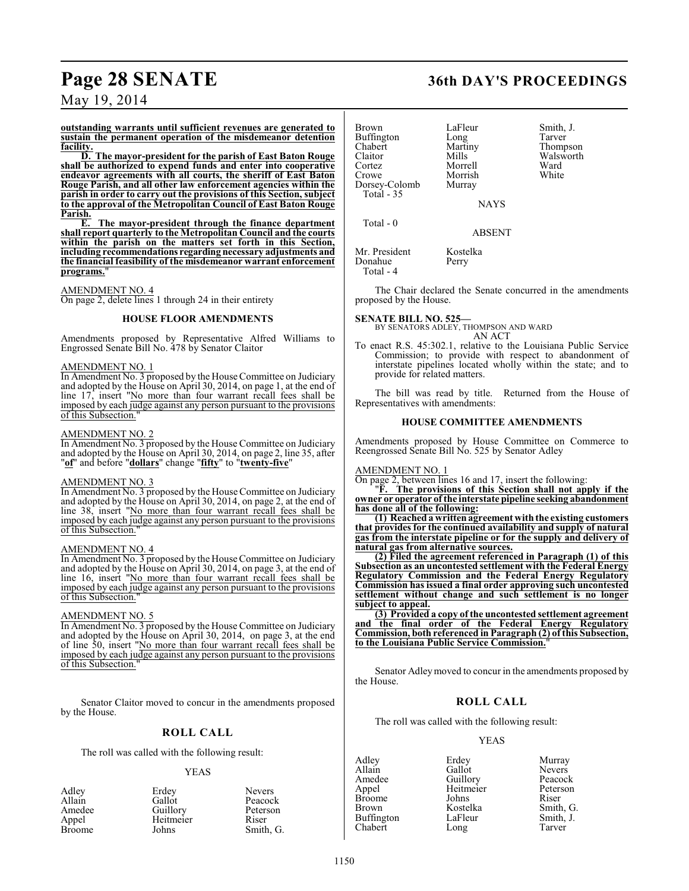**outstanding warrants until sufficient revenues are generated to sustain the permanent operation of the misdemeanor detention facility.**

**D. The mayor-president for the parish of East Baton Rouge shall be authorized to expend funds and enter into cooperative endeavor agreements with all courts, the sheriff of East Baton Rouge Parish, and all other law enforcement agencies within the parish in order to carry out the provisions of this Section, subject to the approval of the Metropolitan Council of East Baton Rouge Parish.**

**E. The mayor-president through the finance department shall report quarterly to the Metropolitan Council and the courts within the parish on the matters set forth in this Section, including recommendations regarding necessary adjustments and the financial feasibility of the misdemeanor warrant enforcement programs.**"

AMENDMENT NO. 4

On page 2, delete lines 1 through 24 in their entirety

### HOUSE FLOOR AMENDMENTS

Amendments proposed by Representative Alfred Williams to Engrossed Senate Bill No. 478 by Senator Claitor

AMENDMENT NO. 1

In Amendment No. 3 proposed by the House Committee on Judiciary and adopted by the House on April 30, 2014, on page 1, at the end of line 17, insert "No more than four warrant recall fees shall be imposed by each judge against any person pursuant to the provisions of this Subsection."

AMENDMENT NO. 2

In Amendment No. 3 proposed by the House Committee on Judiciary and adopted by the House on April 30, 2014, on page 2, line 35, after "**of**" and before "**dollars**" change "**fifty**" to "**twenty-five**"

AMENDMENT NO. 3

In Amendment No. 3 proposed by the House Committee on Judiciary and adopted by the House on April 30, 2014, on page 2, at the end of line 38, insert "No more than four warrant recall fees shall be imposed by each judge against any person pursuant to the provisions of this Subsection."

AMENDMENT NO. 4

In Amendment No. 3 proposed by the House Committee on Judiciary and adopted by the House on April 30, 2014, on page 3, at the end of line 16, insert "No more than four warrant recall fees shall be imposed by each judge against any person pursuant to the provisions of this Subsection."

AMENDMENT NO. 5

In Amendment No. 3 proposed by the House Committee on Judiciary and adopted by the House on April 30, 2014, on page 3, at the end of line 50, insert "No more than four warrant recall fees shall be imposed by each judge against any person pursuant to the provisions of this Subsection."

Senator Claitor moved to concur in the amendments proposed by the House.

### ROLL CALL

The roll was called with the following result:

YEAS

| | | |
|---|---|---|
| Adley | Erdey | Nevers |
| Allain | Gallot | Peacock |
| Amedee | Guillory | Peterson |
| Appel | Heitmeier | Riser |
| Broome | Johns | Smith, G. |
| Brown | LaFleur | Smith, J. |
| Buffington | Long | Tarver |
| Chabert | Martiny | Thompson |
| Claitor | Mills | Walsworth |
| Cortez | Morrell | Ward |
| Crowe | Morrish | White |
| Dorsey-Colomb | Murray | |

Total - 35

NAYS

Total - 0

ABSENT

| | |
|---|---|
| Mr. President | Kostelka |
| Donahue | Perry |

Total - 4

The Chair declared the Senate concurred in the amendments proposed by the House.

**SENATE BILL NO. 525—**
BY SENATORS ADLEY, THOMPSON AND WARD
AN ACT

To enact R.S. 45:302.1, relative to the Louisiana Public Service Commission; to provide with respect to abandonment of interstate pipelines located wholly within the state; and to provide for related matters.

The bill was read by title. Returned from the House of Representatives with amendments:

### HOUSE COMMITTEE AMENDMENTS

Amendments proposed by House Committee on Commerce to Reengrossed Senate Bill No. 525 by Senator Adley

AMENDMENT NO. 1

On page 2, between lines 16 and 17, insert the following:

"**F. The provisions of this Section shall not apply if the owner or operator of the interstate pipeline seeking abandonment has done all of the following:**

**(1) Reached a written agreement with the existing customers that provides for the continued availability and supply of natural gas from the interstate pipeline or for the supply and delivery of natural gas from alternative sources.**

**(2) Filed the agreement referenced in Paragraph (1) of this Subsection as an uncontested settlement with the Federal Energy Regulatory Commission and the Federal Energy Regulatory Commission has issued a final order approving such uncontested settlement without change and such settlement is no longer subject to appeal.**

**(3) Provided a copy of the uncontested settlement agreement and the final order of the Federal Energy Regulatory Commission, both referenced in Paragraph (2) of this Subsection, to the Louisiana Public Service Commission.**"

Senator Adley moved to concur in the amendments proposed by the House.

### ROLL CALL

The roll was called with the following result:

YEAS

| | | |
|---|---|---|
| Adley | Erdey | Murray |
| Allain | Gallot | Nevers |
| Amedee | Guillory | Peacock |
| Appel | Heitmeier | Peterson |
| Broome | Johns | Riser |
| Brown | Kostelka | Smith, G. |
| Buffington | LaFleur | Smith, J. |
| Chabert | Long | Tarver |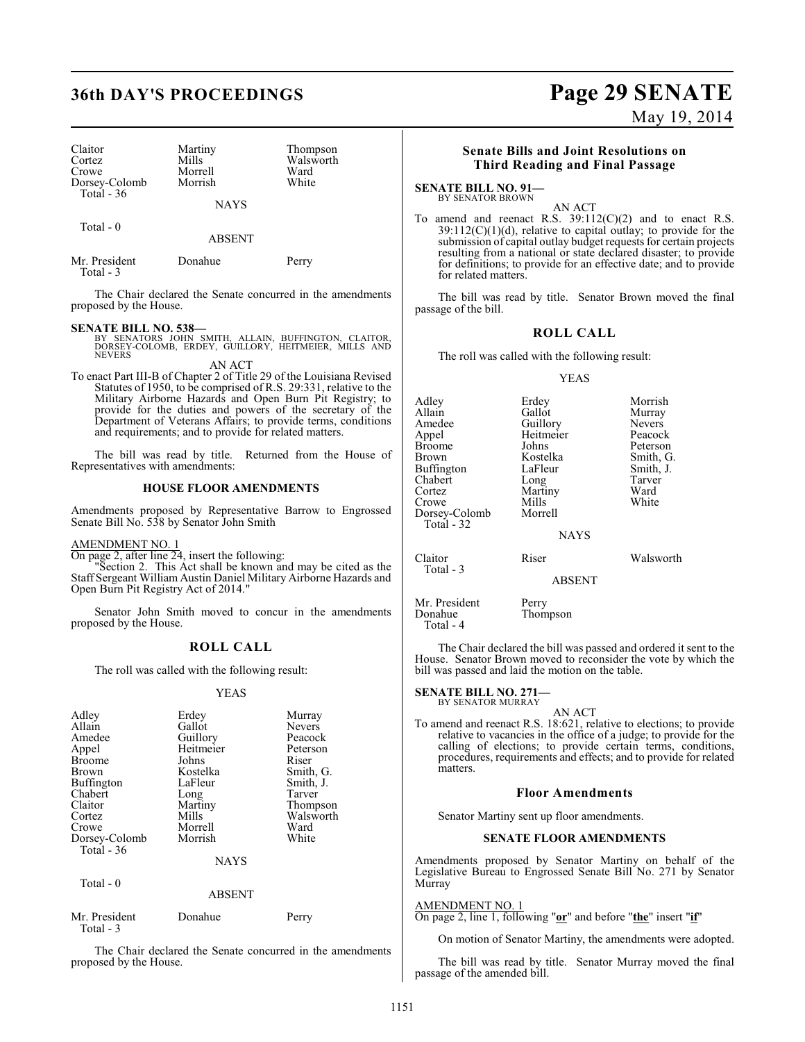| Claitor | Martiny | Thompson |
|---|---|---|
| Cortez | Mills | Walsworth |
| Crowe | Morrell | Ward |
| Dorsey-Colomb | Morrish | White |

Total - 36

NAYS

Total - 0

ABSENT

| Mr. President | Donahue | Perry |
|---|---|---|

Total - 3

The Chair declared the Senate concurred in the amendments proposed by the House.

**SENATE BILL NO. 538—**
BY SENATORS JOHN SMITH, ALLAIN, BUFFINGTON, CLAITOR, DORSEY-COLOMB, ERDEY, GUILLORY, HEITMEIER, MILLS AND NEVERS

AN ACT

To enact Part III-B of Chapter 2 of Title 29 of the Louisiana Revised Statutes of 1950, to be comprised of R.S. 29:331, relative to the Military Airborne Hazards and Open Burn Pit Registry; to provide for the duties and powers of the secretary of the Department of Veterans Affairs; to provide terms, conditions and requirements; and to provide for related matters.

The bill was read by title. Returned from the House of Representatives with amendments:

**HOUSE FLOOR AMENDMENTS**

Amendments proposed by Representative Barrow to Engrossed Senate Bill No. 538 by Senator John Smith

AMENDMENT NO. 1

On page 2, after line 24, insert the following:

"Section 2. This Act shall be known and may be cited as the Staff Sergeant William Austin Daniel Military Airborne Hazards and Open Burn Pit Registry Act of 2014."

Senator John Smith moved to concur in the amendments proposed by the House.

## ROLL CALL

The roll was called with the following result:

YEAS

| Adley | Erdey | Murray |
|---|---|---|
| Allain | Gallot | Nevers |
| Amedee | Guillory | Peacock |
| Appel | Heitmeier | Peterson |
| Broome | Johns | Riser |
| Brown | Kostelka | Smith, G. |
| Buffington | LaFleur | Smith, J. |
| Chabert | Long | Tarver |
| Claitor | Martiny | Thompson |
| Cortez | Mills | Walsworth |
| Crowe | Morrell | Ward |
| Dorsey-Colomb | Morrish | White |

Total - 36

NAYS

Total - 0

ABSENT

| Mr. President | Donahue | Perry |
|---|---|---|

Total - 3

The Chair declared the Senate concurred in the amendments proposed by the House.

## Senate Bills and Joint Resolutions on Third Reading and Final Passage

**SENATE BILL NO. 91—**
BY SENATOR BROWN

AN ACT

To amend and reenact R.S. 39:112(C)(2) and to enact R.S. 39:112(C)(1)(d), relative to capital outlay; to provide for the submission of capital outlay budget requests for certain projects resulting from a national or state declared disaster; to provide for definitions; to provide for an effective date; and to provide for related matters.

The bill was read by title. Senator Brown moved the final passage of the bill.

## ROLL CALL

The roll was called with the following result:

YEAS

| Adley | Erdey | Morrish |
|---|---|---|
| Allain | Gallot | Murray |
| Amedee | Guillory | Nevers |
| Appel | Heitmeier | Peacock |
| Broome | Johns | Peterson |
| Brown | Kostelka | Smith, G. |
| Buffington | LaFleur | Smith, J. |
| Chabert | Long | Tarver |
| Cortez | Martiny | Ward |
| Crowe | Mills | White |
| Dorsey-Colomb | Morrell | |

Total - 32

NAYS

| Claitor | Riser | Walsworth |
|---|---|---|

Total - 3

ABSENT

| Mr. President | Perry |
|---|---|
| Donahue | Thompson |

Total - 4

The Chair declared the bill was passed and ordered it sent to the House. Senator Brown moved to reconsider the vote by which the bill was passed and laid the motion on the table.

**SENATE BILL NO. 271—**
BY SENATOR MURRAY

AN ACT

To amend and reenact R.S. 18:621, relative to elections; to provide relative to vacancies in the office of a judge; to provide for the calling of elections; to provide certain terms, conditions, procedures, requirements and effects; and to provide for related matters.

## Floor Amendments

Senator Martiny sent up floor amendments.

**SENATE FLOOR AMENDMENTS**

Amendments proposed by Senator Martiny on behalf of the Legislative Bureau to Engrossed Senate Bill No. 271 by Senator Murray

AMENDMENT NO. 1

On page 2, line 1, following "**or**" and before "**the**" insert "**if**"

On motion of Senator Martiny, the amendments were adopted.

The bill was read by title. Senator Murray moved the final passage of the amended bill.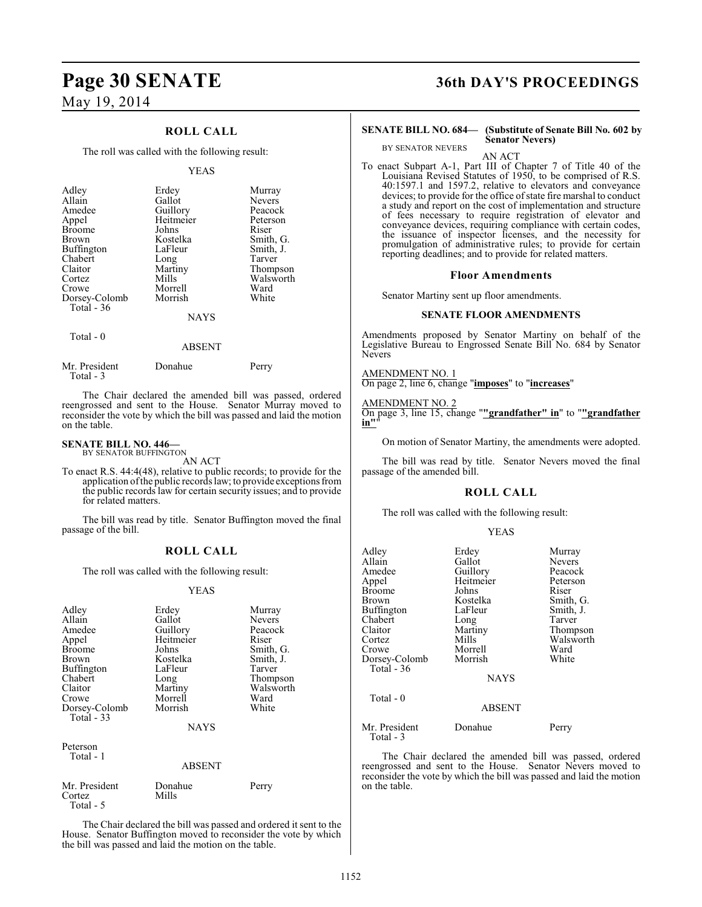## ROLL CALL

The roll was called with the following result:

YEAS

| | | |
|---|---|---|
| Adley | Erdey | Murray |
| Allain | Gallot | Nevers |
| Amedee | Guillory | Peacock |
| Appel | Heitmeier | Peterson |
| Broome | Johns | Riser |
| Brown | Kostelka | Smith, G. |
| Buffington | LaFleur | Smith, J. |
| Chabert | Long | Tarver |
| Claitor | Martiny | Thompson |
| Cortez | Mills | Walsworth |
| Crowe | Morrell | Ward |
| Dorsey-Colomb | Morrish | White |
| Total - 36 | | |

NAYS

Total - 0

ABSENT

| | | |
|---|---|---|
| Mr. President | Donahue | Perry |
| Total - 3 | | |

The Chair declared the amended bill was passed, ordered reengrossed and sent to the House. Senator Murray moved to reconsider the vote by which the bill was passed and laid the motion on the table.

**SENATE BILL NO. 446—**
BY SENATOR BUFFINGTON

AN ACT

To enact R.S. 44:4(48), relative to public records; to provide for the application of the public records law; to provide exceptions from the public records law for certain security issues; and to provide for related matters.

The bill was read by title. Senator Buffington moved the final passage of the bill.

## ROLL CALL

The roll was called with the following result:

YEAS

| | | |
|---|---|---|
| Adley | Erdey | Murray |
| Allain | Gallot | Nevers |
| Amedee | Guillory | Peacock |
| Appel | Heitmeier | Riser |
| Broome | Johns | Smith, G. |
| Brown | Kostelka | Smith, J. |
| Buffington | LaFleur | Tarver |
| Chabert | Long | Thompson |
| Claitor | Martiny | Walsworth |
| Crowe | Morrell | Ward |
| Dorsey-Colomb | Morrish | White |
| Total - 33 | | |

NAYS

Peterson
Total - 1

ABSENT

| | | |
|---|---|---|
| Mr. President | Donahue | Perry |
| Cortez | Mills | |
| Total - 5 | | |

The Chair declared the bill was passed and ordered it sent to the House. Senator Buffington moved to reconsider the vote by which the bill was passed and laid the motion on the table.

**SENATE BILL NO. 684— (Substitute of Senate Bill No. 602 by Senator Nevers)**
BY SENATOR NEVERS

AN ACT

To enact Subpart A-1, Part III of Chapter 7 of Title 40 of the Louisiana Revised Statutes of 1950, to be comprised of R.S. 40:1597.1 and 1597.2, relative to elevators and conveyance devices; to provide for the office of state fire marshal to conduct a study and report on the cost of implementation and structure of fees necessary to require registration of elevator and conveyance devices, requiring compliance with certain codes, the issuance of inspector licenses, and the necessity for promulgation of administrative rules; to provide for certain reporting deadlines; and to provide for related matters.

### Floor Amendments

Senator Martiny sent up floor amendments.

### SENATE FLOOR AMENDMENTS

Amendments proposed by Senator Martiny on behalf of the Legislative Bureau to Engrossed Senate Bill No. 684 by Senator Nevers

AMENDMENT NO. 1
On page 2, line 6, change "**imposes**" to "**increases**"

AMENDMENT NO. 2
On page 3, line 15, change "**"grandfather" in**" to "**"grandfather in"**"

On motion of Senator Martiny, the amendments were adopted.

The bill was read by title. Senator Nevers moved the final passage of the amended bill.

## ROLL CALL

The roll was called with the following result:

YEAS

| | | |
|---|---|---|
| Adley | Erdey | Murray |
| Allain | Gallot | Nevers |
| Amedee | Guillory | Peacock |
| Appel | Heitmeier | Peterson |
| Broome | Johns | Riser |
| Brown | Kostelka | Smith, G. |
| Buffington | LaFleur | Smith, J. |
| Chabert | Long | Tarver |
| Claitor | Martiny | Thompson |
| Cortez | Mills | Walsworth |
| Crowe | Morrell | Ward |
| Dorsey-Colomb | Morrish | White |
| Total - 36 | | |

NAYS

Total - 0

ABSENT

| | | |
|---|---|---|
| Mr. President | Donahue | Perry |
| Total - 3 | | |

The Chair declared the amended bill was passed, ordered reengrossed and sent to the House. Senator Nevers moved to reconsider the vote by which the bill was passed and laid the motion on the table.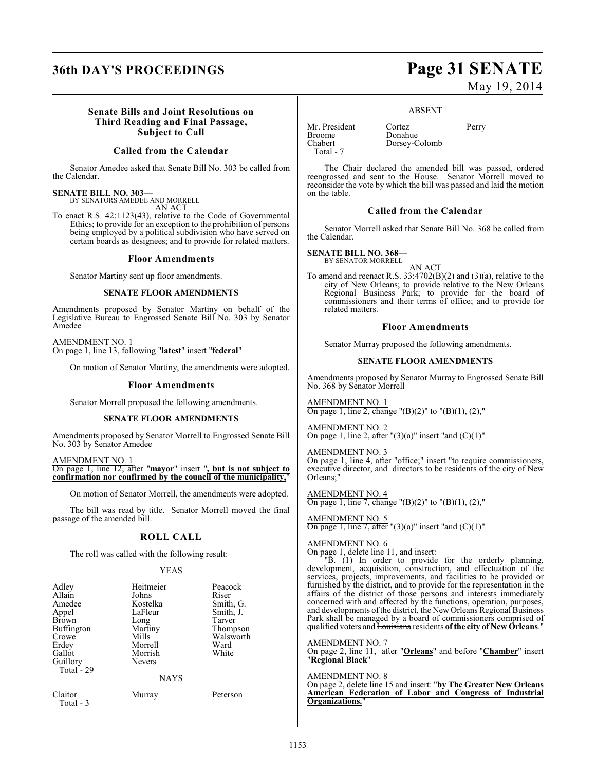### Senate Bills and Joint Resolutions on Third Reading and Final Passage, Subject to Call

### Called from the Calendar

Senator Amedee asked that Senate Bill No. 303 be called from the Calendar.

**SENATE BILL NO. 303—**
BY SENATORS AMEDEE AND MORRELL
AN ACT

To enact R.S. 42:1123(43), relative to the Code of Governmental Ethics; to provide for an exception to the prohibition of persons being employed by a political subdivision who have served on certain boards as designees; and to provide for related matters.

### Floor Amendments

Senator Martiny sent up floor amendments.

#### SENATE FLOOR AMENDMENTS

Amendments proposed by Senator Martiny on behalf of the Legislative Bureau to Engrossed Senate Bill No. 303 by Senator Amedee

AMENDMENT NO. 1
On page 1, line 13, following "**latest**" insert "**federal**"

On motion of Senator Martiny, the amendments were adopted.

### Floor Amendments

Senator Morrell proposed the following amendments.

#### SENATE FLOOR AMENDMENTS

Amendments proposed by Senator Morrell to Engrossed Senate Bill No. 303 by Senator Amedee

AMENDMENT NO. 1
On page 1, line 12, after "**mayor**" insert "**, but is not subject to confirmation nor confirmed by the council of the municipality,**"

On motion of Senator Morrell, the amendments were adopted.

The bill was read by title. Senator Morrell moved the final passage of the amended bill.

### ROLL CALL

The roll was called with the following result:

YEAS

| | | |
|---|---|---|
| Adley | Heitmeier | Peacock |
| Allain | Johns | Riser |
| Amedee | Kostelka | Smith, G. |
| Appel | LaFleur | Smith, J. |
| Brown | Long | Tarver |
| Buffington | Martiny | Thompson |
| Crowe | Mills | Walsworth |
| Erdey | Morrell | Ward |
| Gallot | Morrish | White |
| Guillory | Nevers | |
| Total - 29 | | |

NAYS

| | | |
|---|---|---|
| Claitor | Murray | Peterson |
| Total - 3 | | |

ABSENT

| | | |
|---|---|---|
| Mr. President | Cortez | Perry |
| Broome | Donahue | |
| Chabert | Dorsey-Colomb | |
| Total - 7 | | |

The Chair declared the amended bill was passed, ordered reengrossed and sent to the House. Senator Morrell moved to reconsider the vote by which the bill was passed and laid the motion on the table.

### Called from the Calendar

Senator Morrell asked that Senate Bill No. 368 be called from the Calendar.

**SENATE BILL NO. 368—**
BY SENATOR MORRELL
AN ACT

To amend and reenact R.S. 33:4702(B)(2) and (3)(a), relative to the city of New Orleans; to provide relative to the New Orleans Regional Business Park; to provide for the board of commissioners and their terms of office; and to provide for related matters.

### Floor Amendments

Senator Murray proposed the following amendments.

#### SENATE FLOOR AMENDMENTS

Amendments proposed by Senator Murray to Engrossed Senate Bill No. 368 by Senator Morrell

AMENDMENT NO. 1
On page 1, line 2, change "(B)(2)" to "(B)(1), (2),"

AMENDMENT NO. 2
On page 1, line 2, after "(3)(a)" insert "and (C)(1)"

AMENDMENT NO. 3
On page 1, line 4, after "office;" insert "to require commissioners, executive director, and directors to be residents of the city of New Orleans;"

AMENDMENT NO. 4
On page 1, line 7, change "(B)(2)" to "(B)(1), (2),"

AMENDMENT NO. 5
On page 1, line 7, after "(3)(a)" insert "and (C)(1)"

AMENDMENT NO. 6
On page 1, delete line 11, and insert:

"B. (1) In order to provide for the orderly planning, development, acquisition, construction, and effectuation of the services, projects, improvements, and facilities to be provided or furnished by the district, and to provide for the representation in the affairs of the district of those persons and interests immediately concerned with and affected by the functions, operation, purposes, and developments of the district, the New Orleans Regional Business Park shall be managed by a board of commissioners comprised of qualified voters and ~~Louisiana~~ residents **of the city of New Orleans**."

AMENDMENT NO. 7
On page 2, line 11, after "**Orleans**" and before "**Chamber**" insert "**Regional Black**"

AMENDMENT NO. 8
On page 2, delete line 15 and insert: "**by The Greater New Orleans American Federation of Labor and Congress of Industrial Organizations.**"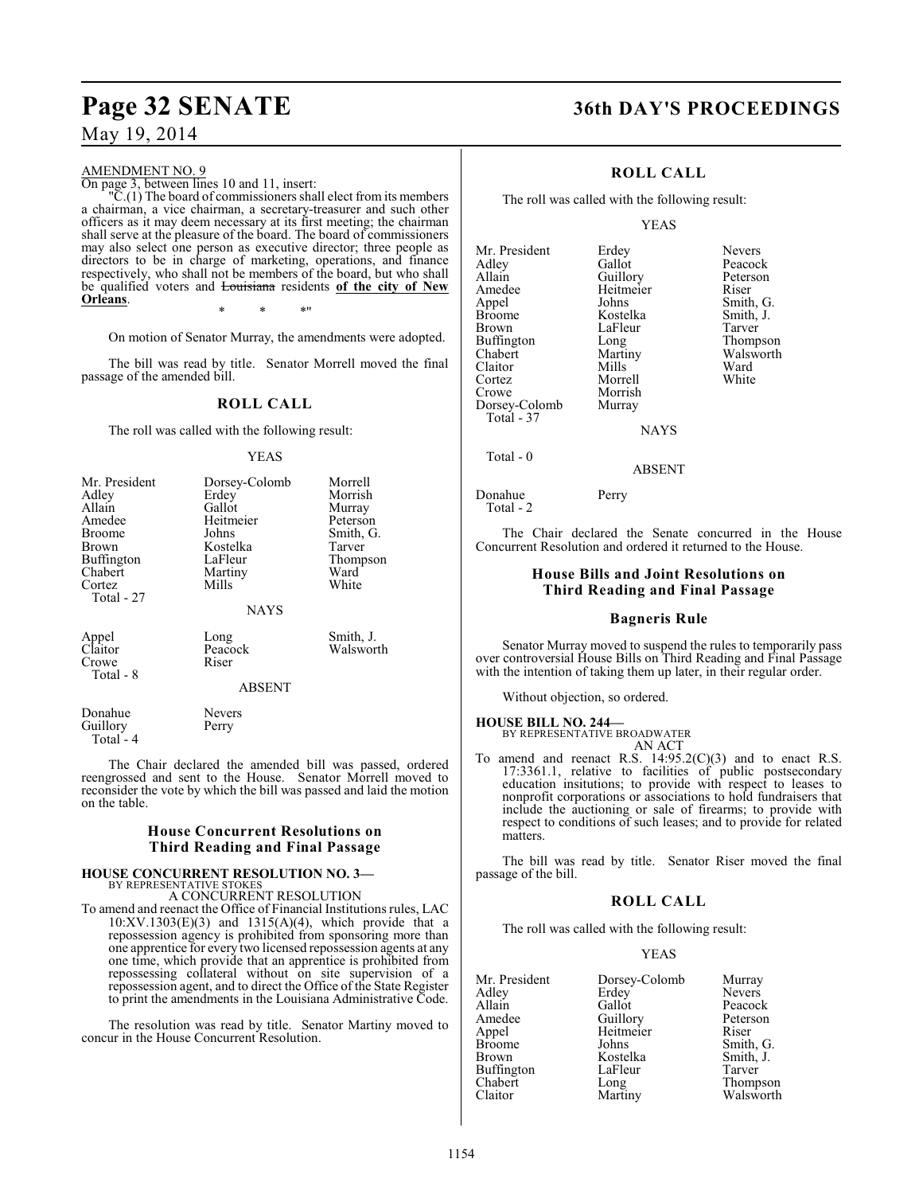AMENDMENT NO. 9

On page 3, between lines 10 and 11, insert:

"C.(1) The board of commissioners shall elect from its members a chairman, a vice chairman, a secretary-treasurer and such other officers as it may deem necessary at its first meeting; the chairman shall serve at the pleasure of the board. The board of commissioners may also select one person as executive director; three people as directors to be in charge of marketing, operations, and finance respectively, who shall not be members of the board, but who shall be qualified voters and ~~Louisiana~~ residents **of the city of New Orleans**.

\* \* \*"

On motion of Senator Murray, the amendments were adopted.

The bill was read by title. Senator Morrell moved the final passage of the amended bill.

## ROLL CALL

The roll was called with the following result:

YEAS

| | | |
|---|---|---|
| Mr. President | Dorsey-Colomb | Morrell |
| Adley | Erdey | Morrish |
| Allain | Gallot | Murray |
| Amedee | Heitmeier | Peterson |
| Broome | Johns | Smith, G. |
| Brown | Kostelka | Tarver |
| Buffington | LaFleur | Thompson |
| Chabert | Martiny | Ward |
| Cortez | Mills | White |
| Total - 27 | | |

NAYS

| | | |
|---|---|---|
| Appel | Long | Smith, J. |
| Claitor | Peacock | Walsworth |
| Crowe | Riser | |
| Total - 8 | | |

ABSENT

| | |
|---|---|
| Donahue | Nevers |
| Guillory | Perry |
| Total - 4 | |

The Chair declared the amended bill was passed, ordered reengrossed and sent to the House. Senator Morrell moved to reconsider the vote by which the bill was passed and laid the motion on the table.

## House Concurrent Resolutions on Third Reading and Final Passage

**HOUSE CONCURRENT RESOLUTION NO. 3—**
BY REPRESENTATIVE STOKES
A CONCURRENT RESOLUTION

To amend and reenact the Office of Financial Institutions rules, LAC 10:XV.1303(E)(3) and 1315(A)(4), which provide that a repossession agency is prohibited from sponsoring more than one apprentice for every two licensed repossession agents at any one time, which provide that an apprentice is prohibited from repossessing collateral without on site supervision of a repossession agent, and to direct the Office of the State Register to print the amendments in the Louisiana Administrative Code.

The resolution was read by title. Senator Martiny moved to concur in the House Concurrent Resolution.

## ROLL CALL

The roll was called with the following result:

YEAS

| | | |
|---|---|---|
| Mr. President | Erdey | Nevers |
| Adley | Gallot | Peacock |
| Allain | Guillory | Peterson |
| Amedee | Heitmeier | Riser |
| Appel | Johns | Smith, G. |
| Broome | Kostelka | Smith, J. |
| Brown | LaFleur | Tarver |
| Buffington | Long | Thompson |
| Chabert | Martiny | Walsworth |
| Claitor | Mills | Ward |
| Cortez | Morrell | White |
| Crowe | Morrish | |
| Dorsey-Colomb | Murray | |
| Total - 37 | | |

NAYS

Total - 0

ABSENT

| | |
|---|---|
| Donahue | Perry |
| Total - 2 | |

The Chair declared the Senate concurred in the House Concurrent Resolution and ordered it returned to the House.

## House Bills and Joint Resolutions on Third Reading and Final Passage

### Bagneris Rule

Senator Murray moved to suspend the rules to temporarily pass over controversial House Bills on Third Reading and Final Passage with the intention of taking them up later, in their regular order.

Without objection, so ordered.

**HOUSE BILL NO. 244—**
BY REPRESENTATIVE BROADWATER
AN ACT

To amend and reenact R.S. 14:95.2(C)(3) and to enact R.S. 17:3361.1, relative to facilities of public postsecondary education insitutions; to provide with respect to leases to nonprofit corporations or associations to hold fundraisers that include the auctioning or sale of firearms; to provide with respect to conditions of such leases; and to provide for related matters.

The bill was read by title. Senator Riser moved the final passage of the bill.

## ROLL CALL

The roll was called with the following result:

YEAS

| | | |
|---|---|---|
| Mr. President | Dorsey-Colomb | Murray |
| Adley | Erdey | Nevers |
| Allain | Gallot | Peacock |
| Amedee | Guillory | Peterson |
| Appel | Heitmeier | Riser |
| Broome | Johns | Smith, G. |
| Brown | Kostelka | Smith, J. |
| Buffington | LaFleur | Tarver |
| Chabert | Long | Thompson |
| Claitor | Martiny | Walsworth |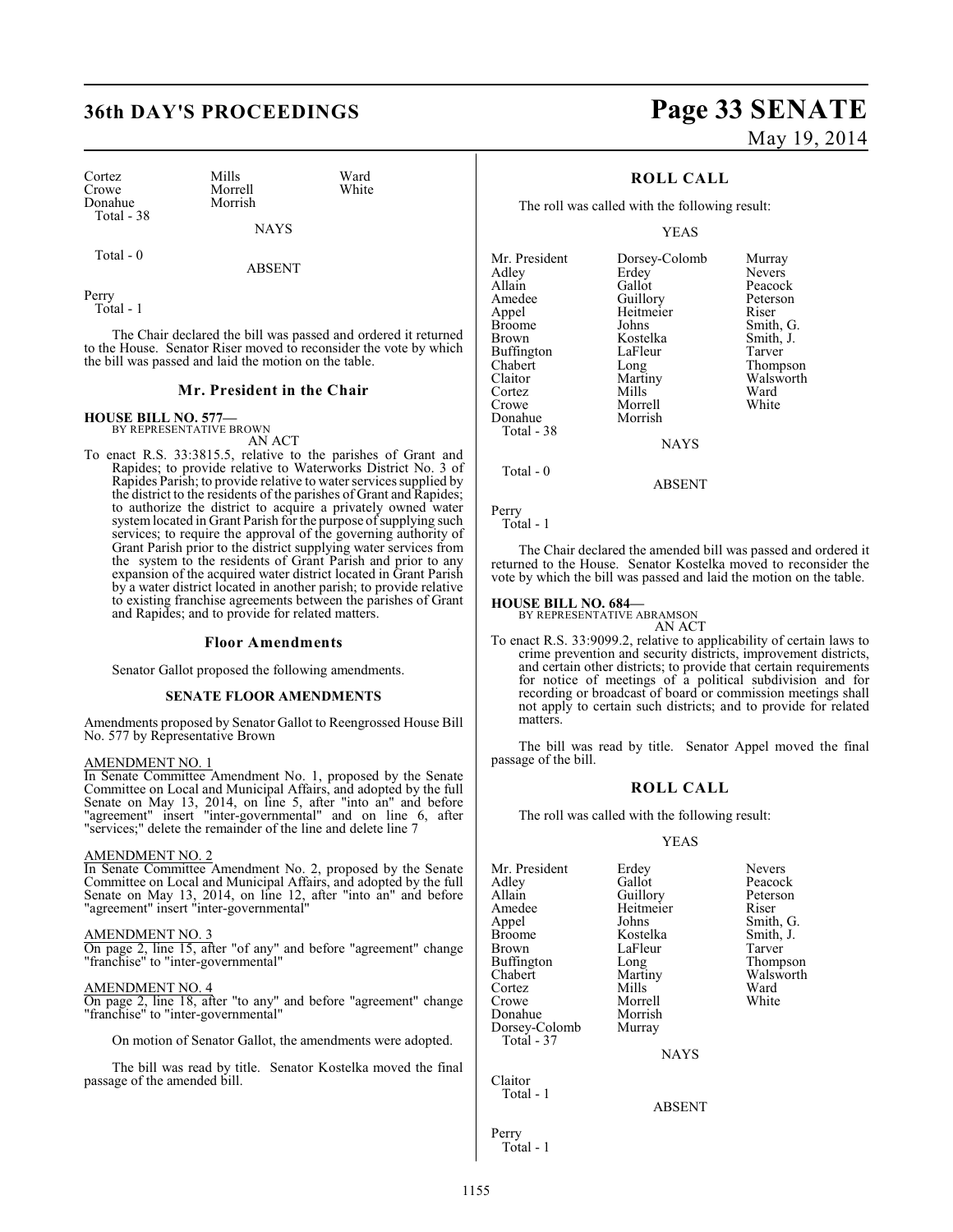| | | |
|---|---|---|
| Cortez | Mills | Ward |
| Crowe | Morrell | White |
| Donahue | Morrish | |
| Total - 38 | | |

NAYS

Total - 0

ABSENT

Perry
Total - 1

The Chair declared the bill was passed and ordered it returned to the House. Senator Riser moved to reconsider the vote by which the bill was passed and laid the motion on the table.

## Mr. President in the Chair

**HOUSE BILL NO. 577—**
BY REPRESENTATIVE BROWN
AN ACT

To enact R.S. 33:3815.5, relative to the parishes of Grant and Rapides; to provide relative to Waterworks District No. 3 of Rapides Parish; to provide relative to water services supplied by the district to the residents of the parishes of Grant and Rapides; to authorize the district to acquire a privately owned water system located in Grant Parish for the purpose of supplying such services; to require the approval of the governing authority of Grant Parish prior to the district supplying water services from the system to the residents of Grant Parish and prior to any expansion of the acquired water district located in Grant Parish by a water district located in another parish; to provide relative to existing franchise agreements between the parishes of Grant and Rapides; and to provide for related matters.

### Floor Amendments

Senator Gallot proposed the following amendments.

#### SENATE FLOOR AMENDMENTS

Amendments proposed by Senator Gallot to Reengrossed House Bill No. 577 by Representative Brown

AMENDMENT NO. 1
In Senate Committee Amendment No. 1, proposed by the Senate Committee on Local and Municipal Affairs, and adopted by the full Senate on May 13, 2014, on line 5, after "into an" and before "agreement" insert "inter-governmental" and on line 6, after "services;" delete the remainder of the line and delete line 7

AMENDMENT NO. 2
In Senate Committee Amendment No. 2, proposed by the Senate Committee on Local and Municipal Affairs, and adopted by the full Senate on May 13, 2014, on line 12, after "into an" and before "agreement" insert "inter-governmental"

AMENDMENT NO. 3
On page 2, line 15, after "of any" and before "agreement" change "franchise" to "inter-governmental"

AMENDMENT NO. 4
On page 2, line 18, after "to any" and before "agreement" change "franchise" to "inter-governmental"

On motion of Senator Gallot, the amendments were adopted.

The bill was read by title. Senator Kostelka moved the final passage of the amended bill.

### ROLL CALL

The roll was called with the following result:

YEAS

| | | |
|---|---|---|
| Mr. President | Dorsey-Colomb | Murray |
| Adley | Erdey | Nevers |
| Allain | Gallot | Peacock |
| Amedee | Guillory | Peterson |
| Appel | Heitmeier | Riser |
| Broome | Johns | Smith, G. |
| Brown | Kostelka | Smith, J. |
| Buffington | LaFleur | Tarver |
| Chabert | Long | Thompson |
| Claitor | Martiny | Walsworth |
| Cortez | Mills | Ward |
| Crowe | Morrell | White |
| Donahue | Morrish | |
| Total - 38 | | |

NAYS

Total - 0

ABSENT

Perry
Total - 1

The Chair declared the amended bill was passed and ordered it returned to the House. Senator Kostelka moved to reconsider the vote by which the bill was passed and laid the motion on the table.

**HOUSE BILL NO. 684—**
BY REPRESENTATIVE ABRAMSON
AN ACT

To enact R.S. 33:9099.2, relative to applicability of certain laws to crime prevention and security districts, improvement districts, and certain other districts; to provide that certain requirements for notice of meetings of a political subdivision and for recording or broadcast of board or commission meetings shall not apply to certain such districts; and to provide for related matters.

The bill was read by title. Senator Appel moved the final passage of the bill.

### ROLL CALL

The roll was called with the following result:

YEAS

| | | |
|---|---|---|
| Mr. President | Erdey | Nevers |
| Adley | Gallot | Peacock |
| Allain | Guillory | Peterson |
| Amedee | Heitmeier | Riser |
| Appel | Johns | Smith, G. |
| Broome | Kostelka | Smith, J. |
| Brown | LaFleur | Tarver |
| Buffington | Long | Thompson |
| Chabert | Martiny | Walsworth |
| Cortez | Mills | Ward |
| Crowe | Morrell | White |
| Donahue | Morrish | |
| Dorsey-Colomb | Murray | |
| Total - 37 | | |

NAYS

Claitor
Total - 1

ABSENT

Perry
Total - 1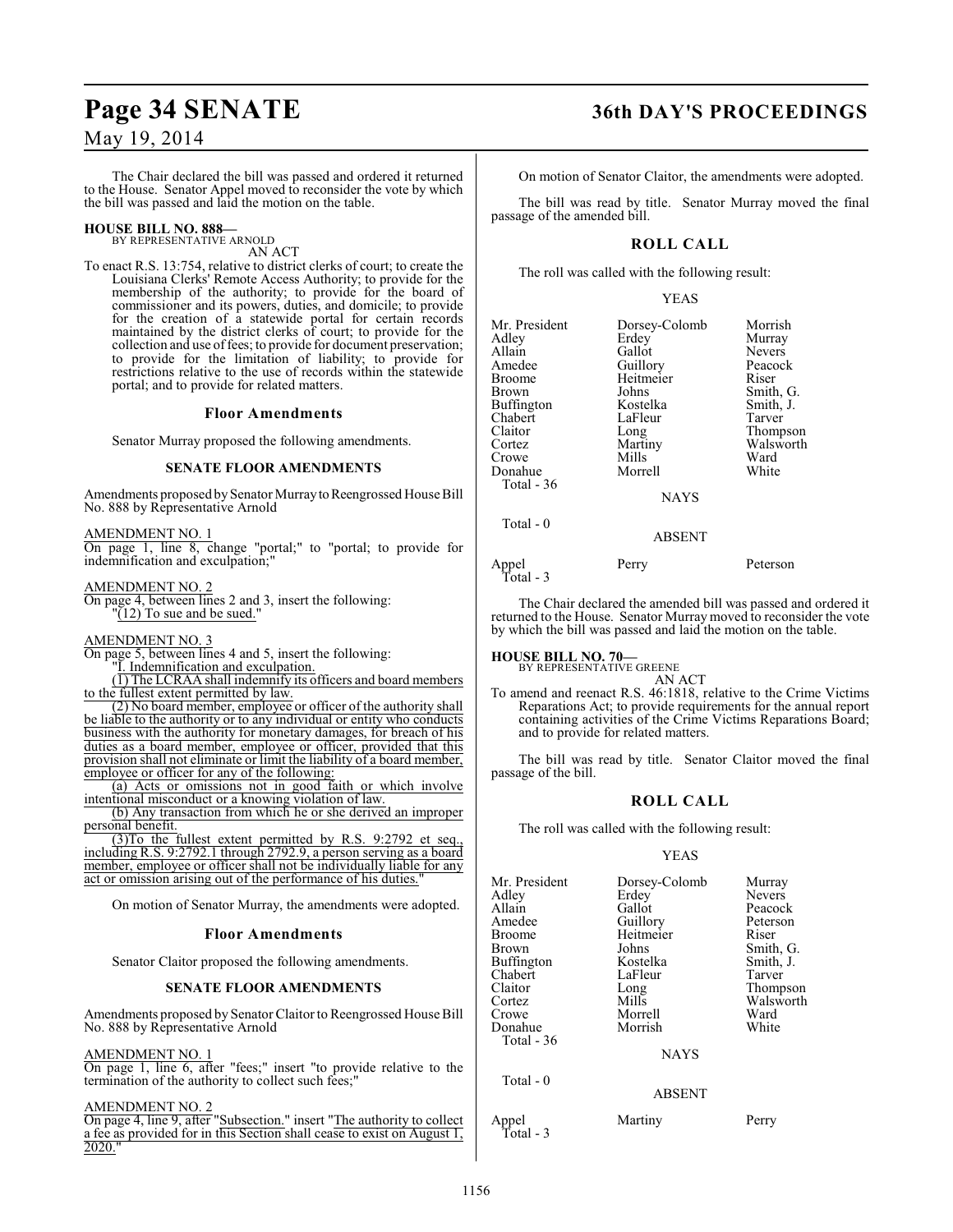The Chair declared the bill was passed and ordered it returned to the House. Senator Appel moved to reconsider the vote by which the bill was passed and laid the motion on the table.

**HOUSE BILL NO. 888—**
BY REPRESENTATIVE ARNOLD

AN ACT

To enact R.S. 13:754, relative to district clerks of court; to create the Louisiana Clerks' Remote Access Authority; to provide for the membership of the authority; to provide for the board of commissioner and its powers, duties, and domicile; to provide for the creation of a statewide portal for certain records maintained by the district clerks of court; to provide for the collection and use of fees; to provide for document preservation; to provide for the limitation of liability; to provide for restrictions relative to the use of records within the statewide portal; and to provide for related matters.

## Floor Amendments

Senator Murray proposed the following amendments.

### SENATE FLOOR AMENDMENTS

Amendments proposed by Senator Murray to Reengrossed House Bill No. 888 by Representative Arnold

AMENDMENT NO. 1

On page 1, line 8, change "portal;" to "portal; to provide for indemnification and exculpation;"

AMENDMENT NO. 2

On page 4, between lines 2 and 3, insert the following:
"(12) To sue and be sued."

AMENDMENT NO. 3

On page 5, between lines 4 and 5, insert the following:
"I. Indemnification and exculpation.

(1) The LCRAA shall indemnify its officers and board members to the fullest extent permitted by law.

(2) No board member, employee or officer of the authority shall be liable to the authority or to any individual or entity who conducts business with the authority for monetary damages, for breach of his duties as a board member, employee or officer, provided that this provision shall not eliminate or limit the liability of a board member, employee or officer for any of the following:

(a) Acts or omissions not in good faith or which involve intentional misconduct or a knowing violation of law.

(b) Any transaction from which he or she derived an improper personal benefit.

(3)To the fullest extent permitted by R.S. 9:2792 et seq., including R.S. 9:2792.1 through 2792.9, a person serving as a board member, employee or officer shall not be individually liable for any act or omission arising out of the performance of his duties."

On motion of Senator Murray, the amendments were adopted.

## Floor Amendments

Senator Claitor proposed the following amendments.

### SENATE FLOOR AMENDMENTS

Amendments proposed by Senator Claitor to Reengrossed House Bill No. 888 by Representative Arnold

AMENDMENT NO. 1

On page 1, line 6, after "fees;" insert "to provide relative to the termination of the authority to collect such fees;"

AMENDMENT NO. 2

On page 4, line 9, after "Subsection." insert "The authority to collect a fee as provided for in this Section shall cease to exist on August 1, 2020."

On motion of Senator Claitor, the amendments were adopted.

The bill was read by title. Senator Murray moved the final passage of the amended bill.

## ROLL CALL

The roll was called with the following result:

YEAS

| | | |
|---|---|---|
| Mr. President | Dorsey-Colomb | Morrish |
| Adley | Erdey | Murray |
| Allain | Gallot | Nevers |
| Amedee | Guillory | Peacock |
| Broome | Heitmeier | Riser |
| Brown | Johns | Smith, G. |
| Buffington | Kostelka | Smith, J. |
| Chabert | LaFleur | Tarver |
| Claitor | Long | Thompson |
| Cortez | Martiny | Walsworth |
| Crowe | Mills | Ward |
| Donahue | Morrell | White |

Total - 36

NAYS

Total - 0

ABSENT

| | | |
|---|---|---|
| Appel | Perry | Peterson |

Total - 3

The Chair declared the amended bill was passed and ordered it returned to the House. Senator Murray moved to reconsider the vote by which the bill was passed and laid the motion on the table.

**HOUSE BILL NO. 70—**
BY REPRESENTATIVE GREENE

AN ACT

To amend and reenact R.S. 46:1818, relative to the Crime Victims Reparations Act; to provide requirements for the annual report containing activities of the Crime Victims Reparations Board; and to provide for related matters.

The bill was read by title. Senator Claitor moved the final passage of the bill.

## ROLL CALL

The roll was called with the following result:

YEAS

| | | |
|---|---|---|
| Mr. President | Dorsey-Colomb | Murray |
| Adley | Erdey | Nevers |
| Allain | Gallot | Peacock |
| Amedee | Guillory | Peterson |
| Broome | Heitmeier | Riser |
| Brown | Johns | Smith, G. |
| Buffington | Kostelka | Smith, J. |
| Chabert | LaFleur | Tarver |
| Claitor | Long | Thompson |
| Cortez | Mills | Walsworth |
| Crowe | Morrell | Ward |
| Donahue | Morrish | White |

Total - 36

NAYS

Total - 0

ABSENT

| | | |
|---|---|---|
| Appel | Martiny | Perry |

Total - 3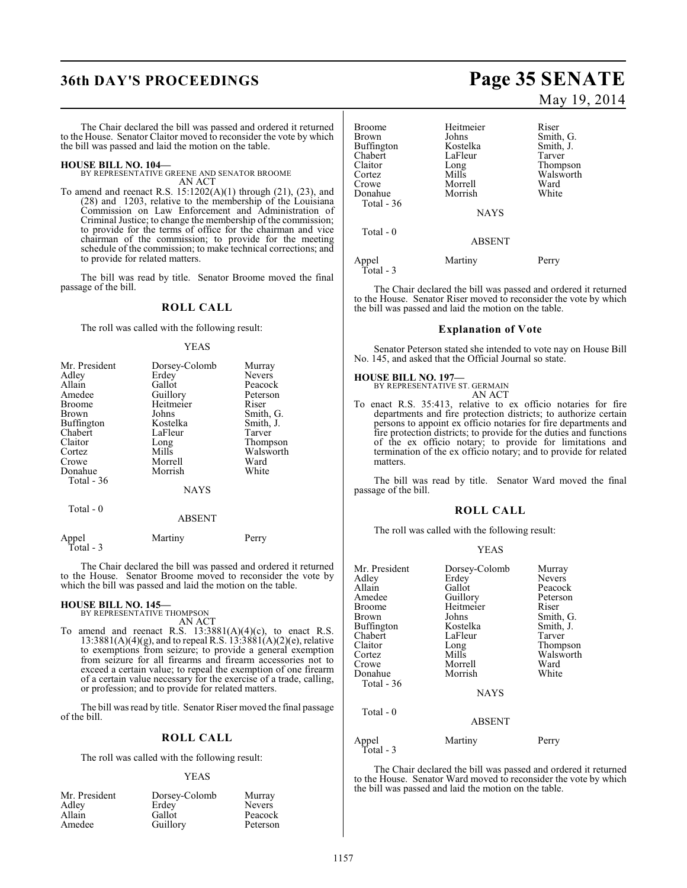The Chair declared the bill was passed and ordered it returned to the House. Senator Claitor moved to reconsider the vote by which the bill was passed and laid the motion on the table.

**HOUSE BILL NO. 104—**
BY REPRESENTATIVE GREENE AND SENATOR BROOME
AN ACT

To amend and reenact R.S. 15:1202(A)(1) through (21), (23), and (28) and 1203, relative to the membership of the Louisiana Commission on Law Enforcement and Administration of Criminal Justice; to change the membership of the commission; to provide for the terms of office for the chairman and vice chairman of the commission; to provide for the meeting schedule of the commission; to make technical corrections; and to provide for related matters.

The bill was read by title. Senator Broome moved the final passage of the bill.

## ROLL CALL

The roll was called with the following result:

YEAS

| | | |
|---|---|---|
| Mr. President | Dorsey-Colomb | Murray |
| Adley | Erdey | Nevers |
| Allain | Gallot | Peacock |
| Amedee | Guillory | Peterson |
| Broome | Heitmeier | Riser |
| Brown | Johns | Smith, G. |
| Buffington | Kostelka | Smith, J. |
| Chabert | LaFleur | Tarver |
| Claitor | Long | Thompson |
| Cortez | Mills | Walsworth |
| Crowe | Morrell | Ward |
| Donahue | Morrish | White |

Total - 36

NAYS

Total - 0

ABSENT

| | | |
|---|---|---|
| Appel | Martiny | Perry |

Total - 3

The Chair declared the bill was passed and ordered it returned to the House. Senator Broome moved to reconsider the vote by which the bill was passed and laid the motion on the table.

**HOUSE BILL NO. 145—**
BY REPRESENTATIVE THOMPSON
AN ACT

To amend and reenact R.S. 13:3881(A)(4)(c), to enact R.S. 13:3881(A)(4)(g), and to repeal R.S. 13:3881(A)(2)(e), relative to exemptions from seizure; to provide a general exemption from seizure for all firearms and firearm accessories not to exceed a certain value; to repeal the exemption of one firearm of a certain value necessary for the exercise of a trade, calling, or profession; and to provide for related matters.

The bill was read by title. Senator Riser moved the final passage of the bill.

## ROLL CALL

The roll was called with the following result:

YEAS

| | | |
|---|---|---|
| Mr. President | Dorsey-Colomb | Murray |
| Adley | Erdey | Nevers |
| Allain | Gallot | Peacock |
| Amedee | Guillory | Peterson |
| Broome | Heitmeier | Riser |
| Brown | Johns | Smith, G. |
| Buffington | Kostelka | Smith, J. |
| Chabert | LaFleur | Tarver |
| Claitor | Long | Thompson |
| Cortez | Mills | Walsworth |
| Crowe | Morrell | Ward |
| Donahue | Morrish | White |

Total - 36

NAYS

Total - 0

ABSENT

| | | |
|---|---|---|
| Appel | Martiny | Perry |

Total - 3

The Chair declared the bill was passed and ordered it returned to the House. Senator Riser moved to reconsider the vote by which the bill was passed and laid the motion on the table.

## Explanation of Vote

Senator Peterson stated she intended to vote nay on House Bill No. 145, and asked that the Official Journal so state.

**HOUSE BILL NO. 197—**
BY REPRESENTATIVE ST. GERMAIN
AN ACT

To enact R.S. 35:413, relative to ex officio notaries for fire departments and fire protection districts; to authorize certain persons to appoint ex officio notaries for fire departments and fire protection districts; to provide for the duties and functions of the ex officio notary; to provide for limitations and termination of the ex officio notary; and to provide for related matters.

The bill was read by title. Senator Ward moved the final passage of the bill.

## ROLL CALL

The roll was called with the following result:

YEAS

| | | |
|---|---|---|
| Mr. President | Dorsey-Colomb | Murray |
| Adley | Erdey | Nevers |
| Allain | Gallot | Peacock |
| Amedee | Guillory | Peterson |
| Broome | Heitmeier | Riser |
| Brown | Johns | Smith, G. |
| Buffington | Kostelka | Smith, J. |
| Chabert | LaFleur | Tarver |
| Claitor | Long | Thompson |
| Cortez | Mills | Walsworth |
| Crowe | Morrell | Ward |
| Donahue | Morrish | White |

Total - 36

NAYS

Total - 0

ABSENT

| | | |
|---|---|---|
| Appel | Martiny | Perry |

Total - 3

The Chair declared the bill was passed and ordered it returned to the House. Senator Ward moved to reconsider the vote by which the bill was passed and laid the motion on the table.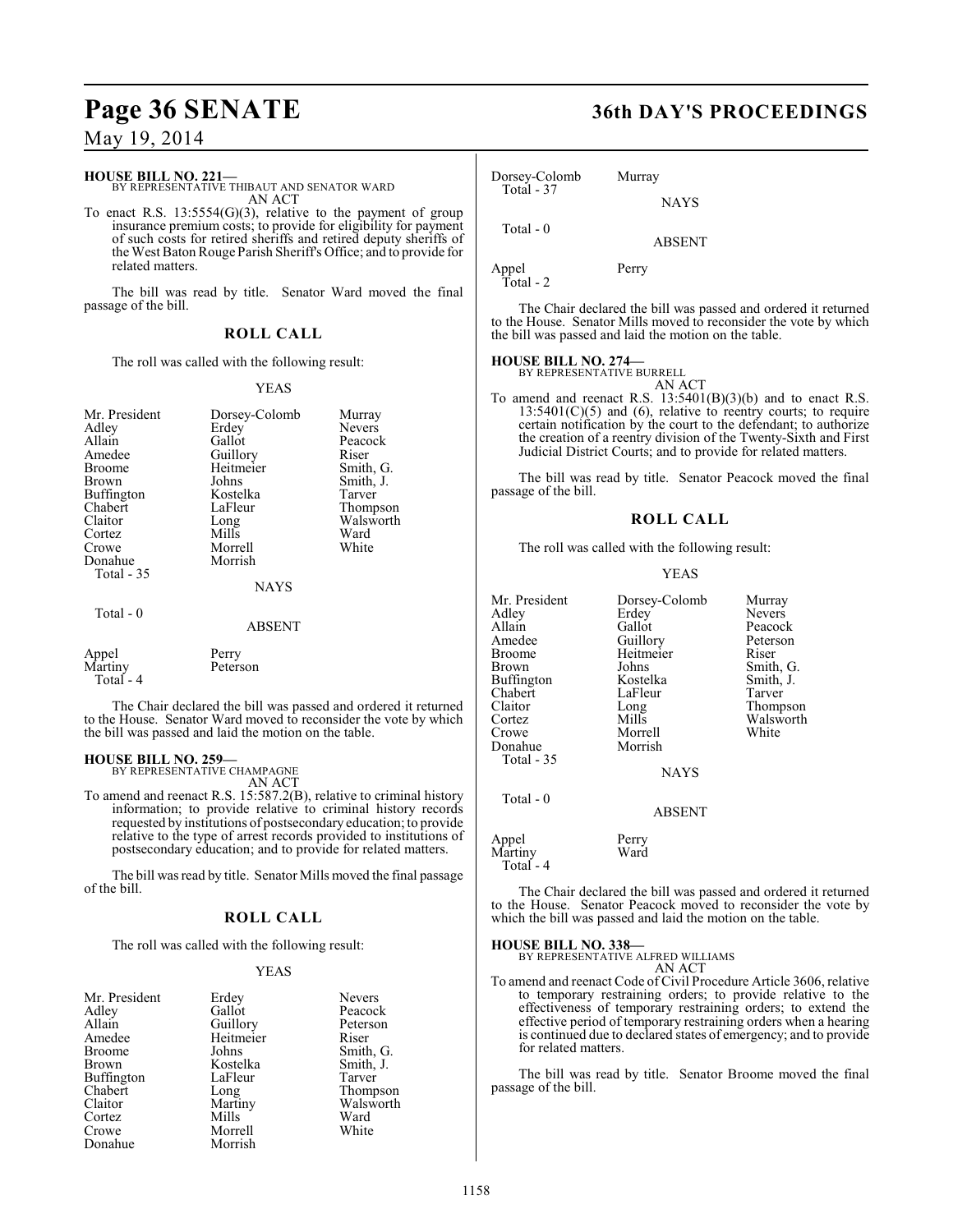**HOUSE BILL NO. 221—**
BY REPRESENTATIVE THIBAUT AND SENATOR WARD
AN ACT

To enact R.S. 13:5554(G)(3), relative to the payment of group insurance premium costs; to provide for eligibility for payment of such costs for retired sheriffs and retired deputy sheriffs of the West Baton Rouge Parish Sheriff's Office; and to provide for related matters.

The bill was read by title. Senator Ward moved the final passage of the bill.

## ROLL CALL

The roll was called with the following result:

YEAS

| | | |
|---|---|---|
| Mr. President | Dorsey-Colomb | Murray |
| Adley | Erdey | Nevers |
| Allain | Gallot | Peacock |
| Amedee | Guillory | Riser |
| Broome | Heitmeier | Smith, G. |
| Brown | Johns | Smith, J. |
| Buffington | Kostelka | Tarver |
| Chabert | LaFleur | Thompson |
| Claitor | Long | Walsworth |
| Cortez | Mills | Ward |
| Crowe | Morrell | White |
| Donahue | Morrish | |

Total - 35

NAYS

Total - 0

ABSENT

| | |
|---|---|
| Appel | Perry |
| Martiny | Peterson |

Total - 4

The Chair declared the bill was passed and ordered it returned to the House. Senator Ward moved to reconsider the vote by which the bill was passed and laid the motion on the table.

**HOUSE BILL NO. 259—**
BY REPRESENTATIVE CHAMPAGNE
AN ACT

To amend and reenact R.S. 15:587.2(B), relative to criminal history information; to provide relative to criminal history records requested by institutions of postsecondary education; to provide relative to the type of arrest records provided to institutions of postsecondary education; and to provide for related matters.

The bill was read by title. Senator Mills moved the final passage of the bill.

## ROLL CALL

The roll was called with the following result:

YEAS

| | | |
|---|---|---|
| Mr. President | Erdey | Nevers |
| Adley | Gallot | Peacock |
| Allain | Guillory | Peterson |
| Amedee | Heitmeier | Riser |
| Broome | Johns | Smith, G. |
| Brown | Kostelka | Smith, J. |
| Buffington | LaFleur | Tarver |
| Chabert | Long | Thompson |
| Claitor | Martiny | Walsworth |
| Cortez | Mills | Ward |
| Crowe | Morrell | White |
| Donahue | Morrish | |
| Dorsey-Colomb | Murray | |

Total - 37

NAYS

Total - 0

ABSENT

| | |
|---|---|
| Appel | Perry |

Total - 2

The Chair declared the bill was passed and ordered it returned to the House. Senator Mills moved to reconsider the vote by which the bill was passed and laid the motion on the table.

**HOUSE BILL NO. 274—**
BY REPRESENTATIVE BURRELL
AN ACT

To amend and reenact R.S. 13:5401(B)(3)(b) and to enact R.S. 13:5401(C)(5) and (6), relative to reentry courts; to require certain notification by the court to the defendant; to authorize the creation of a reentry division of the Twenty-Sixth and First Judicial District Courts; and to provide for related matters.

The bill was read by title. Senator Peacock moved the final passage of the bill.

## ROLL CALL

The roll was called with the following result:

YEAS

| | | |
|---|---|---|
| Mr. President | Dorsey-Colomb | Murray |
| Adley | Erdey | Nevers |
| Allain | Gallot | Peacock |
| Amedee | Guillory | Peterson |
| Broome | Heitmeier | Riser |
| Brown | Johns | Smith, G. |
| Buffington | Kostelka | Smith, J. |
| Chabert | LaFleur | Tarver |
| Claitor | Long | Thompson |
| Cortez | Mills | Walsworth |
| Crowe | Morrell | White |
| Donahue | Morrish | |

Total - 35

NAYS

Total - 0

ABSENT

| | |
|---|---|
| Appel | Perry |
| Martiny | Ward |

Total - 4

The Chair declared the bill was passed and ordered it returned to the House. Senator Peacock moved to reconsider the vote by which the bill was passed and laid the motion on the table.

**HOUSE BILL NO. 338—**
BY REPRESENTATIVE ALFRED WILLIAMS
AN ACT

To amend and reenact Code of Civil Procedure Article 3606, relative to temporary restraining orders; to provide relative to the effectiveness of temporary restraining orders; to extend the effective period of temporary restraining orders when a hearing is continued due to declared states of emergency; and to provide for related matters.

The bill was read by title. Senator Broome moved the final passage of the bill.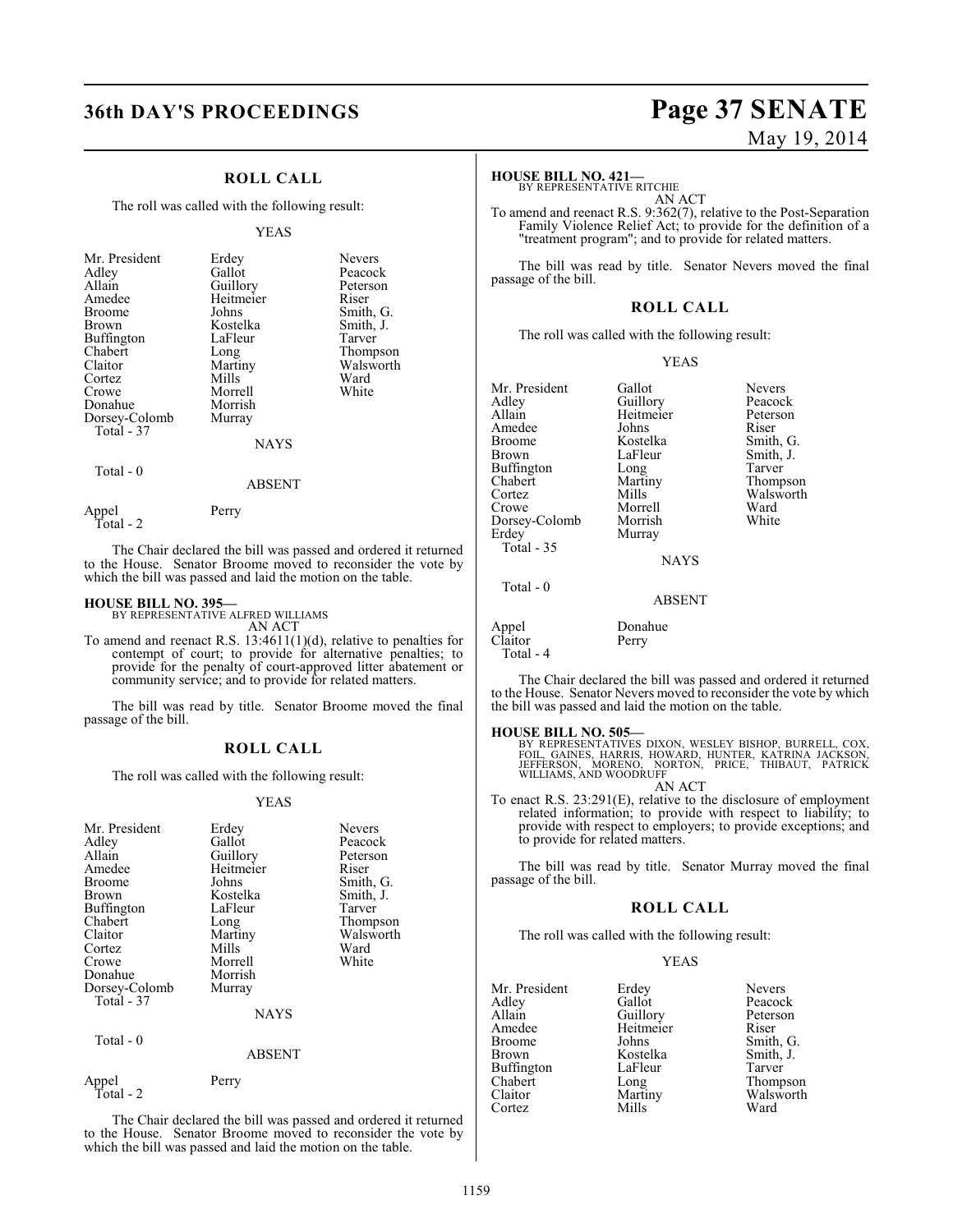## ROLL CALL

The roll was called with the following result:

YEAS

| | | |
|---|---|---|
| Mr. President | Erdey | Nevers |
| Adley | Gallot | Peacock |
| Allain | Guillory | Peterson |
| Amedee | Heitmeier | Riser |
| Broome | Johns | Smith, G. |
| Brown | Kostelka | Smith, J. |
| Buffington | LaFleur | Tarver |
| Chabert | Long | Thompson |
| Claitor | Martiny | Walsworth |
| Cortez | Mills | Ward |
| Crowe | Morrell | White |
| Donahue | Morrish | |
| Dorsey-Colomb | Murray | |
| Total - 37 | | |

NAYS

Total - 0

ABSENT

| | |
|---|---|
| Appel | Perry |
| Total - 2 | |

The Chair declared the bill was passed and ordered it returned to the House. Senator Broome moved to reconsider the vote by which the bill was passed and laid the motion on the table.

**HOUSE BILL NO. 395—**
BY REPRESENTATIVE ALFRED WILLIAMS
AN ACT

To amend and reenact R.S. 13:4611(1)(d), relative to penalties for contempt of court; to provide for alternative penalties; to provide for the penalty of court-approved litter abatement or community service; and to provide for related matters.

The bill was read by title. Senator Broome moved the final passage of the bill.

## ROLL CALL

The roll was called with the following result:

YEAS

| | | |
|---|---|---|
| Mr. President | Erdey | Nevers |
| Adley | Gallot | Peacock |
| Allain | Guillory | Peterson |
| Amedee | Heitmeier | Riser |
| Broome | Johns | Smith, G. |
| Brown | Kostelka | Smith, J. |
| Buffington | LaFleur | Tarver |
| Chabert | Long | Thompson |
| Claitor | Martiny | Walsworth |
| Cortez | Mills | Ward |
| Crowe | Morrell | White |
| Donahue | Morrish | |
| Dorsey-Colomb | Murray | |
| Total - 37 | | |

NAYS

Total - 0

ABSENT

| | |
|---|---|
| Appel | Perry |
| Total - 2 | |

The Chair declared the bill was passed and ordered it returned to the House. Senator Broome moved to reconsider the vote by which the bill was passed and laid the motion on the table.

**HOUSE BILL NO. 421—**
BY REPRESENTATIVE RITCHIE
AN ACT

To amend and reenact R.S. 9:362(7), relative to the Post-Separation Family Violence Relief Act; to provide for the definition of a "treatment program"; and to provide for related matters.

The bill was read by title. Senator Nevers moved the final passage of the bill.

## ROLL CALL

The roll was called with the following result:

YEAS

| | | |
|---|---|---|
| Mr. President | Gallot | Nevers |
| Adley | Guillory | Peacock |
| Allain | Heitmeier | Peterson |
| Amedee | Johns | Riser |
| Broome | Kostelka | Smith, G. |
| Brown | LaFleur | Smith, J. |
| Buffington | Long | Tarver |
| Chabert | Martiny | Thompson |
| Cortez | Mills | Walsworth |
| Crowe | Morrell | Ward |
| Dorsey-Colomb | Morrish | White |
| Erdey | Murray | |
| Total - 35 | | |

NAYS

Total - 0

ABSENT

| | |
|---|---|
| Appel | Donahue |
| Claitor | Perry |
| Total - 4 | |

The Chair declared the bill was passed and ordered it returned to the House. Senator Nevers moved to reconsider the vote by which the bill was passed and laid the motion on the table.

**HOUSE BILL NO. 505—**
BY REPRESENTATIVES DIXON, WESLEY BISHOP, BURRELL, COX, FOIL, GAINES, HARRIS, HOWARD, HUNTER, KATRINA JACKSON, JEFFERSON, MORENO, NORTON, PRICE, THIBAUT, PATRICK WILLIAMS, AND WOODRUFF
AN ACT

To enact R.S. 23:291(E), relative to the disclosure of employment related information; to provide with respect to liability; to provide with respect to employers; to provide exceptions; and to provide for related matters.

The bill was read by title. Senator Murray moved the final passage of the bill.

## ROLL CALL

The roll was called with the following result:

YEAS

| | | |
|---|---|---|
| Mr. President | Erdey | Nevers |
| Adley | Gallot | Peacock |
| Allain | Guillory | Peterson |
| Amedee | Heitmeier | Riser |
| Broome | Johns | Smith, G. |
| Brown | Kostelka | Smith, J. |
| Buffington | LaFleur | Tarver |
| Chabert | Long | Thompson |
| Claitor | Martiny | Walsworth |
| Cortez | Mills | Ward |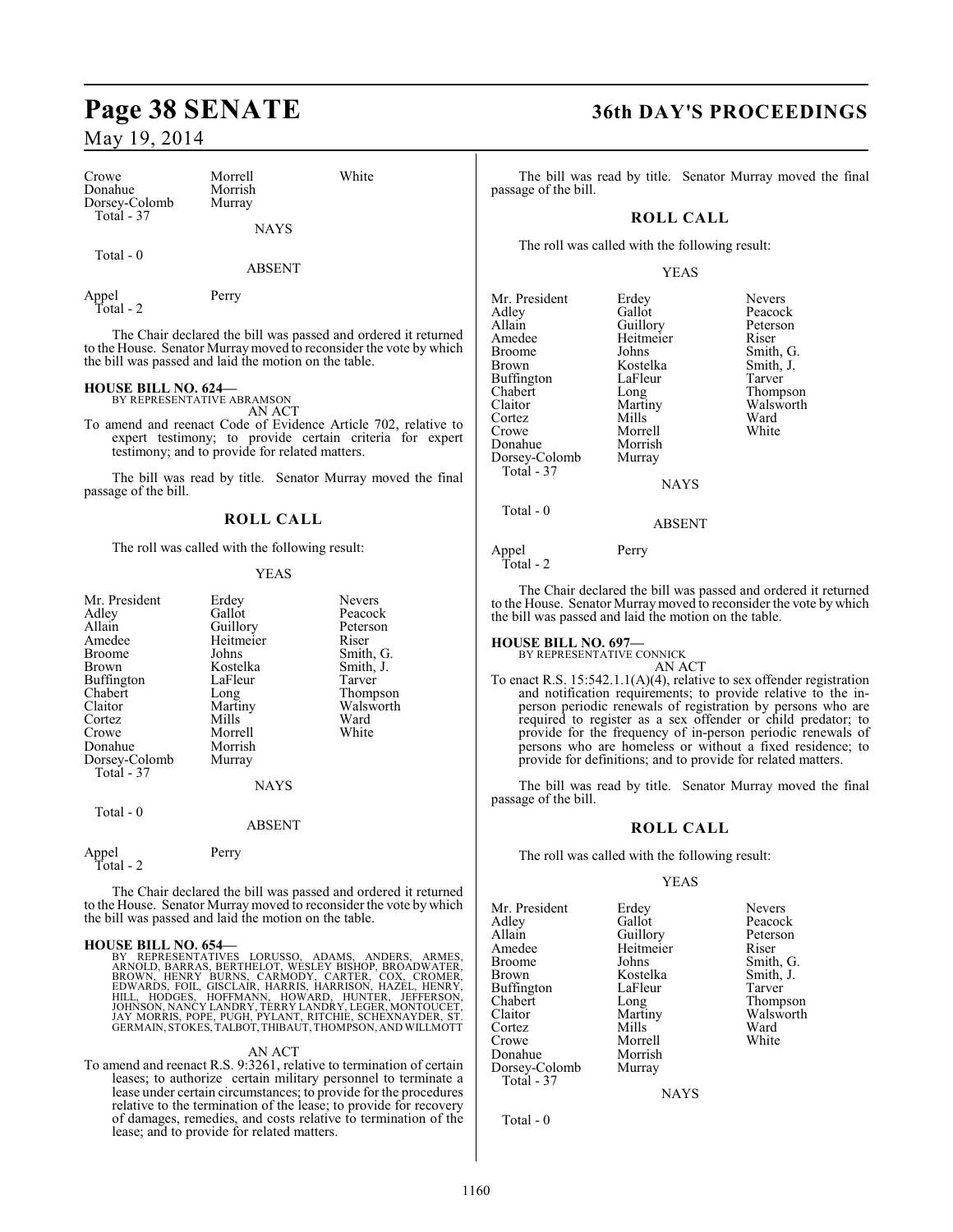| | | |
|---|---|---|
| Crowe | Morrell | White |
| Donahue | Morrish | |
| Dorsey-Colomb | Murray | |
| Total - 37 | | |

NAYS

Total - 0

ABSENT

| | |
|---|---|
| Appel | Perry |
| Total - 2 | |

The Chair declared the bill was passed and ordered it returned to the House. Senator Murray moved to reconsider the vote by which the bill was passed and laid the motion on the table.

**HOUSE BILL NO. 624—**
BY REPRESENTATIVE ABRAMSON
AN ACT
To amend and reenact Code of Evidence Article 702, relative to expert testimony; to provide certain criteria for expert testimony; and to provide for related matters.

The bill was read by title. Senator Murray moved the final passage of the bill.

## ROLL CALL

The roll was called with the following result:

YEAS

| | | |
|---|---|---|
| Mr. President | Erdey | Nevers |
| Adley | Gallot | Peacock |
| Allain | Guillory | Peterson |
| Amedee | Heitmeier | Riser |
| Broome | Johns | Smith, G. |
| Brown | Kostelka | Smith, J. |
| Buffington | LaFleur | Tarver |
| Chabert | Long | Thompson |
| Claitor | Martiny | Walsworth |
| Cortez | Mills | Ward |
| Crowe | Morrell | White |
| Donahue | Morrish | |
| Dorsey-Colomb | Murray | |
| Total - 37 | | |

NAYS

Total - 0

ABSENT

| | |
|---|---|
| Appel | Perry |
| Total - 2 | |

The Chair declared the bill was passed and ordered it returned to the House. Senator Murray moved to reconsider the vote by which the bill was passed and laid the motion on the table.

**HOUSE BILL NO. 654—**
BY REPRESENTATIVES LORUSSO, ADAMS, ANDERS, ARMES, ARNOLD, BARRAS, BERTHELOT, WESLEY BISHOP, BROADWATER, BROWN, HENRY BURNS, CARMODY, CARTER, COX, CROMER, EDWARDS, FOIL, GISCLAIR, HARRIS, HARRISON, HAZEL, HENRY, HILL, HODGES, HOFFMANN, HOWARD, HUNTER, JEFFERSON, JOHNSON, NANCY LANDRY, TERRY LANDRY, LEGER, MONTOUCET, JAY MORRIS, POPE, PUGH, PYLANT, RITCHIE, SCHEXNAYDER, ST. GERMAIN, STOKES, TALBOT, THIBAUT, THOMPSON, AND WILLMOTT
AN ACT
To amend and reenact R.S. 9:3261, relative to termination of certain leases; to authorize certain military personnel to terminate a lease under certain circumstances; to provide for the procedures relative to the termination of the lease; to provide for recovery of damages, remedies, and costs relative to termination of the lease; and to provide for related matters.

The bill was read by title. Senator Murray moved the final passage of the bill.

## ROLL CALL

The roll was called with the following result:

YEAS

| | | |
|---|---|---|
| Mr. President | Erdey | Nevers |
| Adley | Gallot | Peacock |
| Allain | Guillory | Peterson |
| Amedee | Heitmeier | Riser |
| Broome | Johns | Smith, G. |
| Brown | Kostelka | Smith, J. |
| Buffington | LaFleur | Tarver |
| Chabert | Long | Thompson |
| Claitor | Martiny | Walsworth |
| Cortez | Mills | Ward |
| Crowe | Morrell | White |
| Donahue | Morrish | |
| Dorsey-Colomb | Murray | |
| Total - 37 | | |

NAYS

Total - 0

ABSENT

| | |
|---|---|
| Appel | Perry |
| Total - 2 | |

The Chair declared the bill was passed and ordered it returned to the House. Senator Murray moved to reconsider the vote by which the bill was passed and laid the motion on the table.

**HOUSE BILL NO. 697—**
BY REPRESENTATIVE CONNICK
AN ACT
To enact R.S. 15:542.1.1(A)(4), relative to sex offender registration and notification requirements; to provide relative to the in-person periodic renewals of registration by persons who are required to register as a sex offender or child predator; to provide for the frequency of in-person periodic renewals of persons who are homeless or without a fixed residence; to provide for definitions; and to provide for related matters.

The bill was read by title. Senator Murray moved the final passage of the bill.

## ROLL CALL

The roll was called with the following result:

YEAS

| | | |
|---|---|---|
| Mr. President | Erdey | Nevers |
| Adley | Gallot | Peacock |
| Allain | Guillory | Peterson |
| Amedee | Heitmeier | Riser |
| Broome | Johns | Smith, G. |
| Brown | Kostelka | Smith, J. |
| Buffington | LaFleur | Tarver |
| Chabert | Long | Thompson |
| Claitor | Martiny | Walsworth |
| Cortez | Mills | Ward |
| Crowe | Morrell | White |
| Donahue | Morrish | |
| Dorsey-Colomb | Murray | |
| Total - 37 | | |

NAYS

Total - 0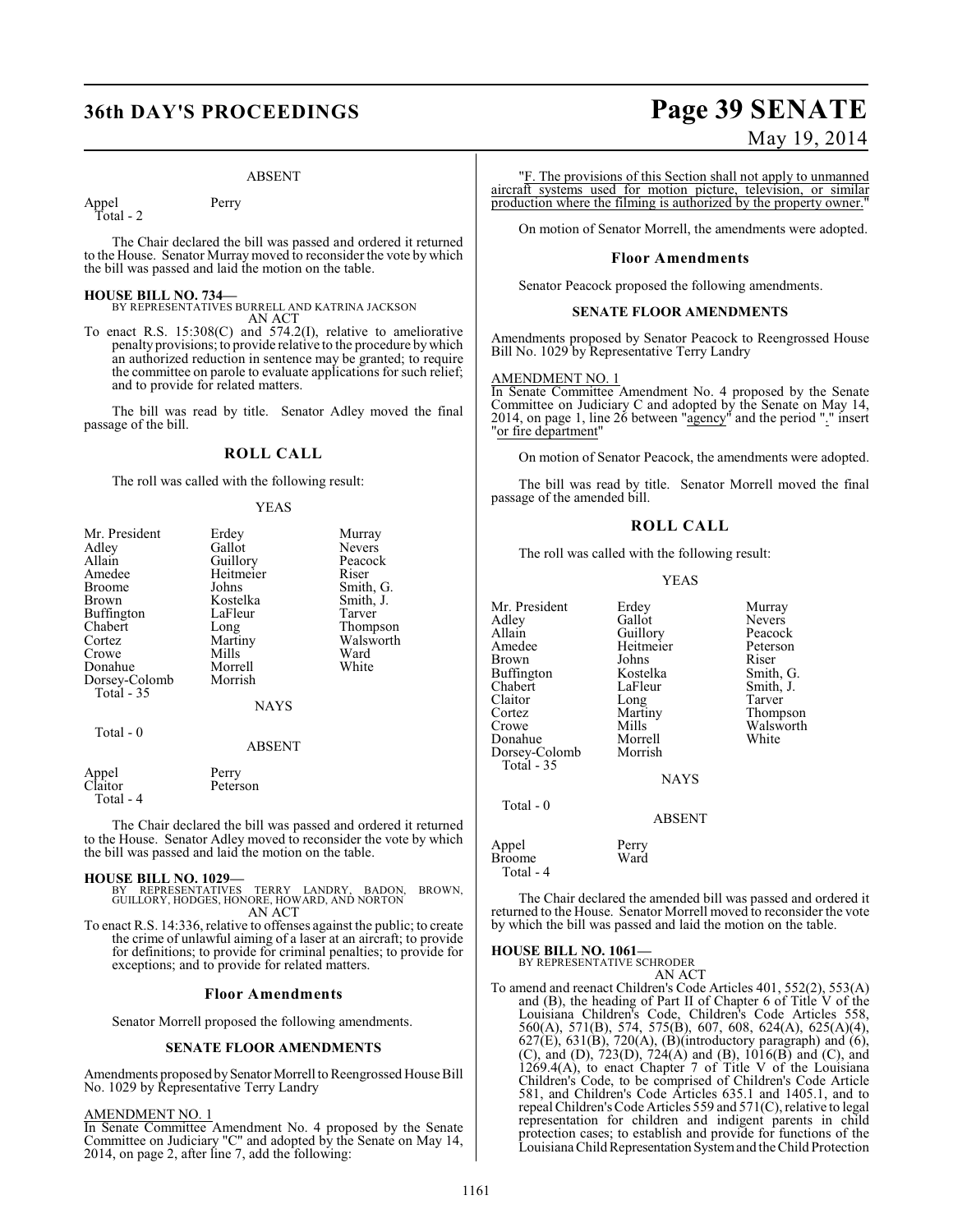ABSENT

| | |
|---|---|
| Appel | Perry |
| Total - 2 | |

The Chair declared the bill was passed and ordered it returned to the House. Senator Murray moved to reconsider the vote by which the bill was passed and laid the motion on the table.

**HOUSE BILL NO. 734—**
BY REPRESENTATIVES BURRELL AND KATRINA JACKSON
AN ACT

To enact R.S. 15:308(C) and 574.2(I), relative to ameliorative penalty provisions; to provide relative to the procedure by which an authorized reduction in sentence may be granted; to require the committee on parole to evaluate applications for such relief; and to provide for related matters.

The bill was read by title. Senator Adley moved the final passage of the bill.

## ROLL CALL

The roll was called with the following result:

YEAS

| | | |
|---|---|---|
| Mr. President | Erdey | Murray |
| Adley | Gallot | Nevers |
| Allain | Guillory | Peacock |
| Amedee | Heitmeier | Riser |
| Broome | Johns | Smith, G. |
| Brown | Kostelka | Smith, J. |
| Buffington | LaFleur | Tarver |
| Chabert | Long | Thompson |
| Cortez | Martiny | Walsworth |
| Crowe | Mills | Ward |
| Donahue | Morrell | White |
| Dorsey-Colomb | Morrish | |
| Total - 35 | | |

NAYS

Total - 0

ABSENT

| | |
|---|---|
| Appel | Perry |
| Claitor | Peterson |
| Total - 4 | |

The Chair declared the bill was passed and ordered it returned to the House. Senator Adley moved to reconsider the vote by which the bill was passed and laid the motion on the table.

**HOUSE BILL NO. 1029—**
BY REPRESENTATIVES TERRY LANDRY, BADON, BROWN, GUILLORY, HODGES, HONORE, HOWARD, AND NORTON
AN ACT

To enact R.S. 14:336, relative to offenses against the public; to create the crime of unlawful aiming of a laser at an aircraft; to provide for definitions; to provide for criminal penalties; to provide for exceptions; and to provide for related matters.

## Floor Amendments

Senator Morrell proposed the following amendments.

### SENATE FLOOR AMENDMENTS

Amendments proposed by Senator Morrell to Reengrossed House Bill No. 1029 by Representative Terry Landry

AMENDMENT NO. 1

In Senate Committee Amendment No. 4 proposed by the Senate Committee on Judiciary "C" and adopted by the Senate on May 14, 2014, on page 2, after line 7, add the following:

"F. The provisions of this Section shall not apply to unmanned aircraft systems used for motion picture, television, or similar production where the filming is authorized by the property owner."

On motion of Senator Morrell, the amendments were adopted.

## Floor Amendments

Senator Peacock proposed the following amendments.

### SENATE FLOOR AMENDMENTS

Amendments proposed by Senator Peacock to Reengrossed House Bill No. 1029 by Representative Terry Landry

AMENDMENT NO. 1

In Senate Committee Amendment No. 4 proposed by the Senate Committee on Judiciary C and adopted by the Senate on May 14, 2014, on page 1, line 26 between "agency" and the period "." insert "or fire department"

On motion of Senator Peacock, the amendments were adopted.

The bill was read by title. Senator Morrell moved the final passage of the amended bill.

## ROLL CALL

The roll was called with the following result:

YEAS

| | | |
|---|---|---|
| Mr. President | Erdey | Murray |
| Adley | Gallot | Nevers |
| Allain | Guillory | Peacock |
| Amedee | Heitmeier | Peterson |
| Brown | Johns | Riser |
| Buffington | Kostelka | Smith, G. |
| Chabert | LaFleur | Smith, J. |
| Claitor | Long | Tarver |
| Cortez | Martiny | Thompson |
| Crowe | Mills | Walsworth |
| Donahue | Morrell | White |
| Dorsey-Colomb | Morrish | |
| Total - 35 | | |

NAYS

Total - 0

ABSENT

| | |
|---|---|
| Appel | Perry |
| Broome | Ward |
| Total - 4 | |

The Chair declared the amended bill was passed and ordered it returned to the House. Senator Morrell moved to reconsider the vote by which the bill was passed and laid the motion on the table.

**HOUSE BILL NO. 1061—**
BY REPRESENTATIVE SCHRODER
AN ACT

To amend and reenact Children's Code Articles 401, 552(2), 553(A) and (B), the heading of Part II of Chapter 6 of Title V of the Louisiana Children's Code, Children's Code Articles 558, 560(A), 571(B), 574, 575(B), 607, 608, 624(A), 625(A)(4), 627(E), 631(B), 720(A), (B)(introductory paragraph) and (6), (C), and (D), 723(D), 724(A) and (B), 1016(B) and (C), and 1269.4(A), to enact Chapter 7 of Title V of the Louisiana Children's Code, to be comprised of Children's Code Article 581, and Children's Code Articles 635.1 and 1405.1, and to repeal Children's Code Articles 559 and 571(C), relative to legal representation for children and indigent parents in child protection cases; to establish and provide for functions of the Louisiana Child Representation System and the Child Protection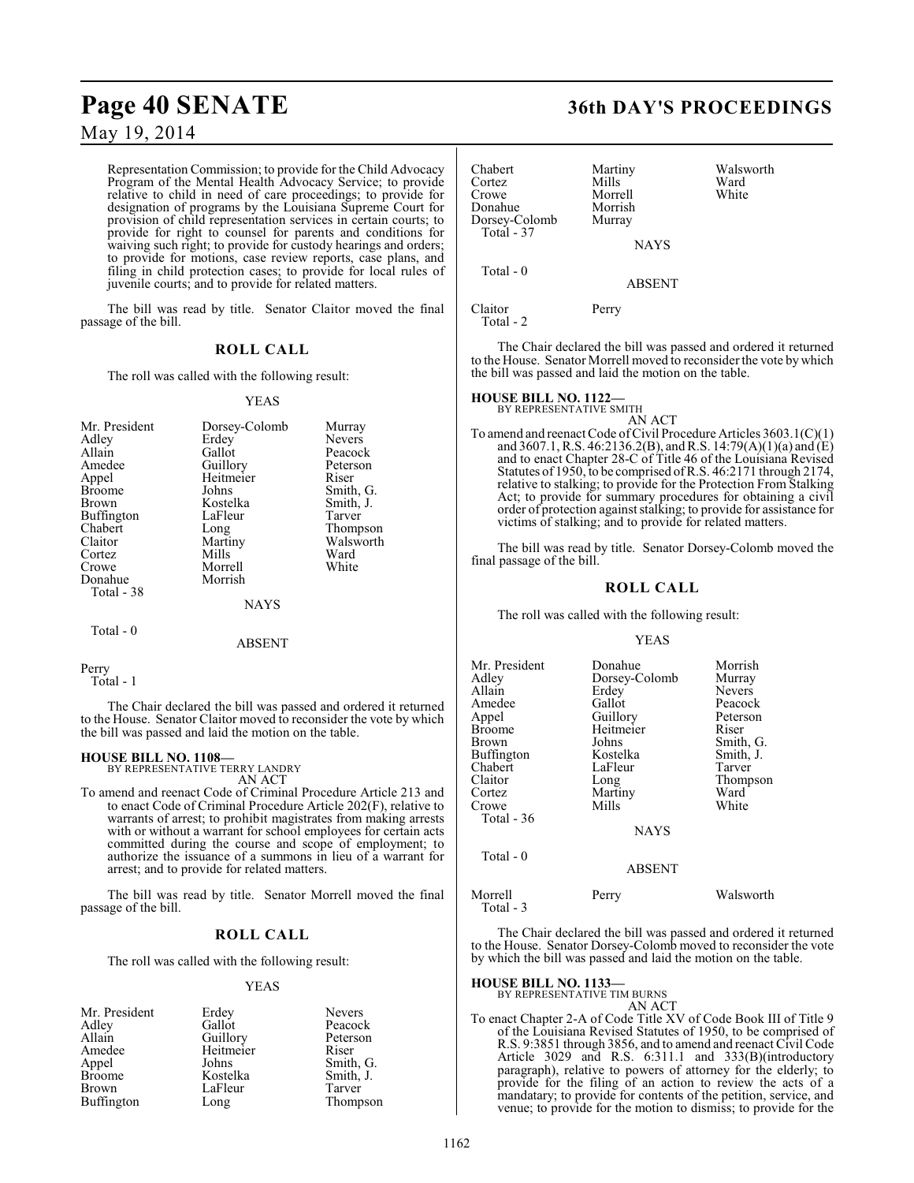Representation Commission; to provide for the Child Advocacy Program of the Mental Health Advocacy Service; to provide relative to child in need of care proceedings; to provide for designation of programs by the Louisiana Supreme Court for provision of child representation services in certain courts; to provide for right to counsel for parents and conditions for waiving such right; to provide for custody hearings and orders; to provide for motions, case review reports, case plans, and filing in child protection cases; to provide for local rules of juvenile courts; and to provide for related matters.

The bill was read by title. Senator Claitor moved the final passage of the bill.

## ROLL CALL

The roll was called with the following result:

YEAS

| | | |
|---|---|---|
| Mr. President | Dorsey-Colomb | Murray |
| Adley | Erdey | Nevers |
| Allain | Gallot | Peacock |
| Amedee | Guillory | Peterson |
| Appel | Heitmeier | Riser |
| Broome | Johns | Smith, G. |
| Brown | Kostelka | Smith, J. |
| Buffington | LaFleur | Tarver |
| Chabert | Long | Thompson |
| Claitor | Martiny | Walsworth |
| Cortez | Mills | Ward |
| Crowe | Morrell | White |
| Donahue | Morrish | |

Total - 38

NAYS

Total - 0

ABSENT

Perry

Total - 1

The Chair declared the bill was passed and ordered it returned to the House. Senator Claitor moved to reconsider the vote by which the bill was passed and laid the motion on the table.

**HOUSE BILL NO. 1108—**
BY REPRESENTATIVE TERRY LANDRY

AN ACT

To amend and reenact Code of Criminal Procedure Article 213 and to enact Code of Criminal Procedure Article 202(F), relative to warrants of arrest; to prohibit magistrates from making arrests with or without a warrant for school employees for certain acts committed during the course and scope of employment; to authorize the issuance of a summons in lieu of a warrant for arrest; and to provide for related matters.

The bill was read by title. Senator Morrell moved the final passage of the bill.

## ROLL CALL

The roll was called with the following result:

YEAS

| | | |
|---|---|---|
| Mr. President | Erdey | Nevers |
| Adley | Gallot | Peacock |
| Allain | Guillory | Peterson |
| Amedee | Heitmeier | Riser |
| Appel | Johns | Smith, G. |
| Broome | Kostelka | Smith, J. |
| Brown | LaFleur | Tarver |
| Buffington | Long | Thompson |
| Chabert | Martiny | Walsworth |
| Cortez | Mills | Ward |
| Crowe | Morrell | White |
| Donahue | Morrish | |
| Dorsey-Colomb | Murray | |

Total - 37

NAYS

Total - 0

ABSENT

Claitor Perry

Total - 2

The Chair declared the bill was passed and ordered it returned to the House. Senator Morrell moved to reconsider the vote by which the bill was passed and laid the motion on the table.

**HOUSE BILL NO. 1122—**
BY REPRESENTATIVE SMITH

AN ACT

To amend and reenact Code of Civil Procedure Articles 3603.1(C)(1) and 3607.1, R.S. 46:2136.2(B), and R.S. 14:79(A)(1)(a) and (E) and to enact Chapter 28-C of Title 46 of the Louisiana Revised Statutes of 1950, to be comprised of R.S. 46:2171 through 2174, relative to stalking; to provide for the Protection From Stalking Act; to provide for summary procedures for obtaining a civil order of protection against stalking; to provide for assistance for victims of stalking; and to provide for related matters.

The bill was read by title. Senator Dorsey-Colomb moved the final passage of the bill.

## ROLL CALL

The roll was called with the following result:

YEAS

| | | |
|---|---|---|
| Mr. President | Donahue | Morrish |
| Adley | Dorsey-Colomb | Murray |
| Allain | Erdey | Nevers |
| Amedee | Gallot | Peacock |
| Appel | Guillory | Peterson |
| Broome | Heitmeier | Riser |
| Brown | Johns | Smith, G. |
| Buffington | Kostelka | Smith, J. |
| Chabert | LaFleur | Tarver |
| Claitor | Long | Thompson |
| Cortez | Martiny | Ward |
| Crowe | Mills | White |

Total - 36

NAYS

Total - 0

ABSENT

Morrell Perry Walsworth

Total - 3

The Chair declared the bill was passed and ordered it returned to the House. Senator Dorsey-Colomb moved to reconsider the vote by which the bill was passed and laid the motion on the table.

**HOUSE BILL NO. 1133—**
BY REPRESENTATIVE TIM BURNS

AN ACT

To enact Chapter 2-A of Code Title XV of Code Book III of Title 9 of the Louisiana Revised Statutes of 1950, to be comprised of R.S. 9:3851 through 3856, and to amend and reenact Civil Code Article 3029 and R.S. 6:311.1 and 333(B)(introductory paragraph), relative to powers of attorney for the elderly; to provide for the filing of an action to review the acts of a mandatary; to provide for contents of the petition, service, and venue; to provide for the motion to dismiss; to provide for the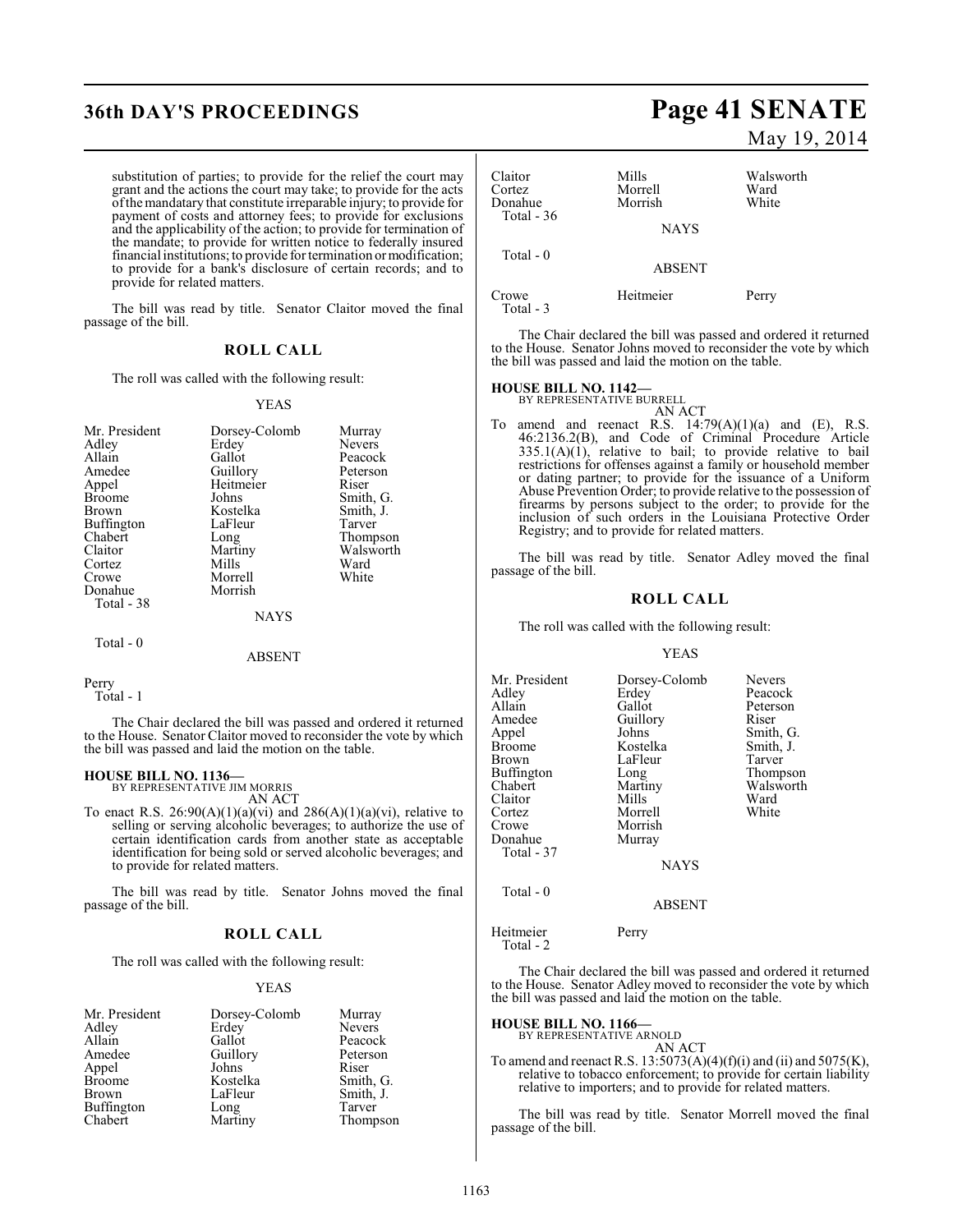substitution of parties; to provide for the relief the court may grant and the actions the court may take; to provide for the acts of the mandatary that constitute irreparable injury; to provide for payment of costs and attorney fees; to provide for exclusions and the applicability of the action; to provide for termination of the mandate; to provide for written notice to federally insured financial institutions; to provide for termination or modification; to provide for a bank's disclosure of certain records; and to provide for related matters.

The bill was read by title. Senator Claitor moved the final passage of the bill.

## ROLL CALL

The roll was called with the following result:

YEAS

| | | |
|---|---|---|
| Mr. President | Dorsey-Colomb | Murray |
| Adley | Erdey | Nevers |
| Allain | Gallot | Peacock |
| Amedee | Guillory | Peterson |
| Appel | Heitmeier | Riser |
| Broome | Johns | Smith, G. |
| Brown | Kostelka | Smith, J. |
| Buffington | LaFleur | Tarver |
| Chabert | Long | Thompson |
| Claitor | Martiny | Walsworth |
| Cortez | Mills | Ward |
| Crowe | Morrell | White |
| Donahue | Morrish | |

Total - 38

NAYS

Total - 0

ABSENT

Perry

Total - 1

The Chair declared the bill was passed and ordered it returned to the House. Senator Claitor moved to reconsider the vote by which the bill was passed and laid the motion on the table.

**HOUSE BILL NO. 1136—**
BY REPRESENTATIVE JIM MORRIS
AN ACT

To enact R.S. 26:90(A)(1)(a)(vi) and 286(A)(1)(a)(vi), relative to selling or serving alcoholic beverages; to authorize the use of certain identification cards from another state as acceptable identification for being sold or served alcoholic beverages; and to provide for related matters.

The bill was read by title. Senator Johns moved the final passage of the bill.

## ROLL CALL

The roll was called with the following result:

YEAS

| | | |
|---|---|---|
| Mr. President | Dorsey-Colomb | Murray |
| Adley | Erdey | Nevers |
| Allain | Gallot | Peacock |
| Amedee | Guillory | Peterson |
| Appel | Johns | Riser |
| Broome | Kostelka | Smith, G. |
| Brown | LaFleur | Smith, J. |
| Buffington | Long | Tarver |
| Chabert | Martiny | Thompson |
| Claitor | Mills | Walsworth |
| Cortez | Morrell | Ward |
| Donahue | Morrish | White |

Total - 36

NAYS

Total - 0

ABSENT

Crowe Heitmeier Perry

Total - 3

The Chair declared the bill was passed and ordered it returned to the House. Senator Johns moved to reconsider the vote by which the bill was passed and laid the motion on the table.

**HOUSE BILL NO. 1142—**
BY REPRESENTATIVE BURRELL
AN ACT

To amend and reenact R.S. 14:79(A)(1)(a) and (E), R.S. 46:2136.2(B), and Code of Criminal Procedure Article 335.1(A)(1), relative to bail; to provide relative to bail restrictions for offenses against a family or household member or dating partner; to provide for the issuance of a Uniform Abuse Prevention Order; to provide relative to the possession of firearms by persons subject to the order; to provide for the inclusion of such orders in the Louisiana Protective Order Registry; and to provide for related matters.

The bill was read by title. Senator Adley moved the final passage of the bill.

## ROLL CALL

The roll was called with the following result:

YEAS

| | | |
|---|---|---|
| Mr. President | Dorsey-Colomb | Nevers |
| Adley | Erdey | Peacock |
| Allain | Gallot | Peterson |
| Amedee | Guillory | Riser |
| Appel | Johns | Smith, G. |
| Broome | Kostelka | Smith, J. |
| Brown | LaFleur | Tarver |
| Buffington | Long | Thompson |
| Chabert | Martiny | Walsworth |
| Claitor | Mills | Ward |
| Cortez | Morrell | White |
| Crowe | Morrish | |
| Donahue | Murray | |

Total - 37

NAYS

Total - 0

ABSENT

Heitmeier Perry

Total - 2

The Chair declared the bill was passed and ordered it returned to the House. Senator Adley moved to reconsider the vote by which the bill was passed and laid the motion on the table.

**HOUSE BILL NO. 1166—**
BY REPRESENTATIVE ARNOLD
AN ACT

To amend and reenact R.S. 13:5073(A)(4)(f)(i) and (ii) and 5075(K), relative to tobacco enforcement; to provide for certain liability relative to importers; and to provide for related matters.

The bill was read by title. Senator Morrell moved the final passage of the bill.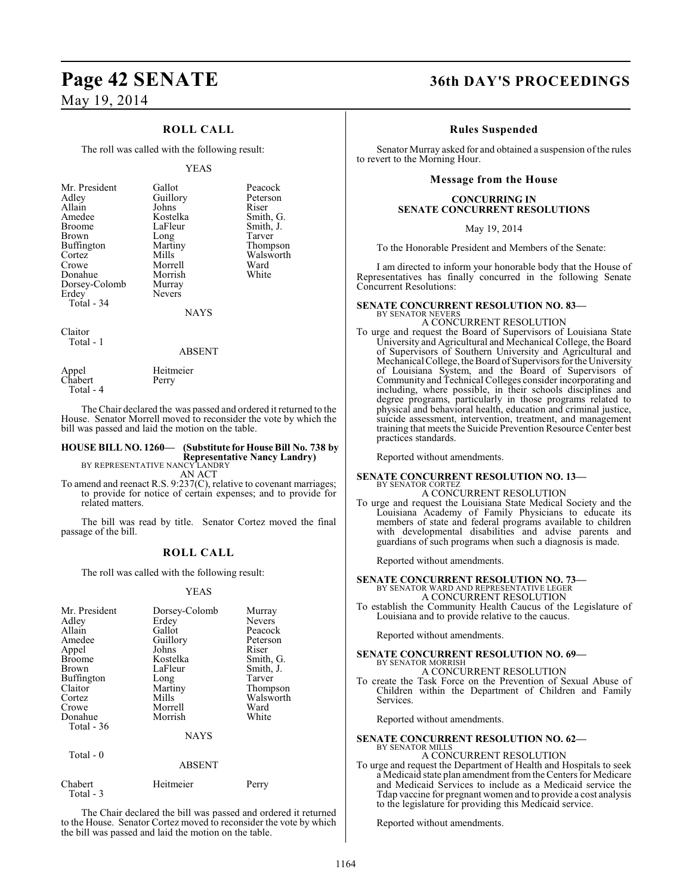## ROLL CALL

The roll was called with the following result:

YEAS

| | | |
|---|---|---|
| Mr. President | Gallot | Peacock |
| Adley | Guillory | Peterson |
| Allain | Johns | Riser |
| Amedee | Kostelka | Smith, G. |
| Broome | LaFleur | Smith, J. |
| Brown | Long | Tarver |
| Buffington | Martiny | Thompson |
| Cortez | Mills | Walsworth |
| Crowe | Morrell | Ward |
| Donahue | Morrish | White |
| Dorsey-Colomb | Murray | |
| Erdey | Nevers | |
| Total - 34 | | |

NAYS

Claitor
Total - 1

ABSENT

| | |
|---|---|
| Appel | Heitmeier |
| Chabert | Perry |
| Total - 4 | |

The Chair declared the was passed and ordered it returned to the House. Senator Morrell moved to reconsider the vote by which the bill was passed and laid the motion on the table.

**HOUSE BILL NO. 1260— (Substitute for House Bill No. 738 by Representative Nancy Landry)**
BY REPRESENTATIVE NANCY LANDRY
AN ACT

To amend and reenact R.S. 9:237(C), relative to covenant marriages; to provide for notice of certain expenses; and to provide for related matters.

The bill was read by title. Senator Cortez moved the final passage of the bill.

## ROLL CALL

The roll was called with the following result:

YEAS

| | | |
|---|---|---|
| Mr. President | Dorsey-Colomb | Murray |
| Adley | Erdey | Nevers |
| Allain | Gallot | Peacock |
| Amedee | Guillory | Peterson |
| Appel | Johns | Riser |
| Broome | Kostelka | Smith, G. |
| Brown | LaFleur | Smith, J. |
| Buffington | Long | Tarver |
| Claitor | Martiny | Thompson |
| Cortez | Mills | Walsworth |
| Crowe | Morrell | Ward |
| Donahue | Morrish | White |
| Total - 36 | | |

NAYS

Total - 0

ABSENT

| | | |
|---|---|---|
| Chabert | Heitmeier | Perry |
| Total - 3 | | |

The Chair declared the bill was passed and ordered it returned to the House. Senator Cortez moved to reconsider the vote by which the bill was passed and laid the motion on the table.

## Rules Suspended

Senator Murray asked for and obtained a suspension of the rules to revert to the Morning Hour.

## Message from the House

### CONCURRING IN SENATE CONCURRENT RESOLUTIONS

May 19, 2014

To the Honorable President and Members of the Senate:

I am directed to inform your honorable body that the House of Representatives has finally concurred in the following Senate Concurrent Resolutions:

**SENATE CONCURRENT RESOLUTION NO. 83—**
BY SENATOR NEVERS
A CONCURRENT RESOLUTION

To urge and request the Board of Supervisors of Louisiana State University and Agricultural and Mechanical College, the Board of Supervisors of Southern University and Agricultural and Mechanical College, the Board of Supervisors for the University of Louisiana System, and the Board of Supervisors of Community and Technical Colleges consider incorporating and including, where possible, in their schools disciplines and degree programs, particularly in those programs related to physical and behavioral health, education and criminal justice, suicide assessment, intervention, treatment, and management training that meets the Suicide Prevention Resource Center best practices standards.

Reported without amendments.

**SENATE CONCURRENT RESOLUTION NO. 13—**
BY SENATOR CORTEZ
A CONCURRENT RESOLUTION

To urge and request the Louisiana State Medical Society and the Louisiana Academy of Family Physicians to educate its members of state and federal programs available to children with developmental disabilities and advise parents and guardians of such programs when such a diagnosis is made.

Reported without amendments.

**SENATE CONCURRENT RESOLUTION NO. 73—**
BY SENATOR WARD AND REPRESENTATIVE LEGER
A CONCURRENT RESOLUTION

To establish the Community Health Caucus of the Legislature of Louisiana and to provide relative to the caucus.

Reported without amendments.

**SENATE CONCURRENT RESOLUTION NO. 69—**
BY SENATOR MORRISH
A CONCURRENT RESOLUTION

To create the Task Force on the Prevention of Sexual Abuse of Children within the Department of Children and Family Services.

Reported without amendments.

**SENATE CONCURRENT RESOLUTION NO. 62—**
BY SENATOR MILLS
A CONCURRENT RESOLUTION

To urge and request the Department of Health and Hospitals to seek a Medicaid state plan amendment from the Centers for Medicare and Medicaid Services to include as a Medicaid service the Tdap vaccine for pregnant women and to provide a cost analysis to the legislature for providing this Medicaid service.

Reported without amendments.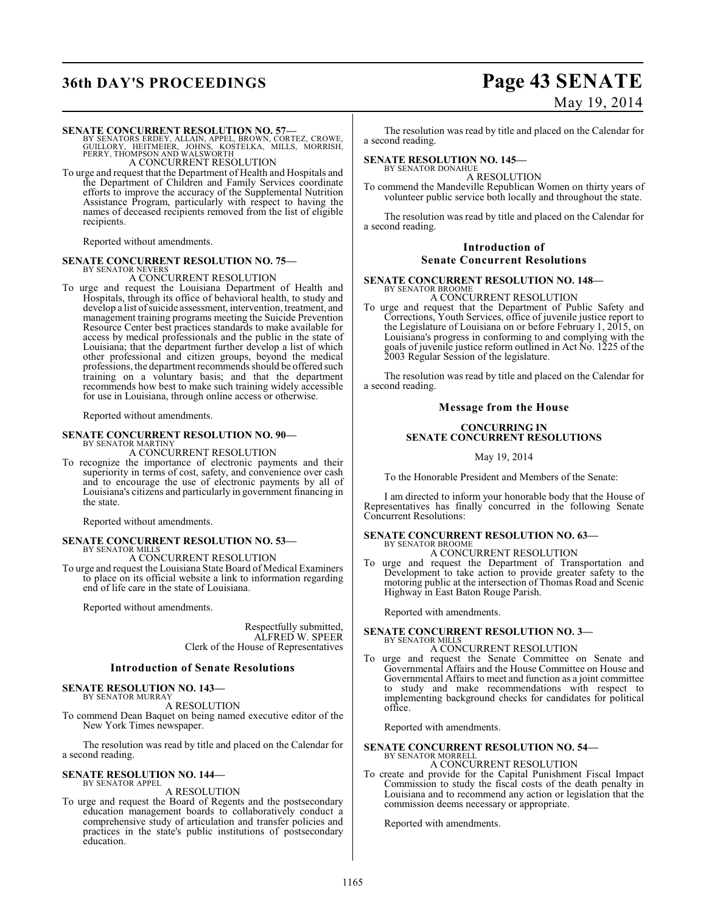**SENATE CONCURRENT RESOLUTION NO. 57—**
BY SENATORS ERDEY, ALLAIN, APPEL, BROWN, CORTEZ, CROWE, GUILLORY, HEITMEIER, JOHNS, KOSTELKA, MILLS, MORRISH, PERRY, THOMPSON AND WALSWORTH

A CONCURRENT RESOLUTION

To urge and request that the Department of Health and Hospitals and the Department of Children and Family Services coordinate efforts to improve the accuracy of the Supplemental Nutrition Assistance Program, particularly with respect to having the names of deceased recipients removed from the list of eligible recipients.

Reported without amendments.

**SENATE CONCURRENT RESOLUTION NO. 75—**
BY SENATOR NEVERS

A CONCURRENT RESOLUTION

To urge and request the Louisiana Department of Health and Hospitals, through its office of behavioral health, to study and develop a list of suicide assessment, intervention, treatment, and management training programs meeting the Suicide Prevention Resource Center best practices standards to make available for access by medical professionals and the public in the state of Louisiana; that the department further develop a list of which other professional and citizen groups, beyond the medical professions, the department recommends should be offered such training on a voluntary basis; and that the department recommends how best to make such training widely accessible for use in Louisiana, through online access or otherwise.

Reported without amendments.

**SENATE CONCURRENT RESOLUTION NO. 90—**
BY SENATOR MARTINY

A CONCURRENT RESOLUTION

To recognize the importance of electronic payments and their superiority in terms of cost, safety, and convenience over cash and to encourage the use of electronic payments by all of Louisiana's citizens and particularly in government financing in the state.

Reported without amendments.

**SENATE CONCURRENT RESOLUTION NO. 53—**
BY SENATOR MILLS

A CONCURRENT RESOLUTION

To urge and request the Louisiana State Board of Medical Examiners to place on its official website a link to information regarding end of life care in the state of Louisiana.

Reported without amendments.

Respectfully submitted,
ALFRED W. SPEER
Clerk of the House of Representatives

## Introduction of Senate Resolutions

**SENATE RESOLUTION NO. 143—**
BY SENATOR MURRAY

A RESOLUTION

To commend Dean Baquet on being named executive editor of the New York Times newspaper.

The resolution was read by title and placed on the Calendar for a second reading.

**SENATE RESOLUTION NO. 144—**
BY SENATOR APPEL

A RESOLUTION

To urge and request the Board of Regents and the postsecondary education management boards to collaboratively conduct a comprehensive study of articulation and transfer policies and practices in the state's public institutions of postsecondary education.

The resolution was read by title and placed on the Calendar for a second reading.

**SENATE RESOLUTION NO. 145—**
BY SENATOR DONAHUE

A RESOLUTION

To commend the Mandeville Republican Women on thirty years of volunteer public service both locally and throughout the state.

The resolution was read by title and placed on the Calendar for a second reading.

## Introduction of Senate Concurrent Resolutions

**SENATE CONCURRENT RESOLUTION NO. 148—**
BY SENATOR BROOME

A CONCURRENT RESOLUTION

To urge and request that the Department of Public Safety and Corrections, Youth Services, office of juvenile justice report to the Legislature of Louisiana on or before February 1, 2015, on Louisiana's progress in conforming to and complying with the goals of juvenile justice reform outlined in Act No. 1225 of the 2003 Regular Session of the legislature.

The resolution was read by title and placed on the Calendar for a second reading.

## Message from the House

### CONCURRING IN SENATE CONCURRENT RESOLUTIONS

May 19, 2014

To the Honorable President and Members of the Senate:

I am directed to inform your honorable body that the House of Representatives has finally concurred in the following Senate Concurrent Resolutions:

**SENATE CONCURRENT RESOLUTION NO. 63—**
BY SENATOR BROOME

A CONCURRENT RESOLUTION

To urge and request the Department of Transportation and Development to take action to provide greater safety to the motoring public at the intersection of Thomas Road and Scenic Highway in East Baton Rouge Parish.

Reported with amendments.

**SENATE CONCURRENT RESOLUTION NO. 3—**
BY SENATOR MILLS

A CONCURRENT RESOLUTION

To urge and request the Senate Committee on Senate and Governmental Affairs and the House Committee on House and Governmental Affairs to meet and function as a joint committee to study and make recommendations with respect to implementing background checks for candidates for political office.

Reported with amendments.

**SENATE CONCURRENT RESOLUTION NO. 54—**
BY SENATOR MORRELL

A CONCURRENT RESOLUTION

To create and provide for the Capital Punishment Fiscal Impact Commission to study the fiscal costs of the death penalty in Louisiana and to recommend any action or legislation that the commission deems necessary or appropriate.

Reported with amendments.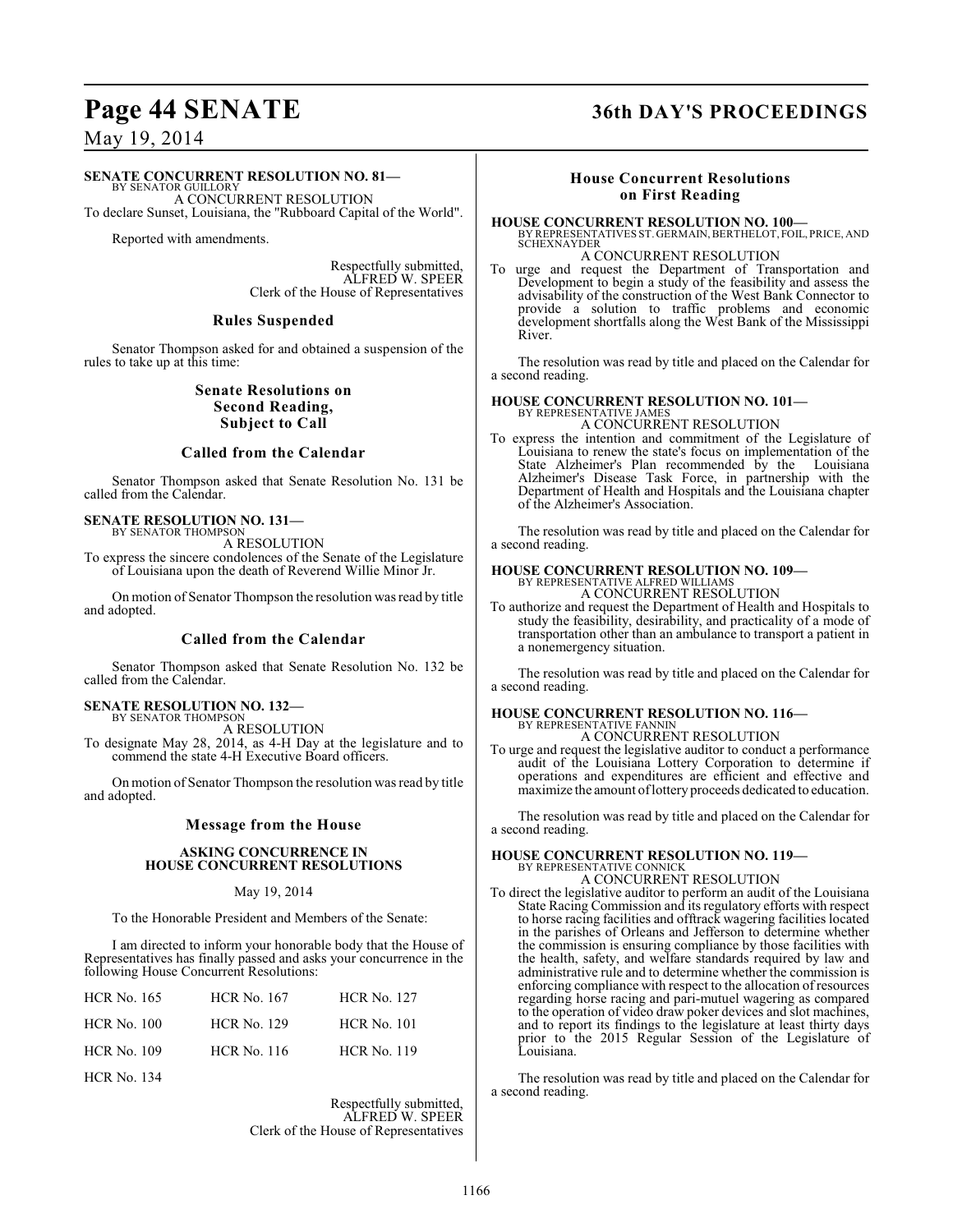**SENATE CONCURRENT RESOLUTION NO. 81—**
BY SENATOR GUILLORY

A CONCURRENT RESOLUTION

To declare Sunset, Louisiana, the "Rubboard Capital of the World".

Reported with amendments.

Respectfully submitted,
ALFRED W. SPEER
Clerk of the House of Representatives

## Rules Suspended

Senator Thompson asked for and obtained a suspension of the rules to take up at this time:

## Senate Resolutions on Second Reading, Subject to Call

## Called from the Calendar

Senator Thompson asked that Senate Resolution No. 131 be called from the Calendar.

**SENATE RESOLUTION NO. 131—**
BY SENATOR THOMPSON

A RESOLUTION

To express the sincere condolences of the Senate of the Legislature of Louisiana upon the death of Reverend Willie Minor Jr.

On motion of Senator Thompson the resolution was read by title and adopted.

## Called from the Calendar

Senator Thompson asked that Senate Resolution No. 132 be called from the Calendar.

**SENATE RESOLUTION NO. 132—**
BY SENATOR THOMPSON

A RESOLUTION

To designate May 28, 2014, as 4-H Day at the legislature and to commend the state 4-H Executive Board officers.

On motion of Senator Thompson the resolution was read by title and adopted.

## Message from the House

### ASKING CONCURRENCE IN HOUSE CONCURRENT RESOLUTIONS

May 19, 2014

To the Honorable President and Members of the Senate:

I am directed to inform your honorable body that the House of Representatives has finally passed and asks your concurrence in the following House Concurrent Resolutions:

| | | |
|---|---|---|
| HCR No. 165 | HCR No. 167 | HCR No. 127 |
| HCR No. 100 | HCR No. 129 | HCR No. 101 |
| HCR No. 109 | HCR No. 116 | HCR No. 119 |
| HCR No. 134 | | |

Respectfully submitted,
ALFRED W. SPEER
Clerk of the House of Representatives

## House Concurrent Resolutions on First Reading

**HOUSE CONCURRENT RESOLUTION NO. 100—**
BY REPRESENTATIVES ST. GERMAIN, BERTHELOT, FOIL, PRICE, AND SCHEXNAYDER

A CONCURRENT RESOLUTION

To urge and request the Department of Transportation and Development to begin a study of the feasibility and assess the advisability of the construction of the West Bank Connector to provide a solution to traffic problems and economic development shortfalls along the West Bank of the Mississippi River.

The resolution was read by title and placed on the Calendar for a second reading.

**HOUSE CONCURRENT RESOLUTION NO. 101—**
BY REPRESENTATIVE JAMES

A CONCURRENT RESOLUTION

To express the intention and commitment of the Legislature of Louisiana to renew the state's focus on implementation of the State Alzheimer's Plan recommended by the Louisiana Alzheimer's Disease Task Force, in partnership with the Department of Health and Hospitals and the Louisiana chapter of the Alzheimer's Association.

The resolution was read by title and placed on the Calendar for a second reading.

**HOUSE CONCURRENT RESOLUTION NO. 109—**
BY REPRESENTATIVE ALFRED WILLIAMS

A CONCURRENT RESOLUTION

To authorize and request the Department of Health and Hospitals to study the feasibility, desirability, and practicality of a mode of transportation other than an ambulance to transport a patient in a nonemergency situation.

The resolution was read by title and placed on the Calendar for a second reading.

**HOUSE CONCURRENT RESOLUTION NO. 116—**
BY REPRESENTATIVE FANNIN

A CONCURRENT RESOLUTION

To urge and request the legislative auditor to conduct a performance audit of the Louisiana Lottery Corporation to determine if operations and expenditures are efficient and effective and maximize the amount of lottery proceeds dedicated to education.

The resolution was read by title and placed on the Calendar for a second reading.

**HOUSE CONCURRENT RESOLUTION NO. 119—**
BY REPRESENTATIVE CONNICK

A CONCURRENT RESOLUTION

To direct the legislative auditor to perform an audit of the Louisiana State Racing Commission and its regulatory efforts with respect to horse racing facilities and offtrack wagering facilities located in the parishes of Orleans and Jefferson to determine whether the commission is ensuring compliance by those facilities with the health, safety, and welfare standards required by law and administrative rule and to determine whether the commission is enforcing compliance with respect to the allocation of resources regarding horse racing and pari-mutuel wagering as compared to the operation of video draw poker devices and slot machines, and to report its findings to the legislature at least thirty days prior to the 2015 Regular Session of the Legislature of Louisiana.

The resolution was read by title and placed on the Calendar for a second reading.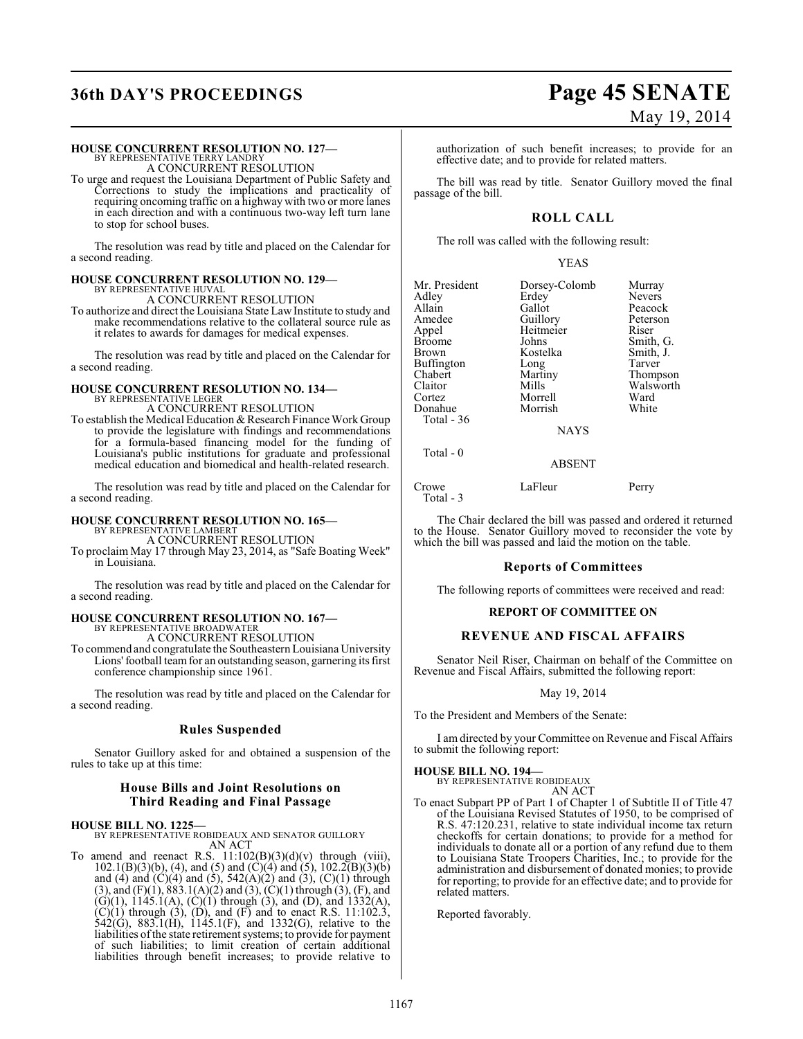**HOUSE CONCURRENT RESOLUTION NO. 127—**
BY REPRESENTATIVE TERRY LANDRY
A CONCURRENT RESOLUTION

To urge and request the Louisiana Department of Public Safety and Corrections to study the implications and practicality of requiring oncoming traffic on a highway with two or more lanes in each direction and with a continuous two-way left turn lane to stop for school buses.

The resolution was read by title and placed on the Calendar for a second reading.

**HOUSE CONCURRENT RESOLUTION NO. 129—**
BY REPRESENTATIVE HUVAL
A CONCURRENT RESOLUTION

To authorize and direct the Louisiana State Law Institute to study and make recommendations relative to the collateral source rule as it relates to awards for damages for medical expenses.

The resolution was read by title and placed on the Calendar for a second reading.

**HOUSE CONCURRENT RESOLUTION NO. 134—**
BY REPRESENTATIVE LEGER
A CONCURRENT RESOLUTION

To establish the Medical Education & Research Finance Work Group to provide the legislature with findings and recommendations for a formula-based financing model for the funding of Louisiana's public institutions for graduate and professional medical education and biomedical and health-related research.

The resolution was read by title and placed on the Calendar for a second reading.

**HOUSE CONCURRENT RESOLUTION NO. 165—**
BY REPRESENTATIVE LAMBERT
A CONCURRENT RESOLUTION

To proclaim May 17 through May 23, 2014, as "Safe Boating Week" in Louisiana.

The resolution was read by title and placed on the Calendar for a second reading.

**HOUSE CONCURRENT RESOLUTION NO. 167—**
BY REPRESENTATIVE BROADWATER
A CONCURRENT RESOLUTION

To commend and congratulate the Southeastern Louisiana University Lions' football team for an outstanding season, garnering its first conference championship since 1961.

The resolution was read by title and placed on the Calendar for a second reading.

## Rules Suspended

Senator Guillory asked for and obtained a suspension of the rules to take up at this time:

## House Bills and Joint Resolutions on Third Reading and Final Passage

**HOUSE BILL NO. 1225—**
BY REPRESENTATIVE ROBIDEAUX AND SENATOR GUILLORY
AN ACT

To amend and reenact R.S. 11:102(B)(3)(d)(v) through (viii), 102.1(B)(3)(b), (4), and (5) and (C)(4) and (5), 102.2(B)(3)(b) and (4) and (C)(4) and (5), 542(A)(2) and (3), (C)(1) through (3), and (F)(1), 883.1(A)(2) and (3), (C)(1) through (3), (F), and (G)(1), 1145.1(A), (C)(1) through (3), and (D), and 1332(A), (C)(1) through (3), (D), and (F) and to enact R.S. 11:102.3, 542(G), 883.1(H), 1145.1(F), and 1332(G), relative to the liabilities of the state retirement systems; to provide for payment of such liabilities; to limit creation of certain additional liabilities through benefit increases; to provide relative to authorization of such benefit increases; to provide for an effective date; and to provide for related matters.

The bill was read by title. Senator Guillory moved the final passage of the bill.

## ROLL CALL

The roll was called with the following result:

YEAS

| | | |
|---|---|---|
| Mr. President | Dorsey-Colomb | Murray |
| Adley | Erdey | Nevers |
| Allain | Gallot | Peacock |
| Amedee | Guillory | Peterson |
| Appel | Heitmeier | Riser |
| Broome | Johns | Smith, G. |
| Brown | Kostelka | Smith, J. |
| Buffington | Long | Tarver |
| Chabert | Martiny | Thompson |
| Claitor | Mills | Walsworth |
| Cortez | Morrell | Ward |
| Donahue | Morrish | White |

Total - 36

NAYS

Total - 0

ABSENT

| | | |
|---|---|---|
| Crowe | LaFleur | Perry |

Total - 3

The Chair declared the bill was passed and ordered it returned to the House. Senator Guillory moved to reconsider the vote by which the bill was passed and laid the motion on the table.

## Reports of Committees

The following reports of committees were received and read:

### REPORT OF COMMITTEE ON

### REVENUE AND FISCAL AFFAIRS

Senator Neil Riser, Chairman on behalf of the Committee on Revenue and Fiscal Affairs, submitted the following report:

May 19, 2014

To the President and Members of the Senate:

I am directed by your Committee on Revenue and Fiscal Affairs to submit the following report:

**HOUSE BILL NO. 194—**
BY REPRESENTATIVE ROBIDEAUX
AN ACT

To enact Subpart PP of Part 1 of Chapter 1 of Subtitle II of Title 47 of the Louisiana Revised Statutes of 1950, to be comprised of R.S. 47:120.231, relative to state individual income tax return checkoffs for certain donations; to provide for a method for individuals to donate all or a portion of any refund due to them to Louisiana State Troopers Charities, Inc.; to provide for the administration and disbursement of donated monies; to provide for reporting; to provide for an effective date; and to provide for related matters.

Reported favorably.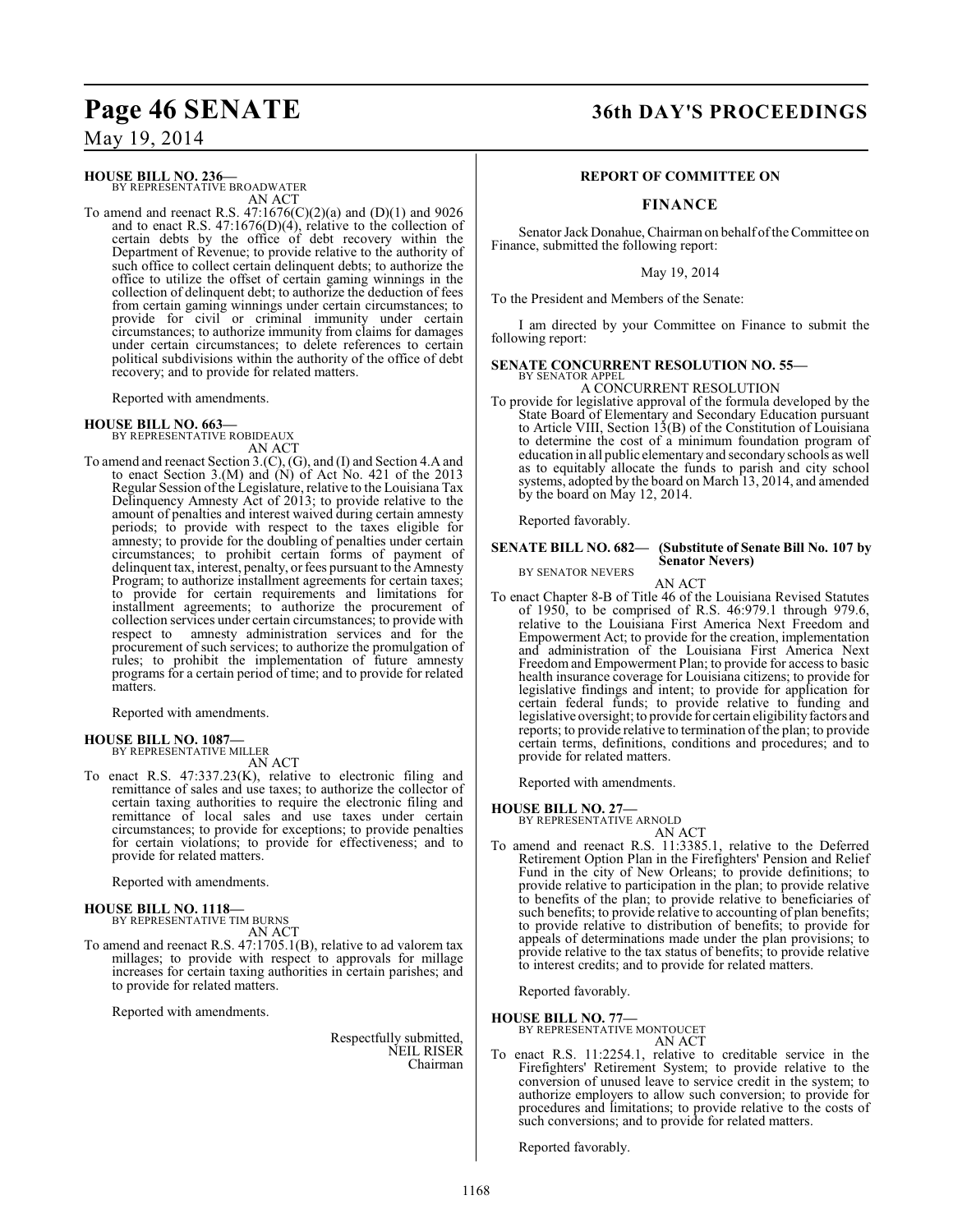**HOUSE BILL NO. 236—**
BY REPRESENTATIVE BROADWATER
AN ACT

To amend and reenact R.S. 47:1676(C)(2)(a) and (D)(1) and 9026 and to enact R.S. 47:1676(D)(4), relative to the collection of certain debts by the office of debt recovery within the Department of Revenue; to provide relative to the authority of such office to collect certain delinquent debts; to authorize the office to utilize the offset of certain gaming winnings in the collection of delinquent debt; to authorize the deduction of fees from certain gaming winnings under certain circumstances; to provide for civil or criminal immunity under certain circumstances; to authorize immunity from claims for damages under certain circumstances; to delete references to certain political subdivisions within the authority of the office of debt recovery; and to provide for related matters.

Reported with amendments.

**HOUSE BILL NO. 663—**
BY REPRESENTATIVE ROBIDEAUX
AN ACT

To amend and reenact Section 3.(C), (G), and (I) and Section 4.A and to enact Section 3.(M) and (N) of Act No. 421 of the 2013 Regular Session of the Legislature, relative to the Louisiana Tax Delinquency Amnesty Act of 2013; to provide relative to the amount of penalties and interest waived during certain amnesty periods; to provide with respect to the taxes eligible for amnesty; to provide for the doubling of penalties under certain circumstances; to prohibit certain forms of payment of delinquent tax, interest, penalty, or fees pursuant to the Amnesty Program; to authorize installment agreements for certain taxes; to provide for certain requirements and limitations for installment agreements; to authorize the procurement of collection services under certain circumstances; to provide with respect to amnesty administration services and for the procurement of such services; to authorize the promulgation of rules; to prohibit the implementation of future amnesty programs for a certain period of time; and to provide for related matters.

Reported with amendments.

**HOUSE BILL NO. 1087—**
BY REPRESENTATIVE MILLER
AN ACT

To enact R.S. 47:337.23(K), relative to electronic filing and remittance of sales and use taxes; to authorize the collector of certain taxing authorities to require the electronic filing and remittance of local sales and use taxes under certain circumstances; to provide for exceptions; to provide penalties for certain violations; to provide for effectiveness; and to provide for related matters.

Reported with amendments.

**HOUSE BILL NO. 1118—**
BY REPRESENTATIVE TIM BURNS
AN ACT

To amend and reenact R.S. 47:1705.1(B), relative to ad valorem tax millages; to provide with respect to approvals for millage increases for certain taxing authorities in certain parishes; and to provide for related matters.

Reported with amendments.

Respectfully submitted,
NEIL RISER
Chairman

## REPORT OF COMMITTEE ON

## FINANCE

Senator Jack Donahue, Chairman on behalf of the Committee on Finance, submitted the following report:

May 19, 2014

To the President and Members of the Senate:

I am directed by your Committee on Finance to submit the following report:

**SENATE CONCURRENT RESOLUTION NO. 55—**
BY SENATOR APPEL
A CONCURRENT RESOLUTION

To provide for legislative approval of the formula developed by the State Board of Elementary and Secondary Education pursuant to Article VIII, Section 13(B) of the Constitution of Louisiana to determine the cost of a minimum foundation program of education in all public elementary and secondary schools as well as to equitably allocate the funds to parish and city school systems, adopted by the board on March 13, 2014, and amended by the board on May 12, 2014.

Reported favorably.

**SENATE BILL NO. 682— (Substitute of Senate Bill No. 107 by Senator Nevers)**
BY SENATOR NEVERS
AN ACT

To enact Chapter 8-B of Title 46 of the Louisiana Revised Statutes of 1950, to be comprised of R.S. 46:979.1 through 979.6, relative to the Louisiana First America Next Freedom and Empowerment Act; to provide for the creation, implementation and administration of the Louisiana First America Next Freedom and Empowerment Plan; to provide for access to basic health insurance coverage for Louisiana citizens; to provide for legislative findings and intent; to provide for application for certain federal funds; to provide relative to funding and legislative oversight; to provide for certain eligibility factors and reports; to provide relative to termination of the plan; to provide certain terms, definitions, conditions and procedures; and to provide for related matters.

Reported with amendments.

**HOUSE BILL NO. 27—**
BY REPRESENTATIVE ARNOLD
AN ACT

To amend and reenact R.S. 11:3385.1, relative to the Deferred Retirement Option Plan in the Firefighters' Pension and Relief Fund in the city of New Orleans; to provide definitions; to provide relative to participation in the plan; to provide relative to benefits of the plan; to provide relative to beneficiaries of such benefits; to provide relative to accounting of plan benefits; to provide relative to distribution of benefits; to provide for appeals of determinations made under the plan provisions; to provide relative to the tax status of benefits; to provide relative to interest credits; and to provide for related matters.

Reported favorably.

**HOUSE BILL NO. 77—**
BY REPRESENTATIVE MONTOUCET
AN ACT

To enact R.S. 11:2254.1, relative to creditable service in the Firefighters' Retirement System; to provide relative to the conversion of unused leave to service credit in the system; to authorize employers to allow such conversion; to provide for procedures and limitations; to provide relative to the costs of such conversions; and to provide for related matters.

Reported favorably.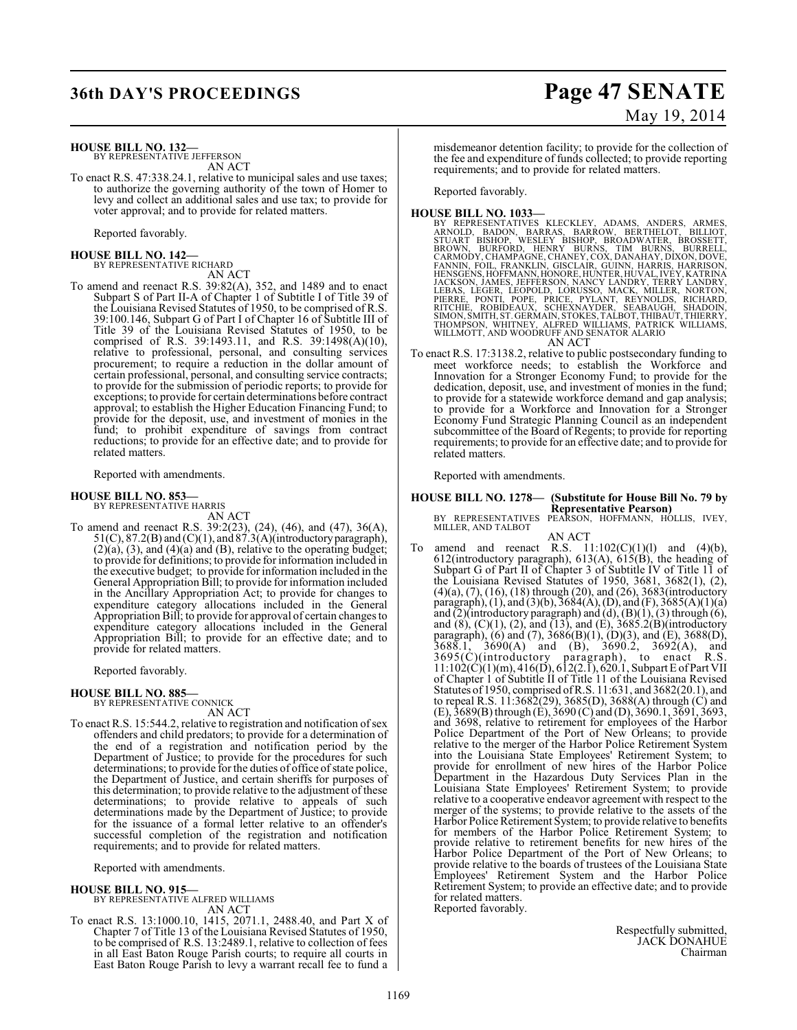**HOUSE BILL NO. 132—**
BY REPRESENTATIVE JEFFERSON
AN ACT

To enact R.S. 47:338.24.1, relative to municipal sales and use taxes; to authorize the governing authority of the town of Homer to levy and collect an additional sales and use tax; to provide for voter approval; and to provide for related matters.

Reported favorably.

**HOUSE BILL NO. 142—**
BY REPRESENTATIVE RICHARD
AN ACT

To amend and reenact R.S. 39:82(A), 352, and 1489 and to enact Subpart S of Part II-A of Chapter 1 of Subtitle I of Title 39 of the Louisiana Revised Statutes of 1950, to be comprised of R.S. 39:100.146, Subpart G of Part I of Chapter 16 of Subtitle III of Title 39 of the Louisiana Revised Statutes of 1950, to be comprised of R.S. 39:1493.11, and R.S. 39:1498(A)(10), relative to professional, personal, and consulting services procurement; to require a reduction in the dollar amount of certain professional, personal, and consulting service contracts; to provide for the submission of periodic reports; to provide for exceptions; to provide for certain determinations before contract approval; to establish the Higher Education Financing Fund; to provide for the deposit, use, and investment of monies in the fund; to prohibit expenditure of savings from contract reductions; to provide for an effective date; and to provide for related matters.

Reported with amendments.

**HOUSE BILL NO. 853—**
BY REPRESENTATIVE HARRIS
AN ACT

To amend and reenact R.S. 39:2(23), (24), (46), and (47), 36(A), 51(C), 87.2(B) and (C)(1), and 87.3(A)(introductory paragraph), (2)(a), (3), and (4)(a) and (B), relative to the operating budget; to provide for definitions; to provide for information included in the executive budget; to provide for information included in the General Appropriation Bill; to provide for information included in the Ancillary Appropriation Act; to provide for changes to expenditure category allocations included in the General Appropriation Bill; to provide for approval of certain changes to expenditure category allocations included in the General Appropriation Bill; to provide for an effective date; and to provide for related matters.

Reported favorably.

**HOUSE BILL NO. 885—**
BY REPRESENTATIVE CONNICK
AN ACT

To enact R.S. 15:544.2, relative to registration and notification of sex offenders and child predators; to provide for a determination of the end of a registration and notification period by the Department of Justice; to provide for the procedures for such determinations; to provide for the duties of office of state police, the Department of Justice, and certain sheriffs for purposes of this determination; to provide relative to the adjustment of these determinations; to provide relative to appeals of such determinations made by the Department of Justice; to provide for the issuance of a formal letter relative to an offender's successful completion of the registration and notification requirements; and to provide for related matters.

Reported with amendments.

**HOUSE BILL NO. 915—**
BY REPRESENTATIVE ALFRED WILLIAMS
AN ACT

To enact R.S. 13:1000.10, 1415, 2071.1, 2488.40, and Part X of Chapter 7 of Title 13 of the Louisiana Revised Statutes of 1950, to be comprised of R.S. 13:2489.1, relative to collection of fees in all East Baton Rouge Parish courts; to require all courts in East Baton Rouge Parish to levy a warrant recall fee to fund a misdemeanor detention facility; to provide for the collection of the fee and expenditure of funds collected; to provide reporting requirements; and to provide for related matters.

Reported favorably.

**HOUSE BILL NO. 1033—**
BY REPRESENTATIVES KLECKLEY, ADAMS, ANDERS, ARMES, ARNOLD, BADON, BARRAS, BARROW, BERTHELOT, BILLIOT, STUART BISHOP, WESLEY BISHOP, BROADWATER, BROSSETT, BROWN, BURFORD, HENRY BURNS, TIM BURNS, BURRELL, CARMODY, CHAMPAGNE, CHANEY, COX, DANAHAY, DIXON, DOVE, FANNIN, FOIL, FRANKLIN, GISCLAIR, GUINN, HARRIS, HARRISON, HENSGENS, HOFFMANN, HONORE, HUNTER, HUVAL, IVEY, KATRINA JACKSON, JAMES, JEFFERSON, NANCY LANDRY, TERRY LANDRY, LEBAS, LEGER, LEOPOLD, LORUSSO, MACK, MILLER, NORTON, PIERRE, PONTI, POPE, PRICE, PYLANT, REYNOLDS, RICHARD, RITCHIE, ROBIDEAUX, SCHEXNAYDER, SEABAUGH, SHADOIN, SIMON, SMITH, ST. GERMAIN, STOKES, TALBOT, THIBAUT, THIERRY, THOMPSON, WHITNEY, ALFRED WILLIAMS, PATRICK WILLIAMS, WILLMOTT, AND WOODRUFF AND SENATOR ALARIO
AN ACT

To enact R.S. 17:3138.2, relative to public postsecondary funding to meet workforce needs; to establish the Workforce and Innovation for a Stronger Economy Fund; to provide for the dedication, deposit, use, and investment of monies in the fund; to provide for a statewide workforce demand and gap analysis; to provide for a Workforce and Innovation for a Stronger Economy Fund Strategic Planning Council as an independent subcommittee of the Board of Regents; to provide for reporting requirements; to provide for an effective date; and to provide for related matters.

Reported with amendments.

**HOUSE BILL NO. 1278— (Substitute for House Bill No. 79 by Representative Pearson)**
BY REPRESENTATIVES PEARSON, HOFFMANN, HOLLIS, IVEY, MILLER, AND TALBOT
AN ACT

To amend and reenact R.S. 11:102(C)(1)(l) and (4)(b), 612(introductory paragraph), 613(A), 615(B), the heading of Subpart G of Part II of Chapter 3 of Subtitle IV of Title 11 of the Louisiana Revised Statutes of 1950, 3681, 3682(1), (2), (4)(a), (7), (16), (18) through (20), and (26), 3683(introductory paragraph), (1), and (3)(b), 3684(A), (D), and (F), 3685(A)(1)(a) and (2)(introductory paragraph) and (d), (B)(1), (3) through (6), and (8), (C)(1), (2), and (13), and (E), 3685.2(B)(introductory paragraph), (6) and (7), 3686(B)(1), (D)(3), and (E), 3688(D), 3688.1, 3690(A) and (B), 3690.2, 3692(A), and 3695(C)(introductory paragraph), to enact R.S. 11:102(C)(1)(m), 416(D), 612(2.1), 620.1, Subpart E of Part VII of Chapter 1 of Subtitle II of Title 11 of the Louisiana Revised Statutes of 1950, comprised of R.S. 11:631, and 3682(20.1), and to repeal R.S. 11:3682(29), 3685(D), 3688(A) through (C) and (E), 3689(B) through (E), 3690 (C) and (D), 3690.1, 3691, 3693, and 3698, relative to retirement for employees of the Harbor Police Department of the Port of New Orleans; to provide relative to the merger of the Harbor Police Retirement System into the Louisiana State Employees' Retirement System; to provide for enrollment of new hires of the Harbor Police Department in the Hazardous Duty Services Plan in the Louisiana State Employees' Retirement System; to provide relative to a cooperative endeavor agreement with respect to the merger of the systems; to provide relative to the assets of the Harbor Police Retirement System; to provide relative to benefits for members of the Harbor Police Retirement System; to provide relative to retirement benefits for new hires of the Harbor Police Department of the Port of New Orleans; to provide relative to the boards of trustees of the Louisiana State Employees' Retirement System and the Harbor Police Retirement System; to provide an effective date; and to provide for related matters.

Reported favorably.

Respectfully submitted,
JACK DONAHUE
Chairman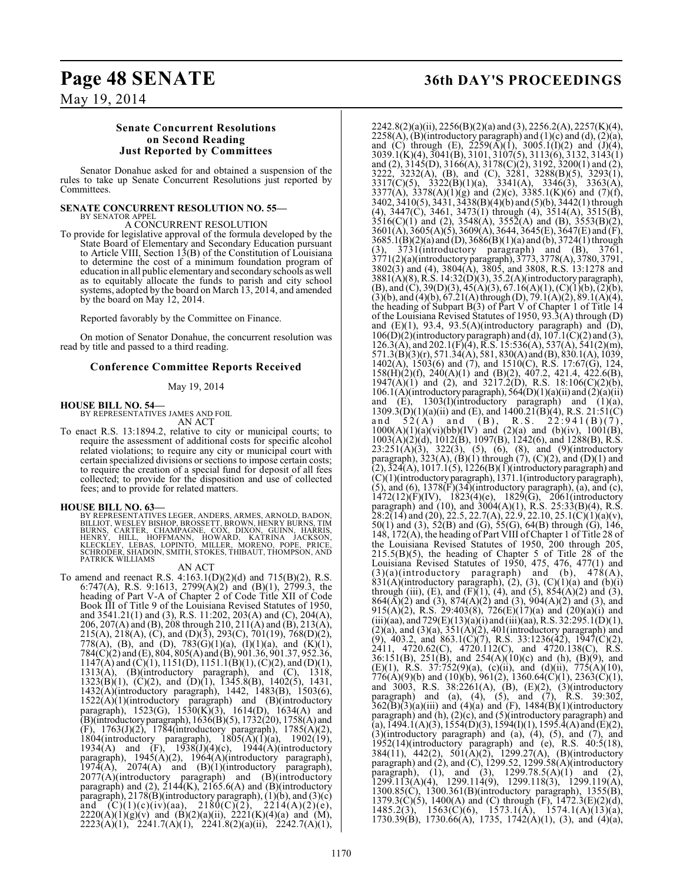### Senate Concurrent Resolutions on Second Reading Just Reported by Committees

Senator Donahue asked for and obtained a suspension of the rules to take up Senate Concurrent Resolutions just reported by Committees.

**SENATE CONCURRENT RESOLUTION NO. 55—**
BY SENATOR APPEL

A CONCURRENT RESOLUTION

To provide for legislative approval of the formula developed by the State Board of Elementary and Secondary Education pursuant to Article VIII, Section 13(B) of the Constitution of Louisiana to determine the cost of a minimum foundation program of education in all public elementary and secondary schools as well as to equitably allocate the funds to parish and city school systems, adopted by the board on March 13, 2014, and amended by the board on May 12, 2014.

Reported favorably by the Committee on Finance.

On motion of Senator Donahue, the concurrent resolution was read by title and passed to a third reading.

### Conference Committee Reports Received

May 19, 2014

**HOUSE BILL NO. 54—**
BY REPRESENTATIVES JAMES AND FOIL

AN ACT

To enact R.S. 13:1894.2, relative to city or municipal courts; to require the assessment of additional costs for specific alcohol related violations; to require any city or municipal court with certain specialized divisions or sections to impose certain costs; to require the creation of a special fund for deposit of all fees collected; to provide for the disposition and use of collected fees; and to provide for related matters.

**HOUSE BILL NO. 63—**
BY REPRESENTATIVES LEGER, ANDERS, ARMES, ARNOLD, BADON, BILLIOT, WESLEY BISHOP, BROSSETT, BROWN, HENRY BURNS, TIM BURNS, CARTER, CHAMPAGNE, COX, DIXON, GUINN, HARRIS, HENRY, HILL, HOFFMANN, HOWARD, KATRINA JACKSON, KLECKLEY, LEBAS, LOPINTO, MILLER, MORENO, POPE, PRICE, SCHRODER, SHADOIN, SMITH, STOKES, THIBAUT, THOMPSON, AND PATRICK WILLIAMS

AN ACT

To amend and reenact R.S. 4:163.1(D)(2)(d) and 715(B)(2), R.S. 6:747(A), R.S. 9:1613, 2799(A)(2) and (B)(1), 2799.3, the heading of Part V-A of Chapter 2 of Code Title XII of Code Book III of Title 9 of the Louisiana Revised Statutes of 1950, and 3541.21(1) and (3), R.S. 11:202, 203(A) and (C), 204(A), 206, 207(A) and (B), 208 through 210, 211(A) and (B), 213(A), 215(A), 218(A), (C), and (D)(3), 293(C), 701(19), 768(D)(2), 778(A), (B), and (D), 783(G)(1)(a), (I)(1)(a), and (K)(1), 784(C)(2) and (E), 804, 805(A) and (B), 901.36, 901.37, 952.36, 1147(A) and (C)(1), 1151(D), 1151.1(B)(1), (C)(2), and (D)(1), 1313(A), (B)(introductory paragraph), and (C), 1318, 1323(B)(1), (C)(2), and (D)(1), 1345.8(B), 1402(5), 1431, 1432(A)(introductory paragraph), 1442, 1483(B), 1503(6), 1522(A)(1)(introductory paragraph) and (B)(introductory paragraph), 1523(G), 1530(K)(3), 1614(D), 1634(A) and (B)(introductory paragraph), 1636(B)(5), 1732(20), 1758(A) and (F), 1763(J)(2), 1784(introductory paragraph), 1785(A)(2), 1804(introductory paragraph), 1805(A)(1)(a), 1902(19), 1934(A) and (F), 1938(J)(4)(c), 1944(A)(introductory paragraph), 1945(A)(2), 1964(A)(introductory paragraph), 1974(A), 2074(A) and (B)(1)(introductory paragraph), 2077(A)(introductory paragraph) and (B)(introductory paragraph) and (2), 2144(K), 2165.6(A) and (B)(introductory paragraph), 2178(B)(introductory paragraph), (1)(b), and (3)(c) and (C)(1)(c)(iv)(aa), 2180(C)(2), 2214(A)(2)(e), 2220(A)(1)(g)(v) and (B)(2)(a)(ii), 2221(K)(4)(a) and (M), 2223(A)(1), 2241.7(A)(1), 2241.8(2)(a)(ii), 2242.7(A)(1), 2242.8(2)(a)(ii), 2256(B)(2)(a) and (3), 2256.2(A), 2257(K)(4), 2258(A), (B)(introductory paragraph) and (1)(c) and (d), (2)(a), and (C) through (E), 2259(A)(1), 3005.1(I)(2) and (J)(4), 3039.1(K)(4), 3041(B), 3101, 3107(5), 3113(6), 3132, 3143(1) and (2), 3145(D), 3166(A), 3178(C)(2), 3192, 3200(1) and (2), 3222, 3232(A), (B), and (C), 3281, 3288(B)(5), 3293(1), 3317(C)(5), 3322(B)(1)(a), 3341(A), 3346(3), 3363(A), 3377(A), 3378(A)(1)(g) and (2)(c), 3385.1(K)(6) and (7)(f), 3402, 3410(5), 3431, 3438(B)(4)(b) and (5)(b), 3442(1) through (4), 3447(C), 3461, 3473(1) through (4), 3514(A), 3515(B), 3516(C)(1) and (2), 3548(A), 3552(A) and (B), 3553(B)(2), 3601(A), 3605(A)(5), 3609(A), 3644, 3645(E), 3647(E) and (F), 3685.1(B)(2)(a) and (D), 3686(B)(1)(a) and (b), 3724(1) through (3), 3731(introductory paragraph) and (B), 3761, 3771(2)(a)(introductory paragraph), 3773, 3778(A), 3780, 3791, 3802(3) and (4), 3804(A), 3805, and 3808, R.S. 13:1278 and 3881(A)(8), R.S. 14:32(D)(3), 35.2(A)(introductory paragraph), (B), and (C), 39(D)(3), 45(A)(3), 67.16(A)(1), (C)(1)(b), (2)(b), (3)(b), and (4)(b), 67.21(A) through (D), 79.1(A)(2), 89.1(A)(4), the heading of Subpart B(3) of Part V of Chapter 1 of Title 14 of the Louisiana Revised Statutes of 1950, 93.3(A) through (D) and (E)(1), 93.4, 93.5(A)(introductory paragraph) and (D), 106(D)(2)(introductory paragraph) and (d), 107.1(C)(2) and (3), 126.3(A), and 202.1(F)(4), R.S. 15:536(A), 537(A), 541(2)(m), 571.3(B)(3)(r), 571.34(A), 581, 830(A) and (B), 830.1(A), 1039, 1402(A), 1503(6) and (7), and 1510(C), R.S. 17:67(G), 124, 158(H)(2)(f), 240(A)(1) and (B)(2), 407.2, 421.4, 422.6(B), 1947(A)(1) and (2), and 3217.2(D), R.S. 18:106(C)(2)(b), 106.1(A)(introductory paragraph), 564(D)(1)(a)(ii) and (2)(a)(ii) and (E), 1303(I)(introductory paragraph) and (1)(a), 1309.3(D)(1)(a)(ii) and (E), and 1400.21(B)(4), R.S. 21:51(C) and 52(A) and (B), R.S. 22:941(B)(7), 1000(A)(1)(a)(vi)(bb)(IV) and (2)(a) and (b)(iv), 1001(B), 1003(A)(2)(d), 1012(B), 1097(B), 1242(6), and 1288(B), R.S. 23:251(A)(3), 322(3), (5), (6), (8), and (9)(introductory paragraph), 323(A), (B)(1) through (7), (C)(2), and (D)(1) and (2), 324(A), 1017.1(5), 1226(B)(1)(introductory paragraph) and (C)(1)(introductory paragraph), 1371.1(introductory paragraph), (5), and (6), 1378(F)(34)(introductory paragraph), (a), and (c), 1472(12)(F)(IV), 1823(4)(e), 1829(G), 2061(introductory paragraph) and (10), and 3004(A)(1), R.S. 25:33(B)(4), R.S. 28:2(14) and (20), 22.5, 22.7(A), 22.9, 22.10, 25.1(C)(1)(a)(v), 50(1) and (3), 52(B) and (G), 55(G), 64(B) through (G), 146, 148, 172(A), the heading of Part VIII of Chapter 1 of Title 28 of the Louisiana Revised Statutes of 1950, 200 through 205, 215.5(B)(5), the heading of Chapter 5 of Title 28 of the Louisiana Revised Statutes of 1950, 475, 476, 477(1) and (3)(a)(introductory paragraph) and (b), 478(A), 831(A)(introductory paragraph), (2), (3), (C)(1)(a) and (b)(i) through (iii), (E), and (F)(1), (4), and (5), 854(A)(2) and (3), 864(A)(2) and (3), 874(A)(2) and (3), 904(A)(2) and (3), and 915(A)(2), R.S. 29:403(8), 726(E)(17)(a) and (20)(a)(i) and (iii)(aa), and 729(E)(13)(a)(i) and (iii)(aa), R.S. 32:295.1(D)(1), (2)(a), and (3)(a), 351(A)(2), 401(introductory paragraph) and (9), 403.2, and 863.1(C)(7), R.S. 33:1236(42), 1947(C)(2), 2411, 4720.62(C), 4720.112(C), and 4720.138(C), R.S. 36:151(B), 251(B), and 254(A)(10)(c) and (h), (B)(9), and (E)(1), R.S. 37:752(9)(a), (c)(ii), and (d)(ii), 775(A)(10), 776(A)(9)(b) and (10)(b), 961(2), 1360.64(C)(1), 2363(C)(1), and 3003, R.S. 38:2261(A), (B), (E)(2), (3)(introductory paragraph) and (a), (4), (5), and (7), R.S. 39:302, 362(B)(3)(a)(iii) and (4)(a) and (F), 1484(B)(1)(introductory paragraph) and (h), (2)(c), and (5)(introductory paragraph) and (a), 1494.1(A)(3), 1554(D)(3), 1594(I)(1), 1595.4(A) and (E)(2), (3)(introductory paragraph) and (a), (4), (5), and (7), and 1952(14)(introductory paragraph) and (e), R.S. 40:5(18), 384(11), 442(2), 501(A)(2), 1299.27(A), (B)(introductory paragraph) and (2), and (C), 1299.52, 1299.58(A)(introductory paragraph), (1), and (3), 1299.78.5(A)(1) and (2), 1299.113(A)(4), 1299.114(9), 1299.118(3), 1299.119(A), 1300.85(C), 1300.361(B)(introductory paragraph), 1355(B), 1379.3(C)(5), 1400(A) and (C) through (F), 1472.3(E)(2)(d), 1485.2(3), 1563(C)(6), 1573.1(A), 1574.1(A)(13)(a), 1730.39(B), 1730.66(A), 1735, 1742(A)(1), (3), and (4)(a),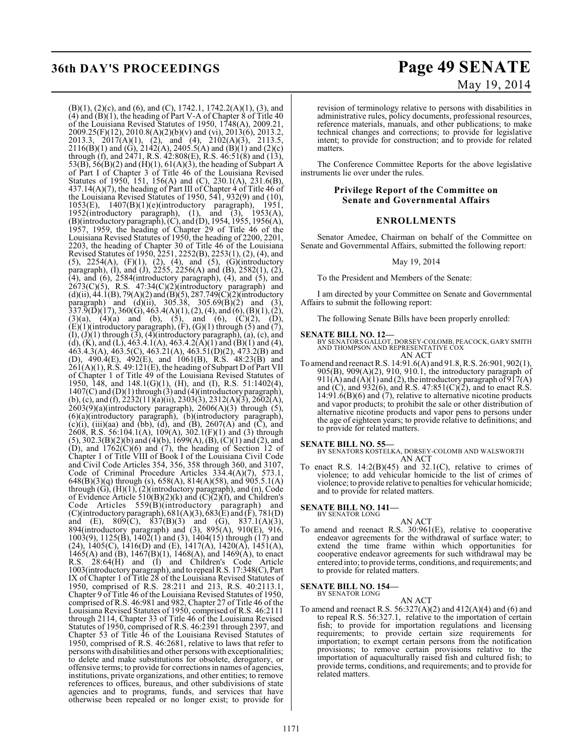(B)(1), (2)(c), and (6), and (C), 1742.1, 1742.2(A)(1), (3), and (4) and (B)(1), the heading of Part V-A of Chapter 8 of Title 40 of the Louisiana Revised Statutes of 1950, 1748(A), 2009.21, 2009.25(F)(12), 2010.8(A)(2)(b)(v) and (vi), 2013(6), 2013.2, 2013.3, 2017(A)(1), (2), and (4), 2102(A)(3), 2113.5, 2116(B)(1) and (G), 2142(A), 2405.5(A) and (B)(1) and (2)(c) through (f), and 2471, R.S. 42:808(E), R.S. 46:51(8) and (13), 53(B), 56(B)(2) and (H)(1), 61(A)(3), the heading of Subpart A of Part I of Chapter 3 of Title 46 of the Louisiana Revised Statutes of 1950, 151, 156(A) and (C), 230.1(A), 231.6(B), 437.14(A)(7), the heading of Part III of Chapter 4 of Title 46 of the Louisiana Revised Statutes of 1950, 541, 932(9) and (10), 1053(E), 1407(B)(1)(e)(introductory paragraph), 1951, 1952(introductory paragraph), (1), and (3), 1953(A), (B)(introductory paragraph), (C), and (D), 1954, 1955, 1956(A), 1957, 1959, the heading of Chapter 29 of Title 46 of the Louisiana Revised Statutes of 1950, the heading of 2200, 2201, 2203, the heading of Chapter 30 of Title 46 of the Louisiana Revised Statutes of 1950, 2251, 2252(B), 2253(1), (2), (4), and (5), 2254(A), (F)(1), (2), (4), and (5), (G)(introductory paragraph), (I), and (J), 2255, 2256(A) and (B), 2582(1), (2), (4), and (6), 2584(introductory paragraph), (4), and (5), and 2673(C)(5), R.S. 47:34(C)(2)(introductory paragraph) and (d)(ii), 44.1(B), 79(A)(2) and (B)(5), 287.749(C)(2)(introductory paragraph) and (d)(ii), 305.38, 305.69(B)(2) and (3), 337.9(D)(17), 360(G), 463.4(A)(1), (2), (4), and (6), (B)(1), (2), (3)(a), (4)(a) and (b), (5), and (6), (C)(2), (D), (E)(1)(introductory paragraph), (F), (G)(1) through (5) and (7), (I), (J)(1) through (3), (4)(introductory paragraph), (a), (c), and (d), (K), and (L), 463.4.1(A), 463.4.2(A)(1) and (B)(1) and (4), 463.4.3(A), 463.5(C), 463.21(A), 463.51(D)(2), 473.2(B) and (D), 490.4(E), 492(E), and 1061(B), R.S. 48:23(B) and 261(A)(1), R.S. 49:121(E), the heading of Subpart D of Part VII of Chapter 1 of Title 49 of the Louisiana Revised Statutes of 1950, 148, and 148.1(G)(1), (H), and (I), R.S. 51:1402(4), 1407(C) and (D)(1) through (3) and (4)(introductory paragraph), (b), (c), and (f), 2232(11)(a)(ii), 2303(3), 2312(A)(3), 2602(A), 2603(9)(a)(introductory paragraph), 2606(A)(3) through (5), (6)(a)(introductory paragraph), (b)(introductory paragraph), (c)(i), (iii)(aa) and (bb), (d), and (B), 2607(A) and (C), and 2608, R.S. 56:104.1(A), 109(A), 302.1(F)(1) and (3) through (5), 302.3(B)(2)(b) and (4)(b), 1699(A), (B), (C)(1) and (2), and (D), and 1762(C)(6) and (7), the heading of Section 12 of Chapter 1 of Title VIII of Book I of the Louisiana Civil Code and Civil Code Articles 354, 356, 358 through 360, and 3107, Code of Criminal Procedure Articles 334.4(A)(7), 573.1, 648(B)(3)(q) through (s), 658(A), 814(A)(58), and 905.5.1(A) through (G), (H)(1), (2)(introductory paragraph), and (n), Code of Evidence Article 510(B)(2)(k) and (C)(2)(f), and Children's Code Articles 559(B)(introductory paragraph) and (C)(introductory paragraph), 681(A)(3), 683(E) and (F), 781(D) and (E), 809(C), 837(B)(3) and (G), 837.1(A)(3), 894(introductory paragraph) and (3), 895(A), 910(E), 916, 1003(9), 1125(B), 1402(1) and (3), 1404(15) through (17) and (24), 1405(C), 1416(D) and (E), 1417(A), 1420(A), 1451(A), 1465(A) and (B), 1467(B)(1), 1468(A), and 1469(A), to enact R.S. 28:64(H) and (I) and Children's Code Article 1003(introductory paragraph), and to repeal R.S. 17:348(C), Part IX of Chapter 1 of Title 28 of the Louisiana Revised Statutes of 1950, comprised of R.S. 28:211 and 213, R.S. 40:2113.1, Chapter 9 of Title 46 of the Louisiana Revised Statutes of 1950, comprised of R.S. 46:981 and 982, Chapter 27 of Title 46 of the Louisiana Revised Statutes of 1950, comprised of R.S. 46:2111 through 2114, Chapter 33 of Title 46 of the Louisiana Revised Statutes of 1950, comprised of R.S. 46:2391 through 2397, and Chapter 53 of Title 46 of the Louisiana Revised Statutes of 1950, comprised of R.S. 46:2681, relative to laws that refer to persons with disabilities and other persons with exceptionalities; to delete and make substitutions for obsolete, derogatory, or offensive terms; to provide for corrections in names of agencies, institutions, private organizations, and other entities; to remove references to offices, bureaus, and other subdivisions of state agencies and to programs, funds, and services that have otherwise been repealed or no longer exist; to provide for revision of terminology relative to persons with disabilities in administrative rules, policy documents, professional resources, reference materials, manuals, and other publications; to make technical changes and corrections; to provide for legislative intent; to provide for construction; and to provide for related matters.

The Conference Committee Reports for the above legislative instruments lie over under the rules.

## Privilege Report of the Committee on Senate and Governmental Affairs

## ENROLLMENTS

Senator Amedee, Chairman on behalf of the Committee on Senate and Governmental Affairs, submitted the following report:

May 19, 2014

To the President and Members of the Senate:

I am directed by your Committee on Senate and Governmental Affairs to submit the following report:

The following Senate Bills have been properly enrolled:

**SENATE BILL NO. 12—**
BY SENATORS GALLOT, DORSEY-COLOMB, PEACOCK, GARY SMITH AND THOMPSON AND REPRESENTATIVE COX

AN ACT

To amend and reenact R.S. 14:91.6(A) and 91.8, R.S. 26:901, 902(1), 905(B), 909(A)(2), 910, 910.1, the introductory paragraph of 911(A) and (A)(1) and (2), the introductory paragraph of 917(A) and (C), and 932(6), and R.S. 47:851(C)(2), and to enact R.S. 14:91.6(B)(6) and (7), relative to alternative nicotine products and vapor products; to prohibit the sale or other distribution of alternative nicotine products and vapor pens to persons under the age of eighteen years; to provide relative to definitions; and to provide for related matters.

**SENATE BILL NO. 55—**
BY SENATORS KOSTELKA, DORSEY-COLOMB AND WALSWORTH

AN ACT

To enact R.S. 14:2(B)(45) and 32.1(C), relative to crimes of violence; to add vehicular homicide to the list of crimes of violence; to provide relative to penalties for vehicular homicide; and to provide for related matters.

**SENATE BILL NO. 141—**
BY SENATOR LONG

AN ACT

To amend and reenact R.S. 30:961(E), relative to cooperative endeavor agreements for the withdrawal of surface water; to extend the time frame within which opportunities for cooperative endeavor agreements for such withdrawal may be entered into; to provide terms, conditions, and requirements; and to provide for related matters.

**SENATE BILL NO. 154—**
BY SENATOR LONG

AN ACT

To amend and reenact R.S. 56:327(A)(2) and 412(A)(4) and (6) and to repeal R.S. 56:327.1, relative to the importation of certain fish; to provide for importation regulations and licensing requirements; to provide certain size requirements for importation; to exempt certain persons from the notification provisions; to remove certain provisions relative to the importation of aquaculturally raised fish and cultured fish; to provide terms, conditions, and requirements; and to provide for related matters.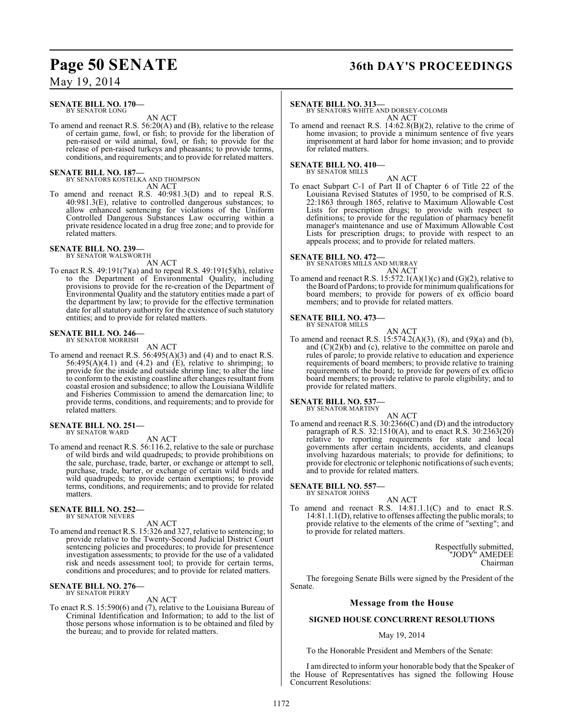**SENATE BILL NO. 170—**
BY SENATOR LONG

AN ACT

To amend and reenact R.S. 56:20(A) and (B), relative to the release of certain game, fowl, or fish; to provide for the liberation of pen-raised or wild animal, fowl, or fish; to provide for the release of pen-raised turkeys and pheasants; to provide terms, conditions, and requirements; and to provide for related matters.

**SENATE BILL NO. 187—**
BY SENATORS KOSTELKA AND THOMPSON

AN ACT

To amend and reenact R.S. 40:981.3(D) and to repeal R.S. 40:981.3(E), relative to controlled dangerous substances; to allow enhanced sentencing for violations of the Uniform Controlled Dangerous Substances Law occurring within a private residence located in a drug free zone; and to provide for related matters.

**SENATE BILL NO. 239—**
BY SENATOR WALSWORTH

AN ACT

To enact R.S. 49:191(7)(a) and to repeal R.S. 49:191(5)(h), relative to the Department of Environmental Quality, including provisions to provide for the re-creation of the Department of Environmental Quality and the statutory entities made a part of the department by law; to provide for the effective termination date for all statutory authority for the existence of such statutory entities; and to provide for related matters.

**SENATE BILL NO. 246—**
BY SENATOR MORRISH

AN ACT

To amend and reenact R.S. 56:495(A)(3) and (4) and to enact R.S. 56:495(A)(4.1) and (4.2) and (E), relative to shrimping; to provide for the inside and outside shrimp line; to alter the line to conform to the existing coastline after changes resultant from coastal erosion and subsidence; to allow the Louisiana Wildlife and Fisheries Commission to amend the demarcation line; to provide terms, conditions, and requirements; and to provide for related matters.

**SENATE BILL NO. 251—**
BY SENATOR WARD

AN ACT

To amend and reenact R.S. 56:116.2, relative to the sale or purchase of wild birds and wild quadrupeds; to provide prohibitions on the sale, purchase, trade, barter, or exchange or attempt to sell, purchase, trade, barter, or exchange of certain wild birds and wild quadrupeds; to provide certain exemptions; to provide terms, conditions, and requirements; and to provide for related matters.

**SENATE BILL NO. 252—**
BY SENATOR NEVERS

AN ACT

To amend and reenact R.S. 15:326 and 327, relative to sentencing; to provide relative to the Twenty-Second Judicial District Court sentencing policies and procedures; to provide for presentence investigation assessments; to provide for the use of a validated risk and needs assessment tool; to provide for certain terms, conditions and procedures; and to provide for related matters.

**SENATE BILL NO. 276—**
BY SENATOR PERRY

AN ACT

To enact R.S. 15:590(6) and (7), relative to the Louisiana Bureau of Criminal Identification and Information; to add to the list of those persons whose information is to be obtained and filed by the bureau; and to provide for related matters.

**SENATE BILL NO. 313—**
BY SENATORS WHITE AND DORSEY-COLOMB

AN ACT

To amend and reenact R.S. 14:62.8(B)(2), relative to the crime of home invasion; to provide a minimum sentence of five years imprisonment at hard labor for home invasion; and to provide for related matters.

**SENATE BILL NO. 410—**
BY SENATOR MILLS

AN ACT

To enact Subpart C-1 of Part II of Chapter 6 of Title 22 of the Louisiana Revised Statutes of 1950, to be comprised of R.S. 22:1863 through 1865, relative to Maximum Allowable Cost Lists for prescription drugs; to provide with respect to definitions; to provide for the regulation of pharmacy benefit manager's maintenance and use of Maximum Allowable Cost Lists for prescription drugs; to provide with respect to an appeals process; and to provide for related matters.

**SENATE BILL NO. 472—**
BY SENATORS MILLS AND MURRAY

AN ACT

To amend and reenact R.S. 15:572.1(A)(1)(c) and (G)(2), relative to the Board of Pardons; to provide for minimum qualifications for board members; to provide for powers of ex officio board members; and to provide for related matters.

**SENATE BILL NO. 473—**
BY SENATOR MILLS

AN ACT

To amend and reenact R.S. 15:574.2(A)(3), (8), and (9)(a) and (b), and (C)(2)(b) and (c), relative to the committee on parole and rules of parole; to provide relative to education and experience requirements of board members; to provide relative to training requirements of the board; to provide for powers of ex officio board members; to provide relative to parole eligibility; and to provide for related matters.

**SENATE BILL NO. 537—**
BY SENATOR MARTINY

AN ACT

To amend and reenact R.S. 30:2366(C) and (D) and the introductory paragraph of R.S. 32:1510(A), and to enact R.S. 30:2363(20) relative to reporting requirements for state and local governments after certain incidents, accidents, and cleanups involving hazardous materials; to provide for definitions; to provide for electronic or telephonic notifications of such events; and to provide for related matters.

**SENATE BILL NO. 557—**
BY SENATOR JOHNS

AN ACT

To amend and reenact R.S. 14:81.1.1(C) and to enact R.S. 14:81.1.1(D), relative to offenses affecting the public morals; to provide relative to the elements of the crime of "sexting"; and to provide for related matters.

Respectfully submitted,
"JODY" AMEDEE
Chairman

The foregoing Senate Bills were signed by the President of the Senate.

## Message from the House

### SIGNED HOUSE CONCURRENT RESOLUTIONS

May 19, 2014

To the Honorable President and Members of the Senate:

I am directed to inform your honorable body that the Speaker of the House of Representatives has signed the following House Concurrent Resolutions: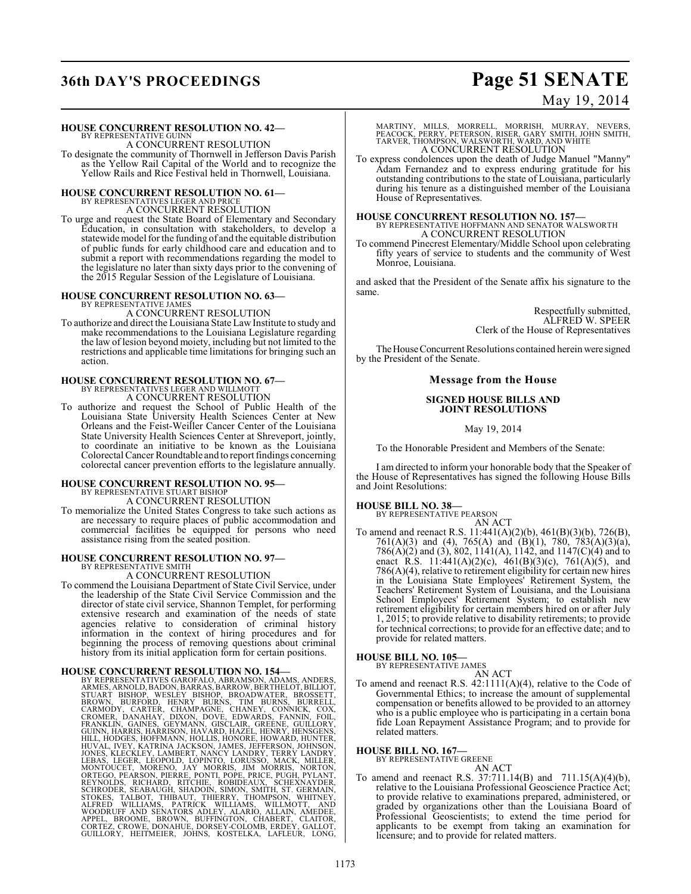**HOUSE CONCURRENT RESOLUTION NO. 42—**
BY REPRESENTATIVE GUINN
A CONCURRENT RESOLUTION

To designate the community of Thornwell in Jefferson Davis Parish as the Yellow Rail Capital of the World and to recognize the Yellow Rails and Rice Festival held in Thornwell, Louisiana.

**HOUSE CONCURRENT RESOLUTION NO. 61—**
BY REPRESENTATIVES LEGER AND PRICE
A CONCURRENT RESOLUTION

To urge and request the State Board of Elementary and Secondary Education, in consultation with stakeholders, to develop a statewide model for the funding of and the equitable distribution of public funds for early childhood care and education and to submit a report with recommendations regarding the model to the legislature no later than sixty days prior to the convening of the 2015 Regular Session of the Legislature of Louisiana.

**HOUSE CONCURRENT RESOLUTION NO. 63—**
BY REPRESENTATIVE JAMES
A CONCURRENT RESOLUTION

To authorize and direct the Louisiana State Law Institute to study and make recommendations to the Louisiana Legislature regarding the law of lesion beyond moiety, including but not limited to the restrictions and applicable time limitations for bringing such an action.

**HOUSE CONCURRENT RESOLUTION NO. 67—**
BY REPRESENTATIVES LEGER AND WILLMOTT
A CONCURRENT RESOLUTION

To authorize and request the School of Public Health of the Louisiana State University Health Sciences Center at New Orleans and the Feist-Weiller Cancer Center of the Louisiana State University Health Sciences Center at Shreveport, jointly, to coordinate an initiative to be known as the Louisiana Colorectal Cancer Roundtable and to report findings concerning colorectal cancer prevention efforts to the legislature annually.

**HOUSE CONCURRENT RESOLUTION NO. 95—**
BY REPRESENTATIVE STUART BISHOP
A CONCURRENT RESOLUTION

To memorialize the United States Congress to take such actions as are necessary to require places of public accommodation and commercial facilities be equipped for persons who need assistance rising from the seated position.

**HOUSE CONCURRENT RESOLUTION NO. 97—**
BY REPRESENTATIVE SMITH
A CONCURRENT RESOLUTION

To commend the Louisiana Department of State Civil Service, under the leadership of the State Civil Service Commission and the director of state civil service, Shannon Templet, for performing extensive research and examination of the needs of state agencies relative to consideration of criminal history information in the context of hiring procedures and for beginning the process of removing questions about criminal history from its initial application form for certain positions.

**HOUSE CONCURRENT RESOLUTION NO. 154—**
BY REPRESENTATIVES GAROFALO, ABRAMSON, ADAMS, ANDERS, ARMES, ARNOLD, BADON, BARRAS, BARROW, BERTHELOT, BILLIOT, STUART BISHOP, WESLEY BISHOP, BROADWATER, BROSSETT, BROWN, BURFORD, HENRY BURNS, TIM BURNS, BURRELL, CARMODY, CARTER, CHAMPAGNE, CHANEY, CONNICK, COX, CROMER, DANAHAY, DIXON, DOVE, EDWARDS, FANNIN, FOIL, FRANKLIN, GAINES, GEYMANN, GISCLAIR, GREENE, GUILLORY, GUINN, HARRIS, HARRISON, HAVARD, HAZEL, HENRY, HENSGENS, HILL, HODGES, HOFFMANN, HOLLIS, HONORE, HOWARD, HUNTER, HUVAL, IVEY, KATRINA JACKSON, JAMES, JEFFERSON, JOHNSON, JONES, KLECKLEY, LAMBERT, NANCY LANDRY, TERRY LANDRY, LEBAS, LEGER, LEOPOLD, LOPINTO, LORUSSO, MACK, MILLER, MONTOUCET, MORENO, JAY MORRIS, JIM MORRIS, NORTON, ORTEGO, PEARSON, PIERRE, PONTI, POPE, PRICE, PUGH, PYLANT, REYNOLDS, RICHARD, RITCHIE, ROBIDEAUX, SCHEXNAYDER, SCHRODER, SEABAUGH, SHADOIN, SIMON, SMITH, ST. GERMAIN, STOKES, TALBOT, THIBAUT, THIERRY, THOMPSON, WHITNEY, ALFRED WILLIAMS, PATRICK WILLIAMS, WILLMOTT, AND WOODRUFF AND SENATORS ADLEY, ALARIO, ALLAIN, AMEDEE, APPEL, BROOME, BROWN, BUFFINGTON, CHABERT, CLAITOR, CORTEZ, CROWE, DONAHUE, DORSEY-COLOMB, ERDEY, GALLOT, GUILLORY, HEITMEIER, JOHNS, KOSTELKA, LAFLEUR, LONG, MARTINY, MILLS, MORRELL, MORRISH, MURRAY, NEVERS, PEACOCK, PERRY, PETERSON, RISER, GARY SMITH, JOHN SMITH, TARVER, THOMPSON, WALSWORTH, WARD, AND WHITE
A CONCURRENT RESOLUTION

To express condolences upon the death of Judge Manuel "Manny" Adam Fernandez and to express enduring gratitude for his outstanding contributions to the state of Louisiana, particularly during his tenure as a distinguished member of the Louisiana House of Representatives.

**HOUSE CONCURRENT RESOLUTION NO. 157—**
BY REPRESENTATIVE HOFFMANN AND SENATOR WALSWORTH
A CONCURRENT RESOLUTION

To commend Pinecrest Elementary/Middle School upon celebrating fifty years of service to students and the community of West Monroe, Louisiana.

and asked that the President of the Senate affix his signature to the same.

Respectfully submitted,
ALFRED W. SPEER
Clerk of the House of Representatives

The House Concurrent Resolutions contained herein were signed by the President of the Senate.

## Message from the House

### SIGNED HOUSE BILLS AND JOINT RESOLUTIONS

May 19, 2014

To the Honorable President and Members of the Senate:

I am directed to inform your honorable body that the Speaker of the House of Representatives has signed the following House Bills and Joint Resolutions:

**HOUSE BILL NO. 38—**
BY REPRESENTATIVE PEARSON
AN ACT

To amend and reenact R.S. 11:441(A)(2)(b), 461(B)(3)(b), 726(B), 761(A)(3) and (4), 765(A) and (B)(1), 780, 783(A)(3)(a), 786(A)(2) and (3), 802, 1141(A), 1142, and 1147(C)(4) and to enact R.S. 11:441(A)(2)(c), 461(B)(3)(c), 761(A)(5), and 786(A)(4), relative to retirement eligibility for certain new hires in the Louisiana State Employees' Retirement System, the Teachers' Retirement System of Louisiana, and the Louisiana School Employees' Retirement System; to establish new retirement eligibility for certain members hired on or after July 1, 2015; to provide relative to disability retirements; to provide for technical corrections; to provide for an effective date; and to provide for related matters.

**HOUSE BILL NO. 105—**
BY REPRESENTATIVE JAMES
AN ACT

To amend and reenact R.S. 42:1111(A)(4), relative to the Code of Governmental Ethics; to increase the amount of supplemental compensation or benefits allowed to be provided to an attorney who is a public employee who is participating in a certain bona fide Loan Repayment Assistance Program; and to provide for related matters.

**HOUSE BILL NO. 167—**
BY REPRESENTATIVE GREENE
AN ACT

To amend and reenact R.S. 37:711.14(B) and 711.15(A)(4)(b), relative to the Louisiana Professional Geoscience Practice Act; to provide relative to examinations prepared, administered, or graded by organizations other than the Louisiana Board of Professional Geoscientists; to extend the time period for applicants to be exempt from taking an examination for licensure; and to provide for related matters.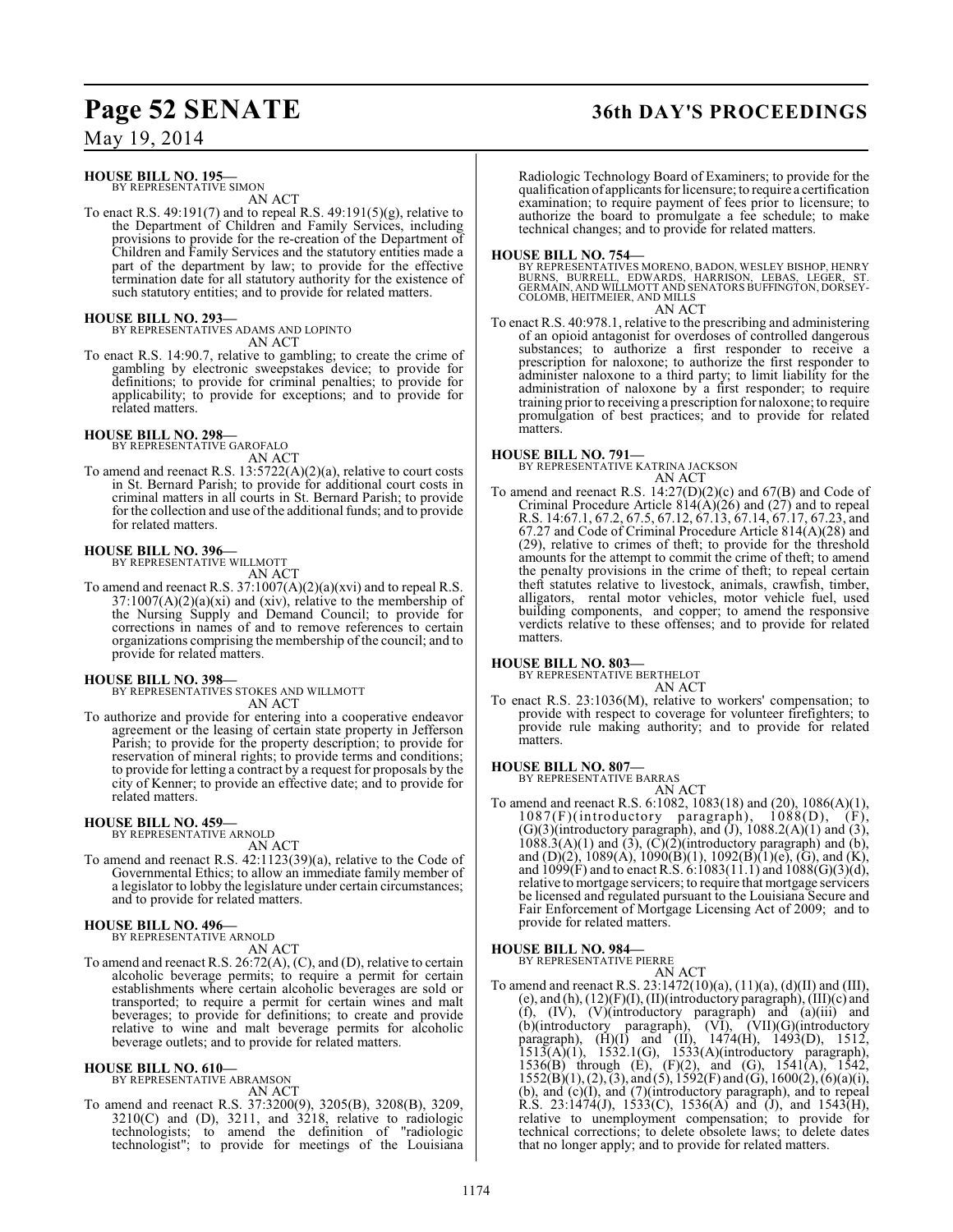**HOUSE BILL NO. 195—**
BY REPRESENTATIVE SIMON

AN ACT

To enact R.S. 49:191(7) and to repeal R.S. 49:191(5)(g), relative to the Department of Children and Family Services, including provisions to provide for the re-creation of the Department of Children and Family Services and the statutory entities made a part of the department by law; to provide for the effective termination date for all statutory authority for the existence of such statutory entities; and to provide for related matters.

**HOUSE BILL NO. 293—**
BY REPRESENTATIVES ADAMS AND LOPINTO

AN ACT

To enact R.S. 14:90.7, relative to gambling; to create the crime of gambling by electronic sweepstakes device; to provide for definitions; to provide for criminal penalties; to provide for applicability; to provide for exceptions; and to provide for related matters.

**HOUSE BILL NO. 298—**
BY REPRESENTATIVE GAROFALO

AN ACT

To amend and reenact R.S. 13:5722(A)(2)(a), relative to court costs in St. Bernard Parish; to provide for additional court costs in criminal matters in all courts in St. Bernard Parish; to provide for the collection and use of the additional funds; and to provide for related matters.

**HOUSE BILL NO. 396—**
BY REPRESENTATIVE WILLMOTT

AN ACT

To amend and reenact R.S. 37:1007(A)(2)(a)(xvi) and to repeal R.S. 37:1007(A)(2)(a)(xi) and (xiv), relative to the membership of the Nursing Supply and Demand Council; to provide for corrections in names of and to remove references to certain organizations comprising the membership of the council; and to provide for related matters.

**HOUSE BILL NO. 398—**
BY REPRESENTATIVES STOKES AND WILLMOTT

AN ACT

To authorize and provide for entering into a cooperative endeavor agreement or the leasing of certain state property in Jefferson Parish; to provide for the property description; to provide for reservation of mineral rights; to provide terms and conditions; to provide for letting a contract by a request for proposals by the city of Kenner; to provide an effective date; and to provide for related matters.

**HOUSE BILL NO. 459—**
BY REPRESENTATIVE ARNOLD

AN ACT

To amend and reenact R.S. 42:1123(39)(a), relative to the Code of Governmental Ethics; to allow an immediate family member of a legislator to lobby the legislature under certain circumstances; and to provide for related matters.

**HOUSE BILL NO. 496—**
BY REPRESENTATIVE ARNOLD

AN ACT

To amend and reenact R.S. 26:72(A), (C), and (D), relative to certain alcoholic beverage permits; to require a permit for certain establishments where certain alcoholic beverages are sold or transported; to require a permit for certain wines and malt beverages; to provide for definitions; to create and provide relative to wine and malt beverage permits for alcoholic beverage outlets; and to provide for related matters.

**HOUSE BILL NO. 610—**
BY REPRESENTATIVE ABRAMSON

AN ACT

To amend and reenact R.S. 37:3200(9), 3205(B), 3208(B), 3209, 3210(C) and (D), 3211, and 3218, relative to radiologic technologists; to amend the definition of "radiologic technologist"; to provide for meetings of the Louisiana Radiologic Technology Board of Examiners; to provide for the qualification of applicants for licensure; to require a certification examination; to require payment of fees prior to licensure; to authorize the board to promulgate a fee schedule; to make technical changes; and to provide for related matters.

**HOUSE BILL NO. 754—**
BY REPRESENTATIVES MORENO, BADON, WESLEY BISHOP, HENRY BURNS, BURRELL, EDWARDS, HARRISON, LEBAS, LEGER, ST. GERMAIN, AND WILLMOTT AND SENATORS BUFFINGTON, DORSEY-COLOMB, HEITMEIER, AND MILLS

AN ACT

To enact R.S. 40:978.1, relative to the prescribing and administering of an opioid antagonist for overdoses of controlled dangerous substances; to authorize a first responder to receive a prescription for naloxone; to authorize the first responder to administer naloxone to a third party; to limit liability for the administration of naloxone by a first responder; to require training prior to receiving a prescription for naloxone; to require promulgation of best practices; and to provide for related matters.

**HOUSE BILL NO. 791—**
BY REPRESENTATIVE KATRINA JACKSON

AN ACT

To amend and reenact R.S. 14:27(D)(2)(c) and 67(B) and Code of Criminal Procedure Article 814(A)(26) and (27) and to repeal R.S. 14:67.1, 67.2, 67.5, 67.12, 67.13, 67.14, 67.17, 67.23, and 67.27 and Code of Criminal Procedure Article 814(A)(28) and (29), relative to crimes of theft; to provide for the threshold amounts for the attempt to commit the crime of theft; to amend the penalty provisions in the crime of theft; to repeal certain theft statutes relative to livestock, animals, crawfish, timber, alligators, rental motor vehicles, motor vehicle fuel, used building components, and copper; to amend the responsive verdicts relative to these offenses; and to provide for related matters.

**HOUSE BILL NO. 803—**
BY REPRESENTATIVE BERTHELOT

AN ACT

To enact R.S. 23:1036(M), relative to workers' compensation; to provide with respect to coverage for volunteer firefighters; to provide rule making authority; and to provide for related matters.

**HOUSE BILL NO. 807—**
BY REPRESENTATIVE BARRAS

AN ACT

To amend and reenact R.S. 6:1082, 1083(18) and (20), 1086(A)(1), 1087(F)(introductory paragraph), 1088(D), (F), (G)(3)(introductory paragraph), and (J), 1088.2(A)(1) and (3), 1088.3(A)(1) and (3), (C)(2)(introductory paragraph) and (b), and (D)(2), 1089(A), 1090(B)(1), 1092(B)(1)(e), (G), and (K), and 1099(F) and to enact R.S. 6:1083(11.1) and 1088(G)(3)(d), relative to mortgage servicers; to require that mortgage servicers be licensed and regulated pursuant to the Louisiana Secure and Fair Enforcement of Mortgage Licensing Act of 2009; and to provide for related matters.

**HOUSE BILL NO. 984—**
BY REPRESENTATIVE PIERRE

AN ACT

To amend and reenact R.S. 23:1472(10)(a), (11)(a), (d)(II) and (III), (e), and (h), (12)(F)(I), (II)(introductory paragraph), (III)(c) and (f), (IV), (V)(introductory paragraph) and (a)(iii) and (b)(introductory paragraph), (VI), (VII)(G)(introductory paragraph), (H)(I) and (II), 1474(H), 1493(D), 1512, 1513(A)(1), 1532.1(G), 1533(A)(introductory paragraph), 1536(B) through (E), (F)(2), and (G), 1541(A), 1542, 1552(B)(1), (2), (3), and (5), 1592(F) and (G), 1600(2), (6)(a)(i), (b), and (c)(I), and (7)(introductory paragraph), and to repeal R.S. 23:1474(J), 1533(C), 1536(A) and (J), and 1543(H), relative to unemployment compensation; to provide for technical corrections; to delete obsolete laws; to delete dates that no longer apply; and to provide for related matters.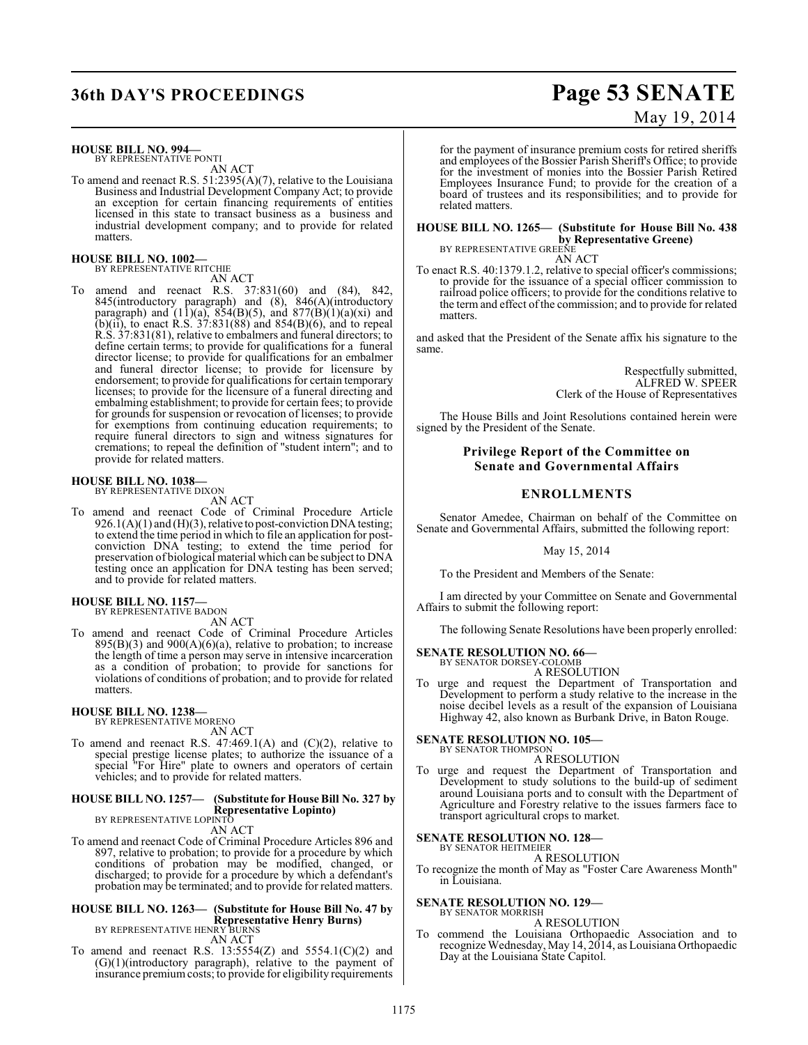**HOUSE BILL NO. 994—**
BY REPRESENTATIVE PONTI

AN ACT

To amend and reenact R.S. 51:2395(A)(7), relative to the Louisiana Business and Industrial Development Company Act; to provide an exception for certain financing requirements of entities licensed in this state to transact business as a business and industrial development company; and to provide for related matters.

**HOUSE BILL NO. 1002—**
BY REPRESENTATIVE RITCHIE

AN ACT

To amend and reenact R.S. 37:831(60) and (84), 842, 845(introductory paragraph) and (8), 846(A)(introductory paragraph) and (11)(a), 854(B)(5), and 877(B)(1)(a)(xi) and (b)(ii), to enact R.S. 37:831(88) and 854(B)(6), and to repeal R.S. 37:831(81), relative to embalmers and funeral directors; to define certain terms; to provide for qualifications for a funeral director license; to provide for qualifications for an embalmer and funeral director license; to provide for licensure by endorsement; to provide for qualifications for certain temporary licenses; to provide for the licensure of a funeral directing and embalming establishment; to provide for certain fees; to provide for grounds for suspension or revocation of licenses; to provide for exemptions from continuing education requirements; to require funeral directors to sign and witness signatures for cremations; to repeal the definition of "student intern"; and to provide for related matters.

**HOUSE BILL NO. 1038—**
BY REPRESENTATIVE DIXON

AN ACT

To amend and reenact Code of Criminal Procedure Article 926.1(A)(1) and (H)(3), relative to post-conviction DNA testing; to extend the time period in which to file an application for post-conviction DNA testing; to extend the time period for preservation of biological material which can be subject to DNA testing once an application for DNA testing has been served; and to provide for related matters.

**HOUSE BILL NO. 1157—**
BY REPRESENTATIVE BADON

AN ACT

To amend and reenact Code of Criminal Procedure Articles 895(B)(3) and 900(A)(6)(a), relative to probation; to increase the length of time a person may serve in intensive incarceration as a condition of probation; to provide for sanctions for violations of conditions of probation; and to provide for related matters.

**HOUSE BILL NO. 1238—**
BY REPRESENTATIVE MORENO

AN ACT

To amend and reenact R.S. 47:469.1(A) and (C)(2), relative to special prestige license plates; to authorize the issuance of a special "For Hire" plate to owners and operators of certain vehicles; and to provide for related matters.

**HOUSE BILL NO. 1257— (Substitute for House Bill No. 327 by Representative Lopinto)**
BY REPRESENTATIVE LOPINTO

AN ACT

To amend and reenact Code of Criminal Procedure Articles 896 and 897, relative to probation; to provide for a procedure by which conditions of probation may be modified, changed, or discharged; to provide for a procedure by which a defendant's probation may be terminated; and to provide for related matters.

**HOUSE BILL NO. 1263— (Substitute for House Bill No. 47 by Representative Henry Burns)**
BY REPRESENTATIVE HENRY BURNS

AN ACT

To amend and reenact R.S. 13:5554(Z) and 5554.1(C)(2) and (G)(1)(introductory paragraph), relative to the payment of insurance premium costs; to provide for eligibility requirements for the payment of insurance premium costs for retired sheriffs and employees of the Bossier Parish Sheriff's Office; to provide for the investment of monies into the Bossier Parish Retired Employees Insurance Fund; to provide for the creation of a board of trustees and its responsibilities; and to provide for related matters.

**HOUSE BILL NO. 1265— (Substitute for House Bill No. 438 by Representative Greene)**
BY REPRESENTATIVE GREENE

AN ACT

To enact R.S. 40:1379.1.2, relative to special officer's commissions; to provide for the issuance of a special officer commission to railroad police officers; to provide for the conditions relative to the term and effect of the commission; and to provide for related matters.

and asked that the President of the Senate affix his signature to the same.

Respectfully submitted,
ALFRED W. SPEER
Clerk of the House of Representatives

The House Bills and Joint Resolutions contained herein were signed by the President of the Senate.

## Privilege Report of the Committee on Senate and Governmental Affairs

## ENROLLMENTS

Senator Amedee, Chairman on behalf of the Committee on Senate and Governmental Affairs, submitted the following report:

May 15, 2014

To the President and Members of the Senate:

I am directed by your Committee on Senate and Governmental Affairs to submit the following report:

The following Senate Resolutions have been properly enrolled:

**SENATE RESOLUTION NO. 66—**
BY SENATOR DORSEY-COLOMB

A RESOLUTION

To urge and request the Department of Transportation and Development to perform a study relative to the increase in the noise decibel levels as a result of the expansion of Louisiana Highway 42, also known as Burbank Drive, in Baton Rouge.

**SENATE RESOLUTION NO. 105—**
BY SENATOR THOMPSON

A RESOLUTION

To urge and request the Department of Transportation and Development to study solutions to the build-up of sediment around Louisiana ports and to consult with the Department of Agriculture and Forestry relative to the issues farmers face to transport agricultural crops to market.

**SENATE RESOLUTION NO. 128—**
BY SENATOR HEITMEIER

A RESOLUTION

To recognize the month of May as "Foster Care Awareness Month" in Louisiana.

**SENATE RESOLUTION NO. 129—**
BY SENATOR MORRISH

A RESOLUTION

To commend the Louisiana Orthopaedic Association and to recognize Wednesday, May 14, 2014, as Louisiana Orthopaedic Day at the Louisiana State Capitol.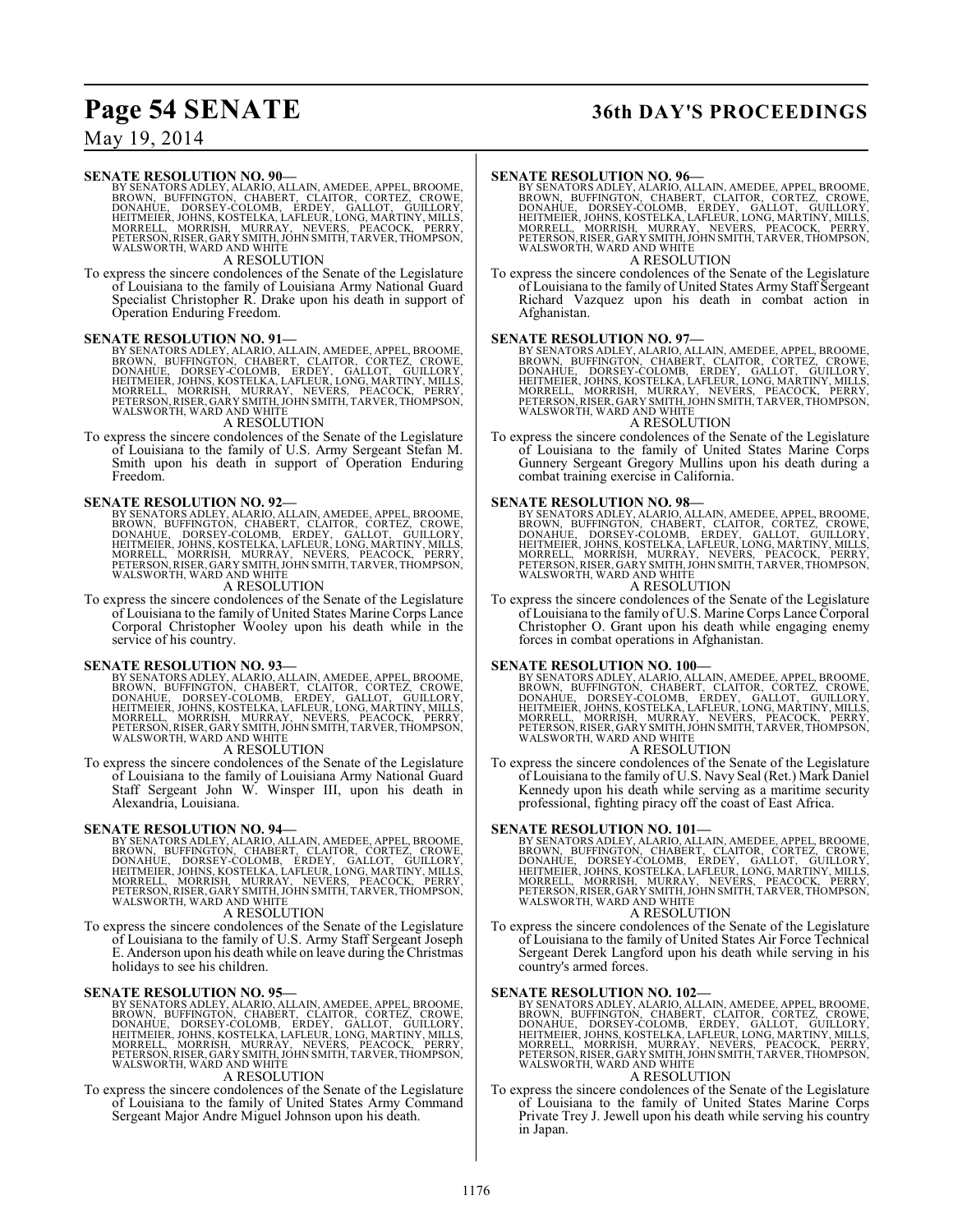**SENATE RESOLUTION NO. 90—**

BY SENATORS ADLEY, ALARIO, ALLAIN, AMEDEE, APPEL, BROOME, BROWN, BUFFINGTON, CHABERT, CLAITOR, CORTEZ, CROWE, DONAHUE, DORSEY-COLOMB, ERDEY, GALLOT, GUILLORY, HEITMEIER, JOHNS, KOSTELKA, LAFLEUR, LONG, MARTINY, MILLS, MORRELL, MORRISH, MURRAY, NEVERS, PEACOCK, PERRY, PETERSON, RISER, GARY SMITH, JOHN SMITH, TARVER, THOMPSON, WALSWORTH, WARD AND WHITE

A RESOLUTION

To express the sincere condolences of the Senate of the Legislature of Louisiana to the family of Louisiana Army National Guard Specialist Christopher R. Drake upon his death in support of Operation Enduring Freedom.

**SENATE RESOLUTION NO. 91—**

BY SENATORS ADLEY, ALARIO, ALLAIN, AMEDEE, APPEL, BROOME, BROWN, BUFFINGTON, CHABERT, CLAITOR, CORTEZ, CROWE, DONAHUE, DORSEY-COLOMB, ERDEY, GALLOT, GUILLORY, HEITMEIER, JOHNS, KOSTELKA, LAFLEUR, LONG, MARTINY, MILLS, MORRELL, MORRISH, MURRAY, NEVERS, PEACOCK, PERRY, PETERSON, RISER, GARY SMITH, JOHN SMITH, TARVER, THOMPSON, WALSWORTH, WARD AND WHITE

A RESOLUTION

To express the sincere condolences of the Senate of the Legislature of Louisiana to the family of U.S. Army Sergeant Stefan M. Smith upon his death in support of Operation Enduring Freedom.

**SENATE RESOLUTION NO. 92—**

BY SENATORS ADLEY, ALARIO, ALLAIN, AMEDEE, APPEL, BROOME, BROWN, BUFFINGTON, CHABERT, CLAITOR, CORTEZ, CROWE, DONAHUE, DORSEY-COLOMB, ERDEY, GALLOT, GUILLORY, HEITMEIER, JOHNS, KOSTELKA, LAFLEUR, LONG, MARTINY, MILLS, MORRELL, MORRISH, MURRAY, NEVERS, PEACOCK, PERRY, PETERSON, RISER, GARY SMITH, JOHN SMITH, TARVER, THOMPSON, WALSWORTH, WARD AND WHITE

A RESOLUTION

To express the sincere condolences of the Senate of the Legislature of Louisiana to the family of United States Marine Corps Lance Corporal Christopher Wooley upon his death while in the service of his country.

**SENATE RESOLUTION NO. 93—**

BY SENATORS ADLEY, ALARIO, ALLAIN, AMEDEE, APPEL, BROOME, BROWN, BUFFINGTON, CHABERT, CLAITOR, CORTEZ, CROWE, DONAHUE, DORSEY-COLOMB, ERDEY, GALLOT, GUILLORY, HEITMEIER, JOHNS, KOSTELKA, LAFLEUR, LONG, MARTINY, MILLS, MORRELL, MORRISH, MURRAY, NEVERS, PEACOCK, PERRY, PETERSON, RISER, GARY SMITH, JOHN SMITH, TARVER, THOMPSON, WALSWORTH, WARD AND WHITE

A RESOLUTION

To express the sincere condolences of the Senate of the Legislature of Louisiana to the family of Louisiana Army National Guard Staff Sergeant John W. Winsper III, upon his death in Alexandria, Louisiana.

**SENATE RESOLUTION NO. 94—**

BY SENATORS ADLEY, ALARIO, ALLAIN, AMEDEE, APPEL, BROOME, BROWN, BUFFINGTON, CHABERT, CLAITOR, CORTEZ, CROWE, DONAHUE, DORSEY-COLOMB, ERDEY, GALLOT, GUILLORY, HEITMEIER, JOHNS, KOSTELKA, LAFLEUR, LONG, MARTINY, MILLS, MORRELL, MORRISH, MURRAY, NEVERS, PEACOCK, PERRY, PETERSON, RISER, GARY SMITH, JOHN SMITH, TARVER, THOMPSON, WALSWORTH, WARD AND WHITE

A RESOLUTION

To express the sincere condolences of the Senate of the Legislature of Louisiana to the family of U.S. Army Staff Sergeant Joseph E. Anderson upon his death while on leave during the Christmas holidays to see his children.

**SENATE RESOLUTION NO. 95—**

BY SENATORS ADLEY, ALARIO, ALLAIN, AMEDEE, APPEL, BROOME, BROWN, BUFFINGTON, CHABERT, CLAITOR, CORTEZ, CROWE, DONAHUE, DORSEY-COLOMB, ERDEY, GALLOT, GUILLORY, HEITMEIER, JOHNS, KOSTELKA, LAFLEUR, LONG, MARTINY, MILLS, MORRELL, MORRISH, MURRAY, NEVERS, PEACOCK, PERRY, PETERSON, RISER, GARY SMITH, JOHN SMITH, TARVER, THOMPSON, WALSWORTH, WARD AND WHITE

A RESOLUTION

To express the sincere condolences of the Senate of the Legislature of Louisiana to the family of United States Army Command Sergeant Major Andre Miguel Johnson upon his death.

**SENATE RESOLUTION NO. 96—**

BY SENATORS ADLEY, ALARIO, ALLAIN, AMEDEE, APPEL, BROOME, BROWN, BUFFINGTON, CHABERT, CLAITOR, CORTEZ, CROWE, DONAHUE, DORSEY-COLOMB, ERDEY, GALLOT, GUILLORY, HEITMEIER, JOHNS, KOSTELKA, LAFLEUR, LONG, MARTINY, MILLS, MORRELL, MORRISH, MURRAY, NEVERS, PEACOCK, PERRY, PETERSON, RISER, GARY SMITH, JOHN SMITH, TARVER, THOMPSON, WALSWORTH, WARD AND WHITE

A RESOLUTION

To express the sincere condolences of the Senate of the Legislature of Louisiana to the family of United States Army Staff Sergeant Richard Vazquez upon his death in combat action in Afghanistan.

**SENATE RESOLUTION NO. 97—**

BY SENATORS ADLEY, ALARIO, ALLAIN, AMEDEE, APPEL, BROOME, BROWN, BUFFINGTON, CHABERT, CLAITOR, CORTEZ, CROWE, DONAHUE, DORSEY-COLOMB, ERDEY, GALLOT, GUILLORY, HEITMEIER, JOHNS, KOSTELKA, LAFLEUR, LONG, MARTINY, MILLS, MORRELL, MORRISH, MURRAY, NEVERS, PEACOCK, PERRY, PETERSON, RISER, GARY SMITH, JOHN SMITH, TARVER, THOMPSON, WALSWORTH, WARD AND WHITE

A RESOLUTION

To express the sincere condolences of the Senate of the Legislature of Louisiana to the family of United States Marine Corps Gunnery Sergeant Gregory Mullins upon his death during a combat training exercise in California.

**SENATE RESOLUTION NO. 98—**

BY SENATORS ADLEY, ALARIO, ALLAIN, AMEDEE, APPEL, BROOME, BROWN, BUFFINGTON, CHABERT, CLAITOR, CORTEZ, CROWE, DONAHUE, DORSEY-COLOMB, ERDEY, GALLOT, GUILLORY, HEITMEIER, JOHNS, KOSTELKA, LAFLEUR, LONG, MARTINY, MILLS, MORRELL, MORRISH, MURRAY, NEVERS, PEACOCK, PERRY, PETERSON, RISER, GARY SMITH, JOHN SMITH, TARVER, THOMPSON, WALSWORTH, WARD AND WHITE

A RESOLUTION

To express the sincere condolences of the Senate of the Legislature of Louisiana to the family of U.S. Marine Corps Lance Corporal Christopher O. Grant upon his death while engaging enemy forces in combat operations in Afghanistan.

**SENATE RESOLUTION NO. 100—**

BY SENATORS ADLEY, ALARIO, ALLAIN, AMEDEE, APPEL, BROOME, BROWN, BUFFINGTON, CHABERT, CLAITOR, CORTEZ, CROWE, DONAHUE, DORSEY-COLOMB, ERDEY, GALLOT, GUILLORY, HEITMEIER, JOHNS, KOSTELKA, LAFLEUR, LONG, MARTINY, MILLS, MORRELL, MORRISH, MURRAY, NEVERS, PEACOCK, PERRY, PETERSON, RISER, GARY SMITH, JOHN SMITH, TARVER, THOMPSON, WALSWORTH, WARD AND WHITE

A RESOLUTION

To express the sincere condolences of the Senate of the Legislature of Louisiana to the family of U.S. Navy Seal (Ret.) Mark Daniel Kennedy upon his death while serving as a maritime security professional, fighting piracy off the coast of East Africa.

**SENATE RESOLUTION NO. 101—**

BY SENATORS ADLEY, ALARIO, ALLAIN, AMEDEE, APPEL, BROOME, BROWN, BUFFINGTON, CHABERT, CLAITOR, CORTEZ, CROWE, DONAHUE, DORSEY-COLOMB, ERDEY, GALLOT, GUILLORY, HEITMEIER, JOHNS, KOSTELKA, LAFLEUR, LONG, MARTINY, MILLS, MORRELL, MORRISH, MURRAY, NEVERS, PEACOCK, PERRY, PETERSON, RISER, GARY SMITH, JOHN SMITH, TARVER, THOMPSON, WALSWORTH, WARD AND WHITE

A RESOLUTION

To express the sincere condolences of the Senate of the Legislature of Louisiana to the family of United States Air Force Technical Sergeant Derek Langford upon his death while serving in his country's armed forces.

**SENATE RESOLUTION NO. 102—**

BY SENATORS ADLEY, ALARIO, ALLAIN, AMEDEE, APPEL, BROOME, BROWN, BUFFINGTON, CHABERT, CLAITOR, CORTEZ, CROWE, DONAHUE, DORSEY-COLOMB, ERDEY, GALLOT, GUILLORY, HEITMEIER, JOHNS, KOSTELKA, LAFLEUR, LONG, MARTINY, MILLS, MORRELL, MORRISH, MURRAY, NEVERS, PEACOCK, PERRY, PETERSON, RISER, GARY SMITH, JOHN SMITH, TARVER, THOMPSON, WALSWORTH, WARD AND WHITE

A RESOLUTION

To express the sincere condolences of the Senate of the Legislature of Louisiana to the family of United States Marine Corps Private Trey J. Jewell upon his death while serving his country in Japan.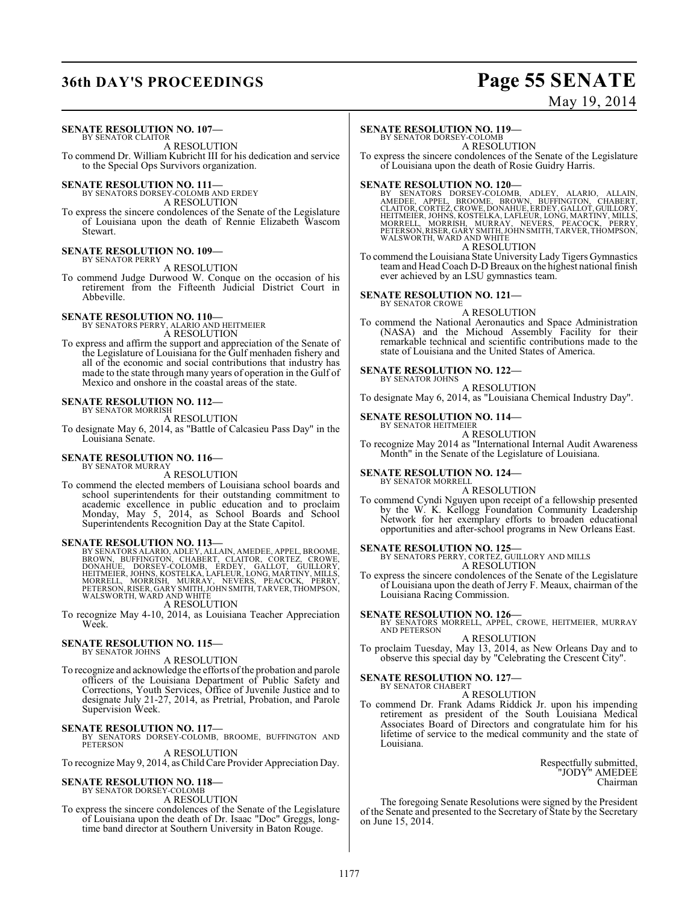**SENATE RESOLUTION NO. 107—**
BY SENATOR CLAITOR

A RESOLUTION

To commend Dr. William Kubricht III for his dedication and service to the Special Ops Survivors organization.

**SENATE RESOLUTION NO. 111—**
BY SENATORS DORSEY-COLOMB AND ERDEY

A RESOLUTION

To express the sincere condolences of the Senate of the Legislature of Louisiana upon the death of Rennie Elizabeth Wascom Stewart.

**SENATE RESOLUTION NO. 109—**
BY SENATOR PERRY

A RESOLUTION

To commend Judge Durwood W. Conque on the occasion of his retirement from the Fifteenth Judicial District Court in Abbeville.

**SENATE RESOLUTION NO. 110—**
BY SENATORS PERRY, ALARIO AND HEITMEIER

A RESOLUTION

To express and affirm the support and appreciation of the Senate of the Legislature of Louisiana for the Gulf menhaden fishery and all of the economic and social contributions that industry has made to the state through many years of operation in the Gulf of Mexico and onshore in the coastal areas of the state.

**SENATE RESOLUTION NO. 112—**
BY SENATOR MORRISH

A RESOLUTION

To designate May 6, 2014, as "Battle of Calcasieu Pass Day" in the Louisiana Senate.

**SENATE RESOLUTION NO. 116—**
BY SENATOR MURRAY

A RESOLUTION

To commend the elected members of Louisiana school boards and school superintendents for their outstanding commitment to academic excellence in public education and to proclaim Monday, May 5, 2014, as School Boards and School Superintendents Recognition Day at the State Capitol.

**SENATE RESOLUTION NO. 113—**
BY SENATORS ALARIO, ADLEY, ALLAIN, AMEDEE, APPEL, BROOME, BROWN, BUFFINGTON, CHABERT, CLAITOR, CORTEZ, CROWE, DONAHUE, DORSEY-COLOMB, ERDEY, GALLOT, GUILLORY, HEITMEIER, JOHNS, KOSTELKA, LAFLEUR, LONG, MARTINY, MILLS, MORRELL, MORRISH, MURRAY, NEVERS, PEACOCK, PERRY, PETERSON, RISER, GARY SMITH, JOHN SMITH, TARVER, THOMPSON, WALSWORTH, WARD AND WHITE

A RESOLUTION

To recognize May 4-10, 2014, as Louisiana Teacher Appreciation Week.

**SENATE RESOLUTION NO. 115—**
BY SENATOR JOHNS

A RESOLUTION

To recognize and acknowledge the efforts of the probation and parole officers of the Louisiana Department of Public Safety and Corrections, Youth Services, Office of Juvenile Justice and to designate July 21-27, 2014, as Pretrial, Probation, and Parole Supervision Week.

**SENATE RESOLUTION NO. 117—**
BY SENATORS DORSEY-COLOMB, BROOME, BUFFINGTON AND PETERSON

A RESOLUTION

To recognize May 9, 2014, as Child Care Provider Appreciation Day.

**SENATE RESOLUTION NO. 118—**
BY SENATOR DORSEY-COLOMB

A RESOLUTION

To express the sincere condolences of the Senate of the Legislature of Louisiana upon the death of Dr. Isaac "Doc" Greggs, long-time band director at Southern University in Baton Rouge.

**SENATE RESOLUTION NO. 119—**
BY SENATOR DORSEY-COLOMB

A RESOLUTION

To express the sincere condolences of the Senate of the Legislature of Louisiana upon the death of Rosie Guidry Harris.

**SENATE RESOLUTION NO. 120—**
BY SENATORS DORSEY-COLOMB, ADLEY, ALARIO, ALLAIN, AMEDEE, APPEL, BROOME, BROWN, BUFFINGTON, CHABERT, CLAITOR, CORTEZ, CROWE, DONAHUE, ERDEY, GALLOT, GUILLORY, HEITMEIER, JOHNS, KOSTELKA, LAFLEUR, LONG, MARTINY, MILLS, MORRELL, MORRISH, MURRAY, NEVERS, PEACOCK, PERRY, PETERSON, RISER, GARY SMITH, JOHN SMITH, TARVER, THOMPSON, WALSWORTH, WARD AND WHITE

A RESOLUTION

To commend the Louisiana State University Lady Tigers Gymnastics team and Head Coach D-D Breaux on the highest national finish ever achieved by an LSU gymnastics team.

**SENATE RESOLUTION NO. 121—**
BY SENATOR CROWE

A RESOLUTION

To commend the National Aeronautics and Space Administration (NASA) and the Michoud Assembly Facility for their remarkable technical and scientific contributions made to the state of Louisiana and the United States of America.

**SENATE RESOLUTION NO. 122—**
BY SENATOR JOHNS

A RESOLUTION

To designate May 6, 2014, as "Louisiana Chemical Industry Day".

**SENATE RESOLUTION NO. 114—**
BY SENATOR HEITMEIER

A RESOLUTION

To recognize May 2014 as "International Internal Audit Awareness Month" in the Senate of the Legislature of Louisiana.

**SENATE RESOLUTION NO. 124—**
BY SENATOR MORRELL

A RESOLUTION

To commend Cyndi Nguyen upon receipt of a fellowship presented by the W. K. Kellogg Foundation Community Leadership Network for her exemplary efforts to broaden educational opportunities and after-school programs in New Orleans East.

**SENATE RESOLUTION NO. 125—**
BY SENATORS PERRY, CORTEZ, GUILLORY AND MILLS

A RESOLUTION

To express the sincere condolences of the Senate of the Legislature of Louisiana upon the death of Jerry F. Meaux, chairman of the Louisiana Racing Commission.

**SENATE RESOLUTION NO. 126—**
BY SENATORS MORRELL, APPEL, CROWE, HEITMEIER, MURRAY AND PETERSON

A RESOLUTION

To proclaim Tuesday, May 13, 2014, as New Orleans Day and to observe this special day by "Celebrating the Crescent City".

**SENATE RESOLUTION NO. 127—**
BY SENATOR CHABERT

A RESOLUTION

To commend Dr. Frank Adams Riddick Jr. upon his impending retirement as president of the South Louisiana Medical Associates Board of Directors and congratulate him for his lifetime of service to the medical community and the state of Louisiana.

Respectfully submitted,
"JODY" AMEDEE
Chairman

The foregoing Senate Resolutions were signed by the President of the Senate and presented to the Secretary of State by the Secretary on June 15, 2014.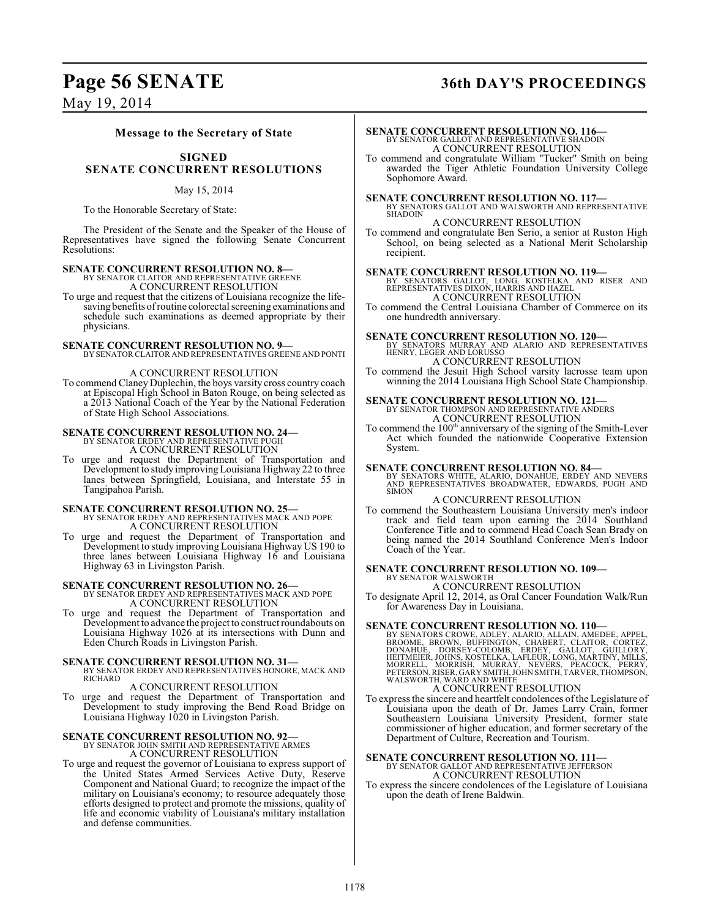**Message to the Secretary of State**

**SIGNED**
**SENATE CONCURRENT RESOLUTIONS**

May 15, 2014

To the Honorable Secretary of State:

The President of the Senate and the Speaker of the House of Representatives have signed the following Senate Concurrent Resolutions:

**SENATE CONCURRENT RESOLUTION NO. 8—**
BY SENATOR CLAITOR AND REPRESENTATIVE GREENE
A CONCURRENT RESOLUTION

To urge and request that the citizens of Louisiana recognize the life-saving benefits of routine colorectal screening examinations and schedule such examinations as deemed appropriate by their physicians.

**SENATE CONCURRENT RESOLUTION NO. 9—**
BY SENATOR CLAITOR AND REPRESENTATIVES GREENE AND PONTI
A CONCURRENT RESOLUTION

To commend Claney Duplechin, the boys varsity cross country coach at Episcopal High School in Baton Rouge, on being selected as a 2013 National Coach of the Year by the National Federation of State High School Associations.

**SENATE CONCURRENT RESOLUTION NO. 24—**
BY SENATOR ERDEY AND REPRESENTATIVE PUGH
A CONCURRENT RESOLUTION

To urge and request the Department of Transportation and Development to study improving Louisiana Highway 22 to three lanes between Springfield, Louisiana, and Interstate 55 in Tangipahoa Parish.

**SENATE CONCURRENT RESOLUTION NO. 25—**
BY SENATOR ERDEY AND REPRESENTATIVES MACK AND POPE
A CONCURRENT RESOLUTION

To urge and request the Department of Transportation and Development to study improving Louisiana Highway US 190 to three lanes between Louisiana Highway 16 and Louisiana Highway 63 in Livingston Parish.

**SENATE CONCURRENT RESOLUTION NO. 26—**
BY SENATOR ERDEY AND REPRESENTATIVES MACK AND POPE
A CONCURRENT RESOLUTION

To urge and request the Department of Transportation and Development to advance the project to construct roundabouts on Louisiana Highway 1026 at its intersections with Dunn and Eden Church Roads in Livingston Parish.

**SENATE CONCURRENT RESOLUTION NO. 31—**
BY SENATOR ERDEY AND REPRESENTATIVES HONORE, MACK AND RICHARD
A CONCURRENT RESOLUTION

To urge and request the Department of Transportation and Development to study improving the Bend Road Bridge on Louisiana Highway 1020 in Livingston Parish.

**SENATE CONCURRENT RESOLUTION NO. 92—**
BY SENATOR JOHN SMITH AND REPRESENTATIVE ARMES
A CONCURRENT RESOLUTION

To urge and request the governor of Louisiana to express support of the United States Armed Services Active Duty, Reserve Component and National Guard; to recognize the impact of the military on Louisiana's economy; to resource adequately those efforts designed to protect and promote the missions, quality of life and economic viability of Louisiana's military installation and defense communities.

**SENATE CONCURRENT RESOLUTION NO. 116—**
BY SENATOR GALLOT AND REPRESENTATIVE SHADOIN
A CONCURRENT RESOLUTION

To commend and congratulate William "Tucker" Smith on being awarded the Tiger Athletic Foundation University College Sophomore Award.

**SENATE CONCURRENT RESOLUTION NO. 117—**
BY SENATORS GALLOT AND WALSWORTH AND REPRESENTATIVE SHADOIN
A CONCURRENT RESOLUTION

To commend and congratulate Ben Serio, a senior at Ruston High School, on being selected as a National Merit Scholarship recipient.

**SENATE CONCURRENT RESOLUTION NO. 119—**
BY SENATORS GALLOT, LONG, KOSTELKA AND RISER AND REPRESENTATIVES DIXON, HARRIS AND HAZEL
A CONCURRENT RESOLUTION

To commend the Central Louisiana Chamber of Commerce on its one hundredth anniversary.

**SENATE CONCURRENT RESOLUTION NO. 120—**
BY SENATORS MURRAY AND ALARIO AND REPRESENTATIVES HENRY, LEGER AND LORUSSO
A CONCURRENT RESOLUTION

To commend the Jesuit High School varsity lacrosse team upon winning the 2014 Louisiana High School State Championship.

**SENATE CONCURRENT RESOLUTION NO. 121—**
BY SENATOR THOMPSON AND REPRESENTATIVE ANDERS
A CONCURRENT RESOLUTION

To commend the 100th anniversary of the signing of the Smith-Lever Act which founded the nationwide Cooperative Extension System.

**SENATE CONCURRENT RESOLUTION NO. 84—**
BY SENATORS WHITE, ALARIO, DONAHUE, ERDEY AND NEVERS AND REPRESENTATIVES BROADWATER, EDWARDS, PUGH AND SIMON
A CONCURRENT RESOLUTION

To commend the Southeastern Louisiana University men's indoor track and field team upon earning the 2014 Southland Conference Title and to commend Head Coach Sean Brady on being named the 2014 Southland Conference Men's Indoor Coach of the Year.

**SENATE CONCURRENT RESOLUTION NO. 109—**
BY SENATOR WALSWORTH
A CONCURRENT RESOLUTION

To designate April 12, 2014, as Oral Cancer Foundation Walk/Run for Awareness Day in Louisiana.

**SENATE CONCURRENT RESOLUTION NO. 110—**
BY SENATORS CROWE, ADLEY, ALARIO, ALLAIN, AMEDEE, APPEL, BROOME, BROWN, BUFFINGTON, CHABERT, CLAITOR, CORTEZ, DONAHUE, DORSEY-COLOMB, ERDEY, GALLOT, GUILLORY, HEITMEIER, JOHNS, KOSTELKA, LAFLEUR, LONG, MARTINY, MILLS, MORRELL, MORRISH, MURRAY, NEVERS, PEACOCK, PERRY, PETERSON, RISER, GARY SMITH, JOHN SMITH, TARVER, THOMPSON, WALSWORTH, WARD AND WHITE
A CONCURRENT RESOLUTION

To express the sincere and heartfelt condolences of the Legislature of Louisiana upon the death of Dr. James Larry Crain, former Southeastern Louisiana University President, former state commissioner of higher education, and former secretary of the Department of Culture, Recreation and Tourism.

**SENATE CONCURRENT RESOLUTION NO. 111—**
BY SENATOR GALLOT AND REPRESENTATIVE JEFFERSON
A CONCURRENT RESOLUTION

To express the sincere condolences of the Legislature of Louisiana upon the death of Irene Baldwin.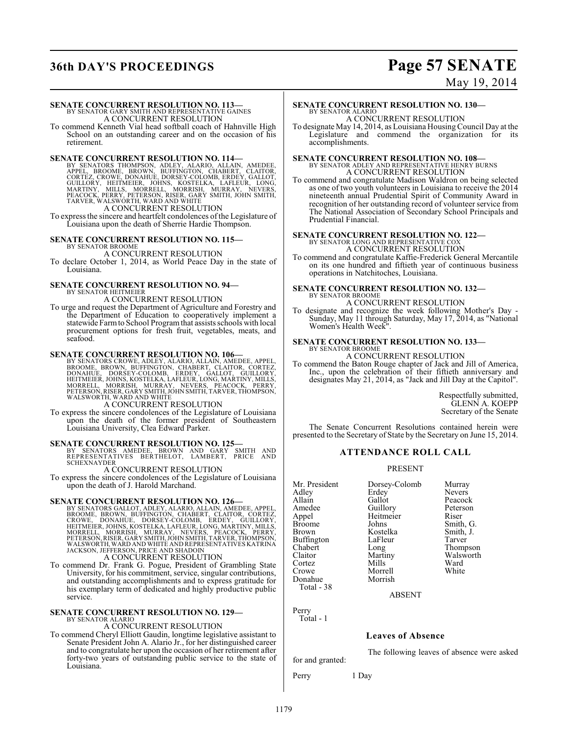**SENATE CONCURRENT RESOLUTION NO. 113—**
BY SENATOR GARY SMITH AND REPRESENTATIVE GAINES

A CONCURRENT RESOLUTION

To commend Kenneth Vial head softball coach of Hahnville High School on an outstanding career and on the occasion of his retirement.

**SENATE CONCURRENT RESOLUTION NO. 114—**
BY SENATORS THOMPSON, ADLEY, ALARIO, ALLAIN, AMEDEE, APPEL, BROOME, BROWN, BUFFINGTON, CHABERT, CLAITOR, CORTEZ, CROWE, DONAHUE, DORSEY-COLOMB, ERDEY, GALLOT, GUILLORY, HEITMEIER, JOHNS, KOSTELKA, LAFLEUR, LONG, MARTINY, MILLS, MORRELL, MORRISH, MURRAY, NEVERS, PEACOCK, PERRY, PETERSON, RISER, GARY SMITH, JOHN SMITH, TARVER, WALSWORTH, WARD AND WHITE

A CONCURRENT RESOLUTION

To express the sincere and heartfelt condolences of the Legislature of Louisiana upon the death of Sherrie Hardie Thompson.

**SENATE CONCURRENT RESOLUTION NO. 115—**
BY SENATOR BROOME

A CONCURRENT RESOLUTION

To declare October 1, 2014, as World Peace Day in the state of Louisiana.

**SENATE CONCURRENT RESOLUTION NO. 94—**
BY SENATOR HEITMEIER

A CONCURRENT RESOLUTION

To urge and request the Department of Agriculture and Forestry and the Department of Education to cooperatively implement a statewide Farm to School Program that assists schools with local procurement options for fresh fruit, vegetables, meats, and seafood.

**SENATE CONCURRENT RESOLUTION NO. 106—**
BY SENATORS CROWE, ADLEY, ALARIO, ALLAIN, AMEDEE, APPEL, BROOME, BROWN, BUFFINGTON, CHABERT, CLAITOR, CORTEZ, DONAHUE, DORSEY-COLOMB, ERDEY, GALLOT, GUILLORY, HEITMEIER, JOHNS, KOSTELKA, LAFLEUR, LONG, MARTINY, MILLS, MORRELL, MORRISH, MURRAY, NEVERS, PEACOCK, PERRY, PETERSON, RISER, GARY SMITH, JOHN SMITH, TARVER, THOMPSON, WALSWORTH, WARD AND WHITE

A CONCURRENT RESOLUTION

To express the sincere condolences of the Legislature of Louisiana upon the death of the former president of Southeastern Louisiana University, Clea Edward Parker.

**SENATE CONCURRENT RESOLUTION NO. 125—**
BY SENATORS AMEDEE, BROWN AND GARY SMITH AND REPRESENTATIVES BERTHELOT, LAMBERT, PRICE AND SCHEXNAYDER

A CONCURRENT RESOLUTION

To express the sincere condolences of the Legislature of Louisiana upon the death of J. Harold Marchand.

**SENATE CONCURRENT RESOLUTION NO. 126—**
BY SENATORS GALLOT, ADLEY, ALARIO, ALLAIN, AMEDEE, APPEL, BROOME, BROWN, BUFFINGTON, CHABERT, CLAITOR, CORTEZ, CROWE, DONAHUE, DORSEY-COLOMB, ERDEY, GUILLORY, HEITMEIER, JOHNS, KOSTELKA, LAFLEUR, LONG, MARTINY, MILLS, MORRELL, MORRISH, MURRAY, NEVERS, PEACOCK, PERRY, PETERSON, RISER, GARY SMITH, JOHN SMITH, TARVER, THOMPSON, WALSWORTH, WARD AND WHITE AND REPRESENTATIVES KATRINA JACKSON, JEFFERSON, PRICE AND SHADOIN

A CONCURRENT RESOLUTION

To commend Dr. Frank G. Pogue, President of Grambling State University, for his commitment, service, singular contributions, and outstanding accomplishments and to express gratitude for his exemplary term of dedicated and highly productive public service.

**SENATE CONCURRENT RESOLUTION NO. 129—**
BY SENATOR ALARIO

A CONCURRENT RESOLUTION

To commend Cheryl Elliott Gaudin, longtime legislative assistant to Senate President John A. Alario Jr., for her distinguished career and to congratulate her upon the occasion of her retirement after forty-two years of outstanding public service to the state of Louisiana.

**SENATE CONCURRENT RESOLUTION NO. 130—**
BY SENATOR ALARIO

A CONCURRENT RESOLUTION

To designate May 14, 2014, as Louisiana Housing Council Day at the Legislature and commend the organization for its accomplishments.

**SENATE CONCURRENT RESOLUTION NO. 108—**
BY SENATOR ADLEY AND REPRESENTATIVE HENRY BURNS

A CONCURRENT RESOLUTION

To commend and congratulate Madison Waldron on being selected as one of two youth volunteers in Louisiana to receive the 2014 nineteenth annual Prudential Spirit of Community Award in recognition of her outstanding record of volunteer service from The National Association of Secondary School Principals and Prudential Financial.

**SENATE CONCURRENT RESOLUTION NO. 122—**
BY SENATOR LONG AND REPRESENTATIVE COX

A CONCURRENT RESOLUTION

To commend and congratulate Kaffie-Frederick General Mercantile on its one hundred and fiftieth year of continuous business operations in Natchitoches, Louisiana.

**SENATE CONCURRENT RESOLUTION NO. 132—**
BY SENATOR BROOME

A CONCURRENT RESOLUTION

To designate and recognize the week following Mother's Day - Sunday, May 11 through Saturday, May 17, 2014, as "National Women's Health Week".

**SENATE CONCURRENT RESOLUTION NO. 133—**
BY SENATOR BROOME

A CONCURRENT RESOLUTION

To commend the Baton Rouge chapter of Jack and Jill of America, Inc., upon the celebration of their fiftieth anniversary and designates May 21, 2014, as "Jack and Jill Day at the Capitol".

Respectfully submitted,
GLENN A. KOEPP
Secretary of the Senate

The Senate Concurrent Resolutions contained herein were presented to the Secretary of State by the Secretary on June 15, 2014.

## ATTENDANCE ROLL CALL

PRESENT

| | | |
|---|---|---|
| Mr. President | Dorsey-Colomb | Murray |
| Adley | Erdey | Nevers |
| Allain | Gallot | Peacock |
| Amedee | Guillory | Peterson |
| Appel | Heitmeier | Riser |
| Broome | Johns | Smith, G. |
| Brown | Kostelka | Smith, J. |
| Buffington | LaFleur | Tarver |
| Chabert | Long | Thompson |
| Claitor | Martiny | Walsworth |
| Cortez | Mills | Ward |
| Crowe | Morrell | White |
| Donahue | Morrish | |
| Total - 38 | | |

ABSENT

Perry
Total - 1

### Leaves of Absence

The following leaves of absence were asked for and granted:

Perry 1 Day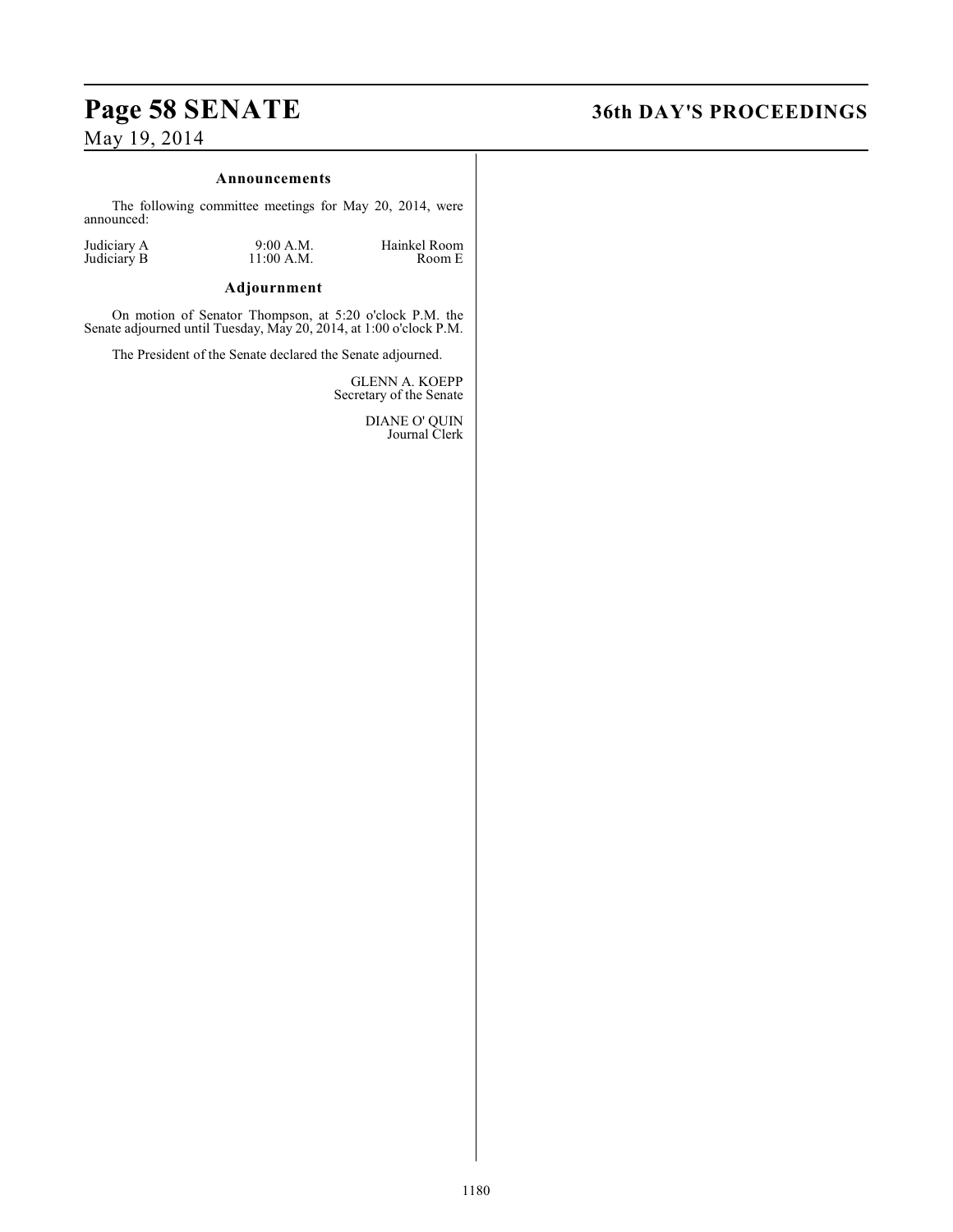## Announcements

The following committee meetings for May 20, 2014, were announced:

| | | |
|---|---|---|
| Judiciary A | 9:00 A.M. | Hainkel Room |
| Judiciary B | 11:00 A.M. | Room E |

## Adjournment

On motion of Senator Thompson, at 5:20 o'clock P.M. the Senate adjourned until Tuesday, May 20, 2014, at 1:00 o'clock P.M.

The President of the Senate declared the Senate adjourned.

GLENN A. KOEPP
Secretary of the Senate

DIANE O' QUIN
Journal Clerk